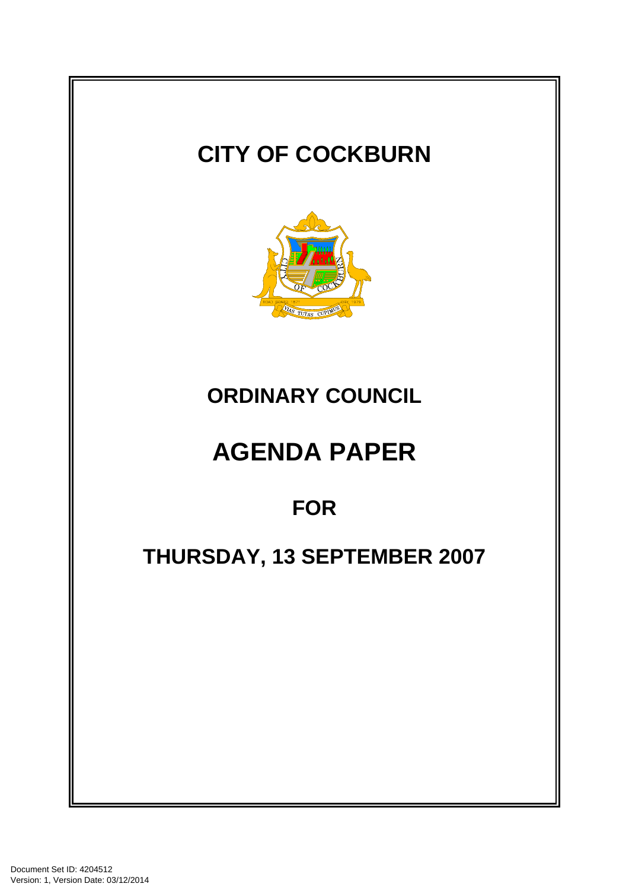# CITY OF COCKBURN

## ORDINARY COUNCIL

# AGENDA PAPER

## FOR

## THURSDAY, 13 SEPTEMBER 2007

Document Set ID: 4204512
Version: 1, Version Date: 03/12/2014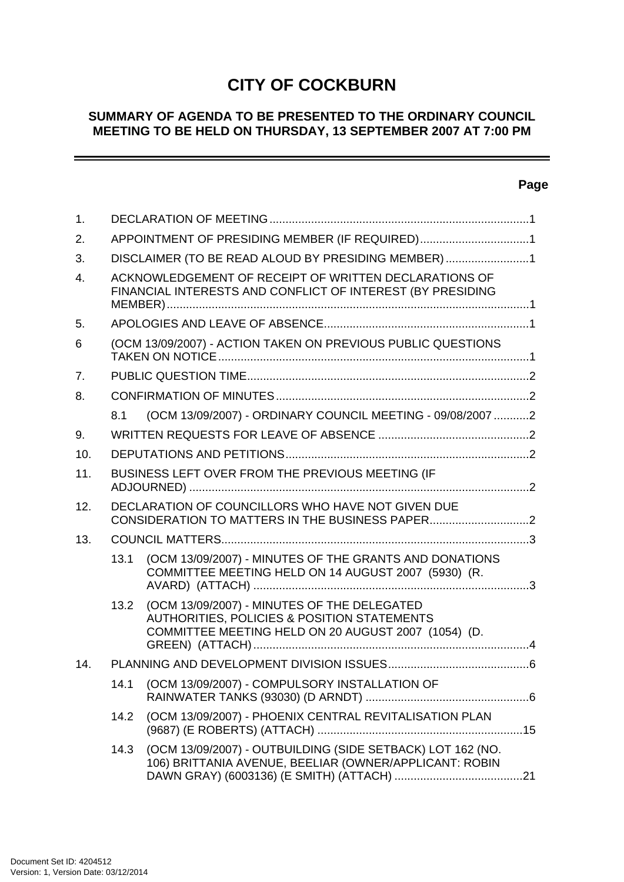# CITY OF COCKBURN

## SUMMARY OF AGENDA TO BE PRESENTED TO THE ORDINARY COUNCIL MEETING TO BE HELD ON THURSDAY, 13 SEPTEMBER 2007 AT 7:00 PM

**Page**

1. DECLARATION OF MEETING ....................................................................................1
2. APPOINTMENT OF PRESIDING MEMBER (IF REQUIRED)....................................1
3. DISCLAIMER (TO BE READ ALOUD BY PRESIDING MEMBER)...........................1
4. ACKNOWLEDGEMENT OF RECEIPT OF WRITTEN DECLARATIONS OF FINANCIAL INTERESTS AND CONFLICT OF INTEREST (BY PRESIDING MEMBER)....................................................................................................................1
5. APOLOGIES AND LEAVE OF ABSENCE...................................................................1
6 (OCM 13/09/2007) - ACTION TAKEN ON PREVIOUS PUBLIC QUESTIONS TAKEN ON NOTICE....................................................................................................1
7. PUBLIC QUESTION TIME...........................................................................................2
8. CONFIRMATION OF MINUTES..................................................................................2
   - 8.1 (OCM 13/09/2007) - ORDINARY COUNCIL MEETING - 09/08/2007...........2
9. WRITTEN REQUESTS FOR LEAVE OF ABSENCE ..................................................2
10. DEPUTATIONS AND PETITIONS................................................................................2
11. BUSINESS LEFT OVER FROM THE PREVIOUS MEETING (IF ADJOURNED) ............................................................................................................2
12. DECLARATION OF COUNCILLORS WHO HAVE NOT GIVEN DUE CONSIDERATION TO MATTERS IN THE BUSINESS PAPER.................................2
13. COUNCIL MATTERS.....................................................................................................3
    - 13.1 (OCM 13/09/2007) - MINUTES OF THE GRANTS AND DONATIONS COMMITTEE MEETING HELD ON 14 AUGUST 2007 (5930) (R. AVARD) (ATTACH) .......................................................................................3
    - 13.2 (OCM 13/09/2007) - MINUTES OF THE DELEGATED AUTHORITIES, POLICIES & POSITION STATEMENTS COMMITTEE MEETING HELD ON 20 AUGUST 2007 (1054) (D. GREEN) (ATTACH).......................................................................................4
14. PLANNING AND DEVELOPMENT DIVISION ISSUES.............................................6
    - 14.1 (OCM 13/09/2007) - COMPULSORY INSTALLATION OF RAINWATER TANKS (93030) (D ARNDT) ....................................................6
    - 14.2 (OCM 13/09/2007) - PHOENIX CENTRAL REVITALISATION PLAN (9687) (E ROBERTS) (ATTACH) .................................................................15
    - 14.3 (OCM 13/09/2007) - OUTBUILDING (SIDE SETBACK) LOT 162 (NO. 106) BRITTANIA AVENUE, BEELIAR (OWNER/APPLICANT: ROBIN DAWN GRAY) (6003136) (E SMITH) (ATTACH) .........................................21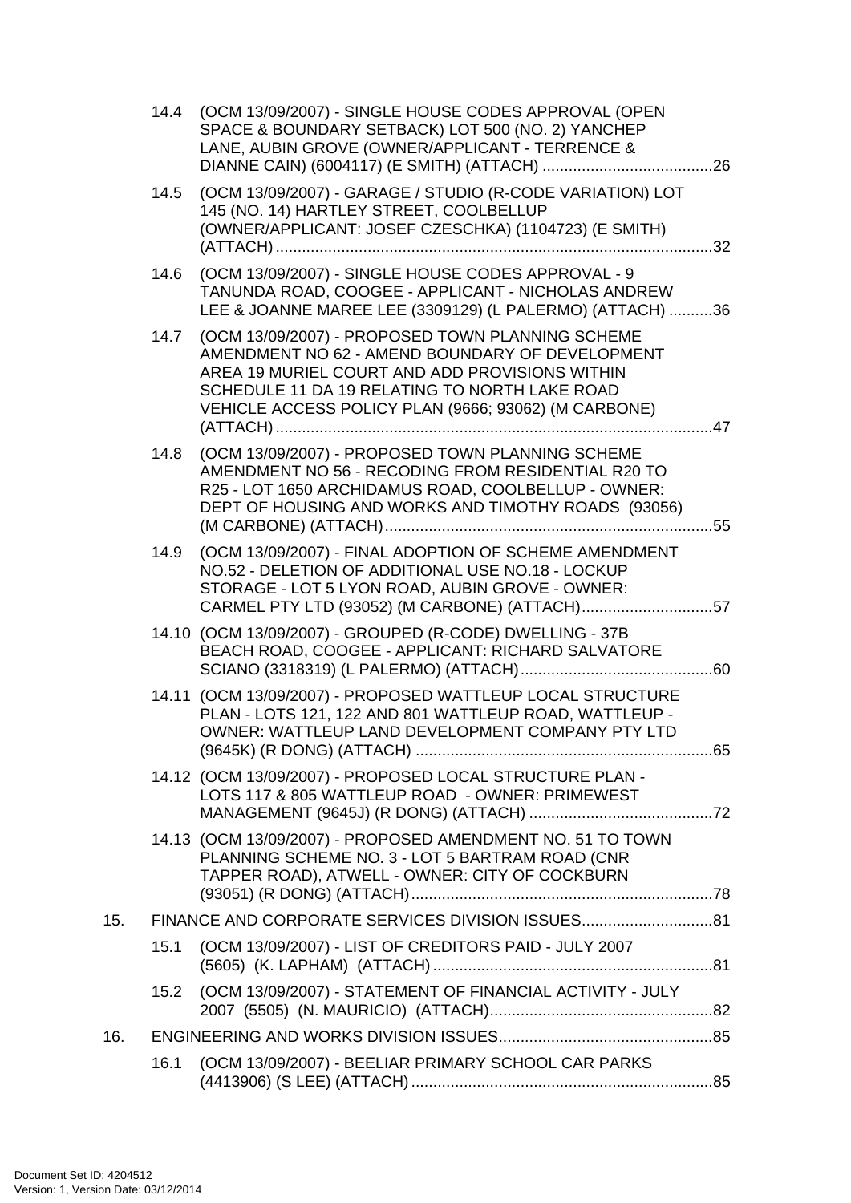14.4 (OCM 13/09/2007) - SINGLE HOUSE CODES APPROVAL (OPEN SPACE & BOUNDARY SETBACK) LOT 500 (NO. 2) YANCHEP LANE, AUBIN GROVE (OWNER/APPLICANT - TERRENCE & DIANNE CAIN) (6004117) (E SMITH) (ATTACH) .......................................26

14.5 (OCM 13/09/2007) - GARAGE / STUDIO (R-CODE VARIATION) LOT 145 (NO. 14) HARTLEY STREET, COOLBELLUP (OWNER/APPLICANT: JOSEF CZESCHKA) (1104723) (E SMITH) (ATTACH) .....................................................................................................32

14.6 (OCM 13/09/2007) - SINGLE HOUSE CODES APPROVAL - 9 TANUNDA ROAD, COOGEE - APPLICANT - NICHOLAS ANDREW LEE & JOANNE MAREE LEE (3309129) (L PALERMO) (ATTACH) ..........36

14.7 (OCM 13/09/2007) - PROPOSED TOWN PLANNING SCHEME AMENDMENT NO 62 - AMEND BOUNDARY OF DEVELOPMENT AREA 19 MURIEL COURT AND ADD PROVISIONS WITHIN SCHEDULE 11 DA 19 RELATING TO NORTH LAKE ROAD VEHICLE ACCESS POLICY PLAN (9666; 93062) (M CARBONE) (ATTACH) .....................................................................................................47

14.8 (OCM 13/09/2007) - PROPOSED TOWN PLANNING SCHEME AMENDMENT NO 56 - RECODING FROM RESIDENTIAL R20 TO R25 - LOT 1650 ARCHIDAMUS ROAD, COOLBELLUP - OWNER: DEPT OF HOUSING AND WORKS AND TIMOTHY ROADS (93056) (M CARBONE) (ATTACH)...........................................................................55

14.9 (OCM 13/09/2007) - FINAL ADOPTION OF SCHEME AMENDMENT NO.52 - DELETION OF ADDITIONAL USE NO.18 - LOCKUP STORAGE - LOT 5 LYON ROAD, AUBIN GROVE - OWNER: CARMEL PTY LTD (93052) (M CARBONE) (ATTACH)..............................57

14.10 (OCM 13/09/2007) - GROUPED (R-CODE) DWELLING - 37B BEACH ROAD, COOGEE - APPLICANT: RICHARD SALVATORE SCIANO (3318319) (L PALERMO) (ATTACH)............................................60

14.11 (OCM 13/09/2007) - PROPOSED WATTLEUP LOCAL STRUCTURE PLAN - LOTS 121, 122 AND 801 WATTLEUP ROAD, WATTLEUP - OWNER: WATTLEUP LAND DEVELOPMENT COMPANY PTY LTD (9645K) (R DONG) (ATTACH) ....................................................................65

14.12 (OCM 13/09/2007) - PROPOSED LOCAL STRUCTURE PLAN - LOTS 117 & 805 WATTLEUP ROAD - OWNER: PRIMEWEST MANAGEMENT (9645J) (R DONG) (ATTACH) ..........................................72

14.13 (OCM 13/09/2007) - PROPOSED AMENDMENT NO. 51 TO TOWN PLANNING SCHEME NO. 3 - LOT 5 BARTRAM ROAD (CNR TAPPER ROAD), ATWELL - OWNER: CITY OF COCKBURN (93051) (R DONG) (ATTACH)......................................................................78

15. FINANCE AND CORPORATE SERVICES DIVISION ISSUES..............................81

15.1 (OCM 13/09/2007) - LIST OF CREDITORS PAID - JULY 2007 (5605) (K. LAPHAM) (ATTACH) .................................................................81

15.2 (OCM 13/09/2007) - STATEMENT OF FINANCIAL ACTIVITY - JULY 2007 (5505) (N. MAURICIO) (ATTACH)...................................................82

16. ENGINEERING AND WORKS DIVISION ISSUES.................................................85

16.1 (OCM 13/09/2007) - BEELIAR PRIMARY SCHOOL CAR PARKS (4413906) (S LEE) (ATTACH) .....................................................................85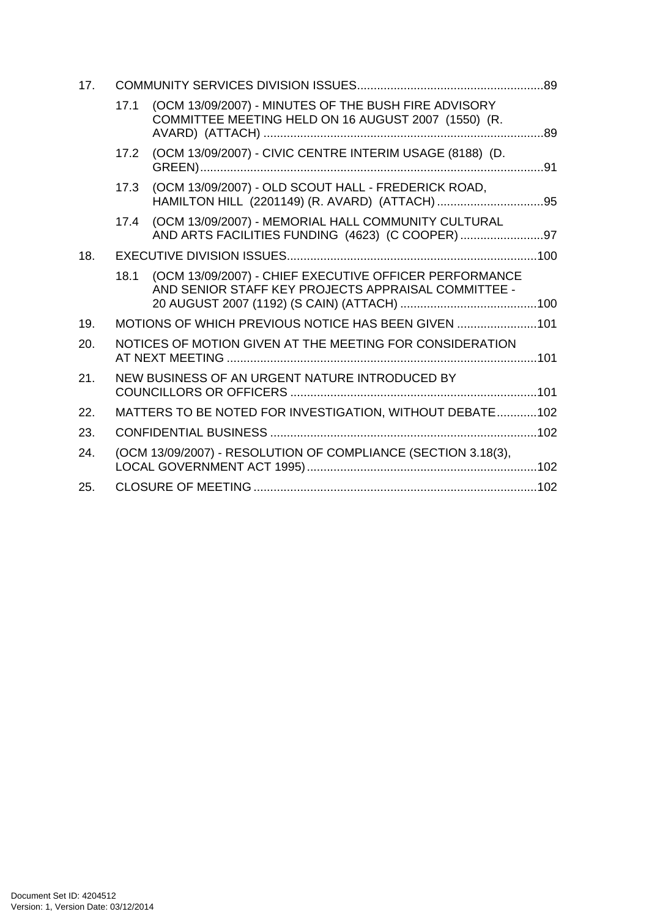17. COMMUNITY SERVICES DIVISION ISSUES ........................................................ 89

 17.1 (OCM 13/09/2007) - MINUTES OF THE BUSH FIRE ADVISORY COMMITTEE MEETING HELD ON 16 AUGUST 2007 (1550) (R. AVARD) (ATTACH) ........................................................ 89

 17.2 (OCM 13/09/2007) - CIVIC CENTRE INTERIM USAGE (8188) (D. GREEN) ........................................................ 91

 17.3 (OCM 13/09/2007) - OLD SCOUT HALL - FREDERICK ROAD, HAMILTON HILL (2201149) (R. AVARD) (ATTACH) ........................................................ 95

 17.4 (OCM 13/09/2007) - MEMORIAL HALL COMMUNITY CULTURAL AND ARTS FACILITIES FUNDING (4623) (C COOPER) ........................................................ 97

18. EXECUTIVE DIVISION ISSUES ........................................................ 100

 18.1 (OCM 13/09/2007) - CHIEF EXECUTIVE OFFICER PERFORMANCE AND SENIOR STAFF KEY PROJECTS APPRAISAL COMMITTEE - 20 AUGUST 2007 (1192) (S CAIN) (ATTACH) ........................................................ 100

19. MOTIONS OF WHICH PREVIOUS NOTICE HAS BEEN GIVEN ........................................................ 101

20. NOTICES OF MOTION GIVEN AT THE MEETING FOR CONSIDERATION AT NEXT MEETING ........................................................ 101

21. NEW BUSINESS OF AN URGENT NATURE INTRODUCED BY COUNCILLORS OR OFFICERS ........................................................ 101

22. MATTERS TO BE NOTED FOR INVESTIGATION, WITHOUT DEBATE ........................................................ 102

23. CONFIDENTIAL BUSINESS ........................................................ 102

24. (OCM 13/09/2007) - RESOLUTION OF COMPLIANCE (SECTION 3.18(3), LOCAL GOVERNMENT ACT 1995) ........................................................ 102

25. CLOSURE OF MEETING ........................................................ 102

Document Set ID: 4204512
Version: 1, Version Date: 03/12/2014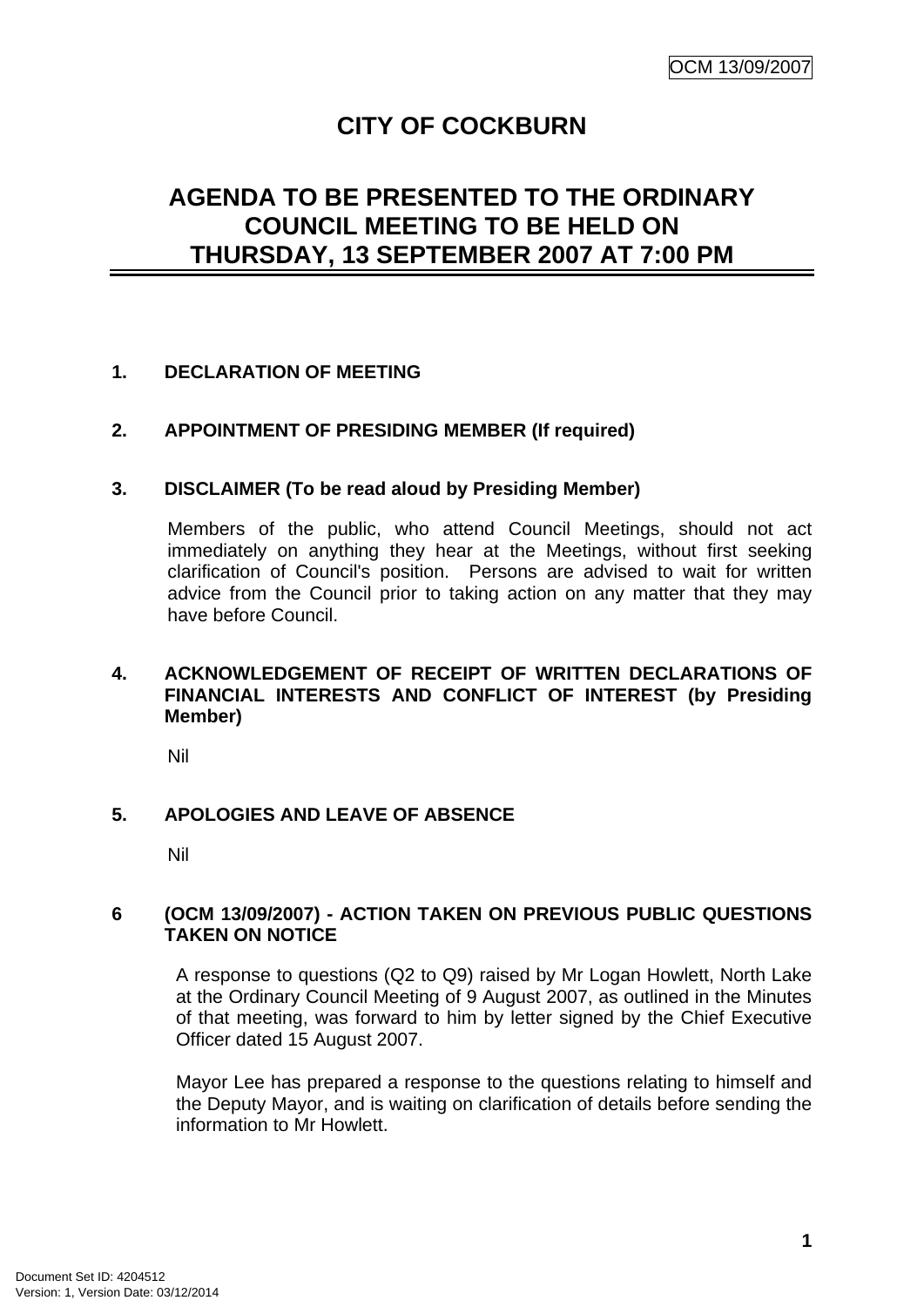# CITY OF COCKBURN

## AGENDA TO BE PRESENTED TO THE ORDINARY COUNCIL MEETING TO BE HELD ON THURSDAY, 13 SEPTEMBER 2007 AT 7:00 PM

### 1. DECLARATION OF MEETING

### 2. APPOINTMENT OF PRESIDING MEMBER (If required)

### 3. DISCLAIMER (To be read aloud by Presiding Member)

Members of the public, who attend Council Meetings, should not act immediately on anything they hear at the Meetings, without first seeking clarification of Council's position. Persons are advised to wait for written advice from the Council prior to taking action on any matter that they may have before Council.

### 4. ACKNOWLEDGEMENT OF RECEIPT OF WRITTEN DECLARATIONS OF FINANCIAL INTERESTS AND CONFLICT OF INTEREST (by Presiding Member)

Nil

### 5. APOLOGIES AND LEAVE OF ABSENCE

Nil

### 6 (OCM 13/09/2007) - ACTION TAKEN ON PREVIOUS PUBLIC QUESTIONS TAKEN ON NOTICE

A response to questions (Q2 to Q9) raised by Mr Logan Howlett, North Lake at the Ordinary Council Meeting of 9 August 2007, as outlined in the Minutes of that meeting, was forward to him by letter signed by the Chief Executive Officer dated 15 August 2007.

Mayor Lee has prepared a response to the questions relating to himself and the Deputy Mayor, and is waiting on clarification of details before sending the information to Mr Howlett.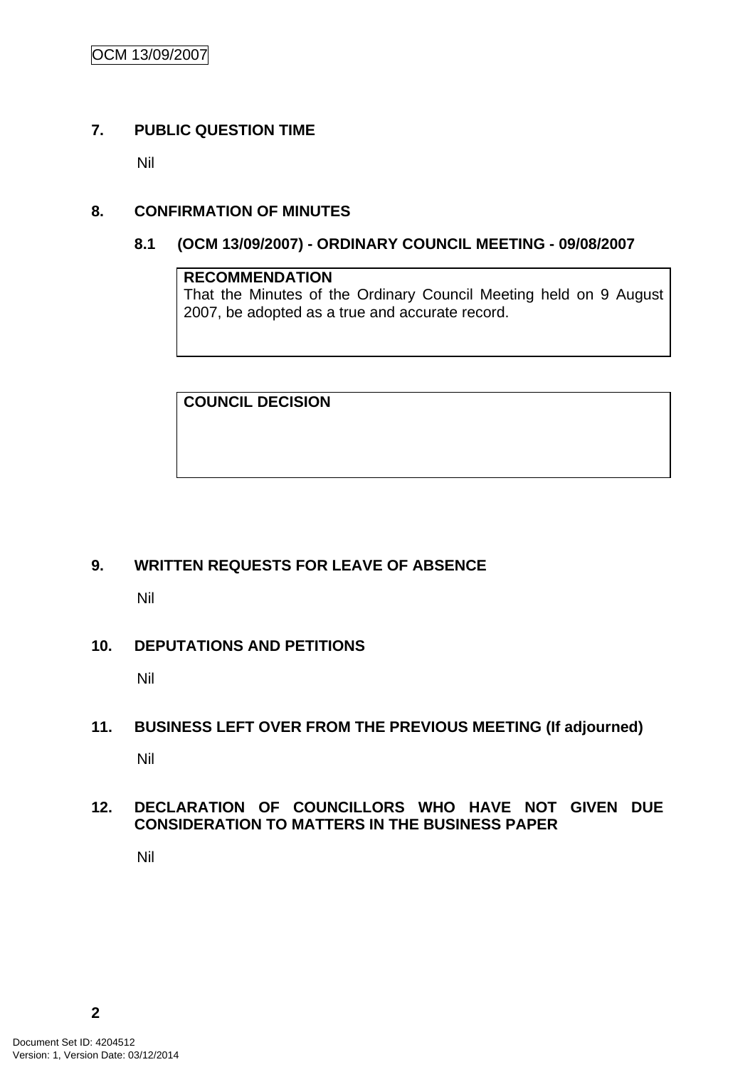## 7. PUBLIC QUESTION TIME

Nil

## 8. CONFIRMATION OF MINUTES

### 8.1 (OCM 13/09/2007) - ORDINARY COUNCIL MEETING - 09/08/2007

**RECOMMENDATION**
That the Minutes of the Ordinary Council Meeting held on 9 August 2007, be adopted as a true and accurate record.

**COUNCIL DECISION**

## 9. WRITTEN REQUESTS FOR LEAVE OF ABSENCE

Nil

## 10. DEPUTATIONS AND PETITIONS

Nil

## 11. BUSINESS LEFT OVER FROM THE PREVIOUS MEETING (If adjourned)

Nil

## 12. DECLARATION OF COUNCILLORS WHO HAVE NOT GIVEN DUE CONSIDERATION TO MATTERS IN THE BUSINESS PAPER

Nil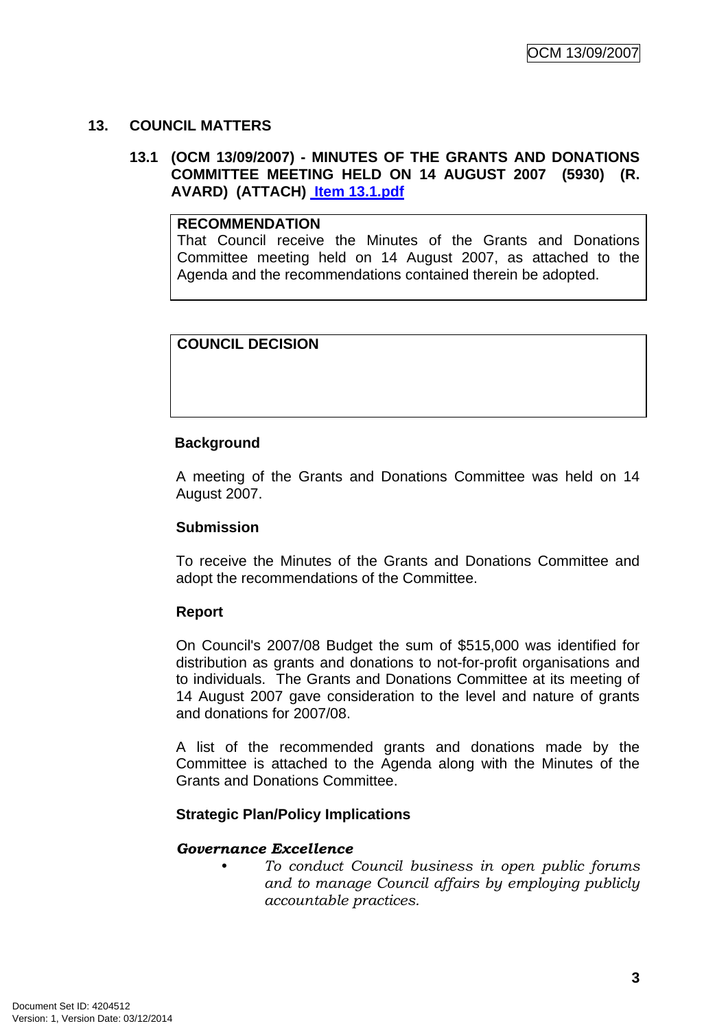## 13. COUNCIL MATTERS

### 13.1 (OCM 13/09/2007) - MINUTES OF THE GRANTS AND DONATIONS COMMITTEE MEETING HELD ON 14 AUGUST 2007 (5930) (R. AVARD) (ATTACH) Item 13.1.pdf

**RECOMMENDATION**
That Council receive the Minutes of the Grants and Donations Committee meeting held on 14 August 2007, as attached to the Agenda and the recommendations contained therein be adopted.

**COUNCIL DECISION**

**Background**

A meeting of the Grants and Donations Committee was held on 14 August 2007.

**Submission**

To receive the Minutes of the Grants and Donations Committee and adopt the recommendations of the Committee.

**Report**

On Council's 2007/08 Budget the sum of $515,000 was identified for distribution as grants and donations to not-for-profit organisations and to individuals. The Grants and Donations Committee at its meeting of 14 August 2007 gave consideration to the level and nature of grants and donations for 2007/08.

A list of the recommended grants and donations made by the Committee is attached to the Agenda along with the Minutes of the Grants and Donations Committee.

**Strategic Plan/Policy Implications**

***Governance Excellence***

- *To conduct Council business in open public forums and to manage Council affairs by employing publicly accountable practices.*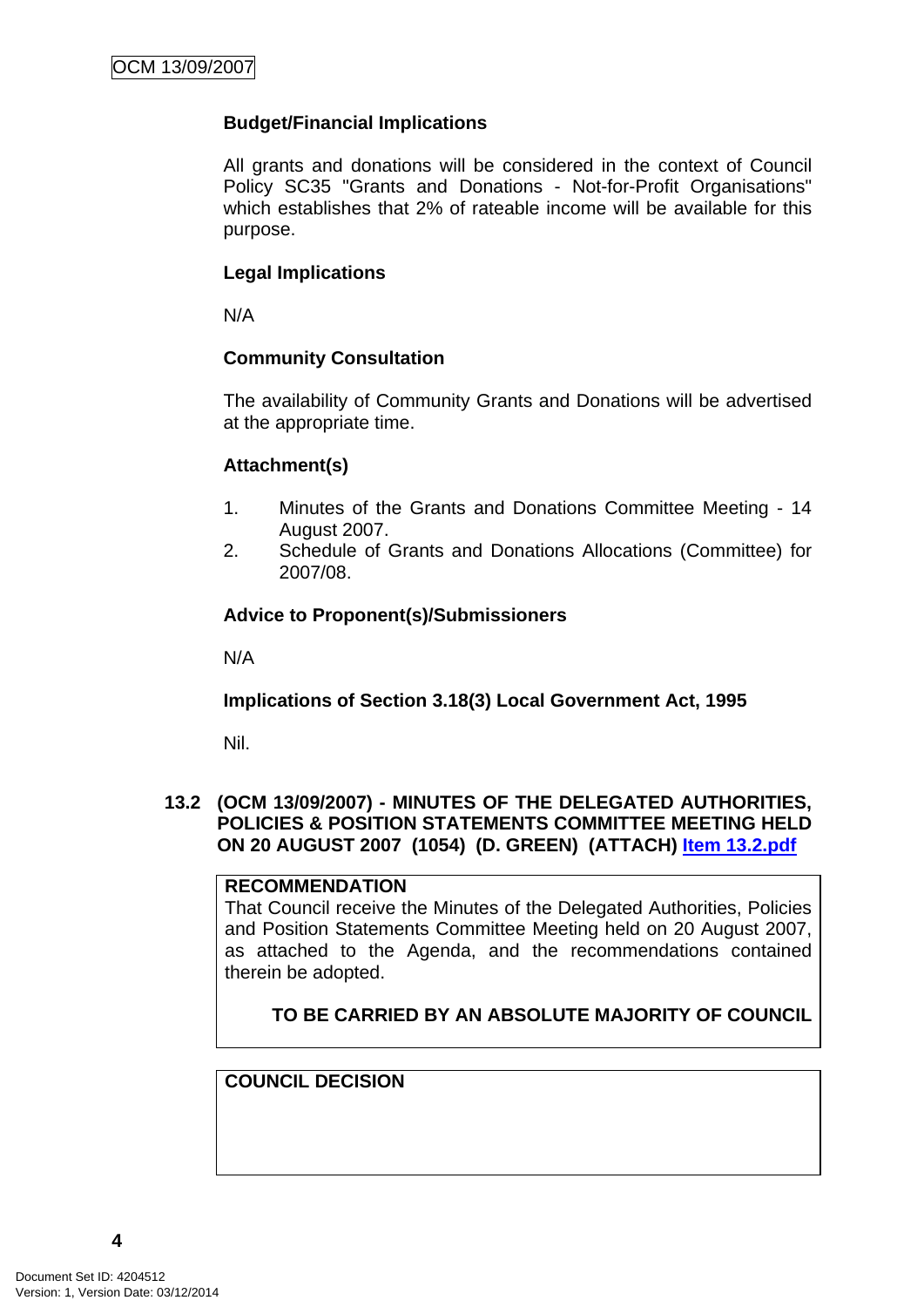**Budget/Financial Implications**

All grants and donations will be considered in the context of Council Policy SC35 "Grants and Donations - Not-for-Profit Organisations" which establishes that 2% of rateable income will be available for this purpose.

**Legal Implications**

N/A

**Community Consultation**

The availability of Community Grants and Donations will be advertised at the appropriate time.

**Attachment(s)**

1. Minutes of the Grants and Donations Committee Meeting - 14 August 2007.
2. Schedule of Grants and Donations Allocations (Committee) for 2007/08.

**Advice to Proponent(s)/Submissioners**

N/A

**Implications of Section 3.18(3) Local Government Act, 1995**

Nil.

### 13.2 (OCM 13/09/2007) - MINUTES OF THE DELEGATED AUTHORITIES, POLICIES & POSITION STATEMENTS COMMITTEE MEETING HELD ON 20 AUGUST 2007 (1054) (D. GREEN) (ATTACH) Item 13.2.pdf

**RECOMMENDATION**

That Council receive the Minutes of the Delegated Authorities, Policies and Position Statements Committee Meeting held on 20 August 2007, as attached to the Agenda, and the recommendations contained therein be adopted.

**TO BE CARRIED BY AN ABSOLUTE MAJORITY OF COUNCIL**

**COUNCIL DECISION**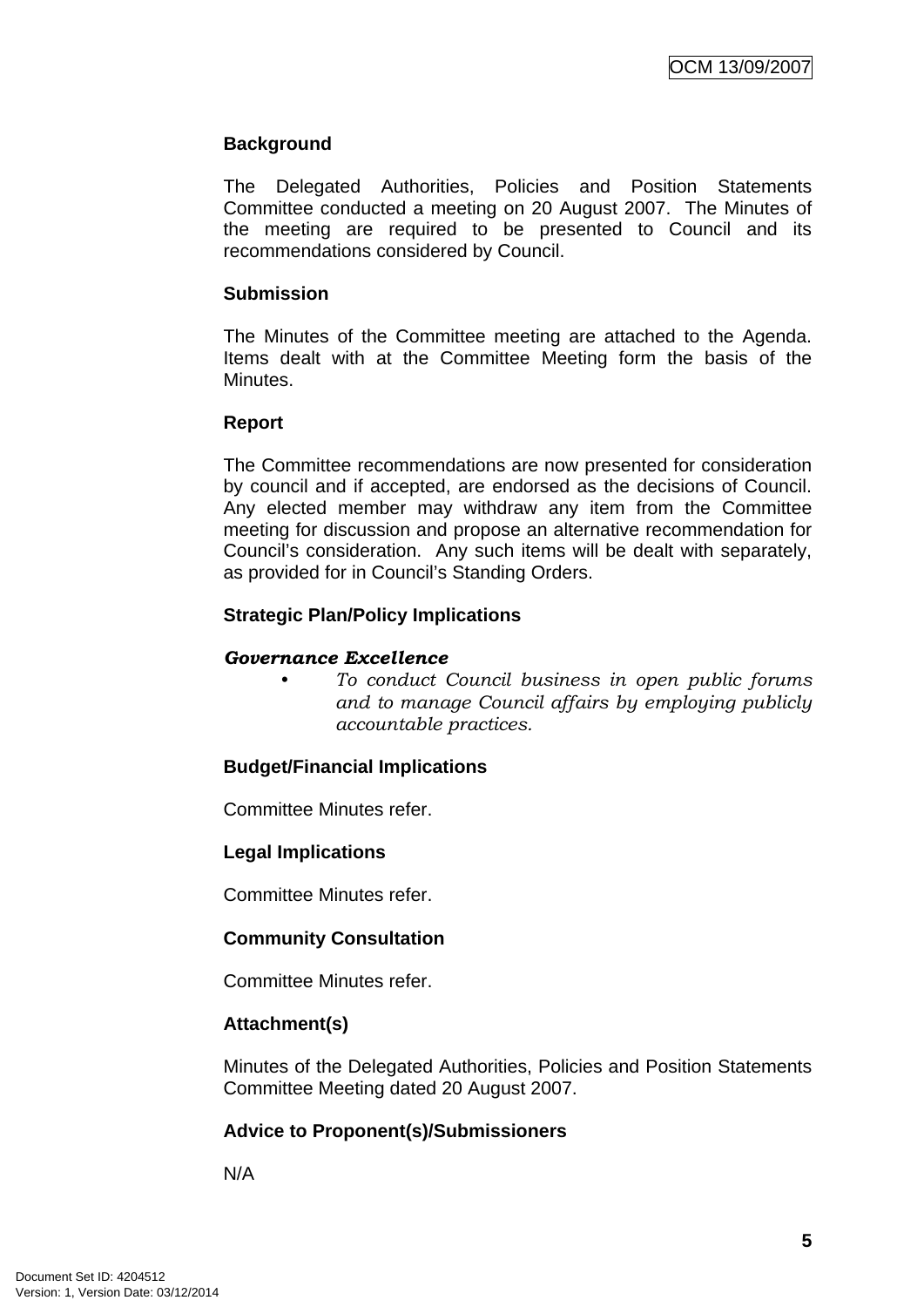## Background

The Delegated Authorities, Policies and Position Statements Committee conducted a meeting on 20 August 2007. The Minutes of the meeting are required to be presented to Council and its recommendations considered by Council.

## Submission

The Minutes of the Committee meeting are attached to the Agenda. Items dealt with at the Committee Meeting form the basis of the Minutes.

## Report

The Committee recommendations are now presented for consideration by council and if accepted, are endorsed as the decisions of Council. Any elected member may withdraw any item from the Committee meeting for discussion and propose an alternative recommendation for Council's consideration. Any such items will be dealt with separately, as provided for in Council's Standing Orders.

## Strategic Plan/Policy Implications

***Governance Excellence***

- *To conduct Council business in open public forums and to manage Council affairs by employing publicly accountable practices.*

## Budget/Financial Implications

Committee Minutes refer.

## Legal Implications

Committee Minutes refer.

## Community Consultation

Committee Minutes refer.

## Attachment(s)

Minutes of the Delegated Authorities, Policies and Position Statements Committee Meeting dated 20 August 2007.

## Advice to Proponent(s)/Submissioners

N/A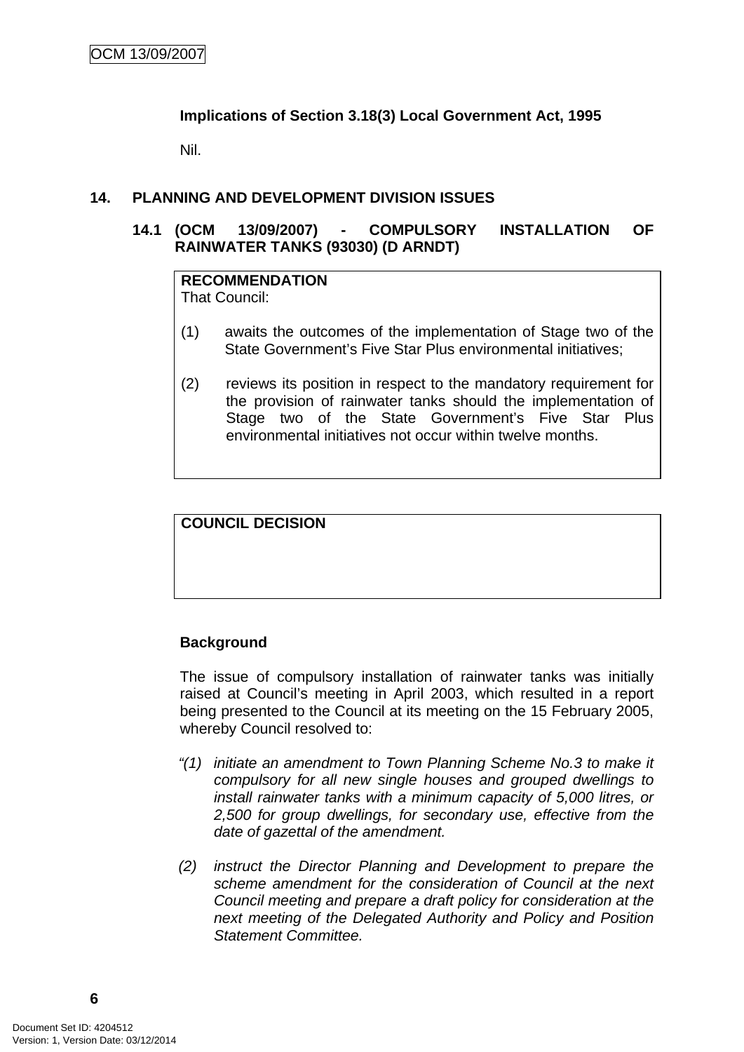**Implications of Section 3.18(3) Local Government Act, 1995**

Nil.

## 14. PLANNING AND DEVELOPMENT DIVISION ISSUES

### 14.1 (OCM 13/09/2007) - COMPULSORY INSTALLATION OF RAINWATER TANKS (93030) (D ARNDT)

**RECOMMENDATION**
That Council:

(1) awaits the outcomes of the implementation of Stage two of the State Government's Five Star Plus environmental initiatives;

(2) reviews its position in respect to the mandatory requirement for the provision of rainwater tanks should the implementation of Stage two of the State Government's Five Star Plus environmental initiatives not occur within twelve months.

**COUNCIL DECISION**

**Background**

The issue of compulsory installation of rainwater tanks was initially raised at Council's meeting in April 2003, which resulted in a report being presented to the Council at its meeting on the 15 February 2005, whereby Council resolved to:

*"(1) initiate an amendment to Town Planning Scheme No.3 to make it compulsory for all new single houses and grouped dwellings to install rainwater tanks with a minimum capacity of 5,000 litres, or 2,500 for group dwellings, for secondary use, effective from the date of gazettal of the amendment.*

*(2) instruct the Director Planning and Development to prepare the scheme amendment for the consideration of Council at the next Council meeting and prepare a draft policy for consideration at the next meeting of the Delegated Authority and Policy and Position Statement Committee.*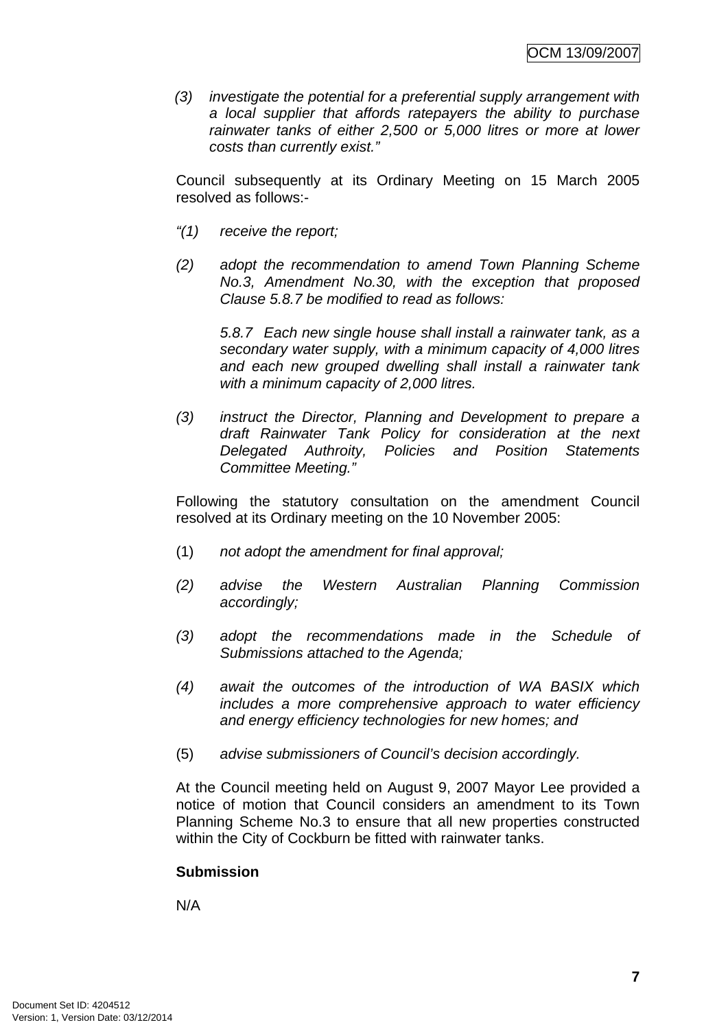(3) *investigate the potential for a preferential supply arrangement with a local supplier that affords ratepayers the ability to purchase rainwater tanks of either 2,500 or 5,000 litres or more at lower costs than currently exist."*

Council subsequently at its Ordinary Meeting on 15 March 2005 resolved as follows:-

*"(1) receive the report;*

*(2) adopt the recommendation to amend Town Planning Scheme No.3, Amendment No.30, with the exception that proposed Clause 5.8.7 be modified to read as follows:*

*5.8.7 Each new single house shall install a rainwater tank, as a secondary water supply, with a minimum capacity of 4,000 litres and each new grouped dwelling shall install a rainwater tank with a minimum capacity of 2,000 litres.*

*(3) instruct the Director, Planning and Development to prepare a draft Rainwater Tank Policy for consideration at the next Delegated Authroity, Policies and Position Statements Committee Meeting."*

Following the statutory consultation on the amendment Council resolved at its Ordinary meeting on the 10 November 2005:

(1) *not adopt the amendment for final approval;*

*(2) advise the Western Australian Planning Commission accordingly;*

*(3) adopt the recommendations made in the Schedule of Submissions attached to the Agenda;*

*(4) await the outcomes of the introduction of WA BASIX which includes a more comprehensive approach to water efficiency and energy efficiency technologies for new homes; and*

(5) *advise submissioners of Council's decision accordingly.*

At the Council meeting held on August 9, 2007 Mayor Lee provided a notice of motion that Council considers an amendment to its Town Planning Scheme No.3 to ensure that all new properties constructed within the City of Cockburn be fitted with rainwater tanks.

**Submission**

N/A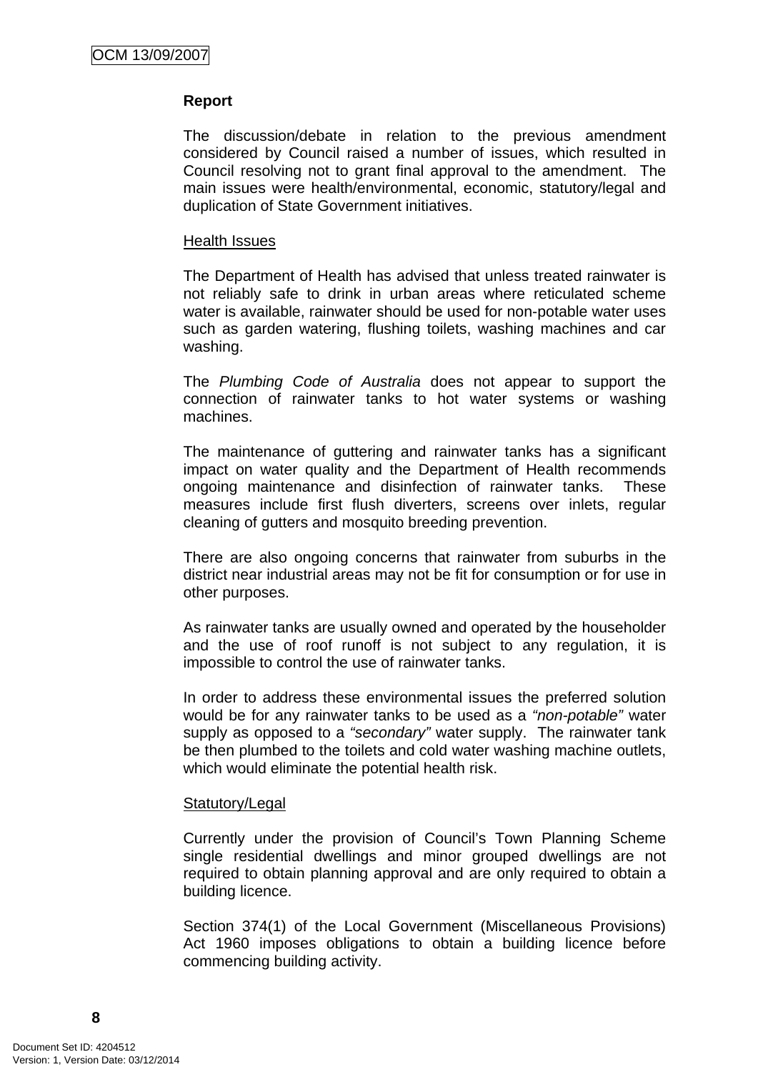**Report**

The discussion/debate in relation to the previous amendment considered by Council raised a number of issues, which resulted in Council resolving not to grant final approval to the amendment. The main issues were health/environmental, economic, statutory/legal and duplication of State Government initiatives.

Health Issues

The Department of Health has advised that unless treated rainwater is not reliably safe to drink in urban areas where reticulated scheme water is available, rainwater should be used for non-potable water uses such as garden watering, flushing toilets, washing machines and car washing.

The *Plumbing Code of Australia* does not appear to support the connection of rainwater tanks to hot water systems or washing machines.

The maintenance of guttering and rainwater tanks has a significant impact on water quality and the Department of Health recommends ongoing maintenance and disinfection of rainwater tanks. These measures include first flush diverters, screens over inlets, regular cleaning of gutters and mosquito breeding prevention.

There are also ongoing concerns that rainwater from suburbs in the district near industrial areas may not be fit for consumption or for use in other purposes.

As rainwater tanks are usually owned and operated by the householder and the use of roof runoff is not subject to any regulation, it is impossible to control the use of rainwater tanks.

In order to address these environmental issues the preferred solution would be for any rainwater tanks to be used as a *"non-potable"* water supply as opposed to a *"secondary"* water supply. The rainwater tank be then plumbed to the toilets and cold water washing machine outlets, which would eliminate the potential health risk.

Statutory/Legal

Currently under the provision of Council's Town Planning Scheme single residential dwellings and minor grouped dwellings are not required to obtain planning approval and are only required to obtain a building licence.

Section 374(1) of the Local Government (Miscellaneous Provisions) Act 1960 imposes obligations to obtain a building licence before commencing building activity.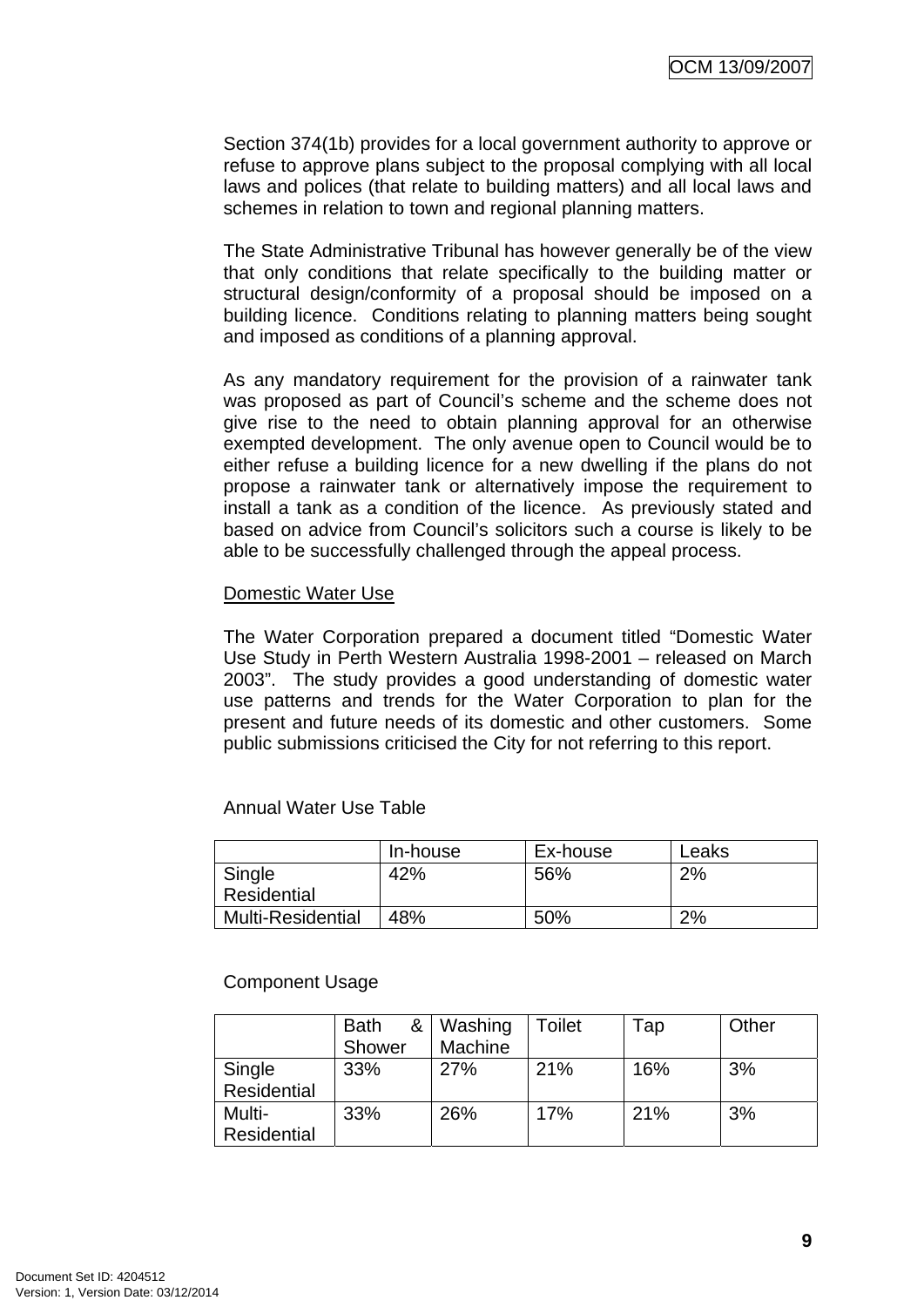Section 374(1b) provides for a local government authority to approve or refuse to approve plans subject to the proposal complying with all local laws and polices (that relate to building matters) and all local laws and schemes in relation to town and regional planning matters.

The State Administrative Tribunal has however generally be of the view that only conditions that relate specifically to the building matter or structural design/conformity of a proposal should be imposed on a building licence. Conditions relating to planning matters being sought and imposed as conditions of a planning approval.

As any mandatory requirement for the provision of a rainwater tank was proposed as part of Council's scheme and the scheme does not give rise to the need to obtain planning approval for an otherwise exempted development. The only avenue open to Council would be to either refuse a building licence for a new dwelling if the plans do not propose a rainwater tank or alternatively impose the requirement to install a tank as a condition of the licence. As previously stated and based on advice from Council's solicitors such a course is likely to be able to be successfully challenged through the appeal process.

Domestic Water Use

The Water Corporation prepared a document titled "Domestic Water Use Study in Perth Western Australia 1998-2001 – released on March 2003". The study provides a good understanding of domestic water use patterns and trends for the Water Corporation to plan for the present and future needs of its domestic and other customers. Some public submissions criticised the City for not referring to this report.

Annual Water Use Table

| | In-house | Ex-house | Leaks |
|---|---|---|---|
| Single Residential | 42% | 56% | 2% |
| Multi-Residential | 48% | 50% | 2% |

Component Usage

| | Bath & Shower | Washing Machine | Toilet | Tap | Other |
|---|---|---|---|---|---|
| Single Residential | 33% | 27% | 21% | 16% | 3% |
| Multi-Residential | 33% | 26% | 17% | 21% | 3% |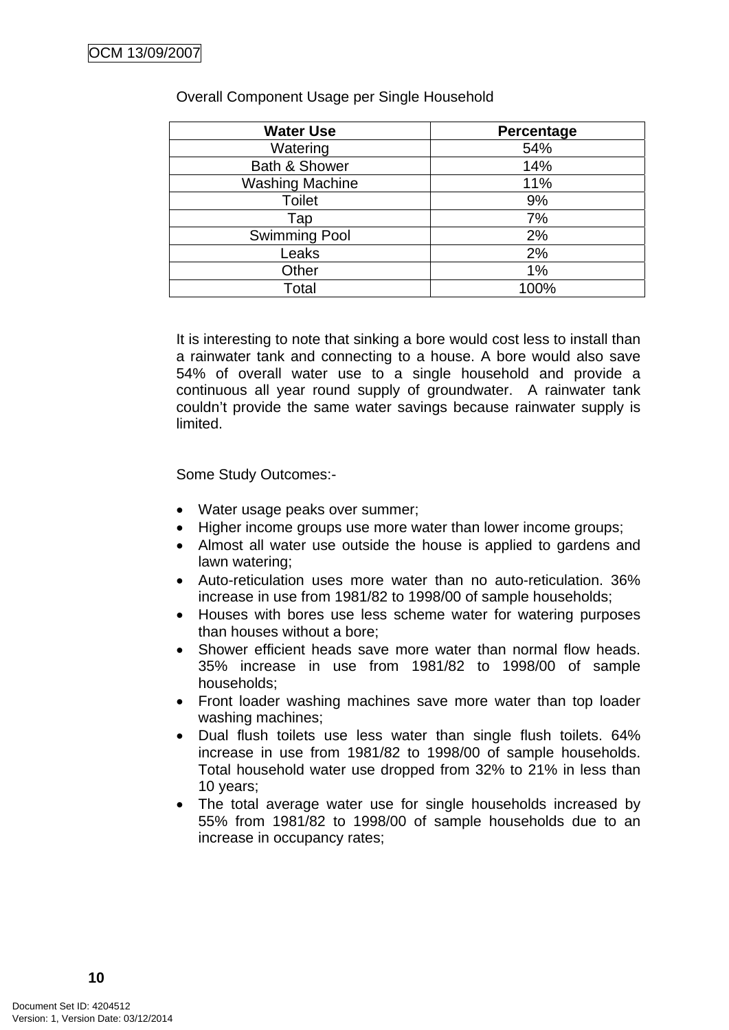Overall Component Usage per Single Household

| Water Use | Percentage |
|---|---|
| Watering | 54% |
| Bath & Shower | 14% |
| Washing Machine | 11% |
| Toilet | 9% |
| Tap | 7% |
| Swimming Pool | 2% |
| Leaks | 2% |
| Other | 1% |
| Total | 100% |

It is interesting to note that sinking a bore would cost less to install than a rainwater tank and connecting to a house. A bore would also save 54% of overall water use to a single household and provide a continuous all year round supply of groundwater. A rainwater tank couldn't provide the same water savings because rainwater supply is limited.

Some Study Outcomes:-

- Water usage peaks over summer;
- Higher income groups use more water than lower income groups;
- Almost all water use outside the house is applied to gardens and lawn watering;
- Auto-reticulation uses more water than no auto-reticulation. 36% increase in use from 1981/82 to 1998/00 of sample households;
- Houses with bores use less scheme water for watering purposes than houses without a bore;
- Shower efficient heads save more water than normal flow heads. 35% increase in use from 1981/82 to 1998/00 of sample households;
- Front loader washing machines save more water than top loader washing machines;
- Dual flush toilets use less water than single flush toilets. 64% increase in use from 1981/82 to 1998/00 of sample households. Total household water use dropped from 32% to 21% in less than 10 years;
- The total average water use for single households increased by 55% from 1981/82 to 1998/00 of sample households due to an increase in occupancy rates;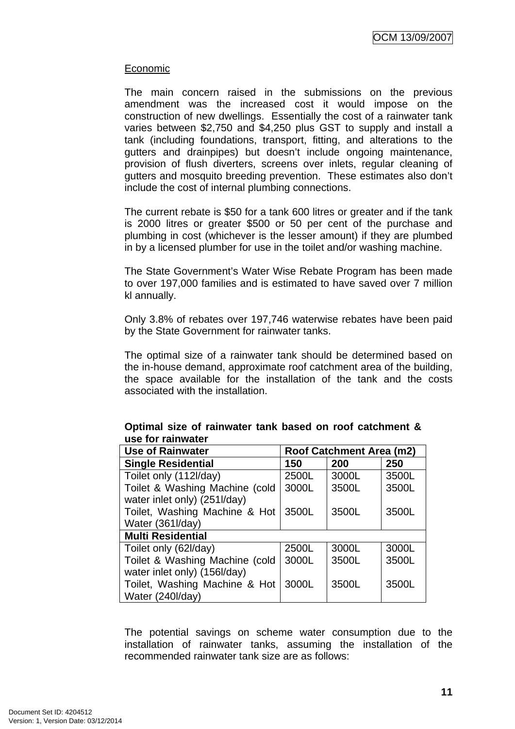Economic

The main concern raised in the submissions on the previous amendment was the increased cost it would impose on the construction of new dwellings. Essentially the cost of a rainwater tank varies between $2,750 and $4,250 plus GST to supply and install a tank (including foundations, transport, fitting, and alterations to the gutters and drainpipes) but doesn't include ongoing maintenance, provision of flush diverters, screens over inlets, regular cleaning of gutters and mosquito breeding prevention. These estimates also don't include the cost of internal plumbing connections.

The current rebate is $50 for a tank 600 litres or greater and if the tank is 2000 litres or greater $500 or 50 per cent of the purchase and plumbing in cost (whichever is the lesser amount) if they are plumbed in by a licensed plumber for use in the toilet and/or washing machine.

The State Government's Water Wise Rebate Program has been made to over 197,000 families and is estimated to have saved over 7 million kl annually.

Only 3.8% of rebates over 197,746 waterwise rebates have been paid by the State Government for rainwater tanks.

The optimal size of a rainwater tank should be determined based on the in-house demand, approximate roof catchment area of the building, the space available for the installation of the tank and the costs associated with the installation.

**Optimal size of rainwater tank based on roof catchment & use for rainwater**

| Use of Rainwater | Roof Catchment Area (m2) | | |
|---|---|---|---|
| **Single Residential** | **150** | **200** | **250** |
| Toilet only (112l/day) | 2500L | 3000L | 3500L |
| Toilet & Washing Machine (cold water inlet only) (251l/day) | 3000L | 3500L | 3500L |
| Toilet, Washing Machine & Hot Water (361l/day) | 3500L | 3500L | 3500L |
| **Multi Residential** | | | |
| Toilet only (62l/day) | 2500L | 3000L | 3000L |
| Toilet & Washing Machine (cold water inlet only) (156l/day) | 3000L | 3500L | 3500L |
| Toilet, Washing Machine & Hot Water (240l/day) | 3000L | 3500L | 3500L |

The potential savings on scheme water consumption due to the installation of rainwater tanks, assuming the installation of the recommended rainwater tank size are as follows: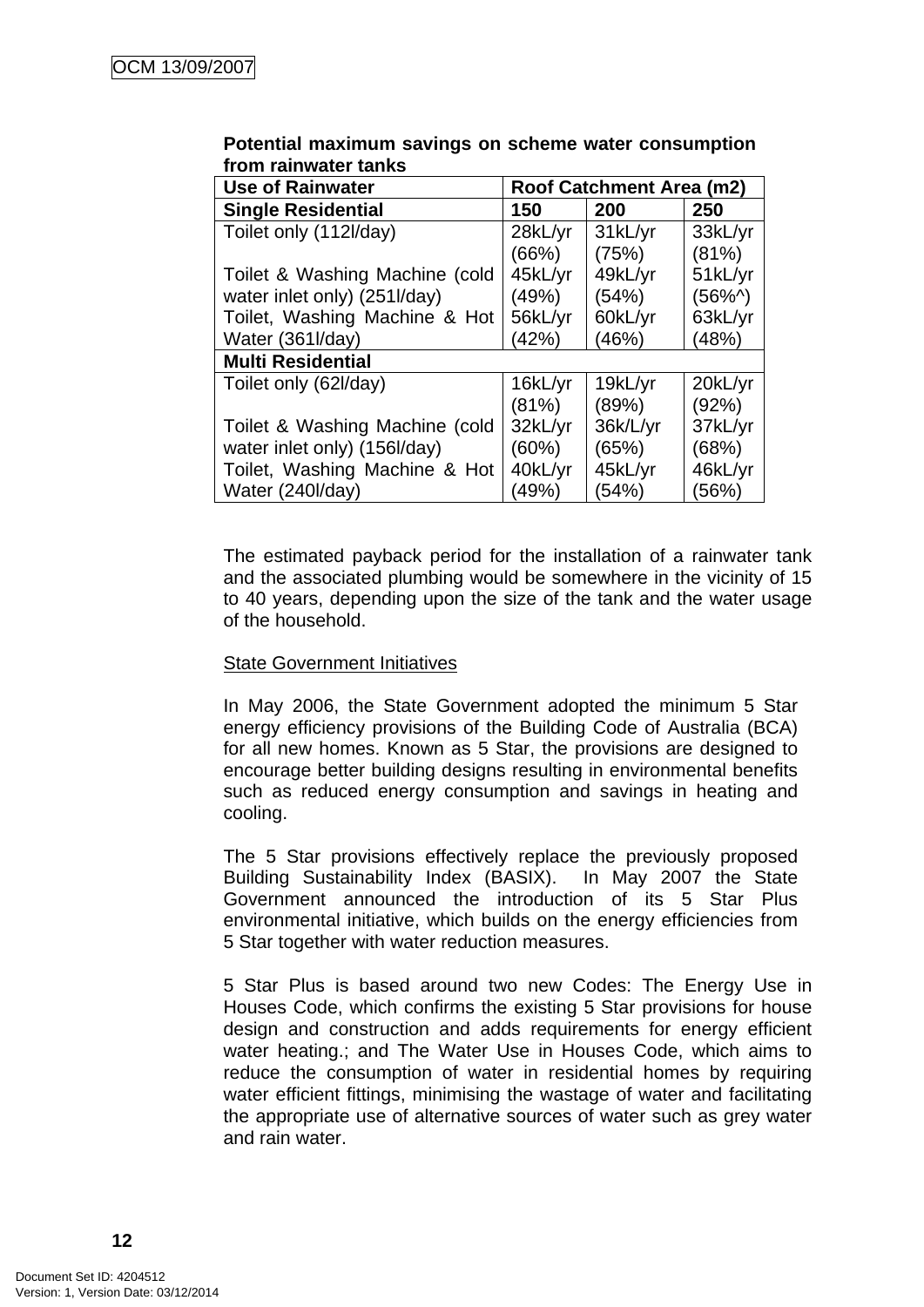**Potential maximum savings on scheme water consumption from rainwater tanks**

| Use of Rainwater | Roof Catchment Area (m2) | | |
|---|---|---|---|
| **Single Residential** | **150** | **200** | **250** |
| Toilet only (112l/day) | 28kL/yr (66%) | 31kL/yr (75%) | 33kL/yr (81%) |
| Toilet & Washing Machine (cold water inlet only) (251l/day) | 45kL/yr (49%) | 49kL/yr (54%) | 51kL/yr (56%^) |
| Toilet, Washing Machine & Hot Water (361l/day) | 56kL/yr (42%) | 60kL/yr (46%) | 63kL/yr (48%) |
| **Multi Residential** | | | |
| Toilet only (62l/day) | 16kL/yr (81%) | 19kL/yr (89%) | 20kL/yr (92%) |
| Toilet & Washing Machine (cold water inlet only) (156l/day) | 32kL/yr (60%) | 36k/L/yr (65%) | 37kL/yr (68%) |
| Toilet, Washing Machine & Hot Water (240l/day) | 40kL/yr (49%) | 45kL/yr (54%) | 46kL/yr (56%) |

The estimated payback period for the installation of a rainwater tank and the associated plumbing would be somewhere in the vicinity of 15 to 40 years, depending upon the size of the tank and the water usage of the household.

State Government Initiatives

In May 2006, the State Government adopted the minimum 5 Star energy efficiency provisions of the Building Code of Australia (BCA) for all new homes. Known as 5 Star, the provisions are designed to encourage better building designs resulting in environmental benefits such as reduced energy consumption and savings in heating and cooling.

The 5 Star provisions effectively replace the previously proposed Building Sustainability Index (BASIX). In May 2007 the State Government announced the introduction of its 5 Star Plus environmental initiative, which builds on the energy efficiencies from 5 Star together with water reduction measures.

5 Star Plus is based around two new Codes: The Energy Use in Houses Code, which confirms the existing 5 Star provisions for house design and construction and adds requirements for energy efficient water heating.; and The Water Use in Houses Code, which aims to reduce the consumption of water in residential homes by requiring water efficient fittings, minimising the wastage of water and facilitating the appropriate use of alternative sources of water such as grey water and rain water.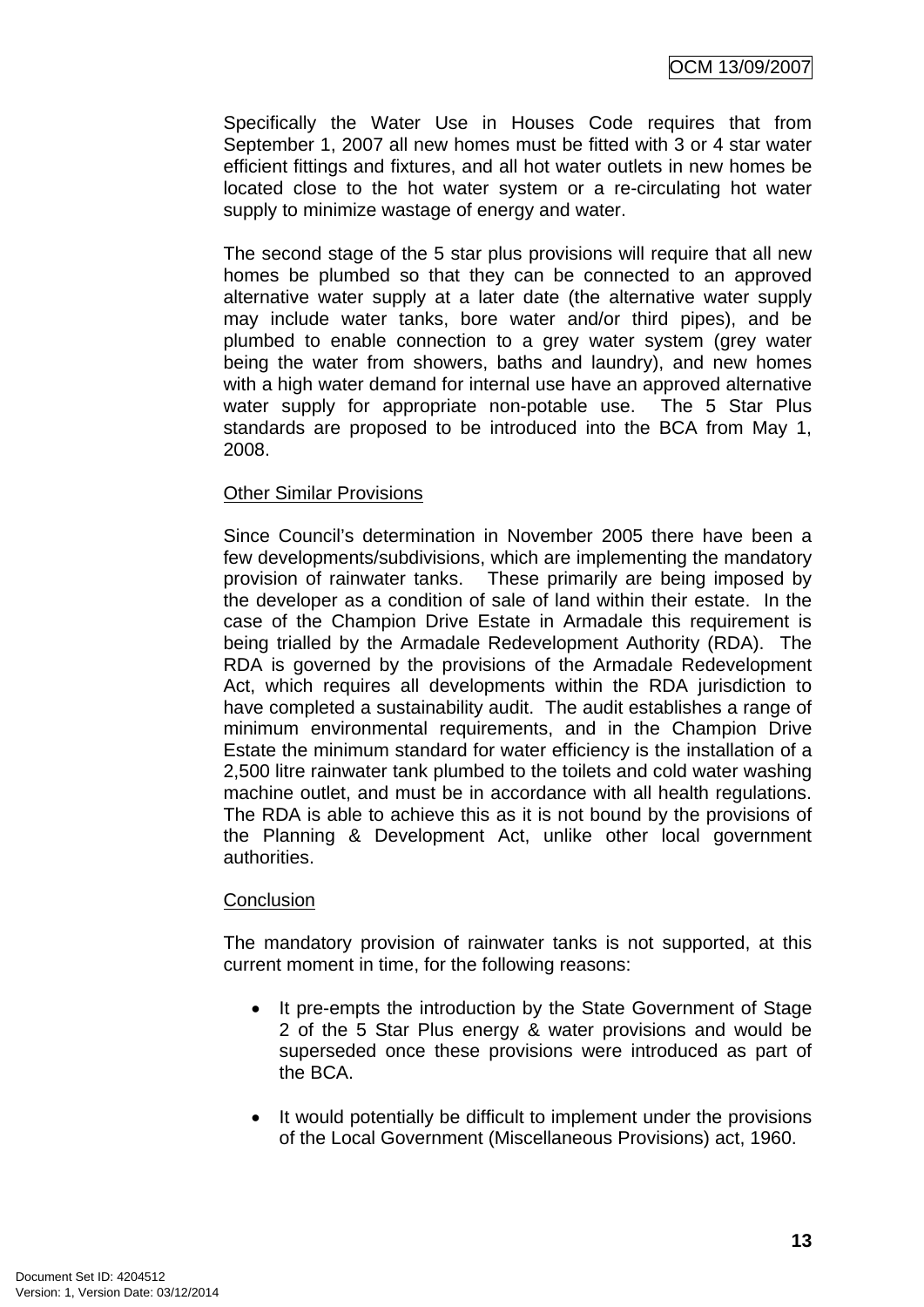Specifically the Water Use in Houses Code requires that from September 1, 2007 all new homes must be fitted with 3 or 4 star water efficient fittings and fixtures, and all hot water outlets in new homes be located close to the hot water system or a re-circulating hot water supply to minimize wastage of energy and water.

The second stage of the 5 star plus provisions will require that all new homes be plumbed so that they can be connected to an approved alternative water supply at a later date (the alternative water supply may include water tanks, bore water and/or third pipes), and be plumbed to enable connection to a grey water system (grey water being the water from showers, baths and laundry), and new homes with a high water demand for internal use have an approved alternative water supply for appropriate non-potable use. The 5 Star Plus standards are proposed to be introduced into the BCA from May 1, 2008.

Other Similar Provisions

Since Council's determination in November 2005 there have been a few developments/subdivisions, which are implementing the mandatory provision of rainwater tanks. These primarily are being imposed by the developer as a condition of sale of land within their estate. In the case of the Champion Drive Estate in Armadale this requirement is being trialled by the Armadale Redevelopment Authority (RDA). The RDA is governed by the provisions of the Armadale Redevelopment Act, which requires all developments within the RDA jurisdiction to have completed a sustainability audit. The audit establishes a range of minimum environmental requirements, and in the Champion Drive Estate the minimum standard for water efficiency is the installation of a 2,500 litre rainwater tank plumbed to the toilets and cold water washing machine outlet, and must be in accordance with all health regulations. The RDA is able to achieve this as it is not bound by the provisions of the Planning & Development Act, unlike other local government authorities.

Conclusion

The mandatory provision of rainwater tanks is not supported, at this current moment in time, for the following reasons:

- It pre-empts the introduction by the State Government of Stage 2 of the 5 Star Plus energy & water provisions and would be superseded once these provisions were introduced as part of the BCA.

- It would potentially be difficult to implement under the provisions of the Local Government (Miscellaneous Provisions) act, 1960.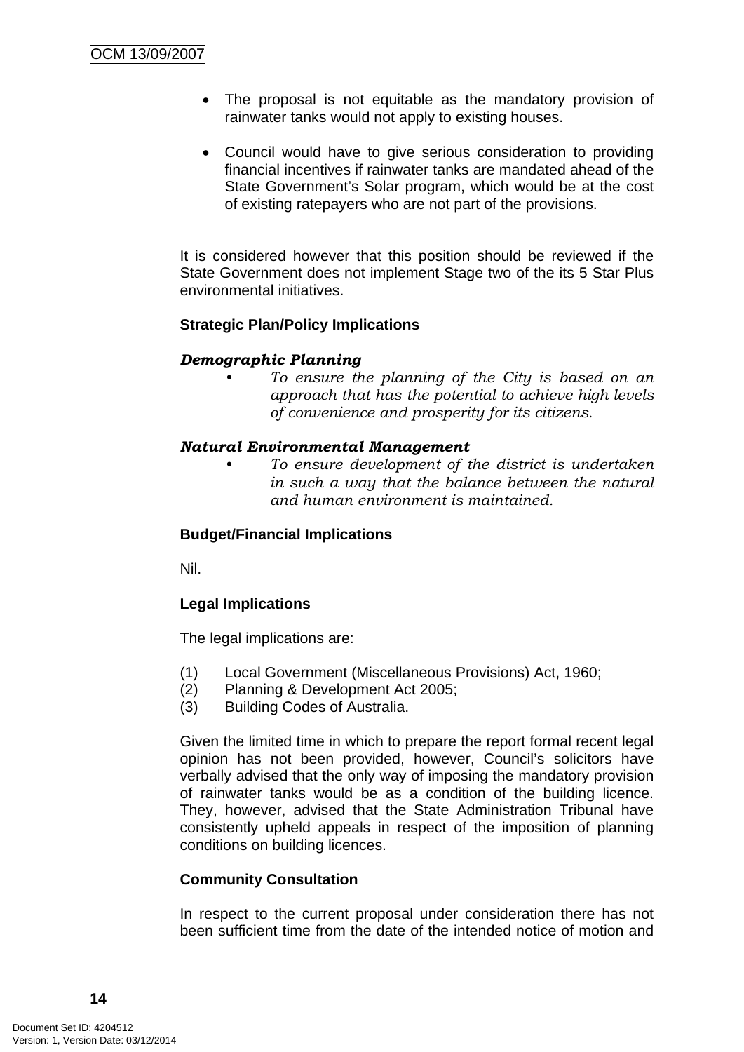- The proposal is not equitable as the mandatory provision of rainwater tanks would not apply to existing houses.

- Council would have to give serious consideration to providing financial incentives if rainwater tanks are mandated ahead of the State Government's Solar program, which would be at the cost of existing ratepayers who are not part of the provisions.

It is considered however that this position should be reviewed if the State Government does not implement Stage two of the its 5 Star Plus environmental initiatives.

**Strategic Plan/Policy Implications**

***Demographic Planning***

- *To ensure the planning of the City is based on an approach that has the potential to achieve high levels of convenience and prosperity for its citizens.*

***Natural Environmental Management***

- *To ensure development of the district is undertaken in such a way that the balance between the natural and human environment is maintained.*

**Budget/Financial Implications**

Nil.

**Legal Implications**

The legal implications are:

(1) Local Government (Miscellaneous Provisions) Act, 1960;
(2) Planning & Development Act 2005;
(3) Building Codes of Australia.

Given the limited time in which to prepare the report formal recent legal opinion has not been provided, however, Council's solicitors have verbally advised that the only way of imposing the mandatory provision of rainwater tanks would be as a condition of the building licence. They, however, advised that the State Administration Tribunal have consistently upheld appeals in respect of the imposition of planning conditions on building licences.

**Community Consultation**

In respect to the current proposal under consideration there has not been sufficient time from the date of the intended notice of motion and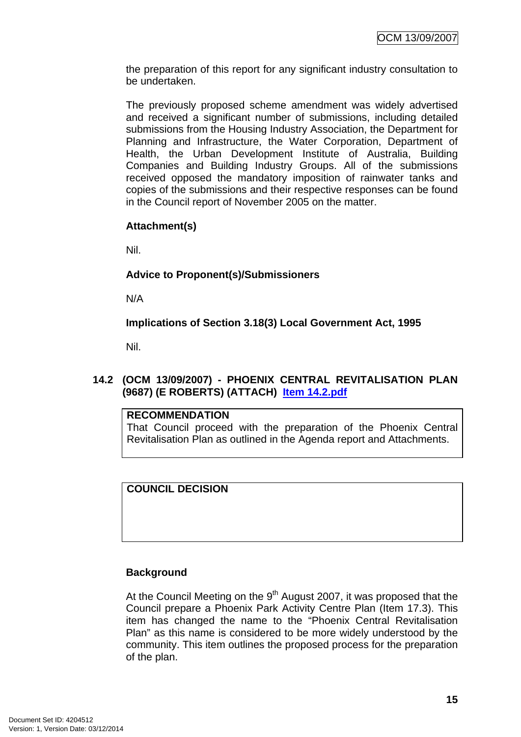the preparation of this report for any significant industry consultation to be undertaken.

The previously proposed scheme amendment was widely advertised and received a significant number of submissions, including detailed submissions from the Housing Industry Association, the Department for Planning and Infrastructure, the Water Corporation, Department of Health, the Urban Development Institute of Australia, Building Companies and Building Industry Groups. All of the submissions received opposed the mandatory imposition of rainwater tanks and copies of the submissions and their respective responses can be found in the Council report of November 2005 on the matter.

**Attachment(s)**

Nil.

**Advice to Proponent(s)/Submissioners**

N/A

**Implications of Section 3.18(3) Local Government Act, 1995**

Nil.

### 14.2 (OCM 13/09/2007) - PHOENIX CENTRAL REVITALISATION PLAN (9687) (E ROBERTS) (ATTACH) Item 14.2.pdf

| **RECOMMENDATION** |
|---|
| That Council proceed with the preparation of the Phoenix Central Revitalisation Plan as outlined in the Agenda report and Attachments. |

| **COUNCIL DECISION** |
|---|
| |

**Background**

At the Council Meeting on the 9th August 2007, it was proposed that the Council prepare a Phoenix Park Activity Centre Plan (Item 17.3). This item has changed the name to the "Phoenix Central Revitalisation Plan" as this name is considered to be more widely understood by the community. This item outlines the proposed process for the preparation of the plan.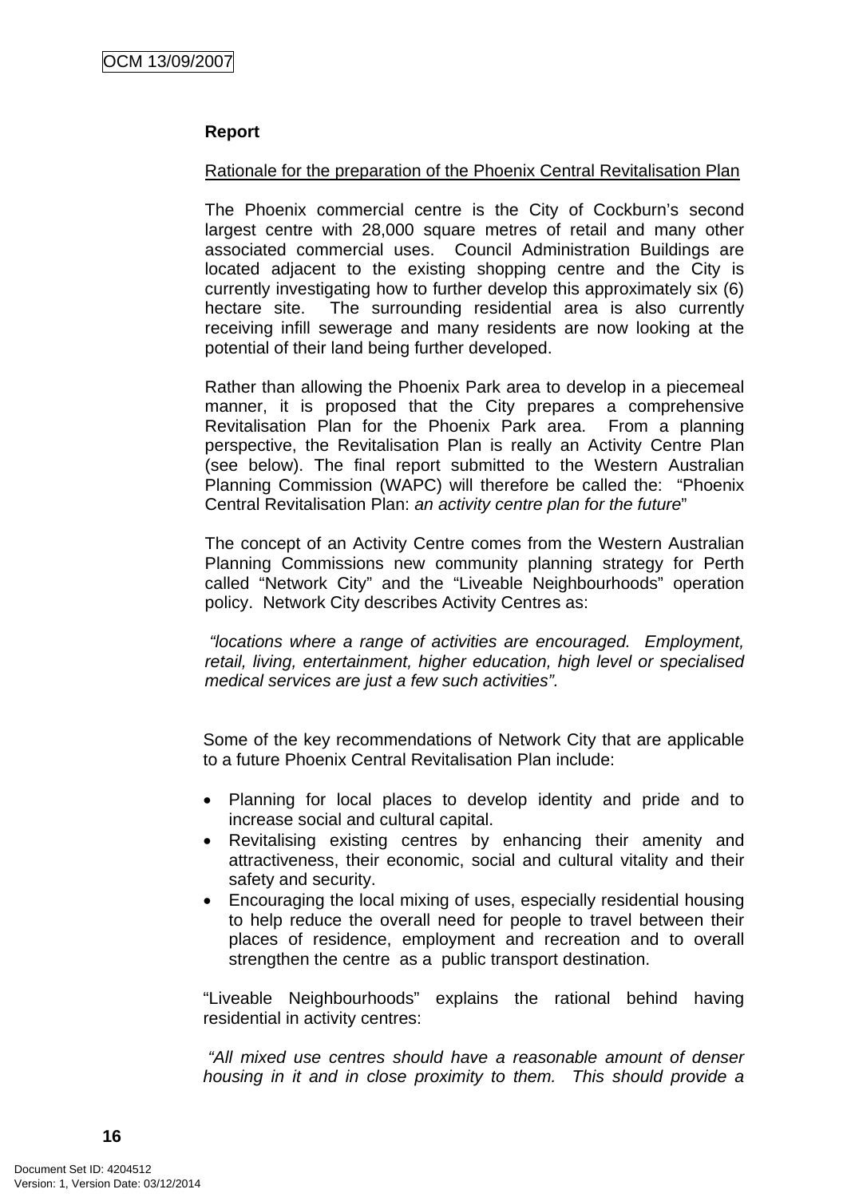**Report**

Rationale for the preparation of the Phoenix Central Revitalisation Plan

The Phoenix commercial centre is the City of Cockburn's second largest centre with 28,000 square metres of retail and many other associated commercial uses. Council Administration Buildings are located adjacent to the existing shopping centre and the City is currently investigating how to further develop this approximately six (6) hectare site. The surrounding residential area is also currently receiving infill sewerage and many residents are now looking at the potential of their land being further developed.

Rather than allowing the Phoenix Park area to develop in a piecemeal manner, it is proposed that the City prepares a comprehensive Revitalisation Plan for the Phoenix Park area. From a planning perspective, the Revitalisation Plan is really an Activity Centre Plan (see below). The final report submitted to the Western Australian Planning Commission (WAPC) will therefore be called the: "Phoenix Central Revitalisation Plan: *an activity centre plan for the future*"

The concept of an Activity Centre comes from the Western Australian Planning Commissions new community planning strategy for Perth called "Network City" and the "Liveable Neighbourhoods" operation policy. Network City describes Activity Centres as:

*"locations where a range of activities are encouraged. Employment, retail, living, entertainment, higher education, high level or specialised medical services are just a few such activities".*

Some of the key recommendations of Network City that are applicable to a future Phoenix Central Revitalisation Plan include:

- Planning for local places to develop identity and pride and to increase social and cultural capital.
- Revitalising existing centres by enhancing their amenity and attractiveness, their economic, social and cultural vitality and their safety and security.
- Encouraging the local mixing of uses, especially residential housing to help reduce the overall need for people to travel between their places of residence, employment and recreation and to overall strengthen the centre as a public transport destination.

"Liveable Neighbourhoods" explains the rational behind having residential in activity centres:

*"All mixed use centres should have a reasonable amount of denser housing in it and in close proximity to them. This should provide a*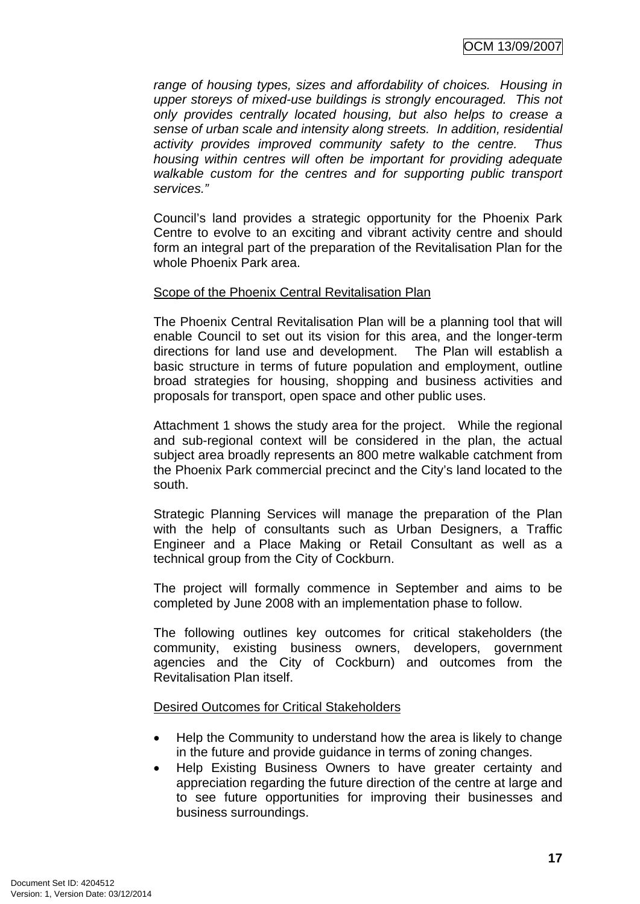*range of housing types, sizes and affordability of choices. Housing in upper storeys of mixed-use buildings is strongly encouraged. This not only provides centrally located housing, but also helps to crease a sense of urban scale and intensity along streets. In addition, residential activity provides improved community safety to the centre. Thus housing within centres will often be important for providing adequate walkable custom for the centres and for supporting public transport services."*

Council's land provides a strategic opportunity for the Phoenix Park Centre to evolve to an exciting and vibrant activity centre and should form an integral part of the preparation of the Revitalisation Plan for the whole Phoenix Park area.

<u>Scope of the Phoenix Central Revitalisation Plan</u>

The Phoenix Central Revitalisation Plan will be a planning tool that will enable Council to set out its vision for this area, and the longer-term directions for land use and development. The Plan will establish a basic structure in terms of future population and employment, outline broad strategies for housing, shopping and business activities and proposals for transport, open space and other public uses.

Attachment 1 shows the study area for the project. While the regional and sub-regional context will be considered in the plan, the actual subject area broadly represents an 800 metre walkable catchment from the Phoenix Park commercial precinct and the City's land located to the south.

Strategic Planning Services will manage the preparation of the Plan with the help of consultants such as Urban Designers, a Traffic Engineer and a Place Making or Retail Consultant as well as a technical group from the City of Cockburn.

The project will formally commence in September and aims to be completed by June 2008 with an implementation phase to follow.

The following outlines key outcomes for critical stakeholders (the community, existing business owners, developers, government agencies and the City of Cockburn) and outcomes from the Revitalisation Plan itself.

<u>Desired Outcomes for Critical Stakeholders</u>

- Help the Community to understand how the area is likely to change in the future and provide guidance in terms of zoning changes.
- Help Existing Business Owners to have greater certainty and appreciation regarding the future direction of the centre at large and to see future opportunities for improving their businesses and business surroundings.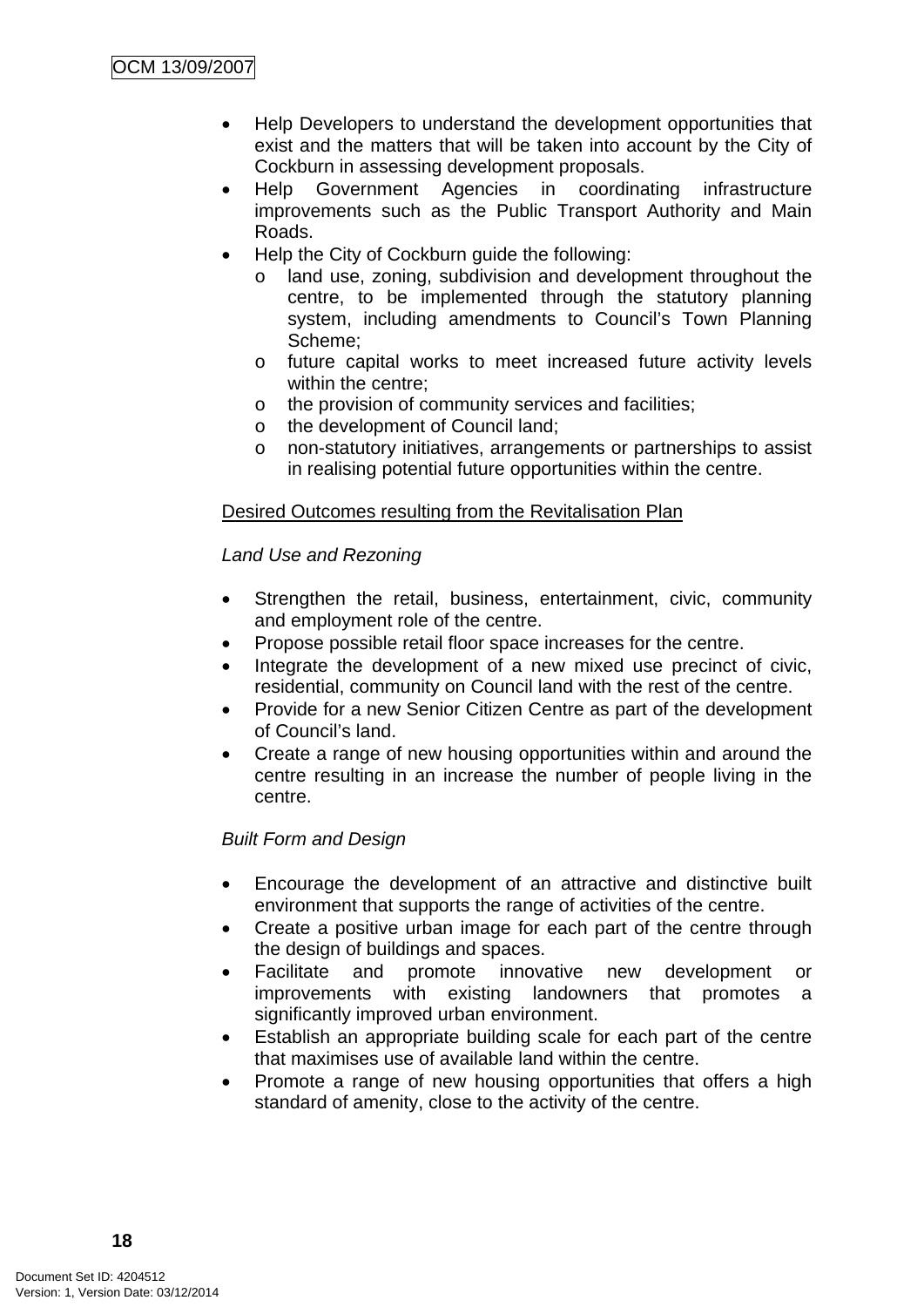- Help Developers to understand the development opportunities that exist and the matters that will be taken into account by the City of Cockburn in assessing development proposals.
- Help Government Agencies in coordinating infrastructure improvements such as the Public Transport Authority and Main Roads.
- Help the City of Cockburn guide the following:
  - land use, zoning, subdivision and development throughout the centre, to be implemented through the statutory planning system, including amendments to Council's Town Planning Scheme;
  - future capital works to meet increased future activity levels within the centre;
  - the provision of community services and facilities;
  - the development of Council land;
  - non-statutory initiatives, arrangements or partnerships to assist in realising potential future opportunities within the centre.

<u>Desired Outcomes resulting from the Revitalisation Plan</u>

*Land Use and Rezoning*

- Strengthen the retail, business, entertainment, civic, community and employment role of the centre.
- Propose possible retail floor space increases for the centre.
- Integrate the development of a new mixed use precinct of civic, residential, community on Council land with the rest of the centre.
- Provide for a new Senior Citizen Centre as part of the development of Council's land.
- Create a range of new housing opportunities within and around the centre resulting in an increase the number of people living in the centre.

*Built Form and Design*

- Encourage the development of an attractive and distinctive built environment that supports the range of activities of the centre.
- Create a positive urban image for each part of the centre through the design of buildings and spaces.
- Facilitate and promote innovative new development or improvements with existing landowners that promotes a significantly improved urban environment.
- Establish an appropriate building scale for each part of the centre that maximises use of available land within the centre.
- Promote a range of new housing opportunities that offers a high standard of amenity, close to the activity of the centre.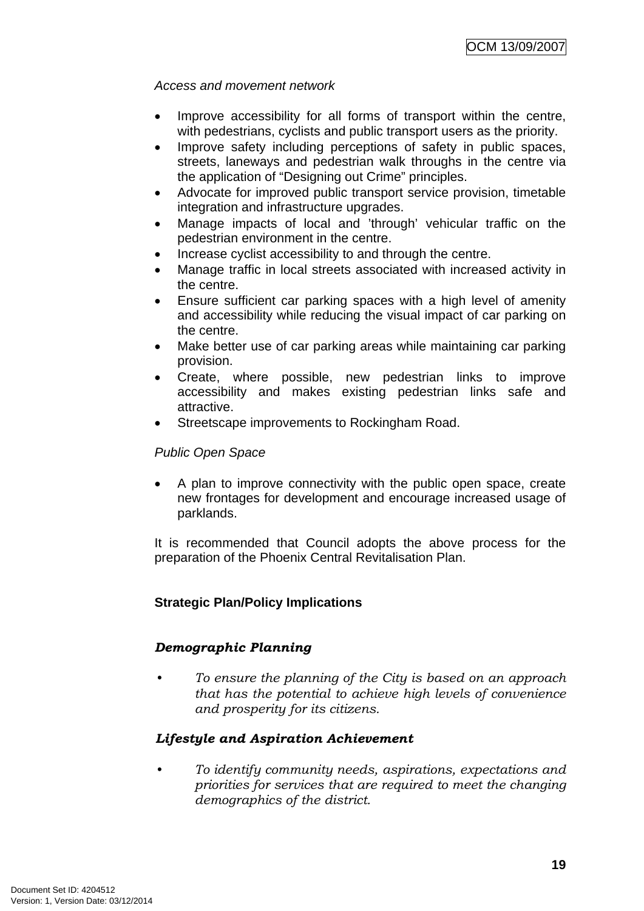*Access and movement network*

- Improve accessibility for all forms of transport within the centre, with pedestrians, cyclists and public transport users as the priority.
- Improve safety including perceptions of safety in public spaces, streets, laneways and pedestrian walk throughs in the centre via the application of "Designing out Crime" principles.
- Advocate for improved public transport service provision, timetable integration and infrastructure upgrades.
- Manage impacts of local and 'through' vehicular traffic on the pedestrian environment in the centre.
- Increase cyclist accessibility to and through the centre.
- Manage traffic in local streets associated with increased activity in the centre.
- Ensure sufficient car parking spaces with a high level of amenity and accessibility while reducing the visual impact of car parking on the centre.
- Make better use of car parking areas while maintaining car parking provision.
- Create, where possible, new pedestrian links to improve accessibility and makes existing pedestrian links safe and attractive.
- Streetscape improvements to Rockingham Road.

*Public Open Space*

- A plan to improve connectivity with the public open space, create new frontages for development and encourage increased usage of parklands.

It is recommended that Council adopts the above process for the preparation of the Phoenix Central Revitalisation Plan.

**Strategic Plan/Policy Implications**

***Demographic Planning***

- *To ensure the planning of the City is based on an approach that has the potential to achieve high levels of convenience and prosperity for its citizens.*

***Lifestyle and Aspiration Achievement***

- *To identify community needs, aspirations, expectations and priorities for services that are required to meet the changing demographics of the district.*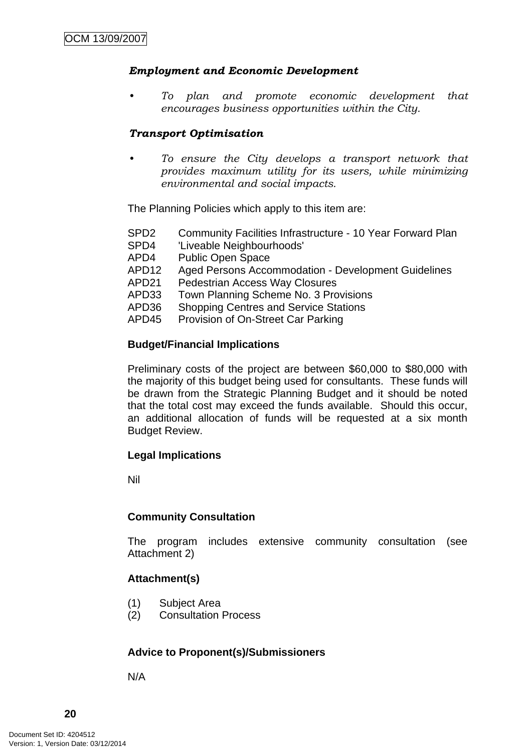***Employment and Economic Development***

- *To plan and promote economic development that encourages business opportunities within the City.*

***Transport Optimisation***

- *To ensure the City develops a transport network that provides maximum utility for its users, while minimizing environmental and social impacts.*

The Planning Policies which apply to this item are:

| | |
|---|---|
| SPD2 | Community Facilities Infrastructure - 10 Year Forward Plan |
| SPD4 | 'Liveable Neighbourhoods' |
| APD4 | Public Open Space |
| APD12 | Aged Persons Accommodation - Development Guidelines |
| APD21 | Pedestrian Access Way Closures |
| APD33 | Town Planning Scheme No. 3 Provisions |
| APD36 | Shopping Centres and Service Stations |
| APD45 | Provision of On-Street Car Parking |

**Budget/Financial Implications**

Preliminary costs of the project are between $60,000 to $80,000 with the majority of this budget being used for consultants. These funds will be drawn from the Strategic Planning Budget and it should be noted that the total cost may exceed the funds available. Should this occur, an additional allocation of funds will be requested at a six month Budget Review.

**Legal Implications**

Nil

**Community Consultation**

The program includes extensive community consultation (see Attachment 2)

**Attachment(s)**

(1) Subject Area
(2) Consultation Process

**Advice to Proponent(s)/Submissioners**

N/A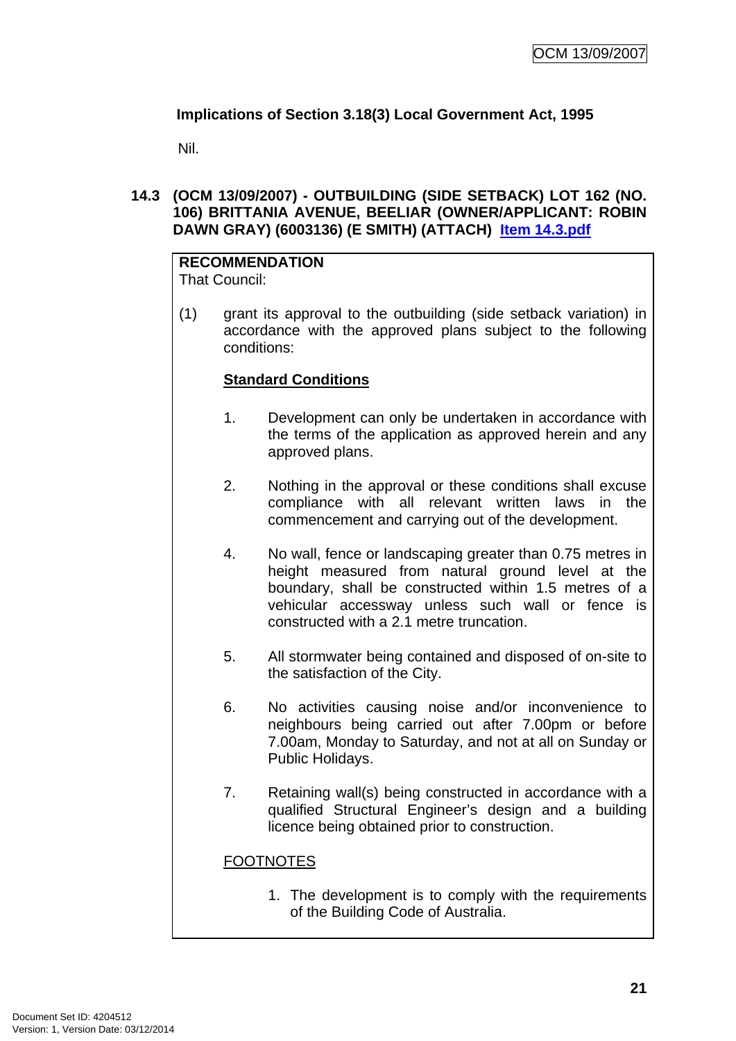**Implications of Section 3.18(3) Local Government Act, 1995**

Nil.

## 14.3 (OCM 13/09/2007) - OUTBUILDING (SIDE SETBACK) LOT 162 (NO. 106) BRITTANIA AVENUE, BEELIAR (OWNER/APPLICANT: ROBIN DAWN GRAY) (6003136) (E SMITH) (ATTACH) Item 14.3.pdf

**RECOMMENDATION**

That Council:

(1) grant its approval to the outbuilding (side setback variation) in accordance with the approved plans subject to the following conditions:

**Standard Conditions**

1. Development can only be undertaken in accordance with the terms of the application as approved herein and any approved plans.

2. Nothing in the approval or these conditions shall excuse compliance with all relevant written laws in the commencement and carrying out of the development.

4. No wall, fence or landscaping greater than 0.75 metres in height measured from natural ground level at the boundary, shall be constructed within 1.5 metres of a vehicular accessway unless such wall or fence is constructed with a 2.1 metre truncation.

5. All stormwater being contained and disposed of on-site to the satisfaction of the City.

6. No activities causing noise and/or inconvenience to neighbours being carried out after 7.00pm or before 7.00am, Monday to Saturday, and not at all on Sunday or Public Holidays.

7. Retaining wall(s) being constructed in accordance with a qualified Structural Engineer's design and a building licence being obtained prior to construction.

FOOTNOTES

1. The development is to comply with the requirements of the Building Code of Australia.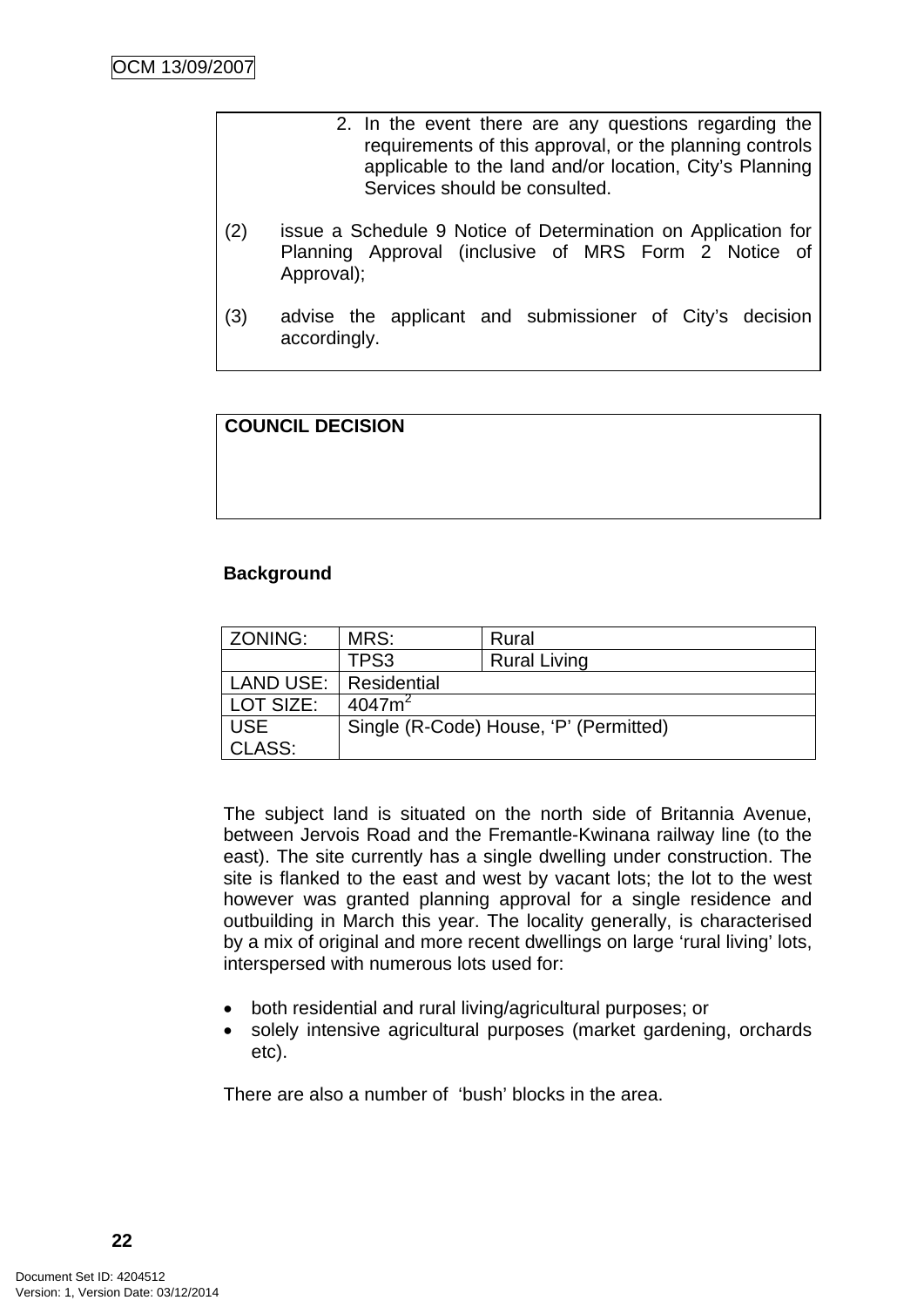2. In the event there are any questions regarding the requirements of this approval, or the planning controls applicable to the land and/or location, City's Planning Services should be consulted.

(2) issue a Schedule 9 Notice of Determination on Application for Planning Approval (inclusive of MRS Form 2 Notice of Approval);

(3) advise the applicant and submissioner of City's decision accordingly.

**COUNCIL DECISION**

**Background**

| ZONING: | MRS: | Rural |
|---|---|---|
| | TPS3 | Rural Living |
| LAND USE: | Residential | |
| LOT SIZE: | 4047m$^2$ | |
| USE CLASS: | Single (R-Code) House, 'P' (Permitted) | |

The subject land is situated on the north side of Britannia Avenue, between Jervois Road and the Fremantle-Kwinana railway line (to the east). The site currently has a single dwelling under construction. The site is flanked to the east and west by vacant lots; the lot to the west however was granted planning approval for a single residence and outbuilding in March this year. The locality generally, is characterised by a mix of original and more recent dwellings on large 'rural living' lots, interspersed with numerous lots used for:

- both residential and rural living/agricultural purposes; or
- solely intensive agricultural purposes (market gardening, orchards etc).

There are also a number of 'bush' blocks in the area.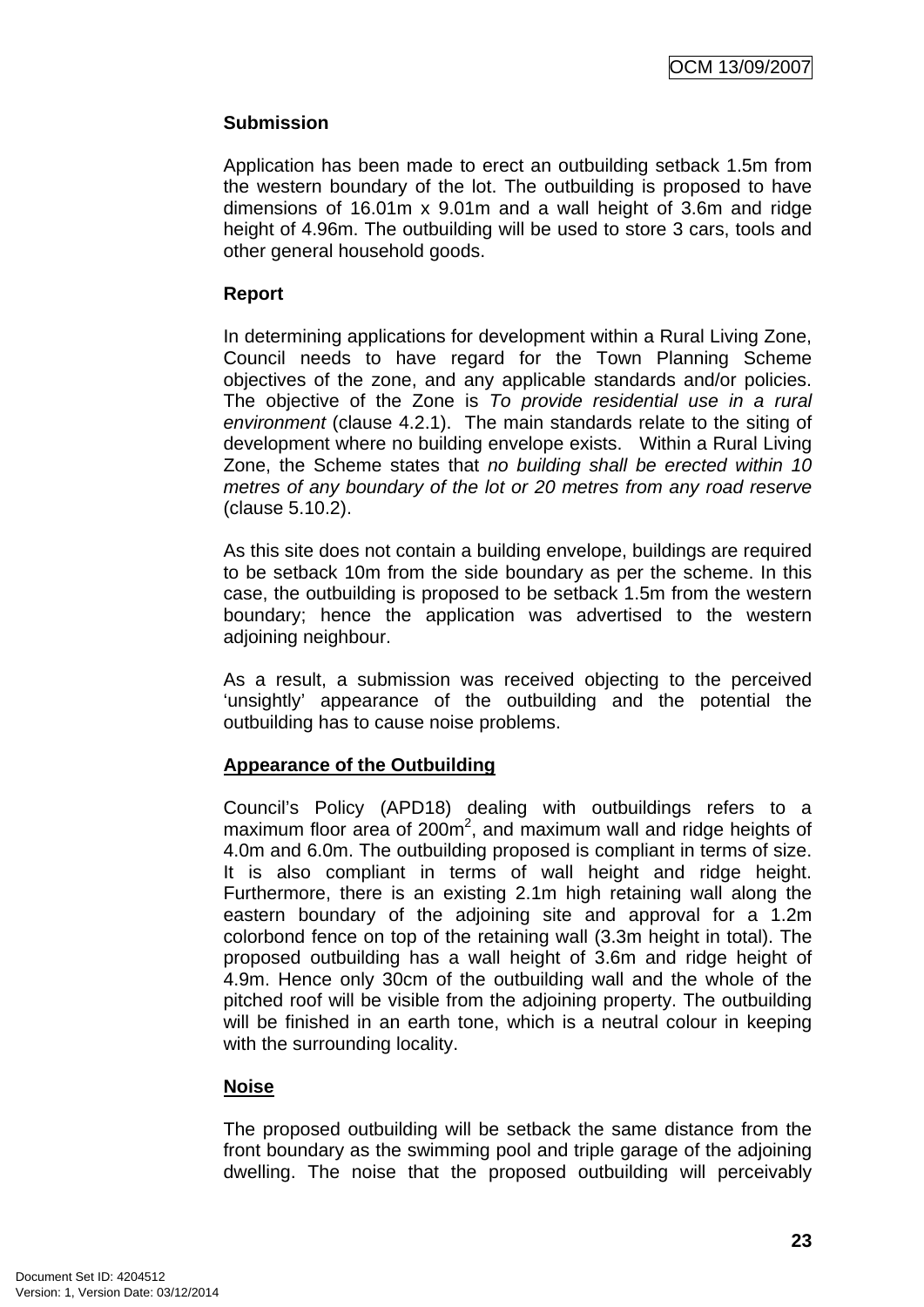**Submission**

Application has been made to erect an outbuilding setback 1.5m from the western boundary of the lot. The outbuilding is proposed to have dimensions of 16.01m x 9.01m and a wall height of 3.6m and ridge height of 4.96m. The outbuilding will be used to store 3 cars, tools and other general household goods.

**Report**

In determining applications for development within a Rural Living Zone, Council needs to have regard for the Town Planning Scheme objectives of the zone, and any applicable standards and/or policies. The objective of the Zone is *To provide residential use in a rural environment* (clause 4.2.1). The main standards relate to the siting of development where no building envelope exists. Within a Rural Living Zone, the Scheme states that *no building shall be erected within 10 metres of any boundary of the lot or 20 metres from any road reserve* (clause 5.10.2).

As this site does not contain a building envelope, buildings are required to be setback 10m from the side boundary as per the scheme. In this case, the outbuilding is proposed to be setback 1.5m from the western boundary; hence the application was advertised to the western adjoining neighbour.

As a result, a submission was received objecting to the perceived 'unsightly' appearance of the outbuilding and the potential the outbuilding has to cause noise problems.

**Appearance of the Outbuilding**

Council's Policy (APD18) dealing with outbuildings refers to a maximum floor area of 200m$^2$, and maximum wall and ridge heights of 4.0m and 6.0m. The outbuilding proposed is compliant in terms of size. It is also compliant in terms of wall height and ridge height. Furthermore, there is an existing 2.1m high retaining wall along the eastern boundary of the adjoining site and approval for a 1.2m colorbond fence on top of the retaining wall (3.3m height in total). The proposed outbuilding has a wall height of 3.6m and ridge height of 4.9m. Hence only 30cm of the outbuilding wall and the whole of the pitched roof will be visible from the adjoining property. The outbuilding will be finished in an earth tone, which is a neutral colour in keeping with the surrounding locality.

**Noise**

The proposed outbuilding will be setback the same distance from the front boundary as the swimming pool and triple garage of the adjoining dwelling. The noise that the proposed outbuilding will perceivably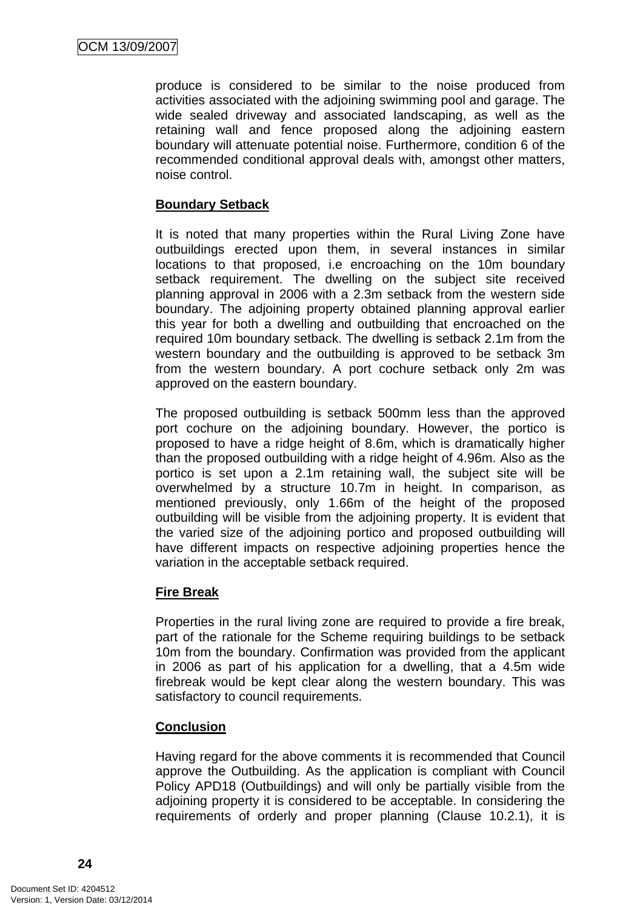produce is considered to be similar to the noise produced from activities associated with the adjoining swimming pool and garage. The wide sealed driveway and associated landscaping, as well as the retaining wall and fence proposed along the adjoining eastern boundary will attenuate potential noise. Furthermore, condition 6 of the recommended conditional approval deals with, amongst other matters, noise control.

**Boundary Setback**

It is noted that many properties within the Rural Living Zone have outbuildings erected upon them, in several instances in similar locations to that proposed, i.e encroaching on the 10m boundary setback requirement. The dwelling on the subject site received planning approval in 2006 with a 2.3m setback from the western side boundary. The adjoining property obtained planning approval earlier this year for both a dwelling and outbuilding that encroached on the required 10m boundary setback. The dwelling is setback 2.1m from the western boundary and the outbuilding is approved to be setback 3m from the western boundary. A port cochure setback only 2m was approved on the eastern boundary.

The proposed outbuilding is setback 500mm less than the approved port cochure on the adjoining boundary. However, the portico is proposed to have a ridge height of 8.6m, which is dramatically higher than the proposed outbuilding with a ridge height of 4.96m. Also as the portico is set upon a 2.1m retaining wall, the subject site will be overwhelmed by a structure 10.7m in height. In comparison, as mentioned previously, only 1.66m of the height of the proposed outbuilding will be visible from the adjoining property. It is evident that the varied size of the adjoining portico and proposed outbuilding will have different impacts on respective adjoining properties hence the variation in the acceptable setback required.

**Fire Break**

Properties in the rural living zone are required to provide a fire break, part of the rationale for the Scheme requiring buildings to be setback 10m from the boundary. Confirmation was provided from the applicant in 2006 as part of his application for a dwelling, that a 4.5m wide firebreak would be kept clear along the western boundary. This was satisfactory to council requirements.

**Conclusion**

Having regard for the above comments it is recommended that Council approve the Outbuilding. As the application is compliant with Council Policy APD18 (Outbuildings) and will only be partially visible from the adjoining property it is considered to be acceptable. In considering the requirements of orderly and proper planning (Clause 10.2.1), it is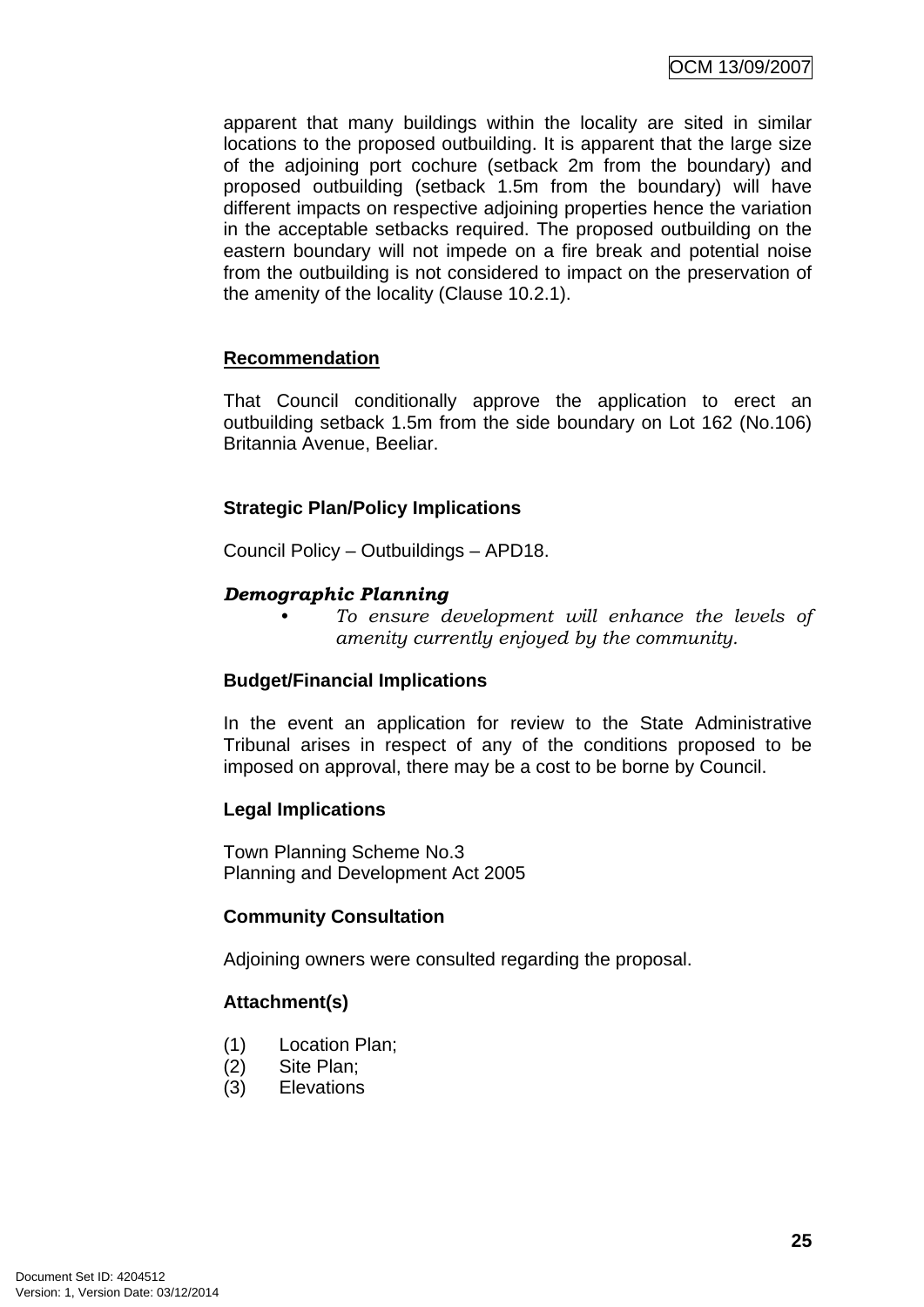apparent that many buildings within the locality are sited in similar locations to the proposed outbuilding. It is apparent that the large size of the adjoining port cochure (setback 2m from the boundary) and proposed outbuilding (setback 1.5m from the boundary) will have different impacts on respective adjoining properties hence the variation in the acceptable setbacks required. The proposed outbuilding on the eastern boundary will not impede on a fire break and potential noise from the outbuilding is not considered to impact on the preservation of the amenity of the locality (Clause 10.2.1).

**Recommendation**

That Council conditionally approve the application to erect an outbuilding setback 1.5m from the side boundary on Lot 162 (No.106) Britannia Avenue, Beeliar.

**Strategic Plan/Policy Implications**

Council Policy – Outbuildings – APD18.

***Demographic Planning***

- *To ensure development will enhance the levels of amenity currently enjoyed by the community.*

**Budget/Financial Implications**

In the event an application for review to the State Administrative Tribunal arises in respect of any of the conditions proposed to be imposed on approval, there may be a cost to be borne by Council.

**Legal Implications**

Town Planning Scheme No.3
Planning and Development Act 2005

**Community Consultation**

Adjoining owners were consulted regarding the proposal.

**Attachment(s)**

(1) Location Plan;
(2) Site Plan;
(3) Elevations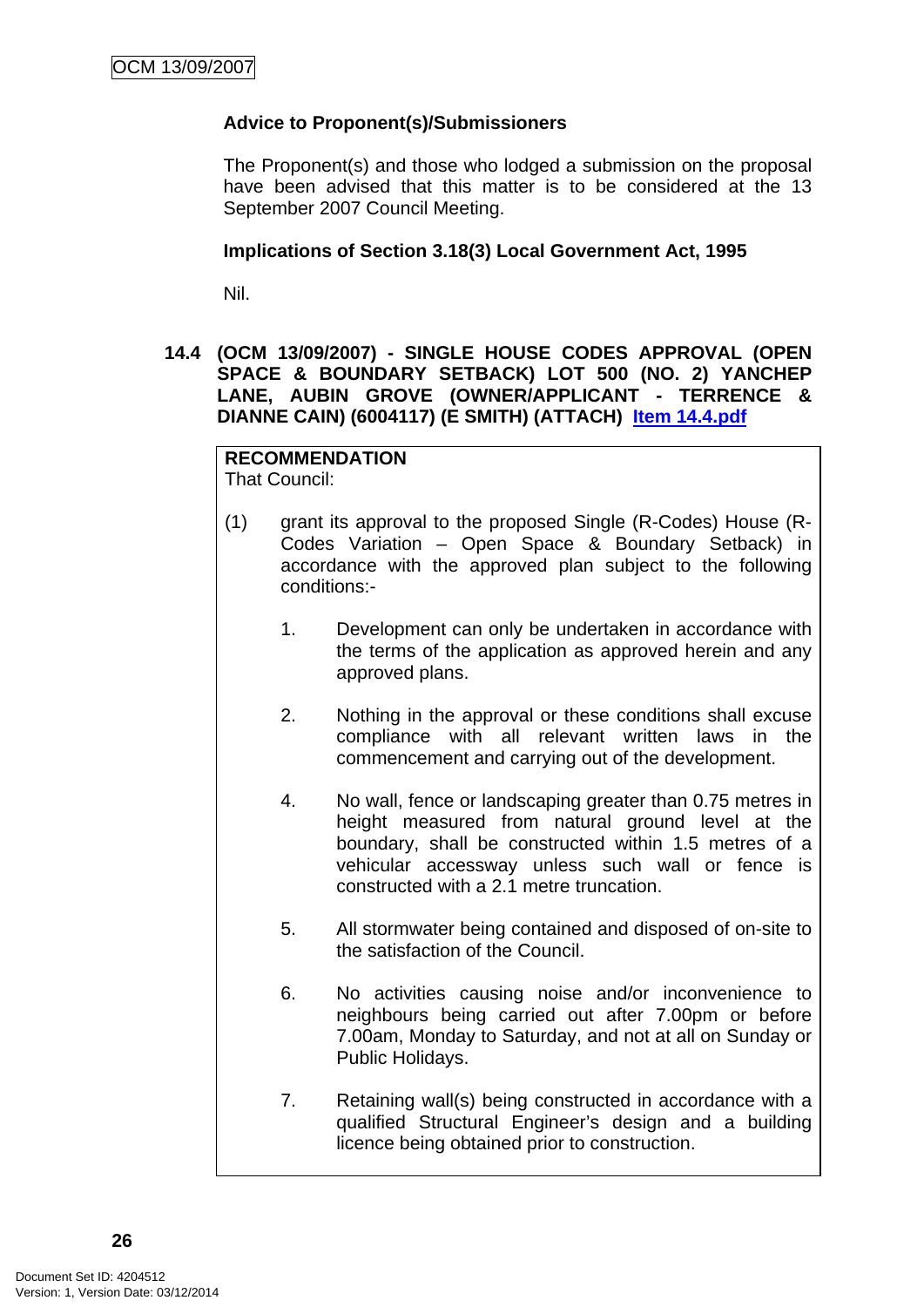**Advice to Proponent(s)/Submissioners**

The Proponent(s) and those who lodged a submission on the proposal have been advised that this matter is to be considered at the 13 September 2007 Council Meeting.

**Implications of Section 3.18(3) Local Government Act, 1995**

Nil.

**14.4 (OCM 13/09/2007) - SINGLE HOUSE CODES APPROVAL (OPEN SPACE & BOUNDARY SETBACK) LOT 500 (NO. 2) YANCHEP LANE, AUBIN GROVE (OWNER/APPLICANT - TERRENCE & DIANNE CAIN) (6004117) (E SMITH) (ATTACH) Item 14.4.pdf**

**RECOMMENDATION**
That Council:

(1) grant its approval to the proposed Single (R-Codes) House (R-Codes Variation – Open Space & Boundary Setback) in accordance with the approved plan subject to the following conditions:-

1. Development can only be undertaken in accordance with the terms of the application as approved herein and any approved plans.

2. Nothing in the approval or these conditions shall excuse compliance with all relevant written laws in the commencement and carrying out of the development.

4. No wall, fence or landscaping greater than 0.75 metres in height measured from natural ground level at the boundary, shall be constructed within 1.5 metres of a vehicular accessway unless such wall or fence is constructed with a 2.1 metre truncation.

5. All stormwater being contained and disposed of on-site to the satisfaction of the Council.

6. No activities causing noise and/or inconvenience to neighbours being carried out after 7.00pm or before 7.00am, Monday to Saturday, and not at all on Sunday or Public Holidays.

7. Retaining wall(s) being constructed in accordance with a qualified Structural Engineer's design and a building licence being obtained prior to construction.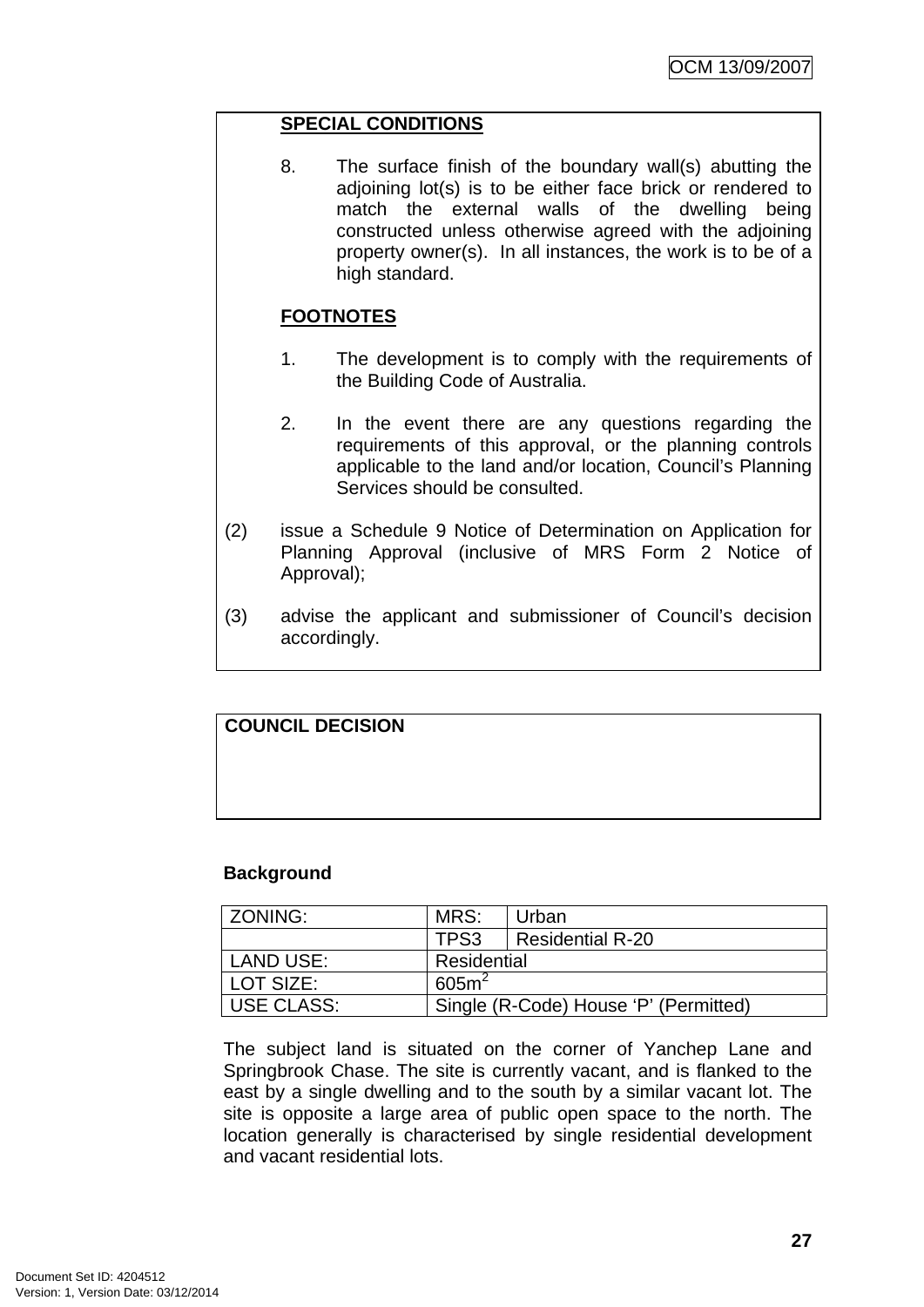**SPECIAL CONDITIONS**

8. The surface finish of the boundary wall(s) abutting the adjoining lot(s) is to be either face brick or rendered to match the external walls of the dwelling being constructed unless otherwise agreed with the adjoining property owner(s). In all instances, the work is to be of a high standard.

**FOOTNOTES**

1. The development is to comply with the requirements of the Building Code of Australia.

2. In the event there are any questions regarding the requirements of this approval, or the planning controls applicable to the land and/or location, Council's Planning Services should be consulted.

(2) issue a Schedule 9 Notice of Determination on Application for Planning Approval (inclusive of MRS Form 2 Notice of Approval);

(3) advise the applicant and submissioner of Council's decision accordingly.

**COUNCIL DECISION**

**Background**

| ZONING: | MRS: | Urban |
|---|---|---|
| | TPS3 | Residential R-20 |
| LAND USE: | Residential | |
| LOT SIZE: | 605m$^2$ | |
| USE CLASS: | Single (R-Code) House 'P' (Permitted) | |

The subject land is situated on the corner of Yanchep Lane and Springbrook Chase. The site is currently vacant, and is flanked to the east by a single dwelling and to the south by a similar vacant lot. The site is opposite a large area of public open space to the north. The location generally is characterised by single residential development and vacant residential lots.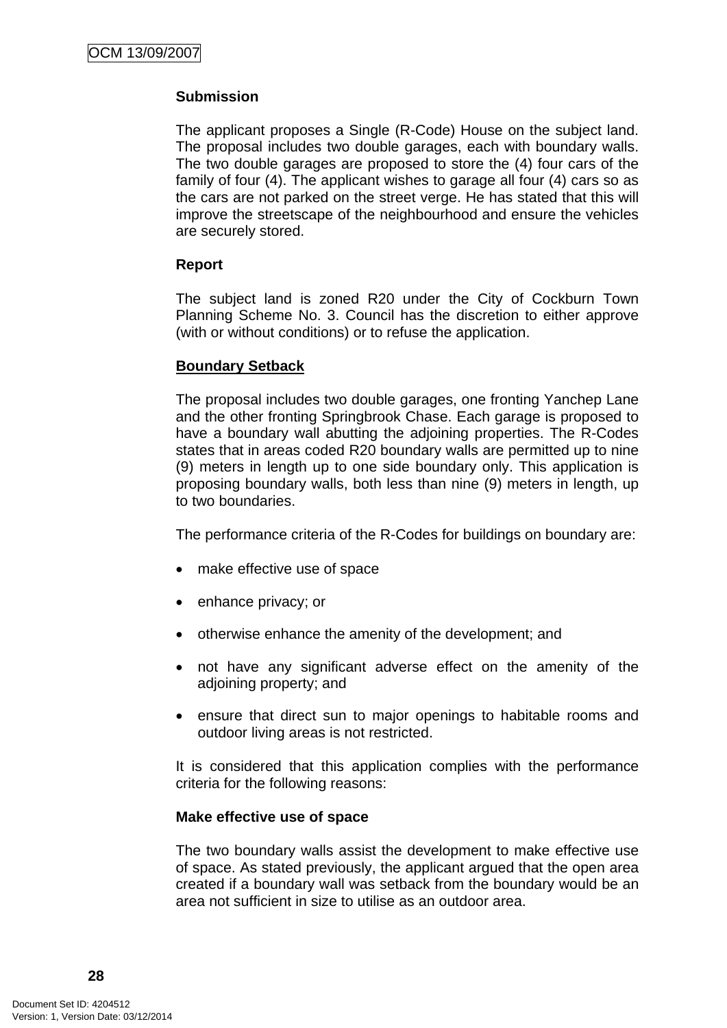**Submission**

The applicant proposes a Single (R-Code) House on the subject land. The proposal includes two double garages, each with boundary walls. The two double garages are proposed to store the (4) four cars of the family of four (4). The applicant wishes to garage all four (4) cars so as the cars are not parked on the street verge. He has stated that this will improve the streetscape of the neighbourhood and ensure the vehicles are securely stored.

**Report**

The subject land is zoned R20 under the City of Cockburn Town Planning Scheme No. 3. Council has the discretion to either approve (with or without conditions) or to refuse the application.

**Boundary Setback**

The proposal includes two double garages, one fronting Yanchep Lane and the other fronting Springbrook Chase. Each garage is proposed to have a boundary wall abutting the adjoining properties. The R-Codes states that in areas coded R20 boundary walls are permitted up to nine (9) meters in length up to one side boundary only. This application is proposing boundary walls, both less than nine (9) meters in length, up to two boundaries.

The performance criteria of the R-Codes for buildings on boundary are:

- make effective use of space
- enhance privacy; or
- otherwise enhance the amenity of the development; and
- not have any significant adverse effect on the amenity of the adjoining property; and
- ensure that direct sun to major openings to habitable rooms and outdoor living areas is not restricted.

It is considered that this application complies with the performance criteria for the following reasons:

**Make effective use of space**

The two boundary walls assist the development to make effective use of space. As stated previously, the applicant argued that the open area created if a boundary wall was setback from the boundary would be an area not sufficient in size to utilise as an outdoor area.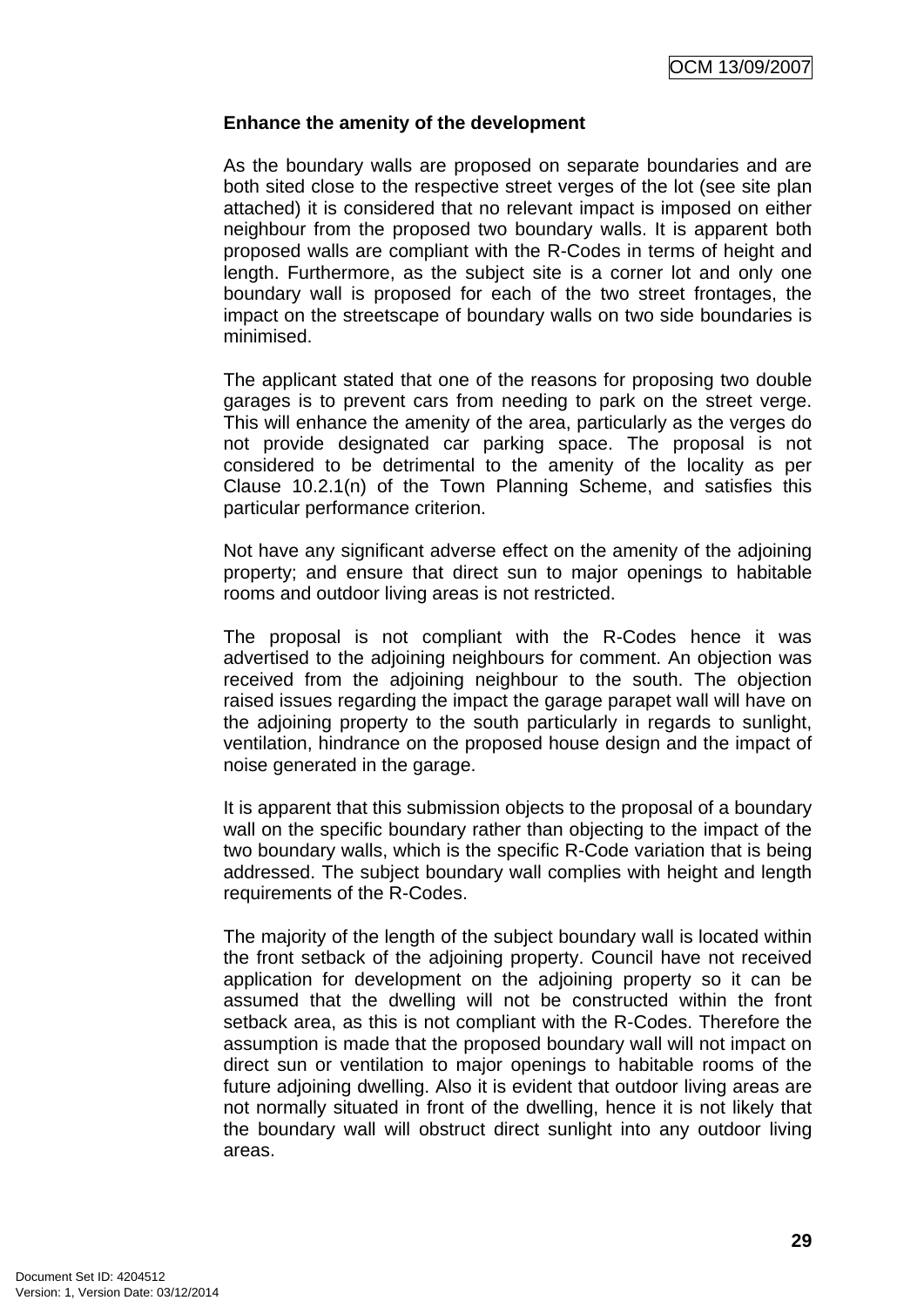**Enhance the amenity of the development**

As the boundary walls are proposed on separate boundaries and are both sited close to the respective street verges of the lot (see site plan attached) it is considered that no relevant impact is imposed on either neighbour from the proposed two boundary walls. It is apparent both proposed walls are compliant with the R-Codes in terms of height and length. Furthermore, as the subject site is a corner lot and only one boundary wall is proposed for each of the two street frontages, the impact on the streetscape of boundary walls on two side boundaries is minimised.

The applicant stated that one of the reasons for proposing two double garages is to prevent cars from needing to park on the street verge. This will enhance the amenity of the area, particularly as the verges do not provide designated car parking space. The proposal is not considered to be detrimental to the amenity of the locality as per Clause 10.2.1(n) of the Town Planning Scheme, and satisfies this particular performance criterion.

Not have any significant adverse effect on the amenity of the adjoining property; and ensure that direct sun to major openings to habitable rooms and outdoor living areas is not restricted.

The proposal is not compliant with the R-Codes hence it was advertised to the adjoining neighbours for comment. An objection was received from the adjoining neighbour to the south. The objection raised issues regarding the impact the garage parapet wall will have on the adjoining property to the south particularly in regards to sunlight, ventilation, hindrance on the proposed house design and the impact of noise generated in the garage.

It is apparent that this submission objects to the proposal of a boundary wall on the specific boundary rather than objecting to the impact of the two boundary walls, which is the specific R-Code variation that is being addressed. The subject boundary wall complies with height and length requirements of the R-Codes.

The majority of the length of the subject boundary wall is located within the front setback of the adjoining property. Council have not received application for development on the adjoining property so it can be assumed that the dwelling will not be constructed within the front setback area, as this is not compliant with the R-Codes. Therefore the assumption is made that the proposed boundary wall will not impact on direct sun or ventilation to major openings to habitable rooms of the future adjoining dwelling. Also it is evident that outdoor living areas are not normally situated in front of the dwelling, hence it is not likely that the boundary wall will obstruct direct sunlight into any outdoor living areas.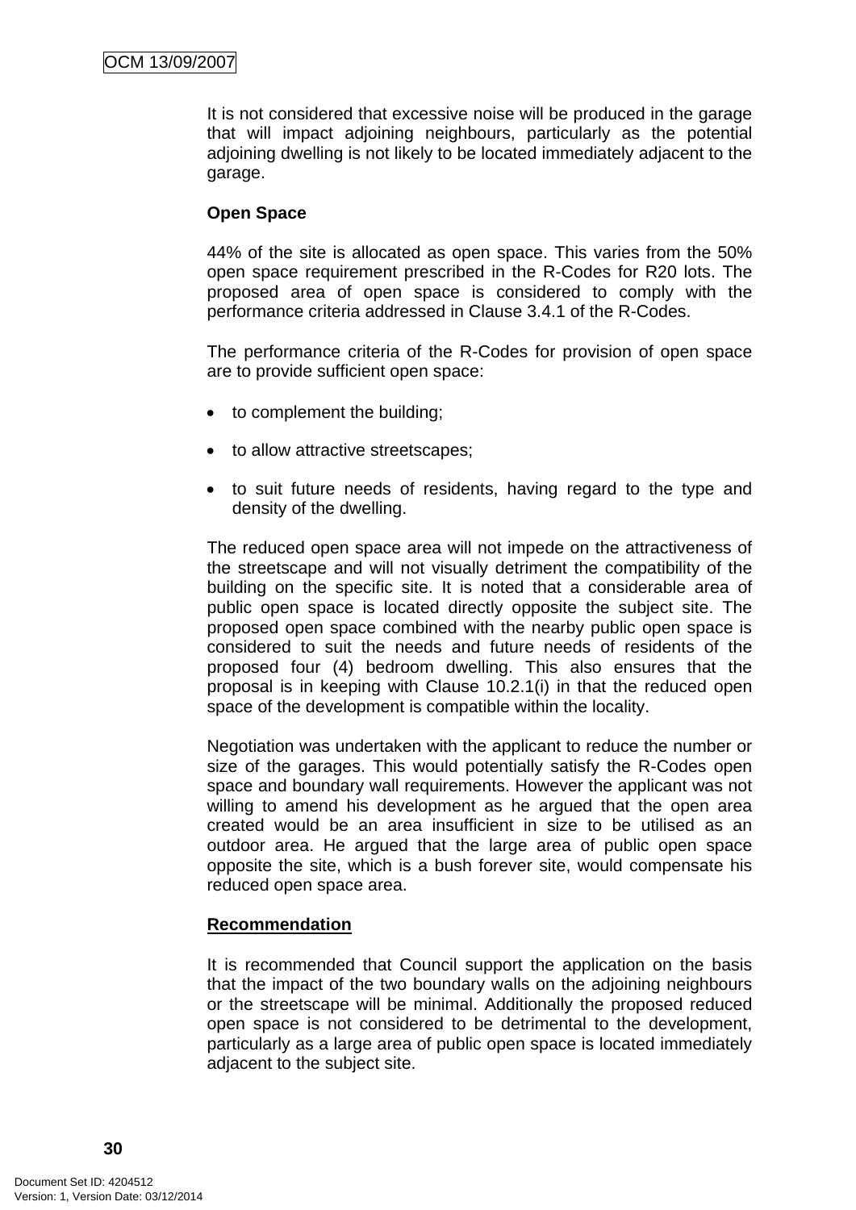It is not considered that excessive noise will be produced in the garage that will impact adjoining neighbours, particularly as the potential adjoining dwelling is not likely to be located immediately adjacent to the garage.

**Open Space**

44% of the site is allocated as open space. This varies from the 50% open space requirement prescribed in the R-Codes for R20 lots. The proposed area of open space is considered to comply with the performance criteria addressed in Clause 3.4.1 of the R-Codes.

The performance criteria of the R-Codes for provision of open space are to provide sufficient open space:

- to complement the building;
- to allow attractive streetscapes;
- to suit future needs of residents, having regard to the type and density of the dwelling.

The reduced open space area will not impede on the attractiveness of the streetscape and will not visually detriment the compatibility of the building on the specific site. It is noted that a considerable area of public open space is located directly opposite the subject site. The proposed open space combined with the nearby public open space is considered to suit the needs and future needs of residents of the proposed four (4) bedroom dwelling. This also ensures that the proposal is in keeping with Clause 10.2.1(i) in that the reduced open space of the development is compatible within the locality.

Negotiation was undertaken with the applicant to reduce the number or size of the garages. This would potentially satisfy the R-Codes open space and boundary wall requirements. However the applicant was not willing to amend his development as he argued that the open area created would be an area insufficient in size to be utilised as an outdoor area. He argued that the large area of public open space opposite the site, which is a bush forever site, would compensate his reduced open space area.

**Recommendation**

It is recommended that Council support the application on the basis that the impact of the two boundary walls on the adjoining neighbours or the streetscape will be minimal. Additionally the proposed reduced open space is not considered to be detrimental to the development, particularly as a large area of public open space is located immediately adjacent to the subject site.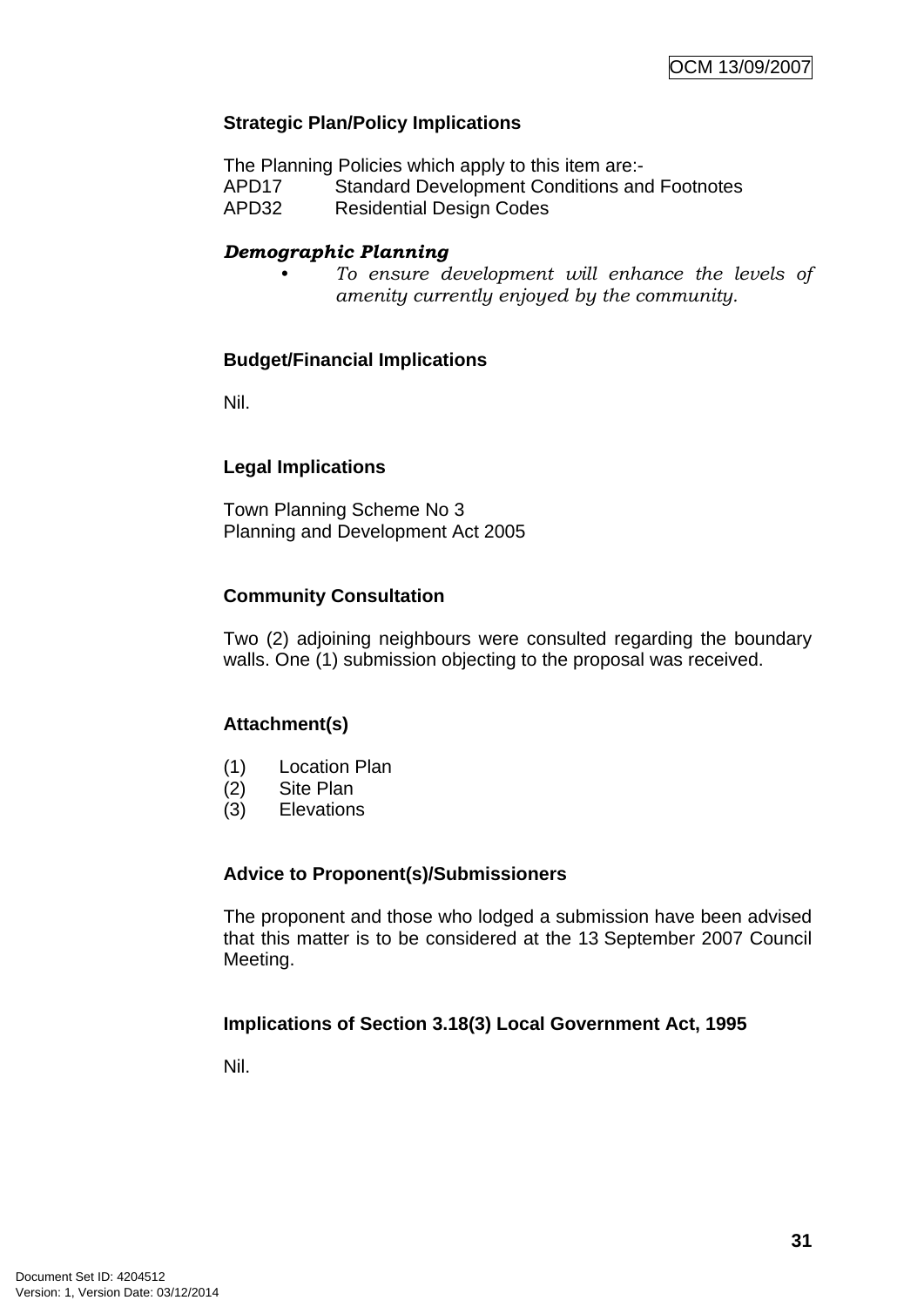**Strategic Plan/Policy Implications**

The Planning Policies which apply to this item are:-
APD17 Standard Development Conditions and Footnotes
APD32 Residential Design Codes

***Demographic Planning***

- *To ensure development will enhance the levels of amenity currently enjoyed by the community.*

**Budget/Financial Implications**

Nil.

**Legal Implications**

Town Planning Scheme No 3
Planning and Development Act 2005

**Community Consultation**

Two (2) adjoining neighbours were consulted regarding the boundary walls. One (1) submission objecting to the proposal was received.

**Attachment(s)**

(1) Location Plan
(2) Site Plan
(3) Elevations

**Advice to Proponent(s)/Submissioners**

The proponent and those who lodged a submission have been advised that this matter is to be considered at the 13 September 2007 Council Meeting.

**Implications of Section 3.18(3) Local Government Act, 1995**

Nil.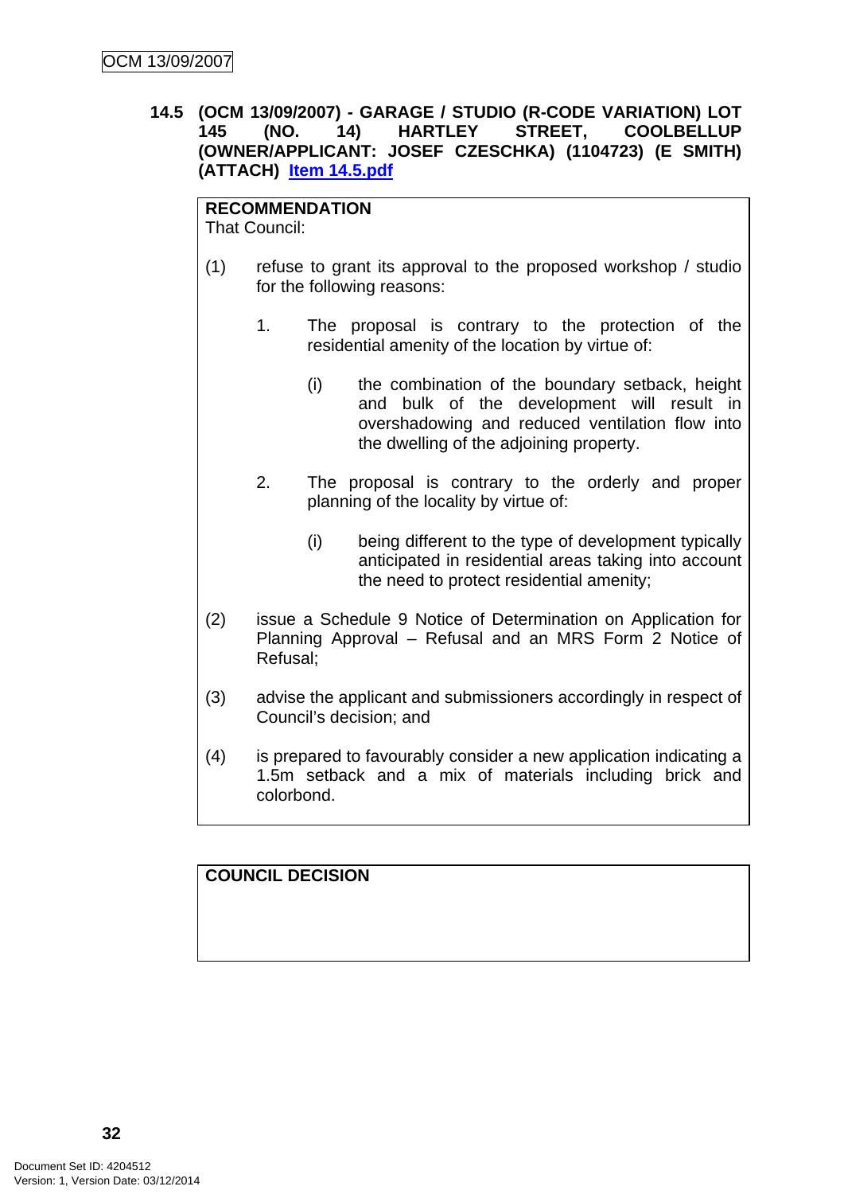**14.5 (OCM 13/09/2007) - GARAGE / STUDIO (R-CODE VARIATION) LOT 145 (NO. 14) HARTLEY STREET, COOLBELLUP (OWNER/APPLICANT: JOSEF CZESCHKA) (1104723) (E SMITH) (ATTACH)** Item 14.5.pdf

**RECOMMENDATION**
That Council:

(1) refuse to grant its approval to the proposed workshop / studio for the following reasons:

1. The proposal is contrary to the protection of the residential amenity of the location by virtue of:

   (i) the combination of the boundary setback, height and bulk of the development will result in overshadowing and reduced ventilation flow into the dwelling of the adjoining property.

2. The proposal is contrary to the orderly and proper planning of the locality by virtue of:

   (i) being different to the type of development typically anticipated in residential areas taking into account the need to protect residential amenity;

(2) issue a Schedule 9 Notice of Determination on Application for Planning Approval – Refusal and an MRS Form 2 Notice of Refusal;

(3) advise the applicant and submissioners accordingly in respect of Council's decision; and

(4) is prepared to favourably consider a new application indicating a 1.5m setback and a mix of materials including brick and colorbond.

**COUNCIL DECISION**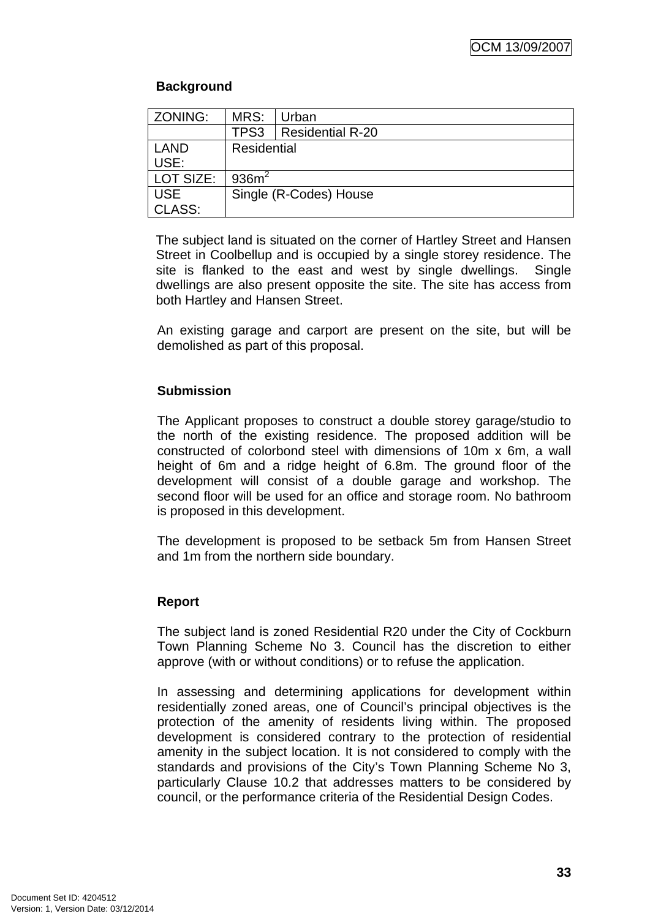**Background**

| ZONING: | MRS: | Urban |
|---|---|---|
| | TPS3 | Residential R-20 |
| LAND USE: | Residential | |
| LOT SIZE: | 936m$^2$ | |
| USE CLASS: | Single (R-Codes) House | |

The subject land is situated on the corner of Hartley Street and Hansen Street in Coolbellup and is occupied by a single storey residence. The site is flanked to the east and west by single dwellings. Single dwellings are also present opposite the site. The site has access from both Hartley and Hansen Street.

An existing garage and carport are present on the site, but will be demolished as part of this proposal.

**Submission**

The Applicant proposes to construct a double storey garage/studio to the north of the existing residence. The proposed addition will be constructed of colorbond steel with dimensions of 10m x 6m, a wall height of 6m and a ridge height of 6.8m. The ground floor of the development will consist of a double garage and workshop. The second floor will be used for an office and storage room. No bathroom is proposed in this development.

The development is proposed to be setback 5m from Hansen Street and 1m from the northern side boundary.

**Report**

The subject land is zoned Residential R20 under the City of Cockburn Town Planning Scheme No 3. Council has the discretion to either approve (with or without conditions) or to refuse the application.

In assessing and determining applications for development within residentially zoned areas, one of Council's principal objectives is the protection of the amenity of residents living within. The proposed development is considered contrary to the protection of residential amenity in the subject location. It is not considered to comply with the standards and provisions of the City's Town Planning Scheme No 3, particularly Clause 10.2 that addresses matters to be considered by council, or the performance criteria of the Residential Design Codes.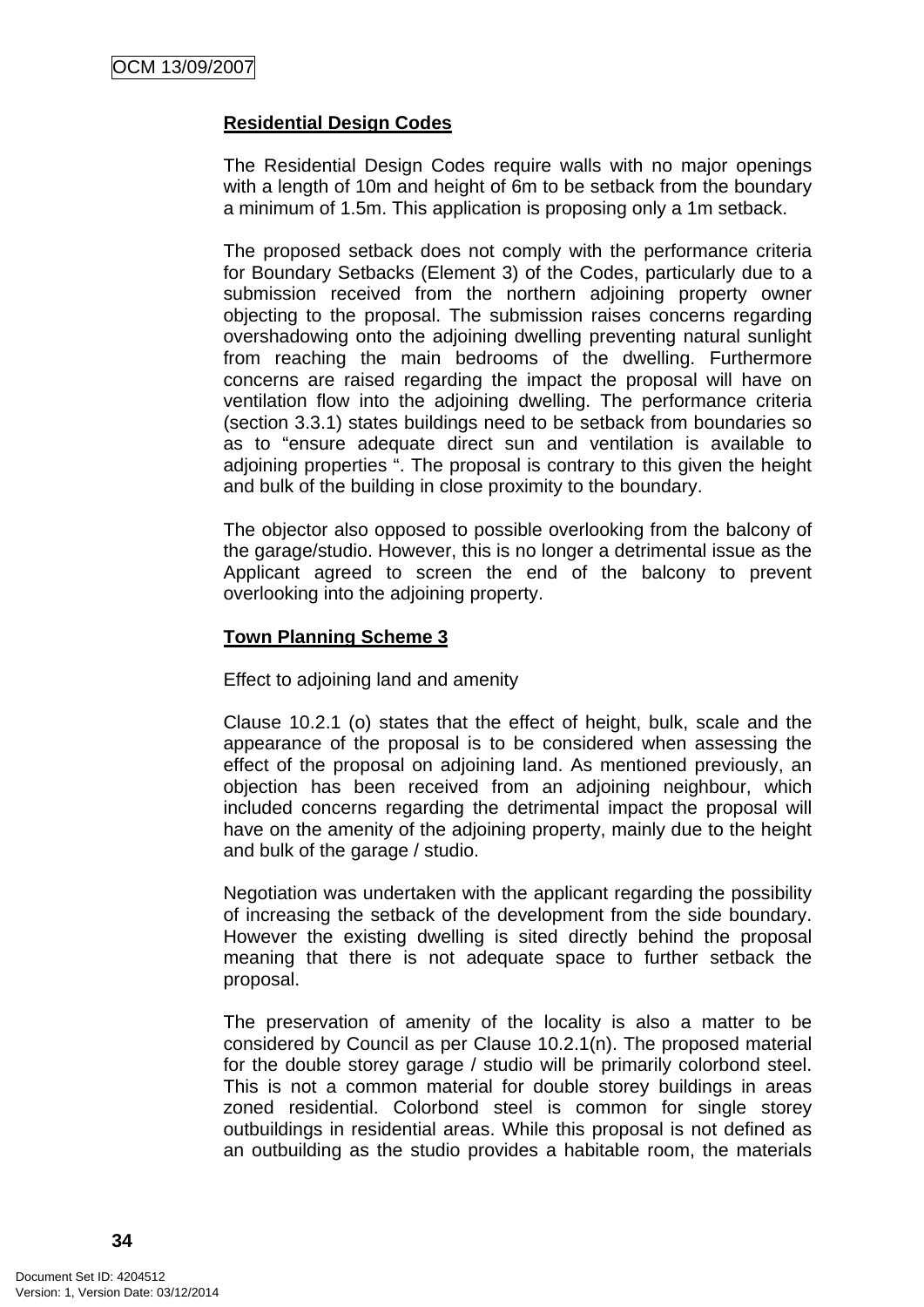**Residential Design Codes**

The Residential Design Codes require walls with no major openings with a length of 10m and height of 6m to be setback from the boundary a minimum of 1.5m. This application is proposing only a 1m setback.

The proposed setback does not comply with the performance criteria for Boundary Setbacks (Element 3) of the Codes, particularly due to a submission received from the northern adjoining property owner objecting to the proposal. The submission raises concerns regarding overshadowing onto the adjoining dwelling preventing natural sunlight from reaching the main bedrooms of the dwelling. Furthermore concerns are raised regarding the impact the proposal will have on ventilation flow into the adjoining dwelling. The performance criteria (section 3.3.1) states buildings need to be setback from boundaries so as to "ensure adequate direct sun and ventilation is available to adjoining properties ". The proposal is contrary to this given the height and bulk of the building in close proximity to the boundary.

The objector also opposed to possible overlooking from the balcony of the garage/studio. However, this is no longer a detrimental issue as the Applicant agreed to screen the end of the balcony to prevent overlooking into the adjoining property.

**Town Planning Scheme 3**

Effect to adjoining land and amenity

Clause 10.2.1 (o) states that the effect of height, bulk, scale and the appearance of the proposal is to be considered when assessing the effect of the proposal on adjoining land. As mentioned previously, an objection has been received from an adjoining neighbour, which included concerns regarding the detrimental impact the proposal will have on the amenity of the adjoining property, mainly due to the height and bulk of the garage / studio.

Negotiation was undertaken with the applicant regarding the possibility of increasing the setback of the development from the side boundary. However the existing dwelling is sited directly behind the proposal meaning that there is not adequate space to further setback the proposal.

The preservation of amenity of the locality is also a matter to be considered by Council as per Clause 10.2.1(n). The proposed material for the double storey garage / studio will be primarily colorbond steel. This is not a common material for double storey buildings in areas zoned residential. Colorbond steel is common for single storey outbuildings in residential areas. While this proposal is not defined as an outbuilding as the studio provides a habitable room, the materials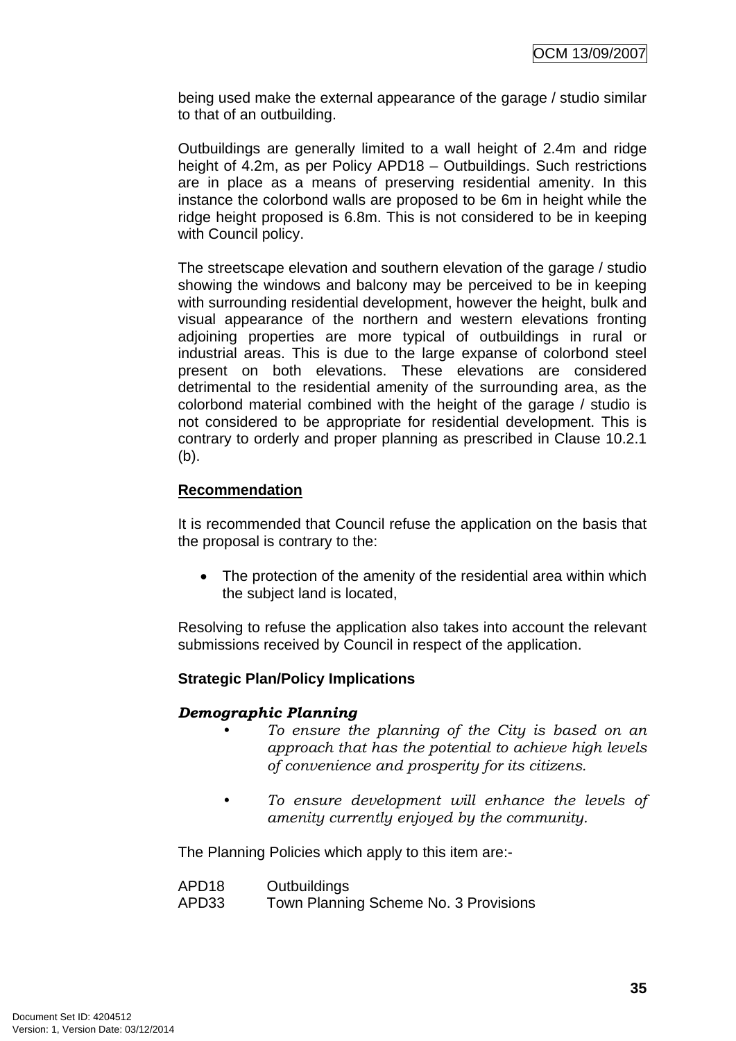being used make the external appearance of the garage / studio similar to that of an outbuilding.

Outbuildings are generally limited to a wall height of 2.4m and ridge height of 4.2m, as per Policy APD18 – Outbuildings. Such restrictions are in place as a means of preserving residential amenity. In this instance the colorbond walls are proposed to be 6m in height while the ridge height proposed is 6.8m. This is not considered to be in keeping with Council policy.

The streetscape elevation and southern elevation of the garage / studio showing the windows and balcony may be perceived to be in keeping with surrounding residential development, however the height, bulk and visual appearance of the northern and western elevations fronting adjoining properties are more typical of outbuildings in rural or industrial areas. This is due to the large expanse of colorbond steel present on both elevations. These elevations are considered detrimental to the residential amenity of the surrounding area, as the colorbond material combined with the height of the garage / studio is not considered to be appropriate for residential development. This is contrary to orderly and proper planning as prescribed in Clause 10.2.1 (b).

**Recommendation**

It is recommended that Council refuse the application on the basis that the proposal is contrary to the:

- The protection of the amenity of the residential area within which the subject land is located,

Resolving to refuse the application also takes into account the relevant submissions received by Council in respect of the application.

**Strategic Plan/Policy Implications**

***Demographic Planning***

- *To ensure the planning of the City is based on an approach that has the potential to achieve high levels of convenience and prosperity for its citizens.*
- *To ensure development will enhance the levels of amenity currently enjoyed by the community.*

The Planning Policies which apply to this item are:-

APD18 Outbuildings
APD33 Town Planning Scheme No. 3 Provisions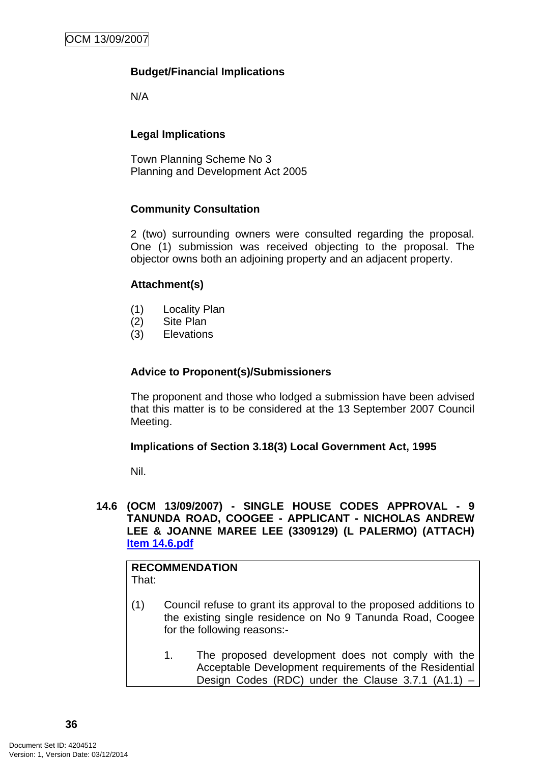**Budget/Financial Implications**

N/A

**Legal Implications**

Town Planning Scheme No 3
Planning and Development Act 2005

**Community Consultation**

2 (two) surrounding owners were consulted regarding the proposal. One (1) submission was received objecting to the proposal. The objector owns both an adjoining property and an adjacent property.

**Attachment(s)**

(1) Locality Plan
(2) Site Plan
(3) Elevations

**Advice to Proponent(s)/Submissioners**

The proponent and those who lodged a submission have been advised that this matter is to be considered at the 13 September 2007 Council Meeting.

**Implications of Section 3.18(3) Local Government Act, 1995**

Nil.

### 14.6 (OCM 13/09/2007) - SINGLE HOUSE CODES APPROVAL - 9 TANUNDA ROAD, COOGEE - APPLICANT - NICHOLAS ANDREW LEE & JOANNE MAREE LEE (3309129) (L PALERMO) (ATTACH) Item 14.6.pdf

**RECOMMENDATION**
That:

(1) Council refuse to grant its approval to the proposed additions to the existing single residence on No 9 Tanunda Road, Coogee for the following reasons:-

1. The proposed development does not comply with the Acceptable Development requirements of the Residential Design Codes (RDC) under the Clause 3.7.1 (A1.1) –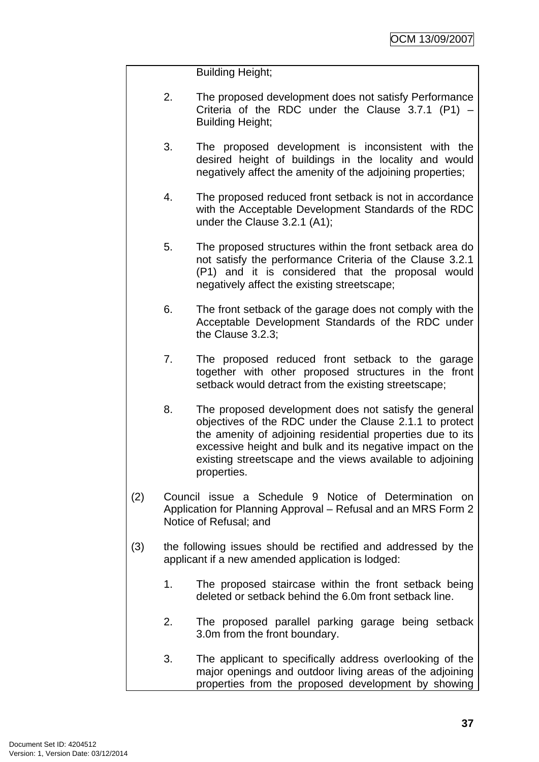Building Height;

2. The proposed development does not satisfy Performance Criteria of the RDC under the Clause 3.7.1 (P1) – Building Height;

3. The proposed development is inconsistent with the desired height of buildings in the locality and would negatively affect the amenity of the adjoining properties;

4. The proposed reduced front setback is not in accordance with the Acceptable Development Standards of the RDC under the Clause 3.2.1 (A1);

5. The proposed structures within the front setback area do not satisfy the performance Criteria of the Clause 3.2.1 (P1) and it is considered that the proposal would negatively affect the existing streetscape;

6. The front setback of the garage does not comply with the Acceptable Development Standards of the RDC under the Clause 3.2.3;

7. The proposed reduced front setback to the garage together with other proposed structures in the front setback would detract from the existing streetscape;

8. The proposed development does not satisfy the general objectives of the RDC under the Clause 2.1.1 to protect the amenity of adjoining residential properties due to its excessive height and bulk and its negative impact on the existing streetscape and the views available to adjoining properties.

(2) Council issue a Schedule 9 Notice of Determination on Application for Planning Approval – Refusal and an MRS Form 2 Notice of Refusal; and

(3) the following issues should be rectified and addressed by the applicant if a new amended application is lodged:

1. The proposed staircase within the front setback being deleted or setback behind the 6.0m front setback line.

2. The proposed parallel parking garage being setback 3.0m from the front boundary.

3. The applicant to specifically address overlooking of the major openings and outdoor living areas of the adjoining properties from the proposed development by showing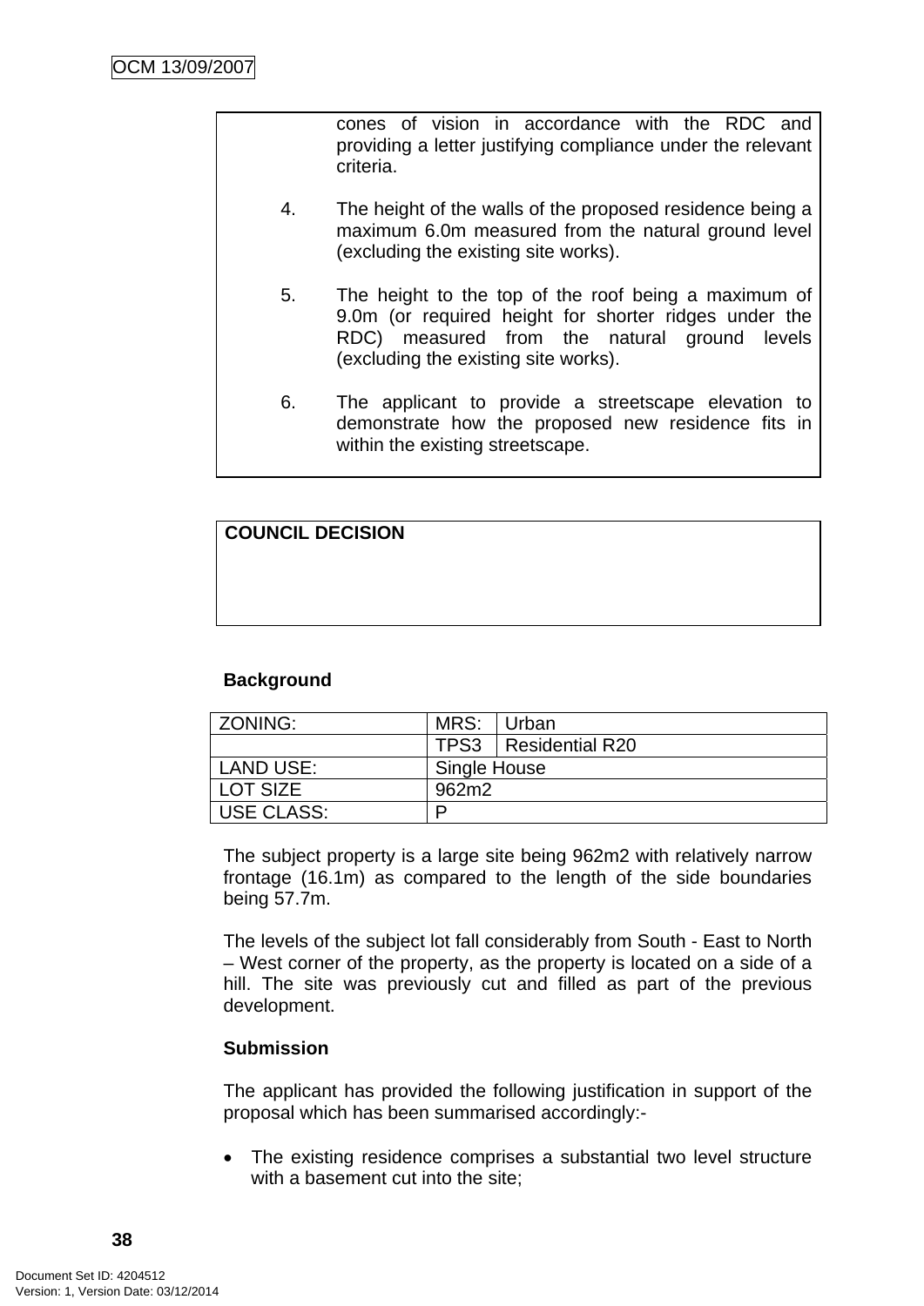cones of vision in accordance with the RDC and providing a letter justifying compliance under the relevant criteria.

4. The height of the walls of the proposed residence being a maximum 6.0m measured from the natural ground level (excluding the existing site works).

5. The height to the top of the roof being a maximum of 9.0m (or required height for shorter ridges under the RDC) measured from the natural ground levels (excluding the existing site works).

6. The applicant to provide a streetscape elevation to demonstrate how the proposed new residence fits in within the existing streetscape.

**COUNCIL DECISION**

**Background**

| ZONING: | MRS: | Urban |
|---|---|---|
| | TPS3 | Residential R20 |
| LAND USE: | Single House | |
| LOT SIZE | 962m2 | |
| USE CLASS: | P | |

The subject property is a large site being 962m2 with relatively narrow frontage (16.1m) as compared to the length of the side boundaries being 57.7m.

The levels of the subject lot fall considerably from South - East to North – West corner of the property, as the property is located on a side of a hill. The site was previously cut and filled as part of the previous development.

**Submission**

The applicant has provided the following justification in support of the proposal which has been summarised accordingly:-

- The existing residence comprises a substantial two level structure with a basement cut into the site;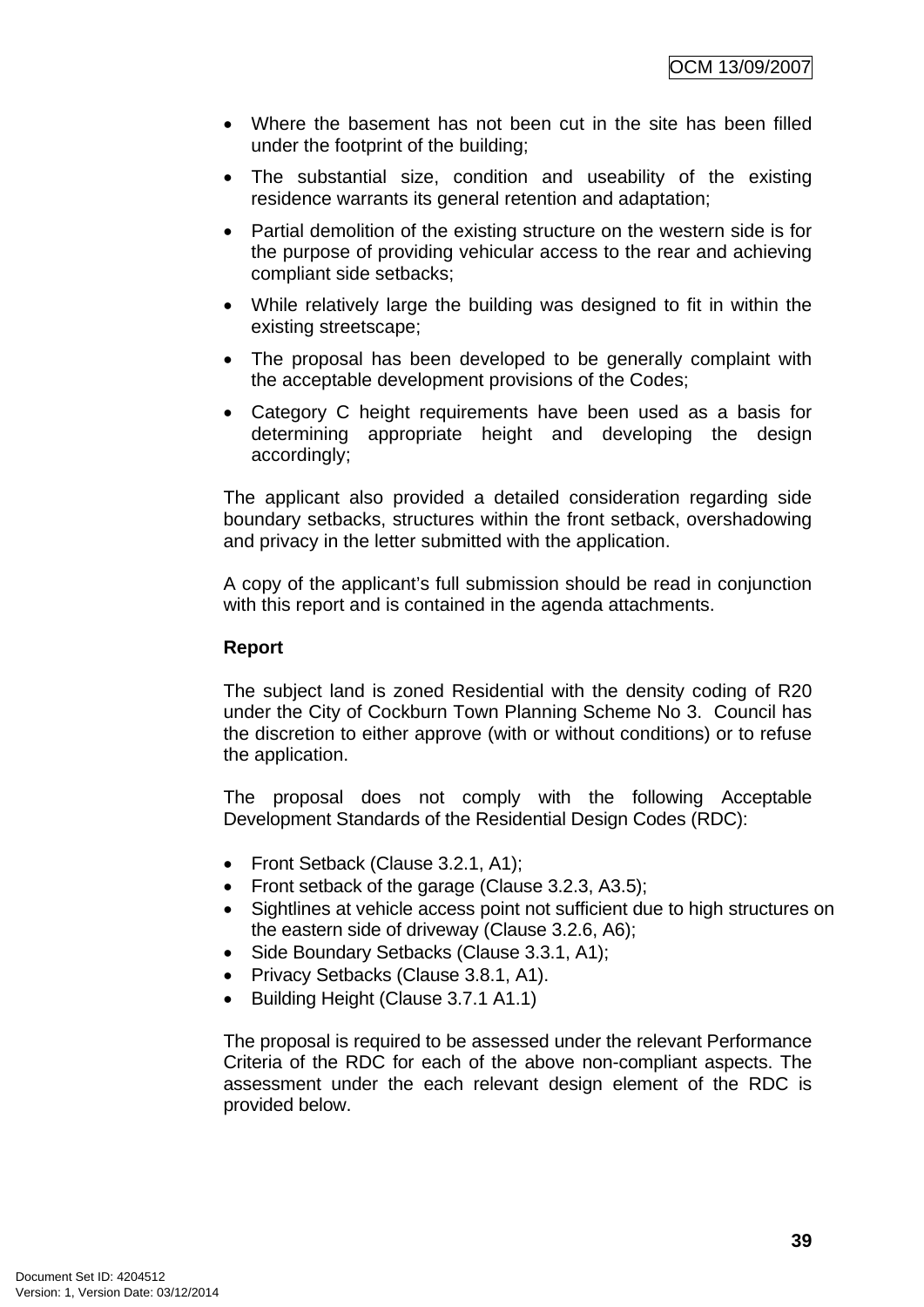- Where the basement has not been cut in the site has been filled under the footprint of the building;
- The substantial size, condition and useability of the existing residence warrants its general retention and adaptation;
- Partial demolition of the existing structure on the western side is for the purpose of providing vehicular access to the rear and achieving compliant side setbacks;
- While relatively large the building was designed to fit in within the existing streetscape;
- The proposal has been developed to be generally complaint with the acceptable development provisions of the Codes;
- Category C height requirements have been used as a basis for determining appropriate height and developing the design accordingly;

The applicant also provided a detailed consideration regarding side boundary setbacks, structures within the front setback, overshadowing and privacy in the letter submitted with the application.

A copy of the applicant's full submission should be read in conjunction with this report and is contained in the agenda attachments.

**Report**

The subject land is zoned Residential with the density coding of R20 under the City of Cockburn Town Planning Scheme No 3. Council has the discretion to either approve (with or without conditions) or to refuse the application.

The proposal does not comply with the following Acceptable Development Standards of the Residential Design Codes (RDC):

- Front Setback (Clause 3.2.1, A1);
- Front setback of the garage (Clause 3.2.3, A3.5);
- Sightlines at vehicle access point not sufficient due to high structures on the eastern side of driveway (Clause 3.2.6, A6);
- Side Boundary Setbacks (Clause 3.3.1, A1);
- Privacy Setbacks (Clause 3.8.1, A1).
- Building Height (Clause 3.7.1 A1.1)

The proposal is required to be assessed under the relevant Performance Criteria of the RDC for each of the above non-compliant aspects. The assessment under the each relevant design element of the RDC is provided below.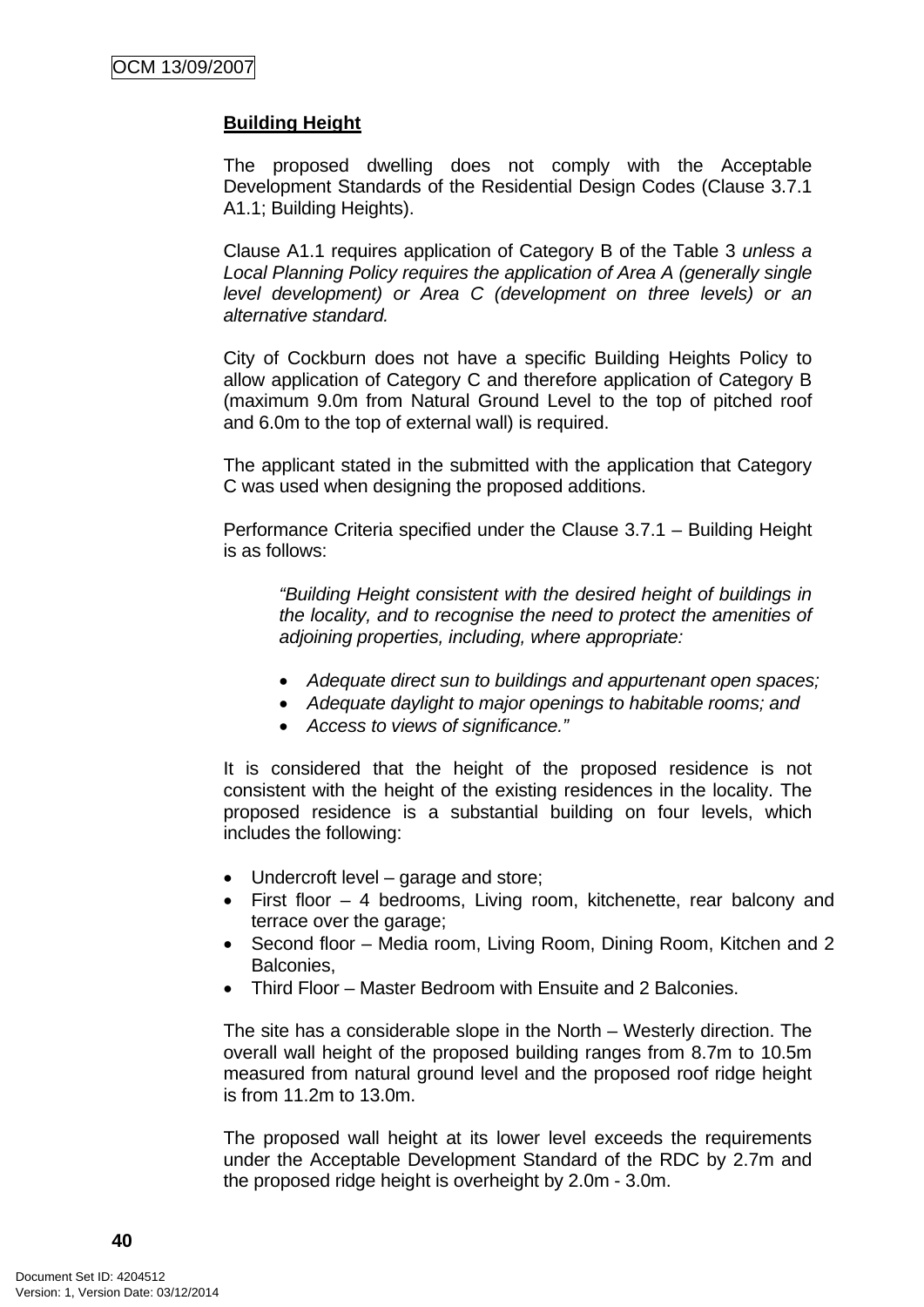**Building Height**

The proposed dwelling does not comply with the Acceptable Development Standards of the Residential Design Codes (Clause 3.7.1 A1.1; Building Heights).

Clause A1.1 requires application of Category B of the Table 3 *unless a Local Planning Policy requires the application of Area A (generally single level development) or Area C (development on three levels) or an alternative standard.*

City of Cockburn does not have a specific Building Heights Policy to allow application of Category C and therefore application of Category B (maximum 9.0m from Natural Ground Level to the top of pitched roof and 6.0m to the top of external wall) is required.

The applicant stated in the submitted with the application that Category C was used when designing the proposed additions.

Performance Criteria specified under the Clause 3.7.1 – Building Height is as follows:

> *"Building Height consistent with the desired height of buildings in the locality, and to recognise the need to protect the amenities of adjoining properties, including, where appropriate:*
>
> - *Adequate direct sun to buildings and appurtenant open spaces;*
> - *Adequate daylight to major openings to habitable rooms; and*
> - *Access to views of significance."*

It is considered that the height of the proposed residence is not consistent with the height of the existing residences in the locality. The proposed residence is a substantial building on four levels, which includes the following:

- Undercroft level – garage and store;
- First floor – 4 bedrooms, Living room, kitchenette, rear balcony and terrace over the garage;
- Second floor – Media room, Living Room, Dining Room, Kitchen and 2 Balconies,
- Third Floor – Master Bedroom with Ensuite and 2 Balconies.

The site has a considerable slope in the North – Westerly direction. The overall wall height of the proposed building ranges from 8.7m to 10.5m measured from natural ground level and the proposed roof ridge height is from 11.2m to 13.0m.

The proposed wall height at its lower level exceeds the requirements under the Acceptable Development Standard of the RDC by 2.7m and the proposed ridge height is overheight by 2.0m - 3.0m.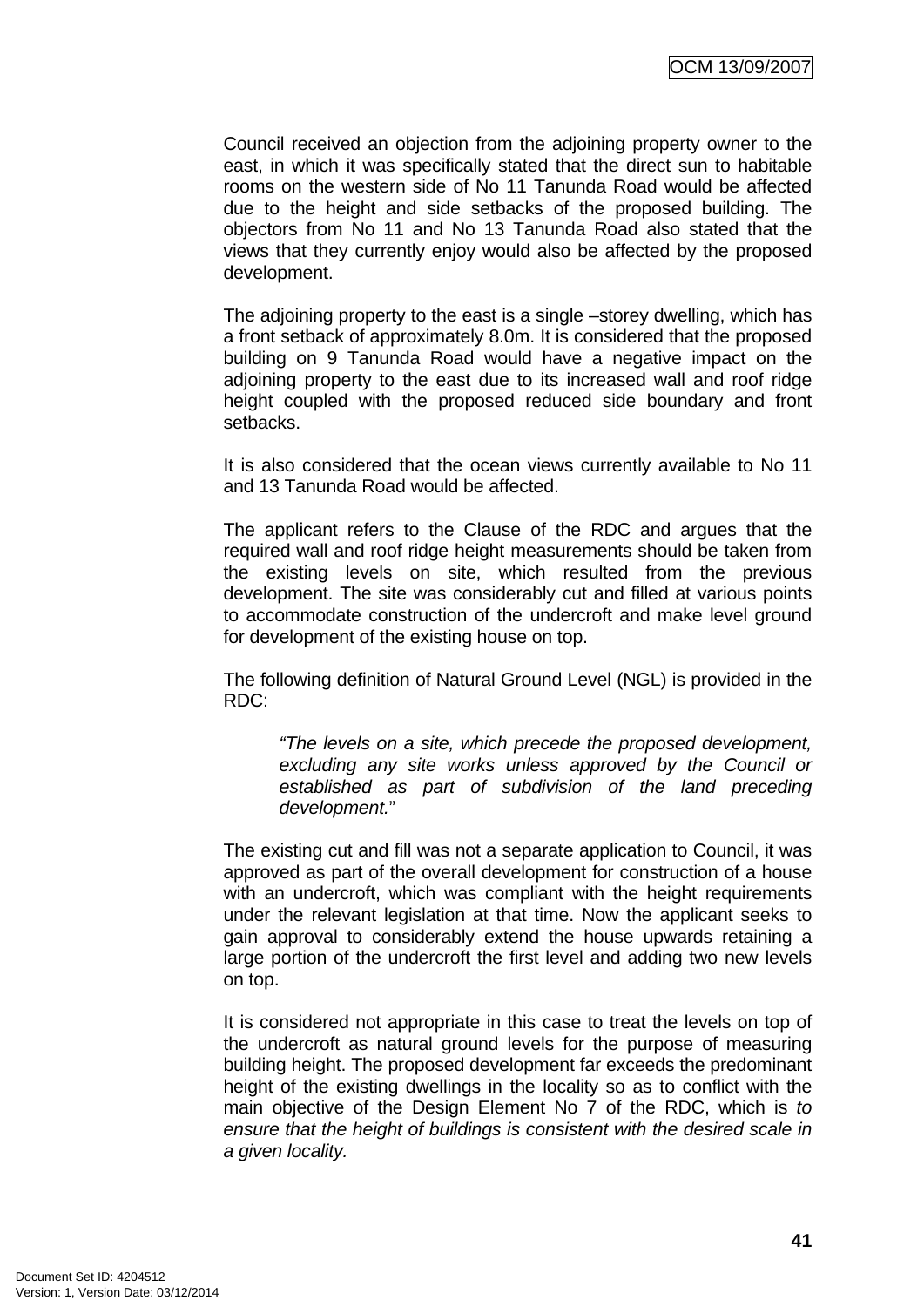Council received an objection from the adjoining property owner to the east, in which it was specifically stated that the direct sun to habitable rooms on the western side of No 11 Tanunda Road would be affected due to the height and side setbacks of the proposed building. The objectors from No 11 and No 13 Tanunda Road also stated that the views that they currently enjoy would also be affected by the proposed development.

The adjoining property to the east is a single –storey dwelling, which has a front setback of approximately 8.0m. It is considered that the proposed building on 9 Tanunda Road would have a negative impact on the adjoining property to the east due to its increased wall and roof ridge height coupled with the proposed reduced side boundary and front setbacks.

It is also considered that the ocean views currently available to No 11 and 13 Tanunda Road would be affected.

The applicant refers to the Clause of the RDC and argues that the required wall and roof ridge height measurements should be taken from the existing levels on site, which resulted from the previous development. The site was considerably cut and filled at various points to accommodate construction of the undercroft and make level ground for development of the existing house on top.

The following definition of Natural Ground Level (NGL) is provided in the RDC:

> *"The levels on a site, which precede the proposed development, excluding any site works unless approved by the Council or established as part of subdivision of the land preceding development.*"

The existing cut and fill was not a separate application to Council, it was approved as part of the overall development for construction of a house with an undercroft, which was compliant with the height requirements under the relevant legislation at that time. Now the applicant seeks to gain approval to considerably extend the house upwards retaining a large portion of the undercroft the first level and adding two new levels on top.

It is considered not appropriate in this case to treat the levels on top of the undercroft as natural ground levels for the purpose of measuring building height. The proposed development far exceeds the predominant height of the existing dwellings in the locality so as to conflict with the main objective of the Design Element No 7 of the RDC, which is *to ensure that the height of buildings is consistent with the desired scale in a given locality.*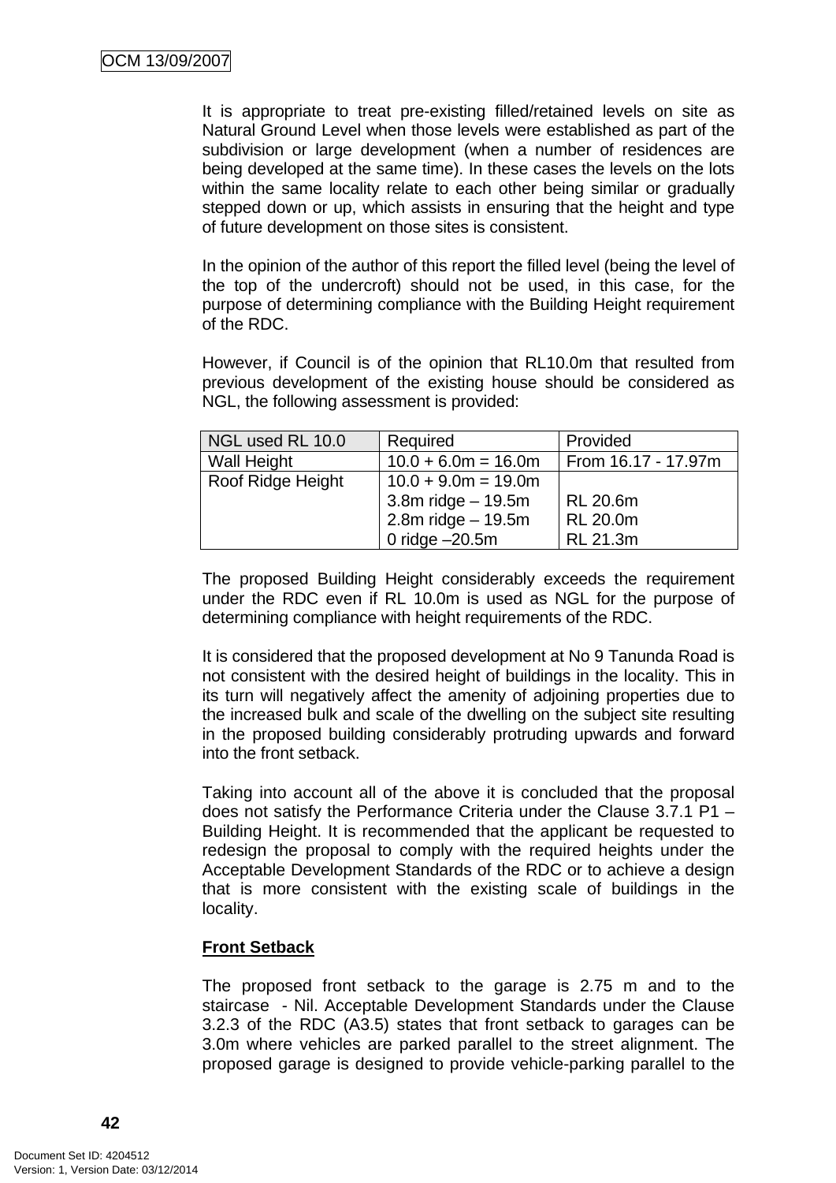It is appropriate to treat pre-existing filled/retained levels on site as Natural Ground Level when those levels were established as part of the subdivision or large development (when a number of residences are being developed at the same time). In these cases the levels on the lots within the same locality relate to each other being similar or gradually stepped down or up, which assists in ensuring that the height and type of future development on those sites is consistent.

In the opinion of the author of this report the filled level (being the level of the top of the undercroft) should not be used, in this case, for the purpose of determining compliance with the Building Height requirement of the RDC.

However, if Council is of the opinion that RL10.0m that resulted from previous development of the existing house should be considered as NGL, the following assessment is provided:

| NGL used RL 10.0 | Required | Provided |
|---|---|---|
| Wall Height | 10.0 + 6.0m = 16.0m | From 16.17 - 17.97m |
| Roof Ridge Height | 10.0 + 9.0m = 19.0m<br>3.8m ridge – 19.5m<br>2.8m ridge – 19.5m<br>0 ridge –20.5m | <br>RL 20.6m<br>RL 20.0m<br>RL 21.3m |

The proposed Building Height considerably exceeds the requirement under the RDC even if RL 10.0m is used as NGL for the purpose of determining compliance with height requirements of the RDC.

It is considered that the proposed development at No 9 Tanunda Road is not consistent with the desired height of buildings in the locality. This in its turn will negatively affect the amenity of adjoining properties due to the increased bulk and scale of the dwelling on the subject site resulting in the proposed building considerably protruding upwards and forward into the front setback.

Taking into account all of the above it is concluded that the proposal does not satisfy the Performance Criteria under the Clause 3.7.1 P1 – Building Height. It is recommended that the applicant be requested to redesign the proposal to comply with the required heights under the Acceptable Development Standards of the RDC or to achieve a design that is more consistent with the existing scale of buildings in the locality.

**Front Setback**

The proposed front setback to the garage is 2.75 m and to the staircase - Nil. Acceptable Development Standards under the Clause 3.2.3 of the RDC (A3.5) states that front setback to garages can be 3.0m where vehicles are parked parallel to the street alignment. The proposed garage is designed to provide vehicle-parking parallel to the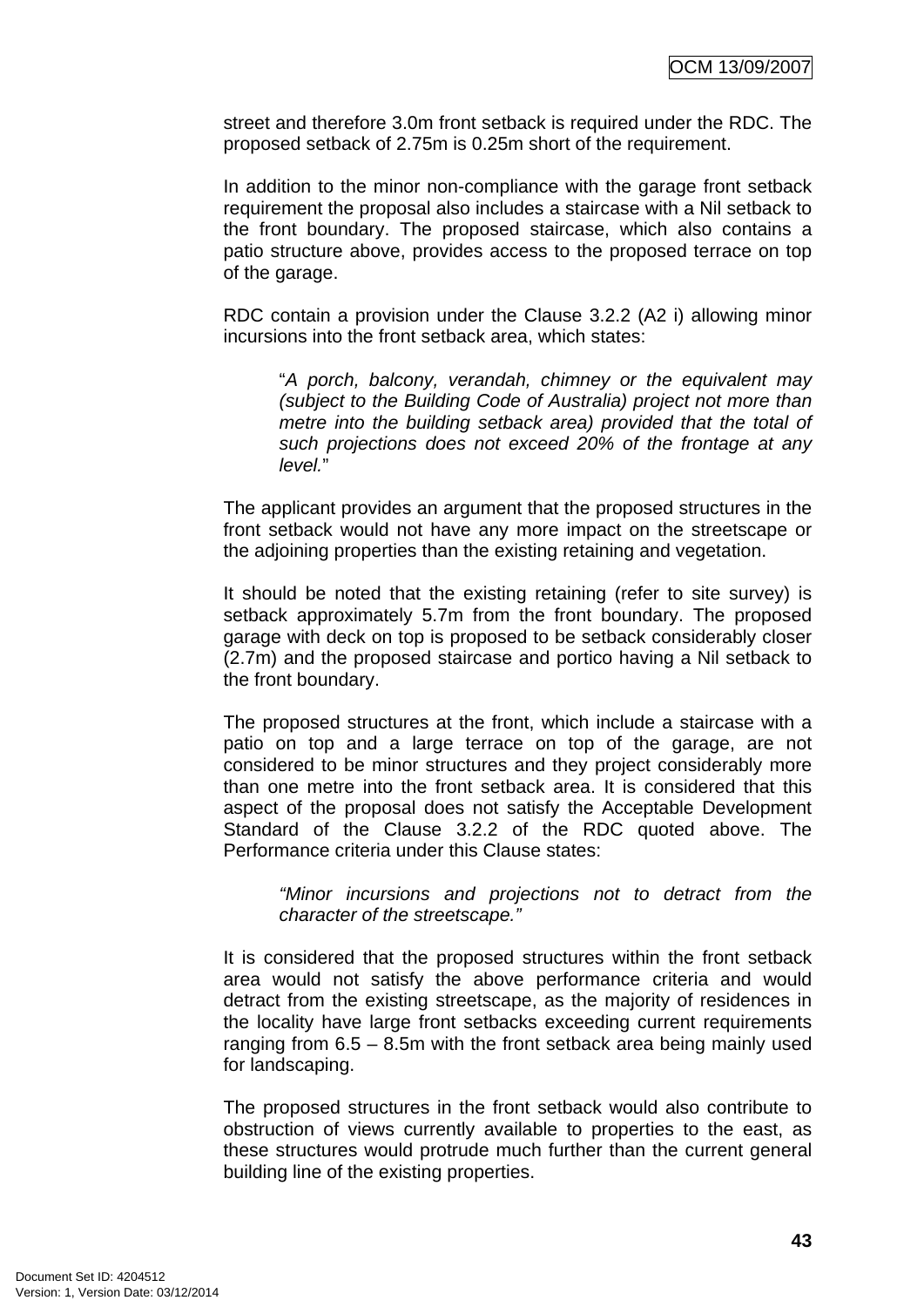street and therefore 3.0m front setback is required under the RDC. The proposed setback of 2.75m is 0.25m short of the requirement.

In addition to the minor non-compliance with the garage front setback requirement the proposal also includes a staircase with a Nil setback to the front boundary. The proposed staircase, which also contains a patio structure above, provides access to the proposed terrace on top of the garage.

RDC contain a provision under the Clause 3.2.2 (A2 i) allowing minor incursions into the front setback area, which states:

> "*A porch, balcony, verandah, chimney or the equivalent may (subject to the Building Code of Australia) project not more than metre into the building setback area) provided that the total of such projections does not exceed 20% of the frontage at any level.*"

The applicant provides an argument that the proposed structures in the front setback would not have any more impact on the streetscape or the adjoining properties than the existing retaining and vegetation.

It should be noted that the existing retaining (refer to site survey) is setback approximately 5.7m from the front boundary. The proposed garage with deck on top is proposed to be setback considerably closer (2.7m) and the proposed staircase and portico having a Nil setback to the front boundary.

The proposed structures at the front, which include a staircase with a patio on top and a large terrace on top of the garage, are not considered to be minor structures and they project considerably more than one metre into the front setback area. It is considered that this aspect of the proposal does not satisfy the Acceptable Development Standard of the Clause 3.2.2 of the RDC quoted above. The Performance criteria under this Clause states:

> *"Minor incursions and projections not to detract from the character of the streetscape."*

It is considered that the proposed structures within the front setback area would not satisfy the above performance criteria and would detract from the existing streetscape, as the majority of residences in the locality have large front setbacks exceeding current requirements ranging from 6.5 – 8.5m with the front setback area being mainly used for landscaping.

The proposed structures in the front setback would also contribute to obstruction of views currently available to properties to the east, as these structures would protrude much further than the current general building line of the existing properties.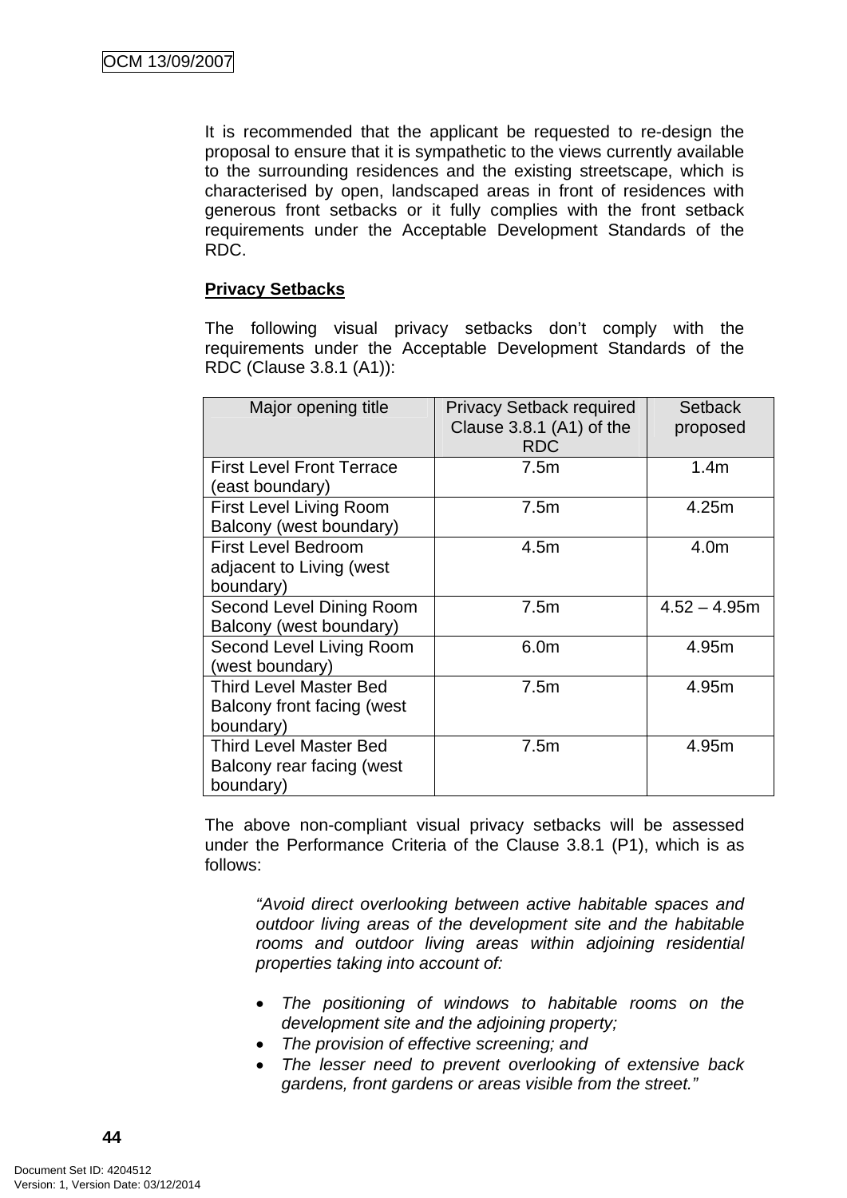It is recommended that the applicant be requested to re-design the proposal to ensure that it is sympathetic to the views currently available to the surrounding residences and the existing streetscape, which is characterised by open, landscaped areas in front of residences with generous front setbacks or it fully complies with the front setback requirements under the Acceptable Development Standards of the RDC.

**Privacy Setbacks**

The following visual privacy setbacks don't comply with the requirements under the Acceptable Development Standards of the RDC (Clause 3.8.1 (A1)):

| Major opening title | Privacy Setback required Clause 3.8.1 (A1) of the RDC | Setback proposed |
|---|---|---|
| First Level Front Terrace (east boundary) | 7.5m | 1.4m |
| First Level Living Room Balcony (west boundary) | 7.5m | 4.25m |
| First Level Bedroom adjacent to Living (west boundary) | 4.5m | 4.0m |
| Second Level Dining Room Balcony (west boundary) | 7.5m | 4.52 – 4.95m |
| Second Level Living Room (west boundary) | 6.0m | 4.95m |
| Third Level Master Bed Balcony front facing (west boundary) | 7.5m | 4.95m |
| Third Level Master Bed Balcony rear facing (west boundary) | 7.5m | 4.95m |

The above non-compliant visual privacy setbacks will be assessed under the Performance Criteria of the Clause 3.8.1 (P1), which is as follows:

> *"Avoid direct overlooking between active habitable spaces and outdoor living areas of the development site and the habitable rooms and outdoor living areas within adjoining residential properties taking into account of:*
>
> - *The positioning of windows to habitable rooms on the development site and the adjoining property;*
> - *The provision of effective screening; and*
> - *The lesser need to prevent overlooking of extensive back gardens, front gardens or areas visible from the street."*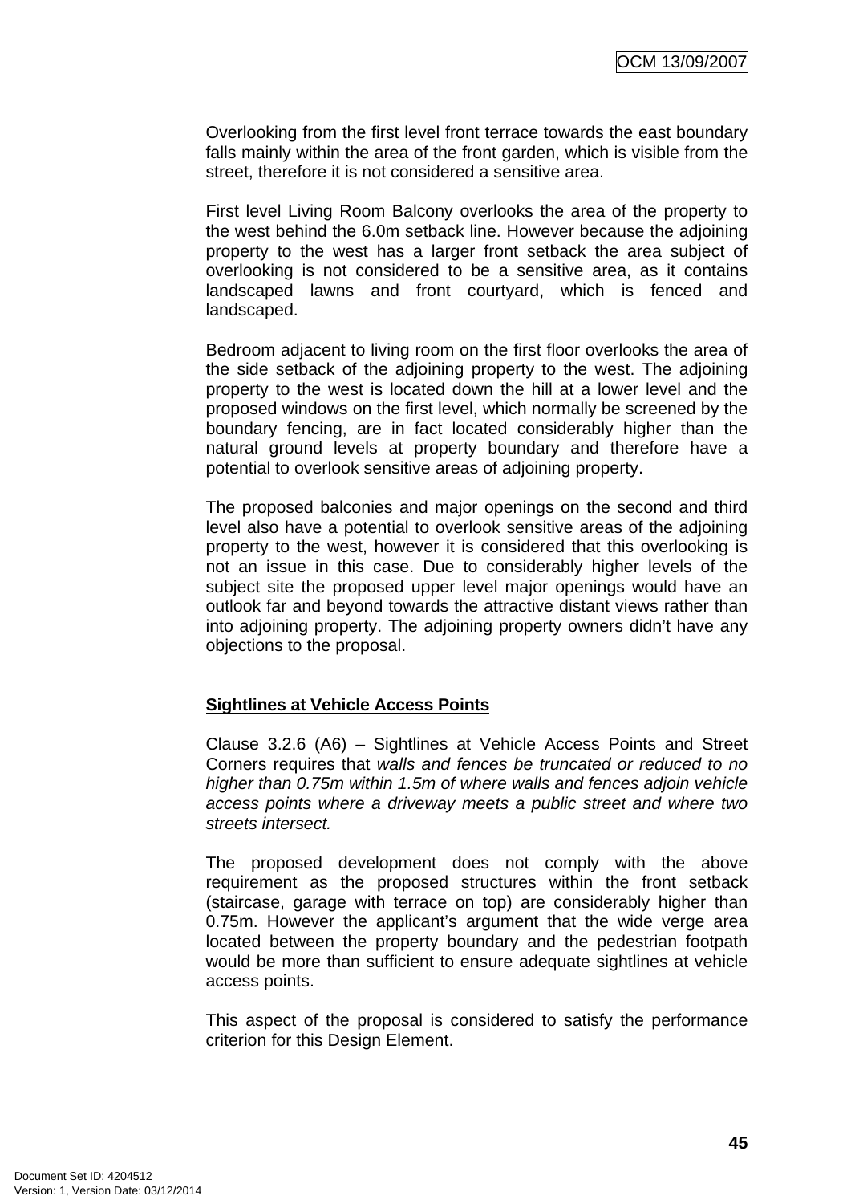Overlooking from the first level front terrace towards the east boundary falls mainly within the area of the front garden, which is visible from the street, therefore it is not considered a sensitive area.

First level Living Room Balcony overlooks the area of the property to the west behind the 6.0m setback line. However because the adjoining property to the west has a larger front setback the area subject of overlooking is not considered to be a sensitive area, as it contains landscaped lawns and front courtyard, which is fenced and landscaped.

Bedroom adjacent to living room on the first floor overlooks the area of the side setback of the adjoining property to the west. The adjoining property to the west is located down the hill at a lower level and the proposed windows on the first level, which normally be screened by the boundary fencing, are in fact located considerably higher than the natural ground levels at property boundary and therefore have a potential to overlook sensitive areas of adjoining property.

The proposed balconies and major openings on the second and third level also have a potential to overlook sensitive areas of the adjoining property to the west, however it is considered that this overlooking is not an issue in this case. Due to considerably higher levels of the subject site the proposed upper level major openings would have an outlook far and beyond towards the attractive distant views rather than into adjoining property. The adjoining property owners didn't have any objections to the proposal.

**Sightlines at Vehicle Access Points**

Clause 3.2.6 (A6) – Sightlines at Vehicle Access Points and Street Corners requires that *walls and fences be truncated or reduced to no higher than 0.75m within 1.5m of where walls and fences adjoin vehicle access points where a driveway meets a public street and where two streets intersect.*

The proposed development does not comply with the above requirement as the proposed structures within the front setback (staircase, garage with terrace on top) are considerably higher than 0.75m. However the applicant's argument that the wide verge area located between the property boundary and the pedestrian footpath would be more than sufficient to ensure adequate sightlines at vehicle access points.

This aspect of the proposal is considered to satisfy the performance criterion for this Design Element.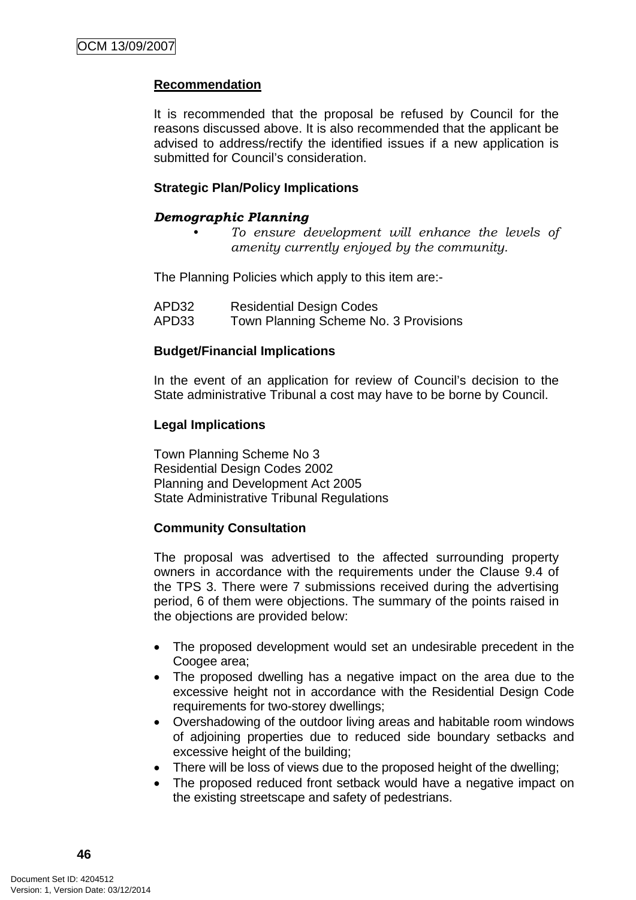**Recommendation**

It is recommended that the proposal be refused by Council for the reasons discussed above. It is also recommended that the applicant be advised to address/rectify the identified issues if a new application is submitted for Council's consideration.

**Strategic Plan/Policy Implications**

***Demographic Planning***

- *To ensure development will enhance the levels of amenity currently enjoyed by the community.*

The Planning Policies which apply to this item are:-

APD32 Residential Design Codes
APD33 Town Planning Scheme No. 3 Provisions

**Budget/Financial Implications**

In the event of an application for review of Council's decision to the State administrative Tribunal a cost may have to be borne by Council.

**Legal Implications**

Town Planning Scheme No 3
Residential Design Codes 2002
Planning and Development Act 2005
State Administrative Tribunal Regulations

**Community Consultation**

The proposal was advertised to the affected surrounding property owners in accordance with the requirements under the Clause 9.4 of the TPS 3. There were 7 submissions received during the advertising period, 6 of them were objections. The summary of the points raised in the objections are provided below:

- The proposed development would set an undesirable precedent in the Coogee area;
- The proposed dwelling has a negative impact on the area due to the excessive height not in accordance with the Residential Design Code requirements for two-storey dwellings;
- Overshadowing of the outdoor living areas and habitable room windows of adjoining properties due to reduced side boundary setbacks and excessive height of the building;
- There will be loss of views due to the proposed height of the dwelling;
- The proposed reduced front setback would have a negative impact on the existing streetscape and safety of pedestrians.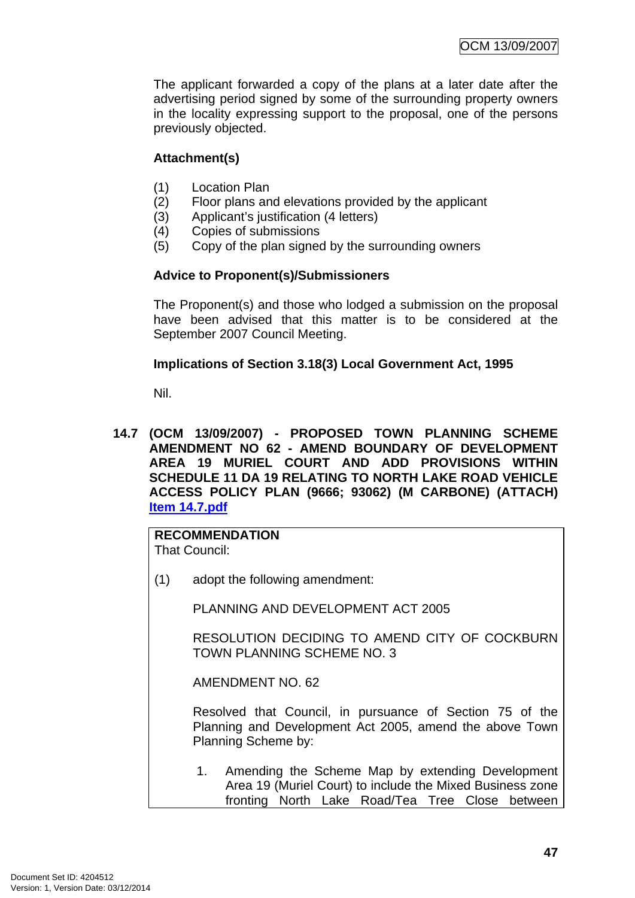The applicant forwarded a copy of the plans at a later date after the advertising period signed by some of the surrounding property owners in the locality expressing support to the proposal, one of the persons previously objected.

**Attachment(s)**

(1) Location Plan
(2) Floor plans and elevations provided by the applicant
(3) Applicant's justification (4 letters)
(4) Copies of submissions
(5) Copy of the plan signed by the surrounding owners

**Advice to Proponent(s)/Submissioners**

The Proponent(s) and those who lodged a submission on the proposal have been advised that this matter is to be considered at the September 2007 Council Meeting.

**Implications of Section 3.18(3) Local Government Act, 1995**

Nil.

## 14.7 (OCM 13/09/2007) - PROPOSED TOWN PLANNING SCHEME AMENDMENT NO 62 - AMEND BOUNDARY OF DEVELOPMENT AREA 19 MURIEL COURT AND ADD PROVISIONS WITHIN SCHEDULE 11 DA 19 RELATING TO NORTH LAKE ROAD VEHICLE ACCESS POLICY PLAN (9666; 93062) (M CARBONE) (ATTACH) Item 14.7.pdf

**RECOMMENDATION**
That Council:

(1) adopt the following amendment:

PLANNING AND DEVELOPMENT ACT 2005

RESOLUTION DECIDING TO AMEND CITY OF COCKBURN TOWN PLANNING SCHEME NO. 3

AMENDMENT NO. 62

Resolved that Council, in pursuance of Section 75 of the Planning and Development Act 2005, amend the above Town Planning Scheme by:

1. Amending the Scheme Map by extending Development Area 19 (Muriel Court) to include the Mixed Business zone fronting North Lake Road/Tea Tree Close between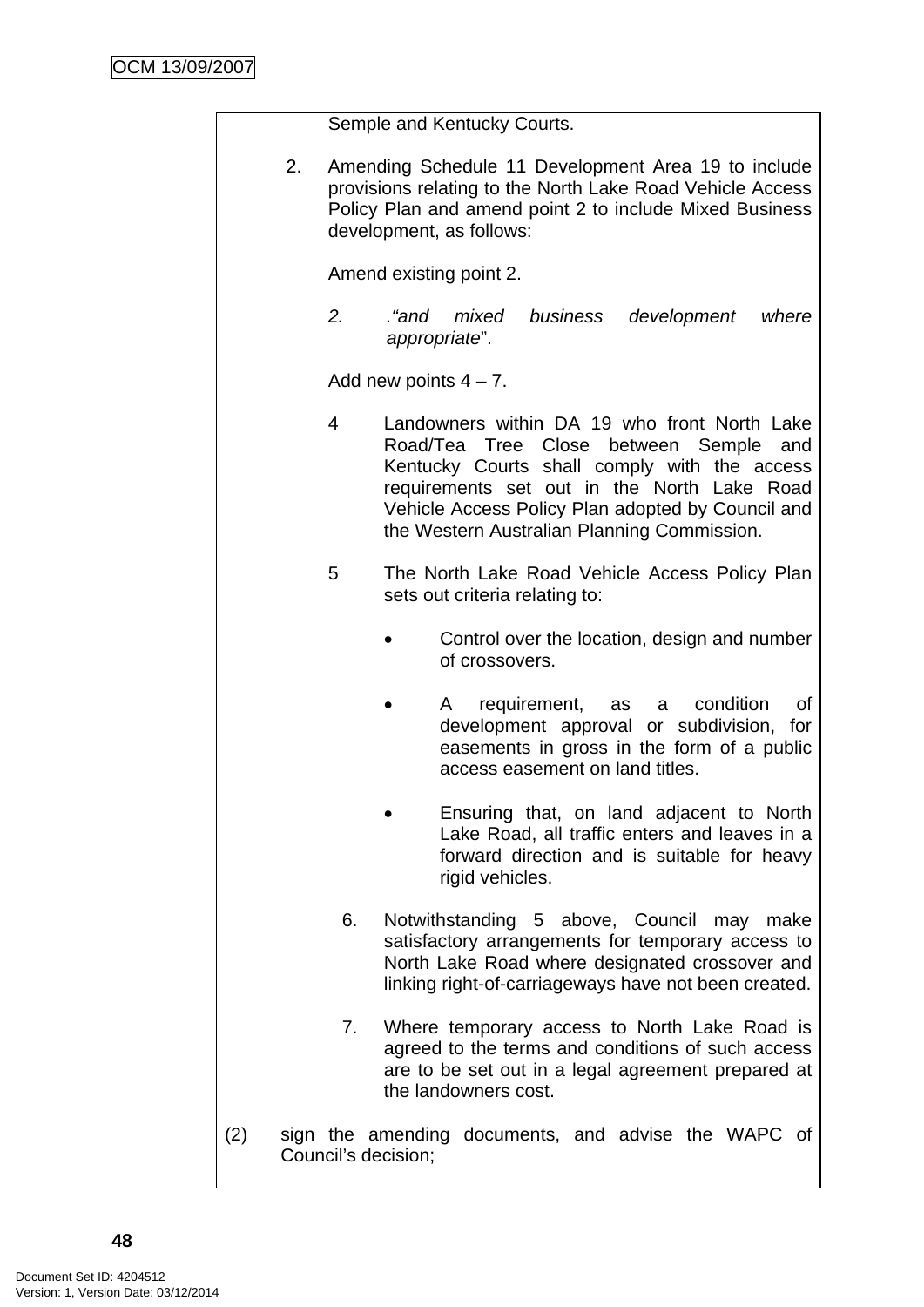Semple and Kentucky Courts.

2. Amending Schedule 11 Development Area 19 to include provisions relating to the North Lake Road Vehicle Access Policy Plan and amend point 2 to include Mixed Business development, as follows:

   Amend existing point 2.

   *2. ."and mixed business development where appropriate*".

   Add new points 4 – 7.

   4 Landowners within DA 19 who front North Lake Road/Tea Tree Close between Semple and Kentucky Courts shall comply with the access requirements set out in the North Lake Road Vehicle Access Policy Plan adopted by Council and the Western Australian Planning Commission.

   5 The North Lake Road Vehicle Access Policy Plan sets out criteria relating to:

   - Control over the location, design and number of crossovers.
   - A requirement, as a condition of development approval or subdivision, for easements in gross in the form of a public access easement on land titles.
   - Ensuring that, on land adjacent to North Lake Road, all traffic enters and leaves in a forward direction and is suitable for heavy rigid vehicles.

   6. Notwithstanding 5 above, Council may make satisfactory arrangements for temporary access to North Lake Road where designated crossover and linking right-of-carriageways have not been created.

   7. Where temporary access to North Lake Road is agreed to the terms and conditions of such access are to be set out in a legal agreement prepared at the landowners cost.

(2) sign the amending documents, and advise the WAPC of Council's decision;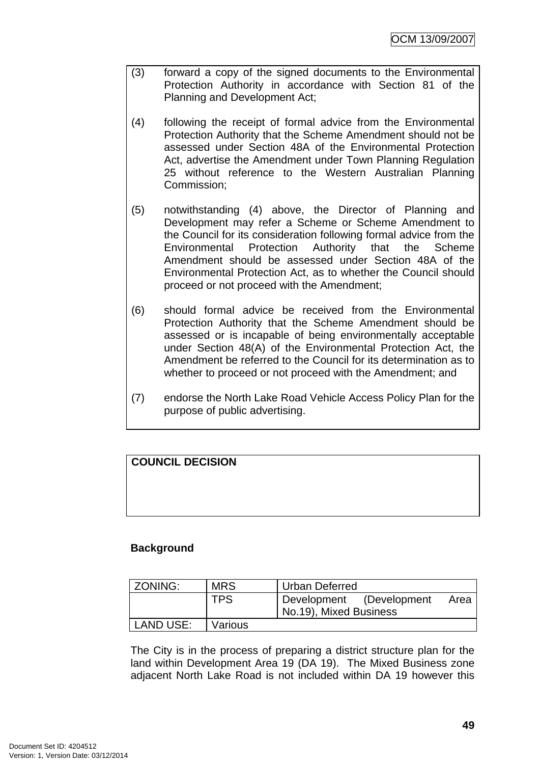(3) forward a copy of the signed documents to the Environmental Protection Authority in accordance with Section 81 of the Planning and Development Act;

(4) following the receipt of formal advice from the Environmental Protection Authority that the Scheme Amendment should not be assessed under Section 48A of the Environmental Protection Act, advertise the Amendment under Town Planning Regulation 25 without reference to the Western Australian Planning Commission;

(5) notwithstanding (4) above, the Director of Planning and Development may refer a Scheme or Scheme Amendment to the Council for its consideration following formal advice from the Environmental Protection Authority that the Scheme Amendment should be assessed under Section 48A of the Environmental Protection Act, as to whether the Council should proceed or not proceed with the Amendment;

(6) should formal advice be received from the Environmental Protection Authority that the Scheme Amendment should be assessed or is incapable of being environmentally acceptable under Section 48(A) of the Environmental Protection Act, the Amendment be referred to the Council for its determination as to whether to proceed or not proceed with the Amendment; and

(7) endorse the North Lake Road Vehicle Access Policy Plan for the purpose of public advertising.

**COUNCIL DECISION**

**Background**

| ZONING: | MRS | Urban Deferred |
|---|---|---|
| | TPS | Development (Development Area No.19), Mixed Business |
| LAND USE: | Various | |

The City is in the process of preparing a district structure plan for the land within Development Area 19 (DA 19). The Mixed Business zone adjacent North Lake Road is not included within DA 19 however this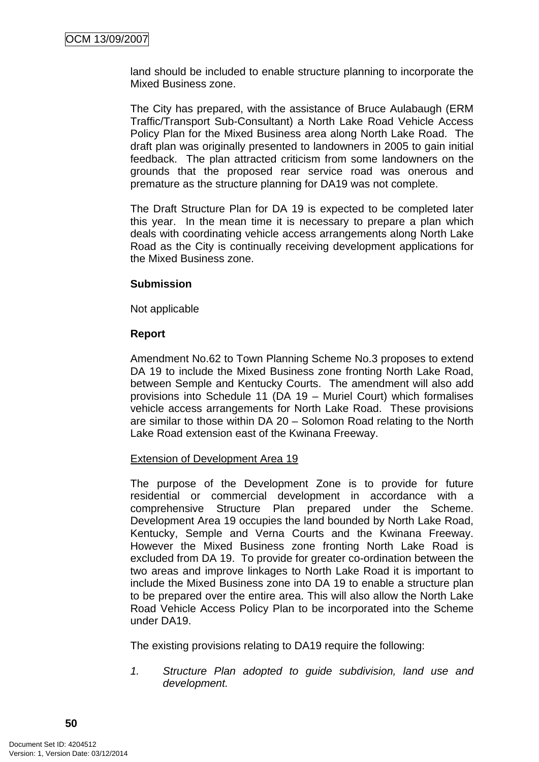land should be included to enable structure planning to incorporate the Mixed Business zone.

The City has prepared, with the assistance of Bruce Aulabaugh (ERM Traffic/Transport Sub-Consultant) a North Lake Road Vehicle Access Policy Plan for the Mixed Business area along North Lake Road. The draft plan was originally presented to landowners in 2005 to gain initial feedback. The plan attracted criticism from some landowners on the grounds that the proposed rear service road was onerous and premature as the structure planning for DA19 was not complete.

The Draft Structure Plan for DA 19 is expected to be completed later this year. In the mean time it is necessary to prepare a plan which deals with coordinating vehicle access arrangements along North Lake Road as the City is continually receiving development applications for the Mixed Business zone.

**Submission**

Not applicable

**Report**

Amendment No.62 to Town Planning Scheme No.3 proposes to extend DA 19 to include the Mixed Business zone fronting North Lake Road, between Semple and Kentucky Courts. The amendment will also add provisions into Schedule 11 (DA 19 – Muriel Court) which formalises vehicle access arrangements for North Lake Road. These provisions are similar to those within DA 20 – Solomon Road relating to the North Lake Road extension east of the Kwinana Freeway.

<u>Extension of Development Area 19</u>

The purpose of the Development Zone is to provide for future residential or commercial development in accordance with a comprehensive Structure Plan prepared under the Scheme. Development Area 19 occupies the land bounded by North Lake Road, Kentucky, Semple and Verna Courts and the Kwinana Freeway. However the Mixed Business zone fronting North Lake Road is excluded from DA 19. To provide for greater co-ordination between the two areas and improve linkages to North Lake Road it is important to include the Mixed Business zone into DA 19 to enable a structure plan to be prepared over the entire area. This will also allow the North Lake Road Vehicle Access Policy Plan to be incorporated into the Scheme under DA19.

The existing provisions relating to DA19 require the following:

1. *Structure Plan adopted to guide subdivision, land use and development.*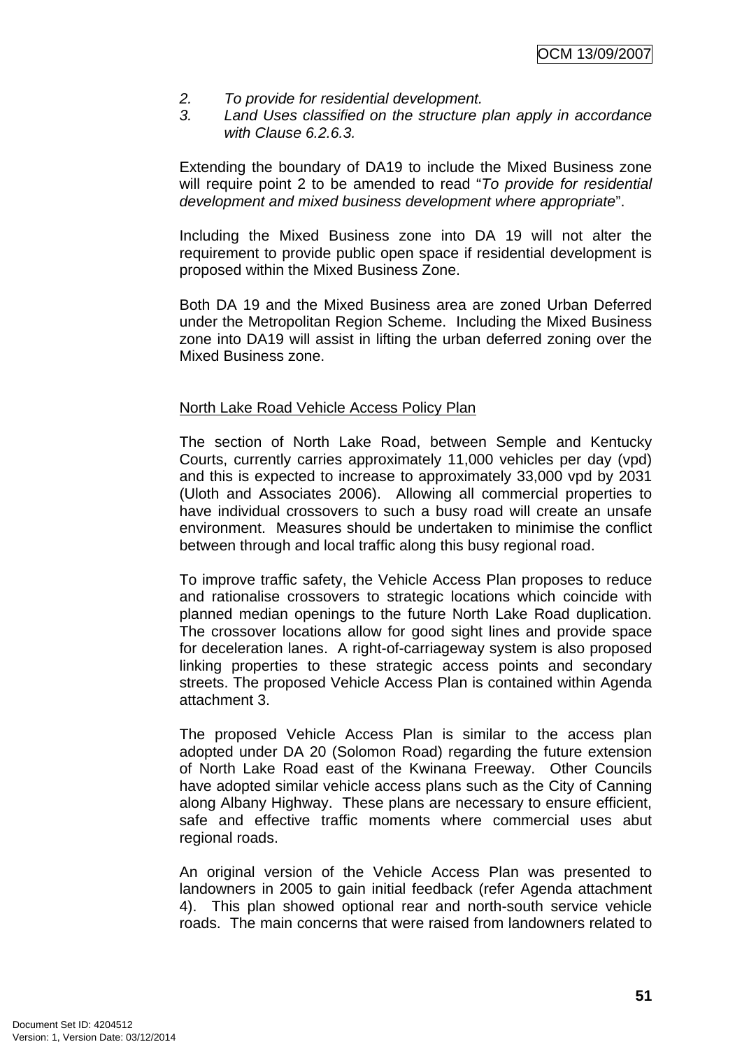2. *To provide for residential development.*
3. *Land Uses classified on the structure plan apply in accordance with Clause 6.2.6.3.*

Extending the boundary of DA19 to include the Mixed Business zone will require point 2 to be amended to read "*To provide for residential development and mixed business development where appropriate*".

Including the Mixed Business zone into DA 19 will not alter the requirement to provide public open space if residential development is proposed within the Mixed Business Zone.

Both DA 19 and the Mixed Business area are zoned Urban Deferred under the Metropolitan Region Scheme. Including the Mixed Business zone into DA19 will assist in lifting the urban deferred zoning over the Mixed Business zone.

<u>North Lake Road Vehicle Access Policy Plan</u>

The section of North Lake Road, between Semple and Kentucky Courts, currently carries approximately 11,000 vehicles per day (vpd) and this is expected to increase to approximately 33,000 vpd by 2031 (Uloth and Associates 2006). Allowing all commercial properties to have individual crossovers to such a busy road will create an unsafe environment. Measures should be undertaken to minimise the conflict between through and local traffic along this busy regional road.

To improve traffic safety, the Vehicle Access Plan proposes to reduce and rationalise crossovers to strategic locations which coincide with planned median openings to the future North Lake Road duplication. The crossover locations allow for good sight lines and provide space for deceleration lanes. A right-of-carriageway system is also proposed linking properties to these strategic access points and secondary streets. The proposed Vehicle Access Plan is contained within Agenda attachment 3.

The proposed Vehicle Access Plan is similar to the access plan adopted under DA 20 (Solomon Road) regarding the future extension of North Lake Road east of the Kwinana Freeway. Other Councils have adopted similar vehicle access plans such as the City of Canning along Albany Highway. These plans are necessary to ensure efficient, safe and effective traffic moments where commercial uses abut regional roads.

An original version of the Vehicle Access Plan was presented to landowners in 2005 to gain initial feedback (refer Agenda attachment 4). This plan showed optional rear and north-south service vehicle roads. The main concerns that were raised from landowners related to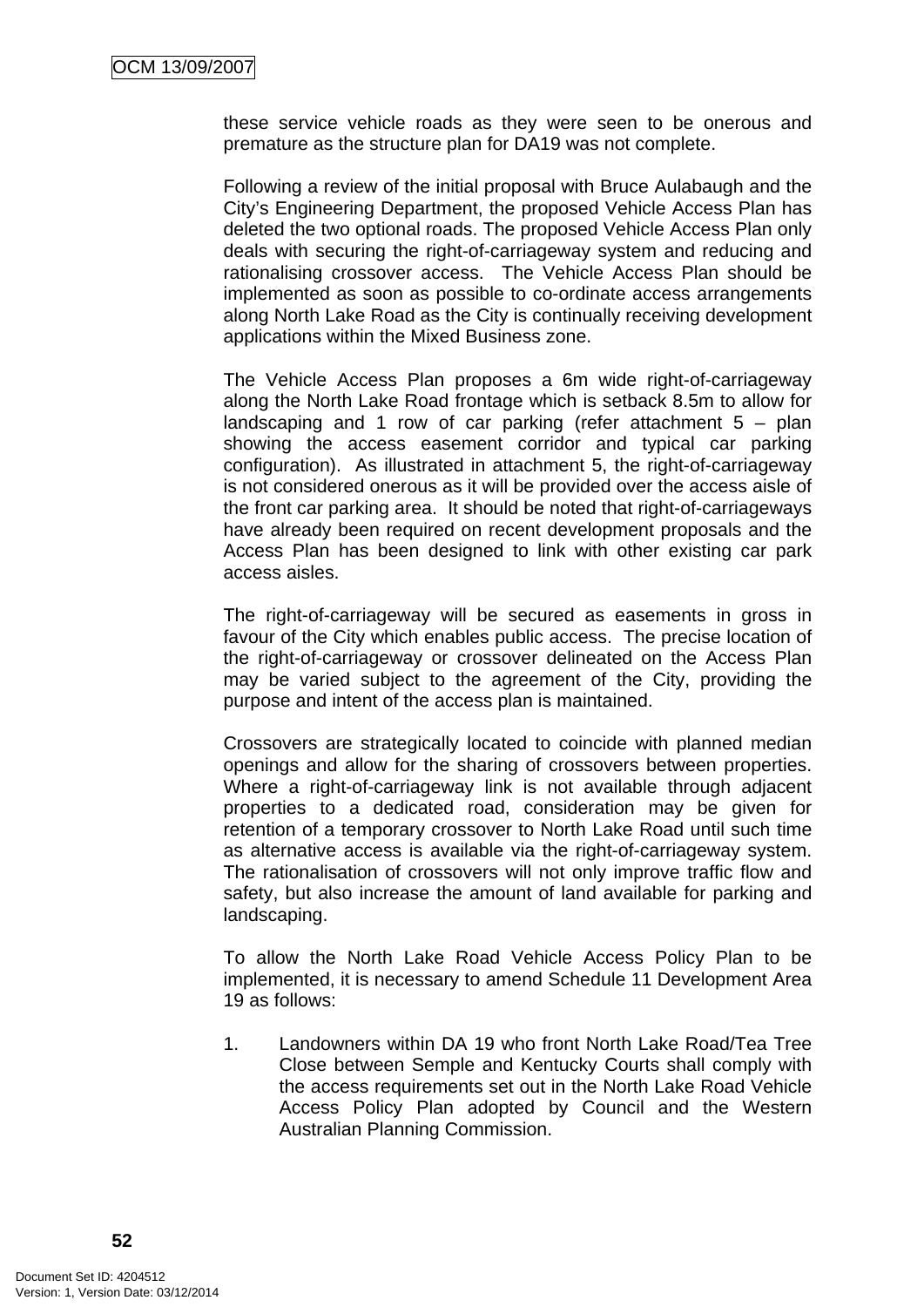these service vehicle roads as they were seen to be onerous and premature as the structure plan for DA19 was not complete.

Following a review of the initial proposal with Bruce Aulabaugh and the City's Engineering Department, the proposed Vehicle Access Plan has deleted the two optional roads. The proposed Vehicle Access Plan only deals with securing the right-of-carriageway system and reducing and rationalising crossover access. The Vehicle Access Plan should be implemented as soon as possible to co-ordinate access arrangements along North Lake Road as the City is continually receiving development applications within the Mixed Business zone.

The Vehicle Access Plan proposes a 6m wide right-of-carriageway along the North Lake Road frontage which is setback 8.5m to allow for landscaping and 1 row of car parking (refer attachment 5 – plan showing the access easement corridor and typical car parking configuration). As illustrated in attachment 5, the right-of-carriageway is not considered onerous as it will be provided over the access aisle of the front car parking area. It should be noted that right-of-carriageways have already been required on recent development proposals and the Access Plan has been designed to link with other existing car park access aisles.

The right-of-carriageway will be secured as easements in gross in favour of the City which enables public access. The precise location of the right-of-carriageway or crossover delineated on the Access Plan may be varied subject to the agreement of the City, providing the purpose and intent of the access plan is maintained.

Crossovers are strategically located to coincide with planned median openings and allow for the sharing of crossovers between properties. Where a right-of-carriageway link is not available through adjacent properties to a dedicated road, consideration may be given for retention of a temporary crossover to North Lake Road until such time as alternative access is available via the right-of-carriageway system. The rationalisation of crossovers will not only improve traffic flow and safety, but also increase the amount of land available for parking and landscaping.

To allow the North Lake Road Vehicle Access Policy Plan to be implemented, it is necessary to amend Schedule 11 Development Area 19 as follows:

1. Landowners within DA 19 who front North Lake Road/Tea Tree Close between Semple and Kentucky Courts shall comply with the access requirements set out in the North Lake Road Vehicle Access Policy Plan adopted by Council and the Western Australian Planning Commission.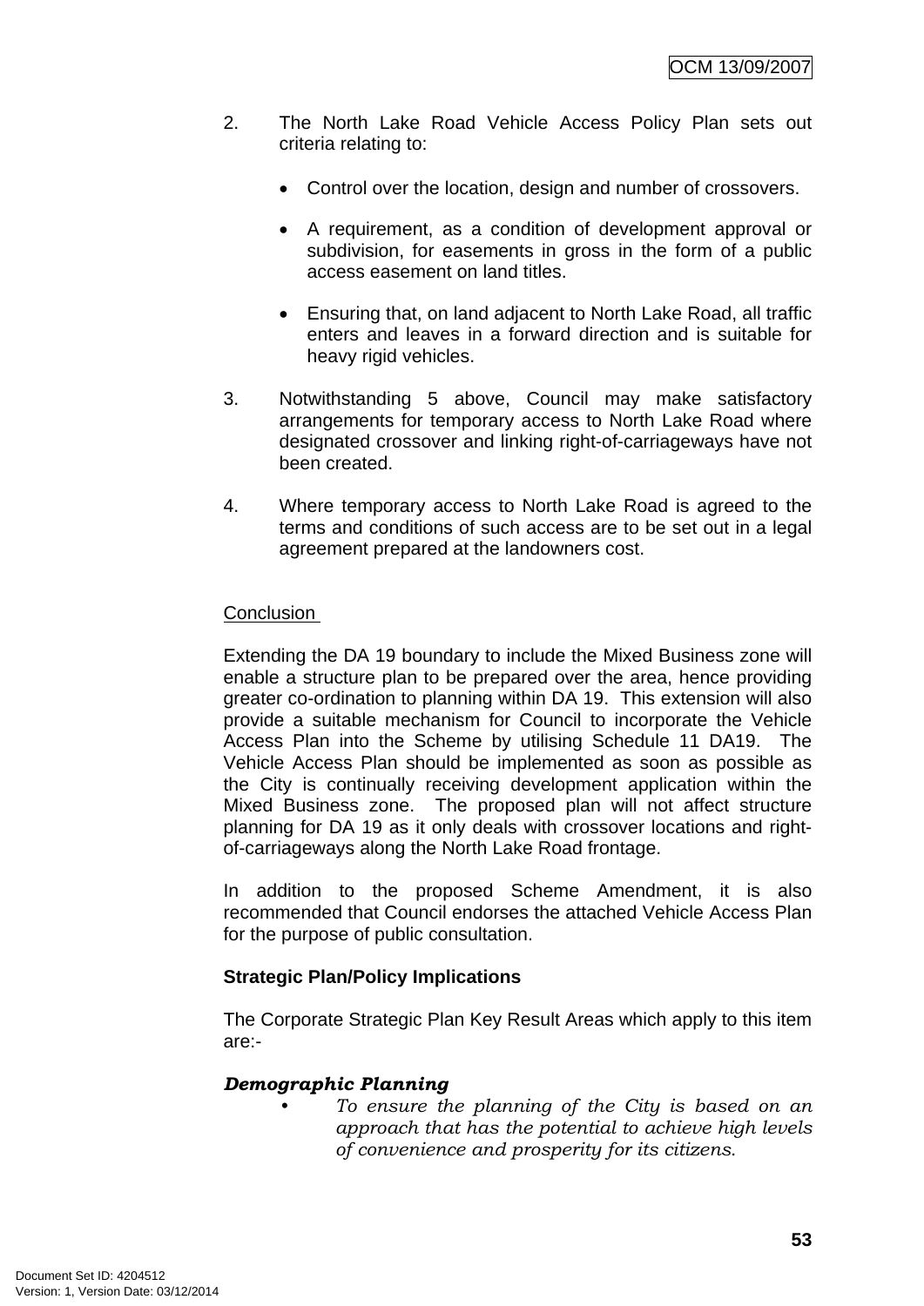2. The North Lake Road Vehicle Access Policy Plan sets out criteria relating to:

   - Control over the location, design and number of crossovers.

   - A requirement, as a condition of development approval or subdivision, for easements in gross in the form of a public access easement on land titles.

   - Ensuring that, on land adjacent to North Lake Road, all traffic enters and leaves in a forward direction and is suitable for heavy rigid vehicles.

3. Notwithstanding 5 above, Council may make satisfactory arrangements for temporary access to North Lake Road where designated crossover and linking right-of-carriageways have not been created.

4. Where temporary access to North Lake Road is agreed to the terms and conditions of such access are to be set out in a legal agreement prepared at the landowners cost.

Conclusion

Extending the DA 19 boundary to include the Mixed Business zone will enable a structure plan to be prepared over the area, hence providing greater co-ordination to planning within DA 19. This extension will also provide a suitable mechanism for Council to incorporate the Vehicle Access Plan into the Scheme by utilising Schedule 11 DA19. The Vehicle Access Plan should be implemented as soon as possible as the City is continually receiving development application within the Mixed Business zone. The proposed plan will not affect structure planning for DA 19 as it only deals with crossover locations and right-of-carriageways along the North Lake Road frontage.

In addition to the proposed Scheme Amendment, it is also recommended that Council endorses the attached Vehicle Access Plan for the purpose of public consultation.

**Strategic Plan/Policy Implications**

The Corporate Strategic Plan Key Result Areas which apply to this item are:-

***Demographic Planning***

- *To ensure the planning of the City is based on an approach that has the potential to achieve high levels of convenience and prosperity for its citizens.*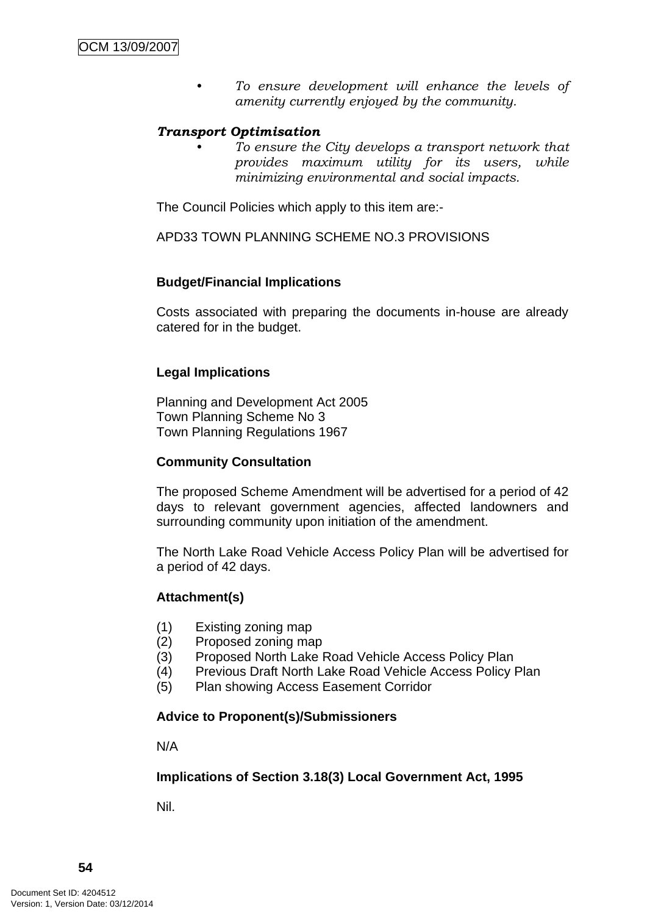- *To ensure development will enhance the levels of amenity currently enjoyed by the community.*

***Transport Optimisation***

- *To ensure the City develops a transport network that provides maximum utility for its users, while minimizing environmental and social impacts.*

The Council Policies which apply to this item are:-

APD33 TOWN PLANNING SCHEME NO.3 PROVISIONS

**Budget/Financial Implications**

Costs associated with preparing the documents in-house are already catered for in the budget.

**Legal Implications**

Planning and Development Act 2005
Town Planning Scheme No 3
Town Planning Regulations 1967

**Community Consultation**

The proposed Scheme Amendment will be advertised for a period of 42 days to relevant government agencies, affected landowners and surrounding community upon initiation of the amendment.

The North Lake Road Vehicle Access Policy Plan will be advertised for a period of 42 days.

**Attachment(s)**

(1) Existing zoning map
(2) Proposed zoning map
(3) Proposed North Lake Road Vehicle Access Policy Plan
(4) Previous Draft North Lake Road Vehicle Access Policy Plan
(5) Plan showing Access Easement Corridor

**Advice to Proponent(s)/Submissioners**

N/A

**Implications of Section 3.18(3) Local Government Act, 1995**

Nil.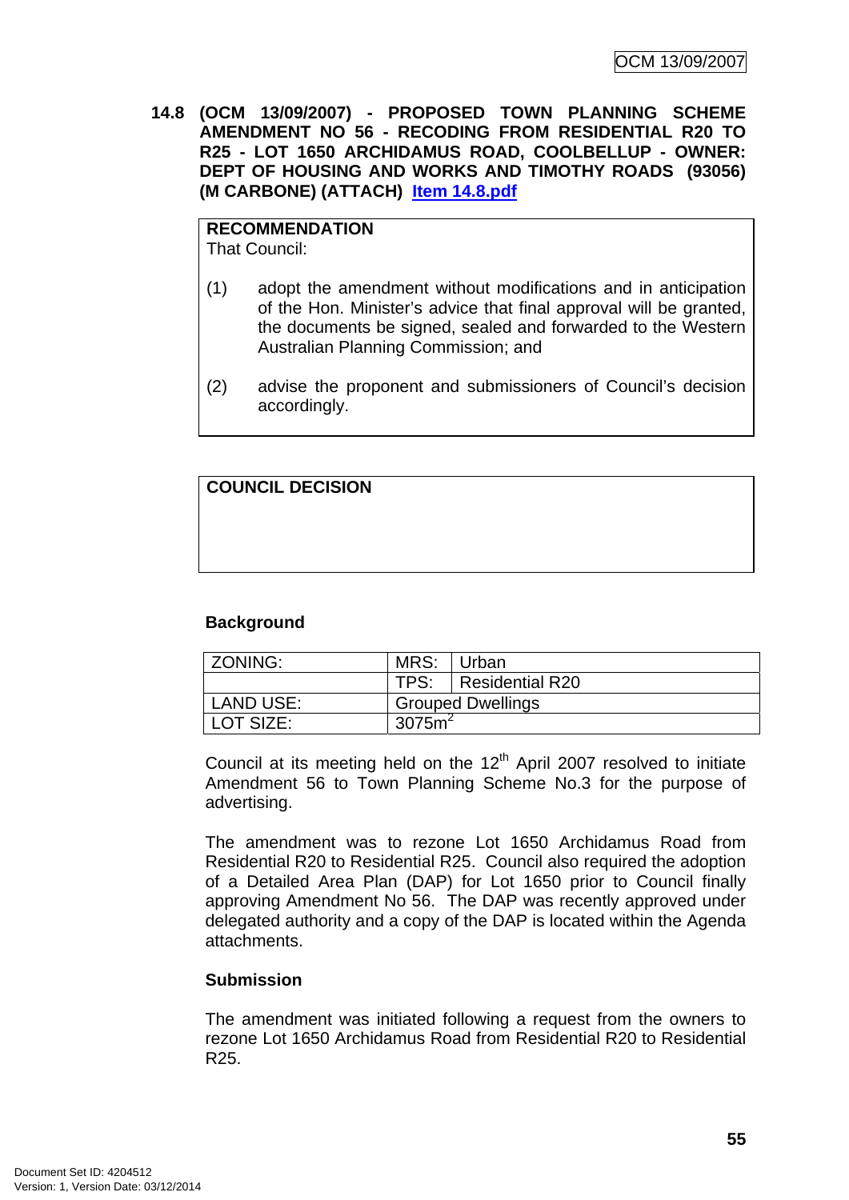**14.8 (OCM 13/09/2007) - PROPOSED TOWN PLANNING SCHEME AMENDMENT NO 56 - RECODING FROM RESIDENTIAL R20 TO R25 - LOT 1650 ARCHIDAMUS ROAD, COOLBELLUP - OWNER: DEPT OF HOUSING AND WORKS AND TIMOTHY ROADS (93056) (M CARBONE) (ATTACH) Item 14.8.pdf**

**RECOMMENDATION**
That Council:

(1) adopt the amendment without modifications and in anticipation of the Hon. Minister's advice that final approval will be granted, the documents be signed, sealed and forwarded to the Western Australian Planning Commission; and

(2) advise the proponent and submissioners of Council's decision accordingly.

**COUNCIL DECISION**

**Background**

| ZONING: | MRS: | Urban |
|---|---|---|
| | TPS: | Residential R20 |
| LAND USE: | Grouped Dwellings | |
| LOT SIZE: | $3075m^2$ | |

Council at its meeting held on the 12th April 2007 resolved to initiate Amendment 56 to Town Planning Scheme No.3 for the purpose of advertising.

The amendment was to rezone Lot 1650 Archidamus Road from Residential R20 to Residential R25. Council also required the adoption of a Detailed Area Plan (DAP) for Lot 1650 prior to Council finally approving Amendment No 56. The DAP was recently approved under delegated authority and a copy of the DAP is located within the Agenda attachments.

**Submission**

The amendment was initiated following a request from the owners to rezone Lot 1650 Archidamus Road from Residential R20 to Residential R25.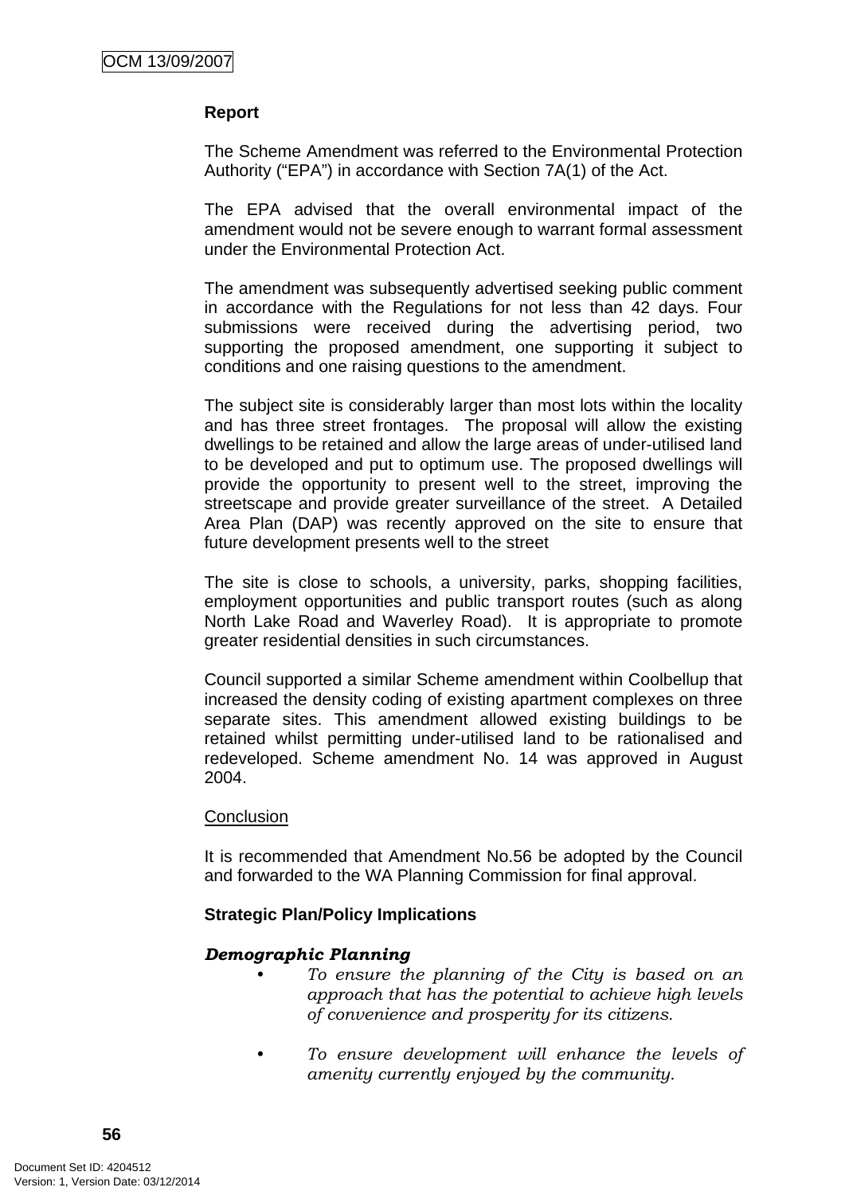**Report**

The Scheme Amendment was referred to the Environmental Protection Authority ("EPA") in accordance with Section 7A(1) of the Act.

The EPA advised that the overall environmental impact of the amendment would not be severe enough to warrant formal assessment under the Environmental Protection Act.

The amendment was subsequently advertised seeking public comment in accordance with the Regulations for not less than 42 days. Four submissions were received during the advertising period, two supporting the proposed amendment, one supporting it subject to conditions and one raising questions to the amendment.

The subject site is considerably larger than most lots within the locality and has three street frontages. The proposal will allow the existing dwellings to be retained and allow the large areas of under-utilised land to be developed and put to optimum use. The proposed dwellings will provide the opportunity to present well to the street, improving the streetscape and provide greater surveillance of the street. A Detailed Area Plan (DAP) was recently approved on the site to ensure that future development presents well to the street

The site is close to schools, a university, parks, shopping facilities, employment opportunities and public transport routes (such as along North Lake Road and Waverley Road). It is appropriate to promote greater residential densities in such circumstances.

Council supported a similar Scheme amendment within Coolbellup that increased the density coding of existing apartment complexes on three separate sites. This amendment allowed existing buildings to be retained whilst permitting under-utilised land to be rationalised and redeveloped. Scheme amendment No. 14 was approved in August 2004.

Conclusion

It is recommended that Amendment No.56 be adopted by the Council and forwarded to the WA Planning Commission for final approval.

**Strategic Plan/Policy Implications**

***Demographic Planning***

- *To ensure the planning of the City is based on an approach that has the potential to achieve high levels of convenience and prosperity for its citizens.*
- *To ensure development will enhance the levels of amenity currently enjoyed by the community.*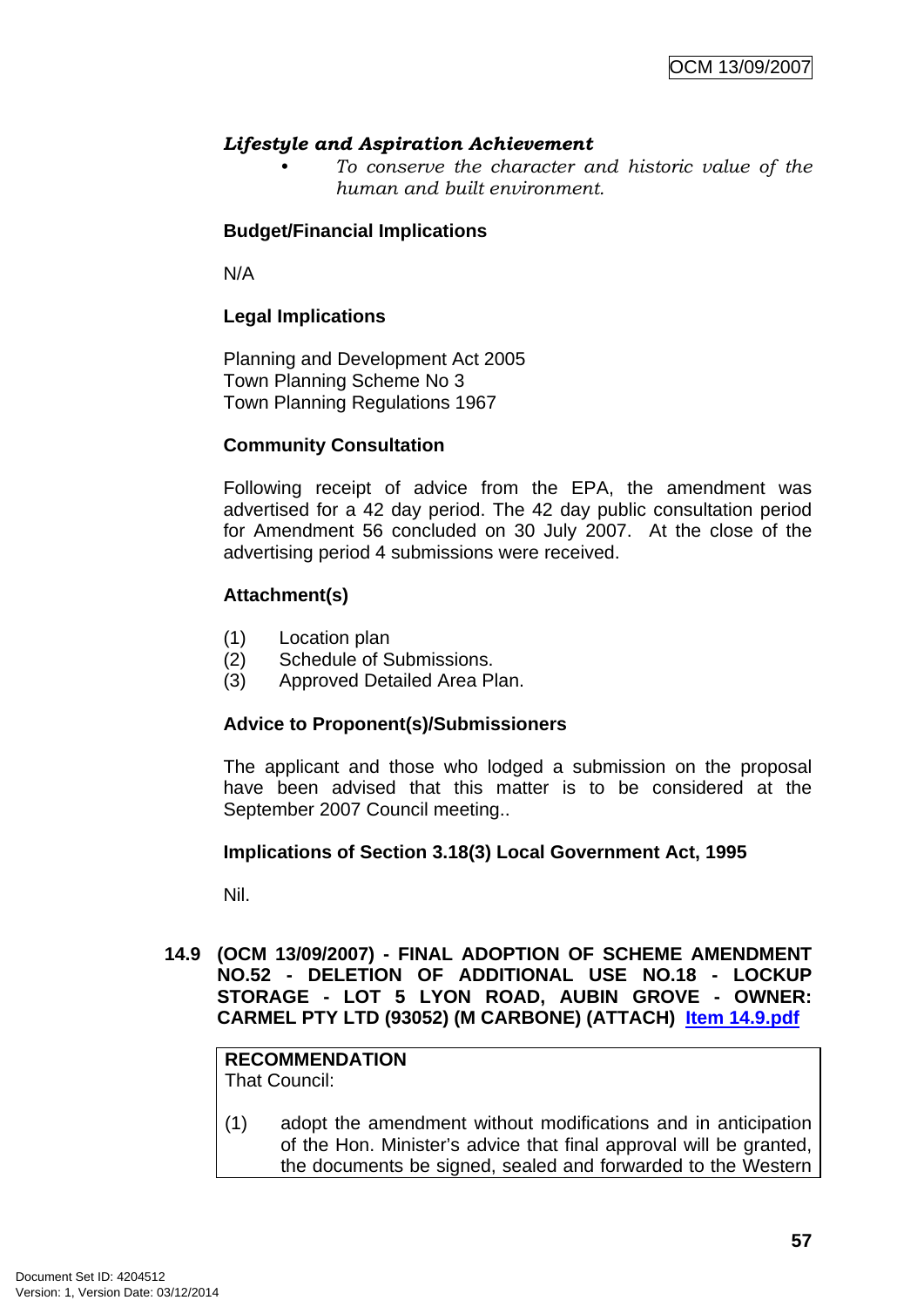***Lifestyle and Aspiration Achievement***

- *To conserve the character and historic value of the human and built environment.*

**Budget/Financial Implications**

N/A

**Legal Implications**

Planning and Development Act 2005
Town Planning Scheme No 3
Town Planning Regulations 1967

**Community Consultation**

Following receipt of advice from the EPA, the amendment was advertised for a 42 day period. The 42 day public consultation period for Amendment 56 concluded on 30 July 2007. At the close of the advertising period 4 submissions were received.

**Attachment(s)**

(1) Location plan
(2) Schedule of Submissions.
(3) Approved Detailed Area Plan.

**Advice to Proponent(s)/Submissioners**

The applicant and those who lodged a submission on the proposal have been advised that this matter is to be considered at the September 2007 Council meeting..

**Implications of Section 3.18(3) Local Government Act, 1995**

Nil.

## 14.9 (OCM 13/09/2007) - FINAL ADOPTION OF SCHEME AMENDMENT NO.52 - DELETION OF ADDITIONAL USE NO.18 - LOCKUP STORAGE - LOT 5 LYON ROAD, AUBIN GROVE - OWNER: CARMEL PTY LTD (93052) (M CARBONE) (ATTACH) Item 14.9.pdf

**RECOMMENDATION**
That Council:

(1) adopt the amendment without modifications and in anticipation of the Hon. Minister's advice that final approval will be granted, the documents be signed, sealed and forwarded to the Western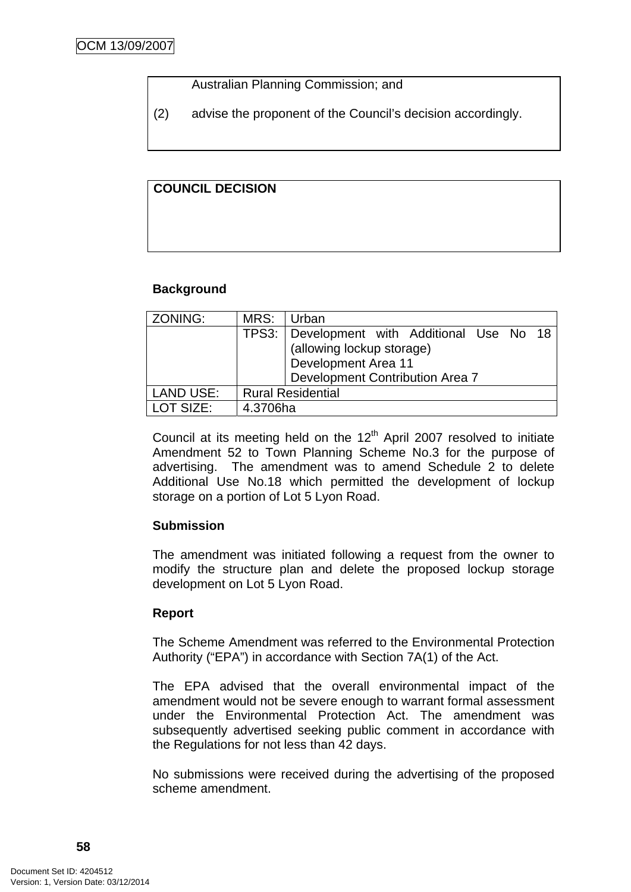Australian Planning Commission; and

(2) advise the proponent of the Council's decision accordingly.

**COUNCIL DECISION**

**Background**

| ZONING: | MRS: | Urban |
|---|---|---|
| | TPS3: | Development with Additional Use No 18 (allowing lockup storage)<br>Development Area 11<br>Development Contribution Area 7 |
| LAND USE: | Rural Residential | |
| LOT SIZE: | 4.3706ha | |

Council at its meeting held on the 12th April 2007 resolved to initiate Amendment 52 to Town Planning Scheme No.3 for the purpose of advertising. The amendment was to amend Schedule 2 to delete Additional Use No.18 which permitted the development of lockup storage on a portion of Lot 5 Lyon Road.

**Submission**

The amendment was initiated following a request from the owner to modify the structure plan and delete the proposed lockup storage development on Lot 5 Lyon Road.

**Report**

The Scheme Amendment was referred to the Environmental Protection Authority ("EPA") in accordance with Section 7A(1) of the Act.

The EPA advised that the overall environmental impact of the amendment would not be severe enough to warrant formal assessment under the Environmental Protection Act. The amendment was subsequently advertised seeking public comment in accordance with the Regulations for not less than 42 days.

No submissions were received during the advertising of the proposed scheme amendment.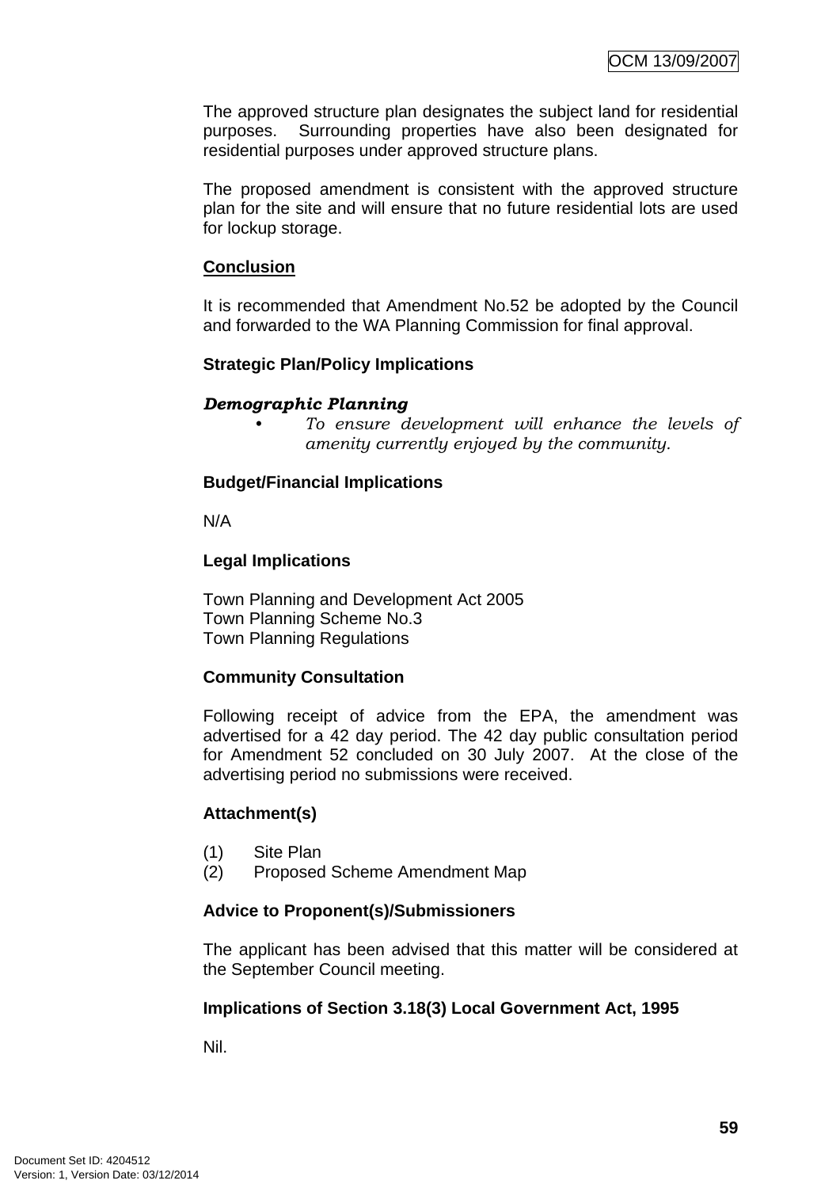The approved structure plan designates the subject land for residential purposes. Surrounding properties have also been designated for residential purposes under approved structure plans.

The proposed amendment is consistent with the approved structure plan for the site and will ensure that no future residential lots are used for lockup storage.

**Conclusion**

It is recommended that Amendment No.52 be adopted by the Council and forwarded to the WA Planning Commission for final approval.

**Strategic Plan/Policy Implications**

***Demographic Planning***

- *To ensure development will enhance the levels of amenity currently enjoyed by the community.*

**Budget/Financial Implications**

N/A

**Legal Implications**

Town Planning and Development Act 2005
Town Planning Scheme No.3
Town Planning Regulations

**Community Consultation**

Following receipt of advice from the EPA, the amendment was advertised for a 42 day period. The 42 day public consultation period for Amendment 52 concluded on 30 July 2007. At the close of the advertising period no submissions were received.

**Attachment(s)**

(1) Site Plan
(2) Proposed Scheme Amendment Map

**Advice to Proponent(s)/Submissioners**

The applicant has been advised that this matter will be considered at the September Council meeting.

**Implications of Section 3.18(3) Local Government Act, 1995**

Nil.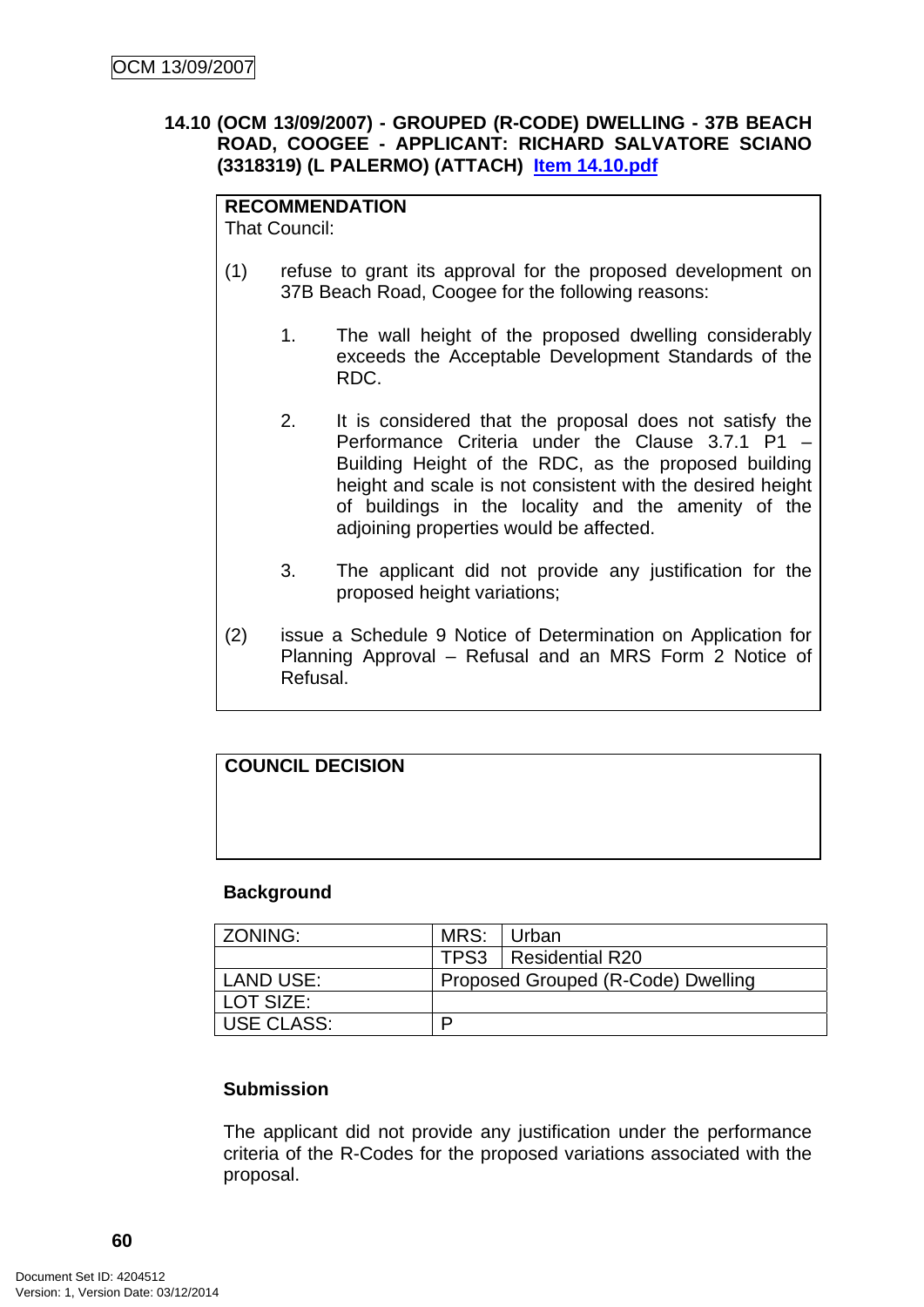### 14.10 (OCM 13/09/2007) - GROUPED (R-CODE) DWELLING - 37B BEACH ROAD, COOGEE - APPLICANT: RICHARD SALVATORE SCIANO (3318319) (L PALERMO) (ATTACH) Item 14.10.pdf

**RECOMMENDATION**
That Council:

(1) refuse to grant its approval for the proposed development on 37B Beach Road, Coogee for the following reasons:

1. The wall height of the proposed dwelling considerably exceeds the Acceptable Development Standards of the RDC.

2. It is considered that the proposal does not satisfy the Performance Criteria under the Clause 3.7.1 P1 – Building Height of the RDC, as the proposed building height and scale is not consistent with the desired height of buildings in the locality and the amenity of the adjoining properties would be affected.

3. The applicant did not provide any justification for the proposed height variations;

(2) issue a Schedule 9 Notice of Determination on Application for Planning Approval – Refusal and an MRS Form 2 Notice of Refusal.

**COUNCIL DECISION**

**Background**

| ZONING: | MRS: | Urban |
|---|---|---|
| | TPS3 | Residential R20 |
| LAND USE: | Proposed Grouped (R-Code) Dwelling | |
| LOT SIZE: | | |
| USE CLASS: | P | |

**Submission**

The applicant did not provide any justification under the performance criteria of the R-Codes for the proposed variations associated with the proposal.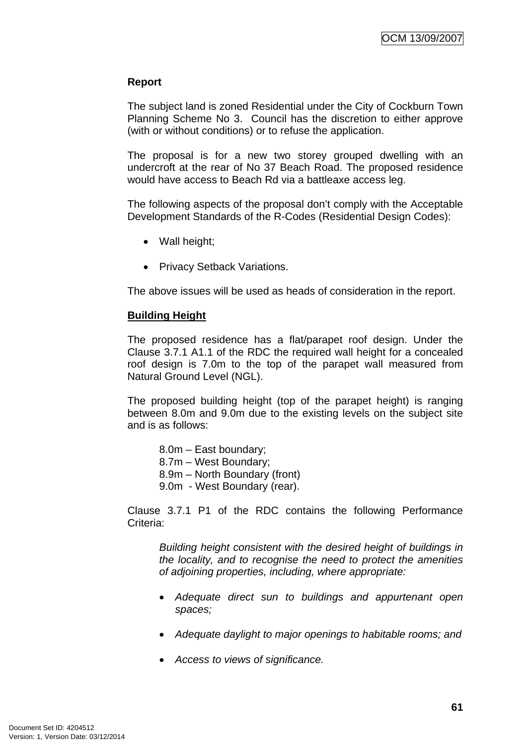**Report**

The subject land is zoned Residential under the City of Cockburn Town Planning Scheme No 3. Council has the discretion to either approve (with or without conditions) or to refuse the application.

The proposal is for a new two storey grouped dwelling with an undercroft at the rear of No 37 Beach Road. The proposed residence would have access to Beach Rd via a battleaxe access leg.

The following aspects of the proposal don't comply with the Acceptable Development Standards of the R-Codes (Residential Design Codes):

- Wall height;
- Privacy Setback Variations.

The above issues will be used as heads of consideration in the report.

**Building Height**

The proposed residence has a flat/parapet roof design. Under the Clause 3.7.1 A1.1 of the RDC the required wall height for a concealed roof design is 7.0m to the top of the parapet wall measured from Natural Ground Level (NGL).

The proposed building height (top of the parapet height) is ranging between 8.0m and 9.0m due to the existing levels on the subject site and is as follows:

8.0m – East boundary;
8.7m – West Boundary;
8.9m – North Boundary (front)
9.0m - West Boundary (rear).

Clause 3.7.1 P1 of the RDC contains the following Performance Criteria:

*Building height consistent with the desired height of buildings in the locality, and to recognise the need to protect the amenities of adjoining properties, including, where appropriate:*

- *Adequate direct sun to buildings and appurtenant open spaces;*
- *Adequate daylight to major openings to habitable rooms; and*
- *Access to views of significance.*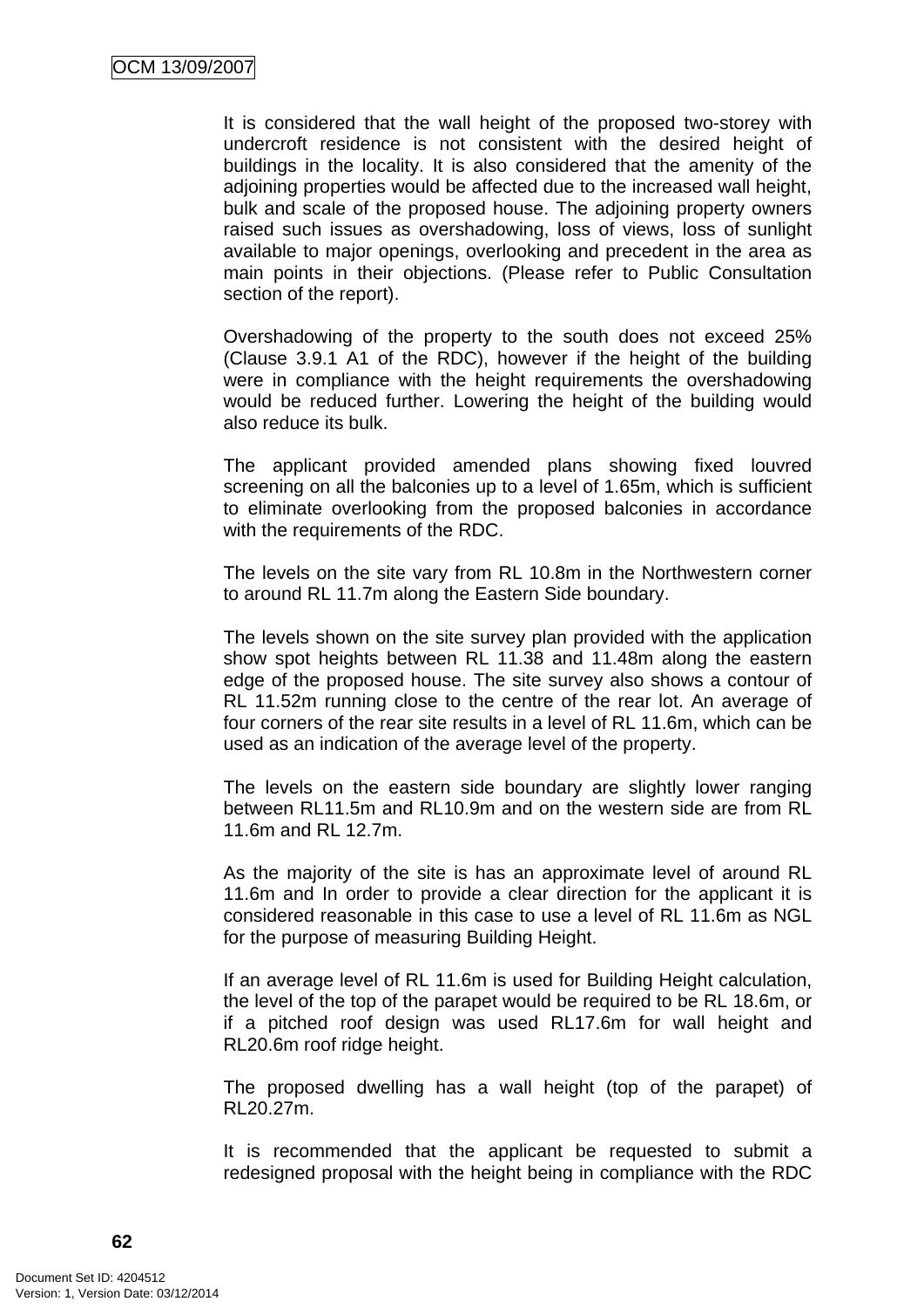It is considered that the wall height of the proposed two-storey with undercroft residence is not consistent with the desired height of buildings in the locality. It is also considered that the amenity of the adjoining properties would be affected due to the increased wall height, bulk and scale of the proposed house. The adjoining property owners raised such issues as overshadowing, loss of views, loss of sunlight available to major openings, overlooking and precedent in the area as main points in their objections. (Please refer to Public Consultation section of the report).

Overshadowing of the property to the south does not exceed 25% (Clause 3.9.1 A1 of the RDC), however if the height of the building were in compliance with the height requirements the overshadowing would be reduced further. Lowering the height of the building would also reduce its bulk.

The applicant provided amended plans showing fixed louvred screening on all the balconies up to a level of 1.65m, which is sufficient to eliminate overlooking from the proposed balconies in accordance with the requirements of the RDC.

The levels on the site vary from RL 10.8m in the Northwestern corner to around RL 11.7m along the Eastern Side boundary.

The levels shown on the site survey plan provided with the application show spot heights between RL 11.38 and 11.48m along the eastern edge of the proposed house. The site survey also shows a contour of RL 11.52m running close to the centre of the rear lot. An average of four corners of the rear site results in a level of RL 11.6m, which can be used as an indication of the average level of the property.

The levels on the eastern side boundary are slightly lower ranging between RL11.5m and RL10.9m and on the western side are from RL 11.6m and RL 12.7m.

As the majority of the site is has an approximate level of around RL 11.6m and In order to provide a clear direction for the applicant it is considered reasonable in this case to use a level of RL 11.6m as NGL for the purpose of measuring Building Height.

If an average level of RL 11.6m is used for Building Height calculation, the level of the top of the parapet would be required to be RL 18.6m, or if a pitched roof design was used RL17.6m for wall height and RL20.6m roof ridge height.

The proposed dwelling has a wall height (top of the parapet) of RL20.27m.

It is recommended that the applicant be requested to submit a redesigned proposal with the height being in compliance with the RDC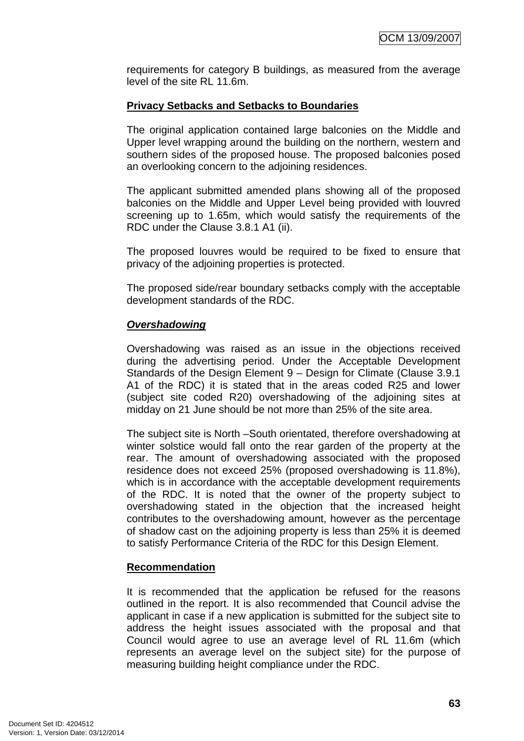requirements for category B buildings, as measured from the average level of the site RL 11.6m.

**Privacy Setbacks and Setbacks to Boundaries**

The original application contained large balconies on the Middle and Upper level wrapping around the building on the northern, western and southern sides of the proposed house. The proposed balconies posed an overlooking concern to the adjoining residences.

The applicant submitted amended plans showing all of the proposed balconies on the Middle and Upper Level being provided with louvred screening up to 1.65m, which would satisfy the requirements of the RDC under the Clause 3.8.1 A1 (ii).

The proposed louvres would be required to be fixed to ensure that privacy of the adjoining properties is protected.

The proposed side/rear boundary setbacks comply with the acceptable development standards of the RDC.

***Overshadowing***

Overshadowing was raised as an issue in the objections received during the advertising period. Under the Acceptable Development Standards of the Design Element 9 – Design for Climate (Clause 3.9.1 A1 of the RDC) it is stated that in the areas coded R25 and lower (subject site coded R20) overshadowing of the adjoining sites at midday on 21 June should be not more than 25% of the site area.

The subject site is North –South orientated, therefore overshadowing at winter solstice would fall onto the rear garden of the property at the rear. The amount of overshadowing associated with the proposed residence does not exceed 25% (proposed overshadowing is 11.8%), which is in accordance with the acceptable development requirements of the RDC. It is noted that the owner of the property subject to overshadowing stated in the objection that the increased height contributes to the overshadowing amount, however as the percentage of shadow cast on the adjoining property is less than 25% it is deemed to satisfy Performance Criteria of the RDC for this Design Element.

**Recommendation**

It is recommended that the application be refused for the reasons outlined in the report. It is also recommended that Council advise the applicant in case if a new application is submitted for the subject site to address the height issues associated with the proposal and that Council would agree to use an average level of RL 11.6m (which represents an average level on the subject site) for the purpose of measuring building height compliance under the RDC.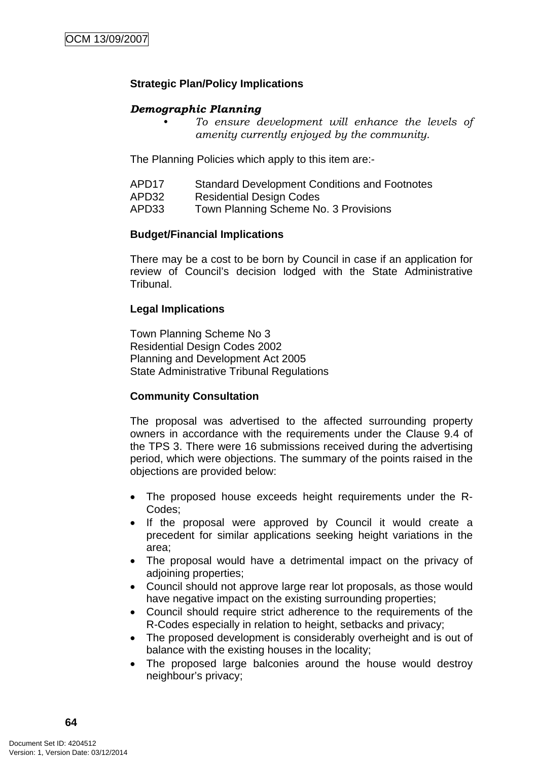**Strategic Plan/Policy Implications**

***Demographic Planning***

- *To ensure development will enhance the levels of amenity currently enjoyed by the community.*

The Planning Policies which apply to this item are:-

| | |
|---|---|
| APD17 | Standard Development Conditions and Footnotes |
| APD32 | Residential Design Codes |
| APD33 | Town Planning Scheme No. 3 Provisions |

**Budget/Financial Implications**

There may be a cost to be born by Council in case if an application for review of Council's decision lodged with the State Administrative Tribunal.

**Legal Implications**

Town Planning Scheme No 3
Residential Design Codes 2002
Planning and Development Act 2005
State Administrative Tribunal Regulations

**Community Consultation**

The proposal was advertised to the affected surrounding property owners in accordance with the requirements under the Clause 9.4 of the TPS 3. There were 16 submissions received during the advertising period, which were objections. The summary of the points raised in the objections are provided below:

- The proposed house exceeds height requirements under the R-Codes;
- If the proposal were approved by Council it would create a precedent for similar applications seeking height variations in the area;
- The proposal would have a detrimental impact on the privacy of adjoining properties;
- Council should not approve large rear lot proposals, as those would have negative impact on the existing surrounding properties;
- Council should require strict adherence to the requirements of the R-Codes especially in relation to height, setbacks and privacy;
- The proposed development is considerably overheight and is out of balance with the existing houses in the locality;
- The proposed large balconies around the house would destroy neighbour's privacy;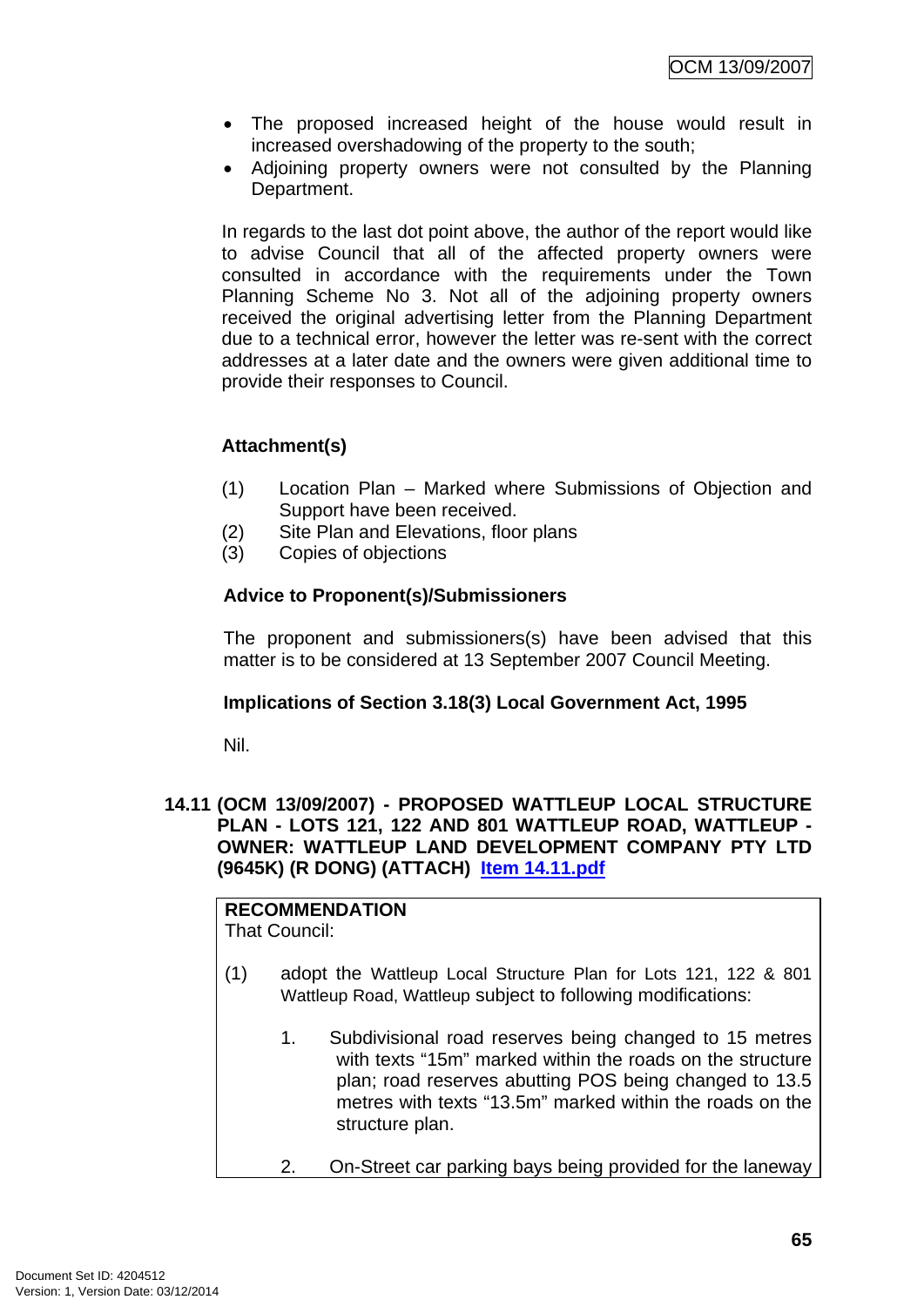- The proposed increased height of the house would result in increased overshadowing of the property to the south;
- Adjoining property owners were not consulted by the Planning Department.

In regards to the last dot point above, the author of the report would like to advise Council that all of the affected property owners were consulted in accordance with the requirements under the Town Planning Scheme No 3. Not all of the adjoining property owners received the original advertising letter from the Planning Department due to a technical error, however the letter was re-sent with the correct addresses at a later date and the owners were given additional time to provide their responses to Council.

**Attachment(s)**

(1) Location Plan – Marked where Submissions of Objection and Support have been received.
(2) Site Plan and Elevations, floor plans
(3) Copies of objections

**Advice to Proponent(s)/Submissioners**

The proponent and submissioners(s) have been advised that this matter is to be considered at 13 September 2007 Council Meeting.

**Implications of Section 3.18(3) Local Government Act, 1995**

Nil.

## 14.11 (OCM 13/09/2007) - PROPOSED WATTLEUP LOCAL STRUCTURE PLAN - LOTS 121, 122 AND 801 WATTLEUP ROAD, WATTLEUP - OWNER: WATTLEUP LAND DEVELOPMENT COMPANY PTY LTD (9645K) (R DONG) (ATTACH) Item 14.11.pdf

**RECOMMENDATION**
That Council:

(1) adopt the Wattleup Local Structure Plan for Lots 121, 122 & 801 Wattleup Road, Wattleup subject to following modifications:

1. Subdivisional road reserves being changed to 15 metres with texts "15m" marked within the roads on the structure plan; road reserves abutting POS being changed to 13.5 metres with texts "13.5m" marked within the roads on the structure plan.

2. On-Street car parking bays being provided for the laneway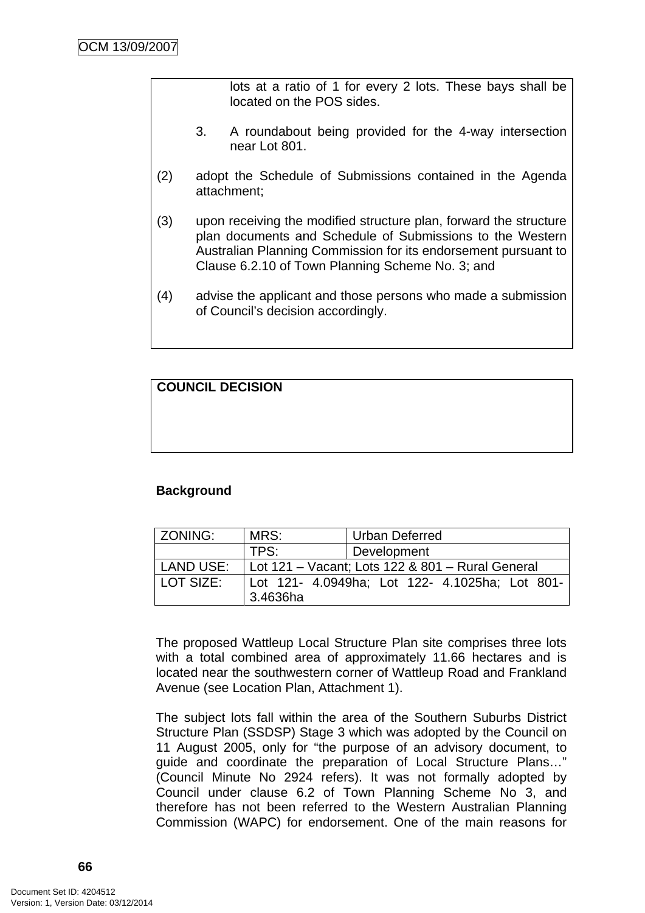lots at a ratio of 1 for every 2 lots. These bays shall be located on the POS sides.

3. A roundabout being provided for the 4-way intersection near Lot 801.

(2) adopt the Schedule of Submissions contained in the Agenda attachment;

(3) upon receiving the modified structure plan, forward the structure plan documents and Schedule of Submissions to the Western Australian Planning Commission for its endorsement pursuant to Clause 6.2.10 of Town Planning Scheme No. 3; and

(4) advise the applicant and those persons who made a submission of Council's decision accordingly.

**COUNCIL DECISION**

**Background**

| ZONING: | MRS: | Urban Deferred |
|---|---|---|
| | TPS: | Development |
| LAND USE: | Lot 121 – Vacant; Lots 122 & 801 – Rural General | |
| LOT SIZE: | Lot 121- 4.0949ha; Lot 122- 4.1025ha; Lot 801- 3.4636ha | |

The proposed Wattleup Local Structure Plan site comprises three lots with a total combined area of approximately 11.66 hectares and is located near the southwestern corner of Wattleup Road and Frankland Avenue (see Location Plan, Attachment 1).

The subject lots fall within the area of the Southern Suburbs District Structure Plan (SSDSP) Stage 3 which was adopted by the Council on 11 August 2005, only for "the purpose of an advisory document, to guide and coordinate the preparation of Local Structure Plans…" (Council Minute No 2924 refers). It was not formally adopted by Council under clause 6.2 of Town Planning Scheme No 3, and therefore has not been referred to the Western Australian Planning Commission (WAPC) for endorsement. One of the main reasons for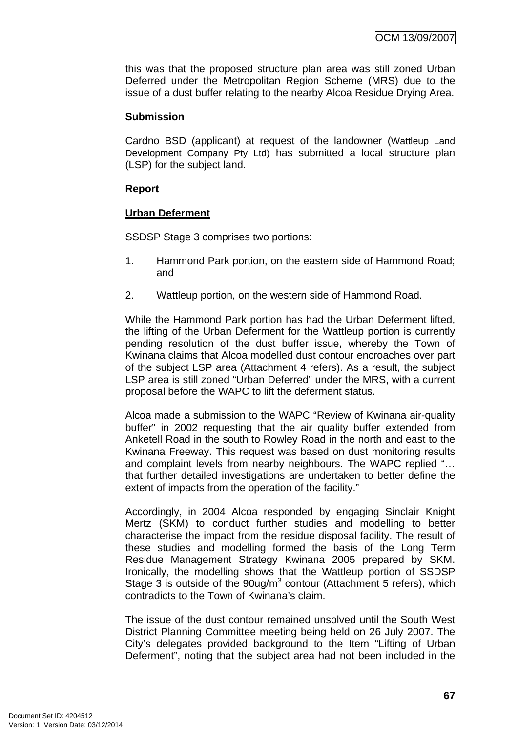this was that the proposed structure plan area was still zoned Urban Deferred under the Metropolitan Region Scheme (MRS) due to the issue of a dust buffer relating to the nearby Alcoa Residue Drying Area.

**Submission**

Cardno BSD (applicant) at request of the landowner (Wattleup Land Development Company Pty Ltd) has submitted a local structure plan (LSP) for the subject land.

**Report**

**Urban Deferment**

SSDSP Stage 3 comprises two portions:

1. Hammond Park portion, on the eastern side of Hammond Road; and

2. Wattleup portion, on the western side of Hammond Road.

While the Hammond Park portion has had the Urban Deferment lifted, the lifting of the Urban Deferment for the Wattleup portion is currently pending resolution of the dust buffer issue, whereby the Town of Kwinana claims that Alcoa modelled dust contour encroaches over part of the subject LSP area (Attachment 4 refers). As a result, the subject LSP area is still zoned "Urban Deferred" under the MRS, with a current proposal before the WAPC to lift the deferment status.

Alcoa made a submission to the WAPC "Review of Kwinana air-quality buffer" in 2002 requesting that the air quality buffer extended from Anketell Road in the south to Rowley Road in the north and east to the Kwinana Freeway. This request was based on dust monitoring results and complaint levels from nearby neighbours. The WAPC replied "… that further detailed investigations are undertaken to better define the extent of impacts from the operation of the facility."

Accordingly, in 2004 Alcoa responded by engaging Sinclair Knight Mertz (SKM) to conduct further studies and modelling to better characterise the impact from the residue disposal facility. The result of these studies and modelling formed the basis of the Long Term Residue Management Strategy Kwinana 2005 prepared by SKM. Ironically, the modelling shows that the Wattleup portion of SSDSP Stage 3 is outside of the 90ug/m$^3$ contour (Attachment 5 refers), which contradicts to the Town of Kwinana's claim.

The issue of the dust contour remained unsolved until the South West District Planning Committee meeting being held on 26 July 2007. The City's delegates provided background to the Item "Lifting of Urban Deferment", noting that the subject area had not been included in the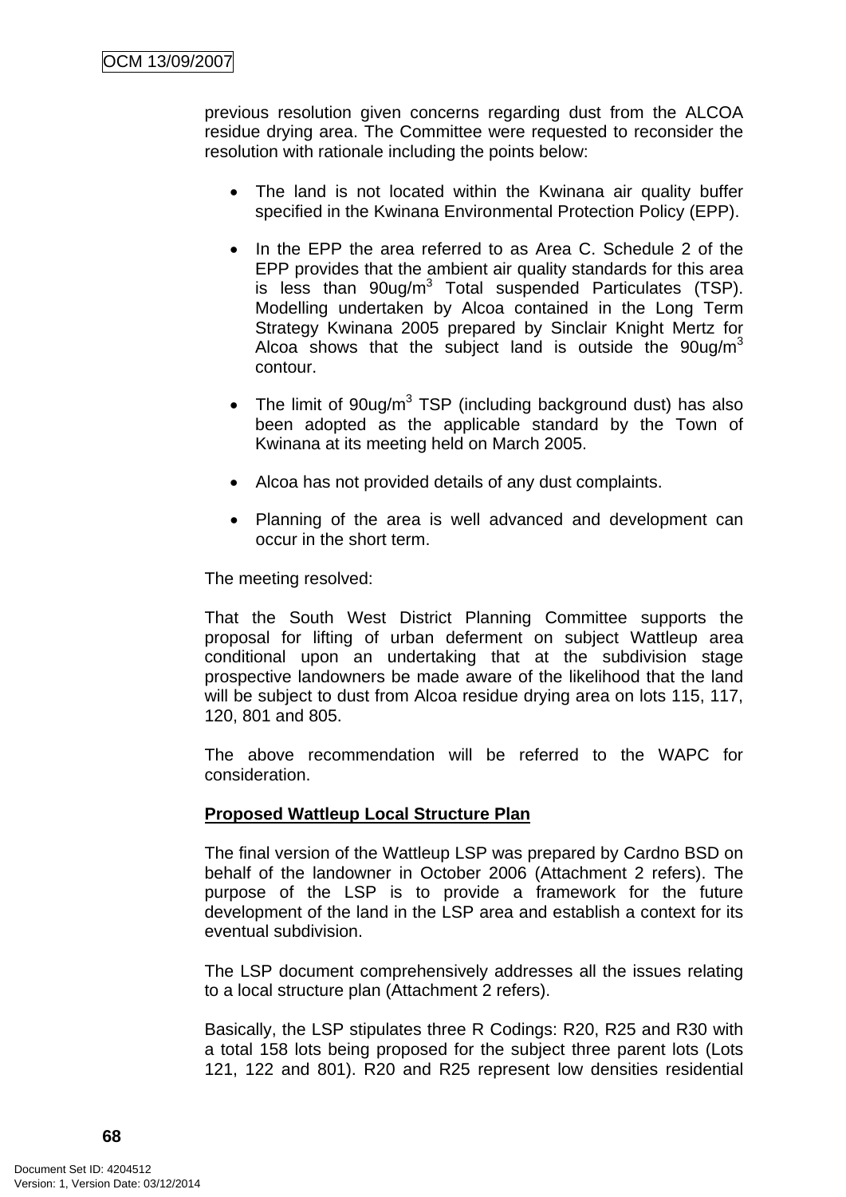previous resolution given concerns regarding dust from the ALCOA residue drying area. The Committee were requested to reconsider the resolution with rationale including the points below:

- The land is not located within the Kwinana air quality buffer specified in the Kwinana Environmental Protection Policy (EPP).
- In the EPP the area referred to as Area C. Schedule 2 of the EPP provides that the ambient air quality standards for this area is less than 90ug/m$^3$ Total suspended Particulates (TSP). Modelling undertaken by Alcoa contained in the Long Term Strategy Kwinana 2005 prepared by Sinclair Knight Mertz for Alcoa shows that the subject land is outside the 90ug/m$^3$ contour.
- The limit of 90ug/m$^3$ TSP (including background dust) has also been adopted as the applicable standard by the Town of Kwinana at its meeting held on March 2005.
- Alcoa has not provided details of any dust complaints.
- Planning of the area is well advanced and development can occur in the short term.

The meeting resolved:

That the South West District Planning Committee supports the proposal for lifting of urban deferment on subject Wattleup area conditional upon an undertaking that at the subdivision stage prospective landowners be made aware of the likelihood that the land will be subject to dust from Alcoa residue drying area on lots 115, 117, 120, 801 and 805.

The above recommendation will be referred to the WAPC for consideration.

**Proposed Wattleup Local Structure Plan**

The final version of the Wattleup LSP was prepared by Cardno BSD on behalf of the landowner in October 2006 (Attachment 2 refers). The purpose of the LSP is to provide a framework for the future development of the land in the LSP area and establish a context for its eventual subdivision.

The LSP document comprehensively addresses all the issues relating to a local structure plan (Attachment 2 refers).

Basically, the LSP stipulates three R Codings: R20, R25 and R30 with a total 158 lots being proposed for the subject three parent lots (Lots 121, 122 and 801). R20 and R25 represent low densities residential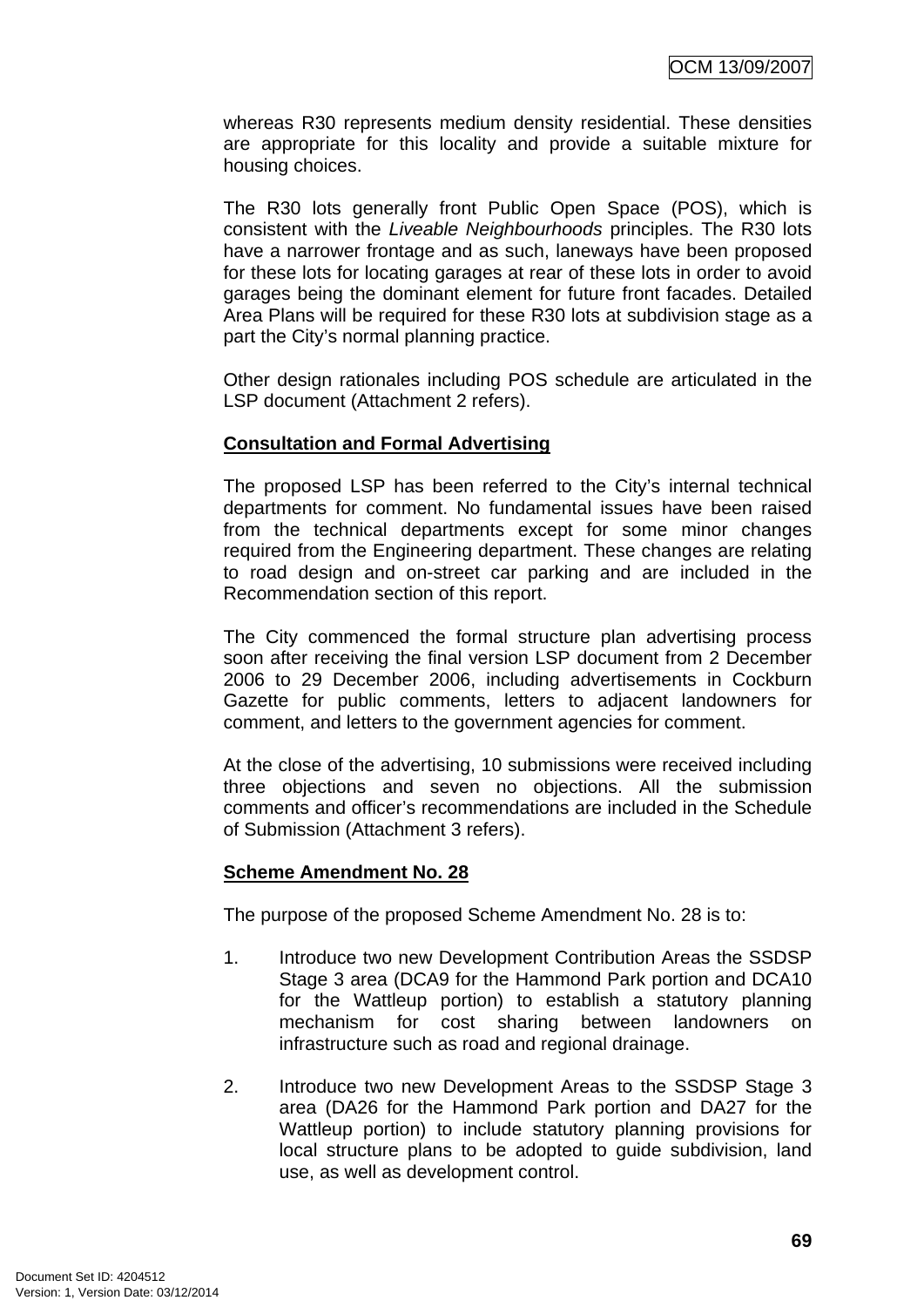whereas R30 represents medium density residential. These densities are appropriate for this locality and provide a suitable mixture for housing choices.

The R30 lots generally front Public Open Space (POS), which is consistent with the *Liveable Neighbourhoods* principles. The R30 lots have a narrower frontage and as such, laneways have been proposed for these lots for locating garages at rear of these lots in order to avoid garages being the dominant element for future front facades. Detailed Area Plans will be required for these R30 lots at subdivision stage as a part the City's normal planning practice.

Other design rationales including POS schedule are articulated in the LSP document (Attachment 2 refers).

**Consultation and Formal Advertising**

The proposed LSP has been referred to the City's internal technical departments for comment. No fundamental issues have been raised from the technical departments except for some minor changes required from the Engineering department. These changes are relating to road design and on-street car parking and are included in the Recommendation section of this report.

The City commenced the formal structure plan advertising process soon after receiving the final version LSP document from 2 December 2006 to 29 December 2006, including advertisements in Cockburn Gazette for public comments, letters to adjacent landowners for comment, and letters to the government agencies for comment.

At the close of the advertising, 10 submissions were received including three objections and seven no objections. All the submission comments and officer's recommendations are included in the Schedule of Submission (Attachment 3 refers).

**Scheme Amendment No. 28**

The purpose of the proposed Scheme Amendment No. 28 is to:

1. Introduce two new Development Contribution Areas the SSDSP Stage 3 area (DCA9 for the Hammond Park portion and DCA10 for the Wattleup portion) to establish a statutory planning mechanism for cost sharing between landowners on infrastructure such as road and regional drainage.

2. Introduce two new Development Areas to the SSDSP Stage 3 area (DA26 for the Hammond Park portion and DA27 for the Wattleup portion) to include statutory planning provisions for local structure plans to be adopted to guide subdivision, land use, as well as development control.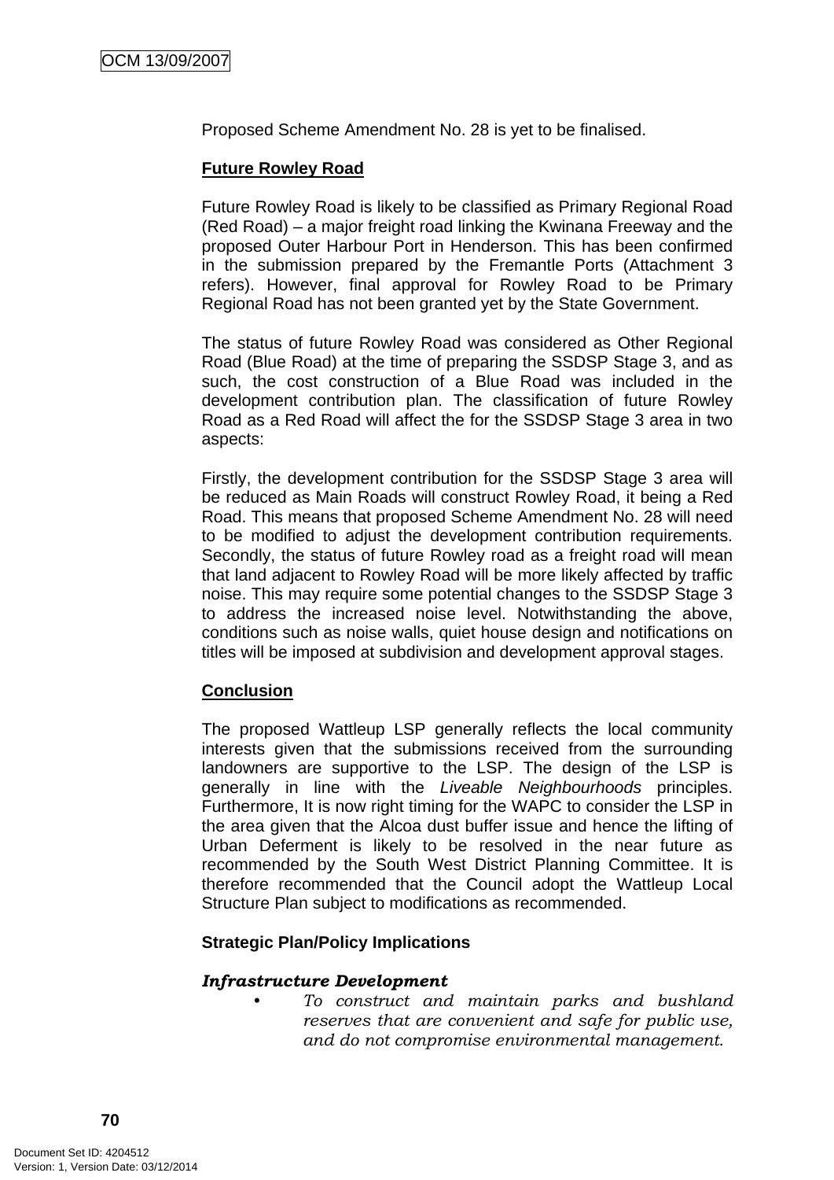Proposed Scheme Amendment No. 28 is yet to be finalised.

**Future Rowley Road**

Future Rowley Road is likely to be classified as Primary Regional Road (Red Road) – a major freight road linking the Kwinana Freeway and the proposed Outer Harbour Port in Henderson. This has been confirmed in the submission prepared by the Fremantle Ports (Attachment 3 refers). However, final approval for Rowley Road to be Primary Regional Road has not been granted yet by the State Government.

The status of future Rowley Road was considered as Other Regional Road (Blue Road) at the time of preparing the SSDSP Stage 3, and as such, the cost construction of a Blue Road was included in the development contribution plan. The classification of future Rowley Road as a Red Road will affect the for the SSDSP Stage 3 area in two aspects:

Firstly, the development contribution for the SSDSP Stage 3 area will be reduced as Main Roads will construct Rowley Road, it being a Red Road. This means that proposed Scheme Amendment No. 28 will need to be modified to adjust the development contribution requirements. Secondly, the status of future Rowley road as a freight road will mean that land adjacent to Rowley Road will be more likely affected by traffic noise. This may require some potential changes to the SSDSP Stage 3 to address the increased noise level. Notwithstanding the above, conditions such as noise walls, quiet house design and notifications on titles will be imposed at subdivision and development approval stages.

**Conclusion**

The proposed Wattleup LSP generally reflects the local community interests given that the submissions received from the surrounding landowners are supportive to the LSP. The design of the LSP is generally in line with the *Liveable Neighbourhoods* principles. Furthermore, It is now right timing for the WAPC to consider the LSP in the area given that the Alcoa dust buffer issue and hence the lifting of Urban Deferment is likely to be resolved in the near future as recommended by the South West District Planning Committee. It is therefore recommended that the Council adopt the Wattleup Local Structure Plan subject to modifications as recommended.

**Strategic Plan/Policy Implications**

***Infrastructure Development***

- *To construct and maintain parks and bushland reserves that are convenient and safe for public use, and do not compromise environmental management.*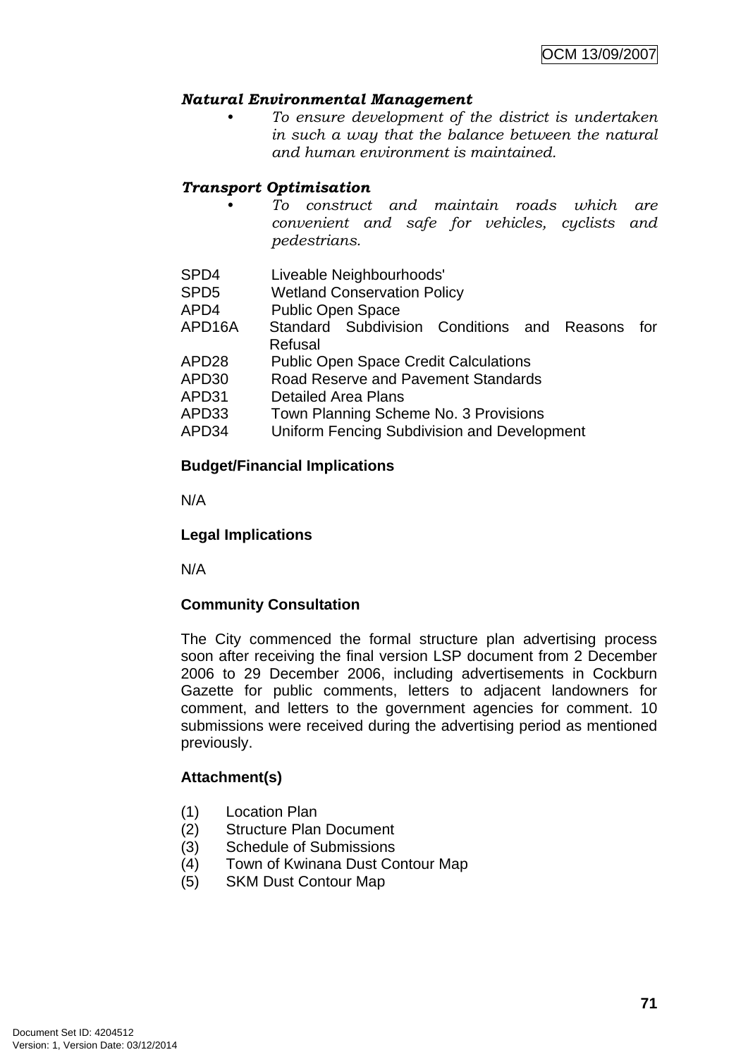***Natural Environmental Management***

- *To ensure development of the district is undertaken in such a way that the balance between the natural and human environment is maintained.*

***Transport Optimisation***

- *To construct and maintain roads which are convenient and safe for vehicles, cyclists and pedestrians.*

| | |
|---|---|
| SPD4 | Liveable Neighbourhoods' |
| SPD5 | Wetland Conservation Policy |
| APD4 | Public Open Space |
| APD16A | Standard Subdivision Conditions and Reasons for Refusal |
| APD28 | Public Open Space Credit Calculations |
| APD30 | Road Reserve and Pavement Standards |
| APD31 | Detailed Area Plans |
| APD33 | Town Planning Scheme No. 3 Provisions |
| APD34 | Uniform Fencing Subdivision and Development |

**Budget/Financial Implications**

N/A

**Legal Implications**

N/A

**Community Consultation**

The City commenced the formal structure plan advertising process soon after receiving the final version LSP document from 2 December 2006 to 29 December 2006, including advertisements in Cockburn Gazette for public comments, letters to adjacent landowners for comment, and letters to the government agencies for comment. 10 submissions were received during the advertising period as mentioned previously.

**Attachment(s)**

(1) Location Plan
(2) Structure Plan Document
(3) Schedule of Submissions
(4) Town of Kwinana Dust Contour Map
(5) SKM Dust Contour Map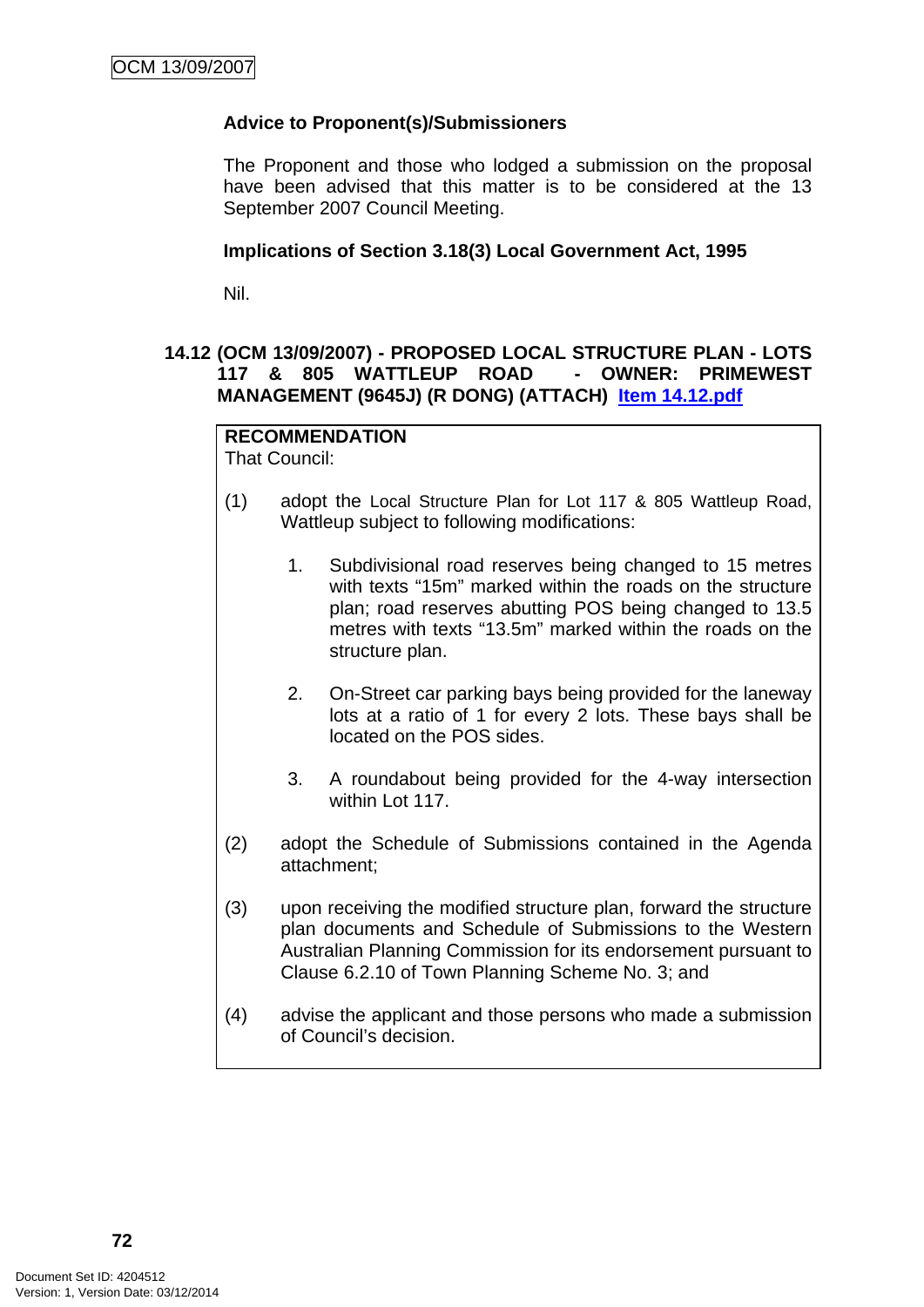**Advice to Proponent(s)/Submissioners**

The Proponent and those who lodged a submission on the proposal have been advised that this matter is to be considered at the 13 September 2007 Council Meeting.

**Implications of Section 3.18(3) Local Government Act, 1995**

Nil.

### 14.12 (OCM 13/09/2007) - PROPOSED LOCAL STRUCTURE PLAN - LOTS 117 & 805 WATTLEUP ROAD - OWNER: PRIMEWEST MANAGEMENT (9645J) (R DONG) (ATTACH) Item 14.12.pdf

**RECOMMENDATION**

That Council:

(1) adopt the Local Structure Plan for Lot 117 & 805 Wattleup Road, Wattleup subject to following modifications:

1. Subdivisional road reserves being changed to 15 metres with texts "15m" marked within the roads on the structure plan; road reserves abutting POS being changed to 13.5 metres with texts "13.5m" marked within the roads on the structure plan.

2. On-Street car parking bays being provided for the laneway lots at a ratio of 1 for every 2 lots. These bays shall be located on the POS sides.

3. A roundabout being provided for the 4-way intersection within Lot 117.

(2) adopt the Schedule of Submissions contained in the Agenda attachment;

(3) upon receiving the modified structure plan, forward the structure plan documents and Schedule of Submissions to the Western Australian Planning Commission for its endorsement pursuant to Clause 6.2.10 of Town Planning Scheme No. 3; and

(4) advise the applicant and those persons who made a submission of Council's decision.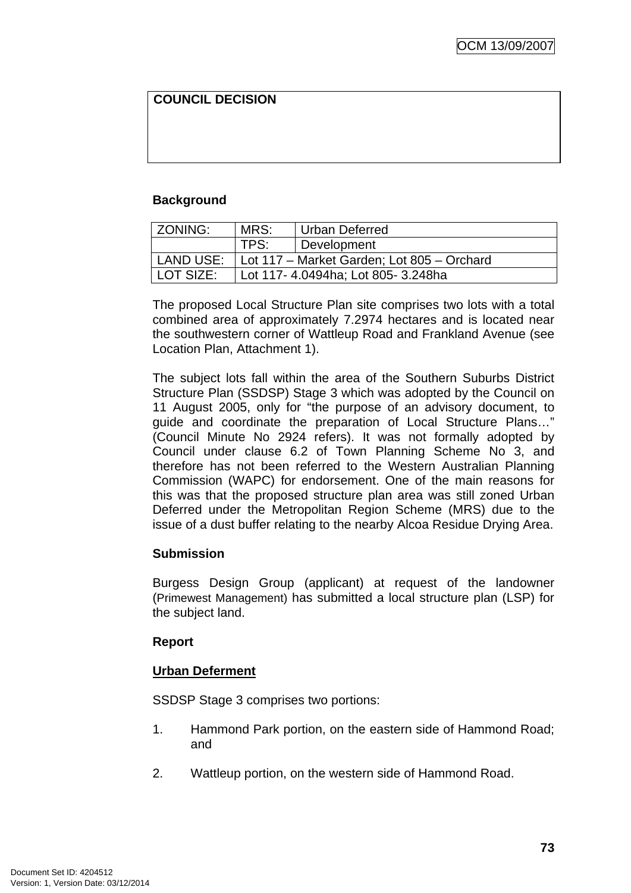| COUNCIL DECISION |
| --- |
| |

**Background**

| ZONING: | MRS: | Urban Deferred |
| --- | --- | --- |
| | TPS: | Development |
| LAND USE: | Lot 117 – Market Garden; Lot 805 – Orchard | |
| LOT SIZE: | Lot 117- 4.0494ha; Lot 805- 3.248ha | |

The proposed Local Structure Plan site comprises two lots with a total combined area of approximately 7.2974 hectares and is located near the southwestern corner of Wattleup Road and Frankland Avenue (see Location Plan, Attachment 1).

The subject lots fall within the area of the Southern Suburbs District Structure Plan (SSDSP) Stage 3 which was adopted by the Council on 11 August 2005, only for "the purpose of an advisory document, to guide and coordinate the preparation of Local Structure Plans…" (Council Minute No 2924 refers). It was not formally adopted by Council under clause 6.2 of Town Planning Scheme No 3, and therefore has not been referred to the Western Australian Planning Commission (WAPC) for endorsement. One of the main reasons for this was that the proposed structure plan area was still zoned Urban Deferred under the Metropolitan Region Scheme (MRS) due to the issue of a dust buffer relating to the nearby Alcoa Residue Drying Area.

**Submission**

Burgess Design Group (applicant) at request of the landowner (Primewest Management) has submitted a local structure plan (LSP) for the subject land.

**Report**

**Urban Deferment**

SSDSP Stage 3 comprises two portions:

1. Hammond Park portion, on the eastern side of Hammond Road; and

2. Wattleup portion, on the western side of Hammond Road.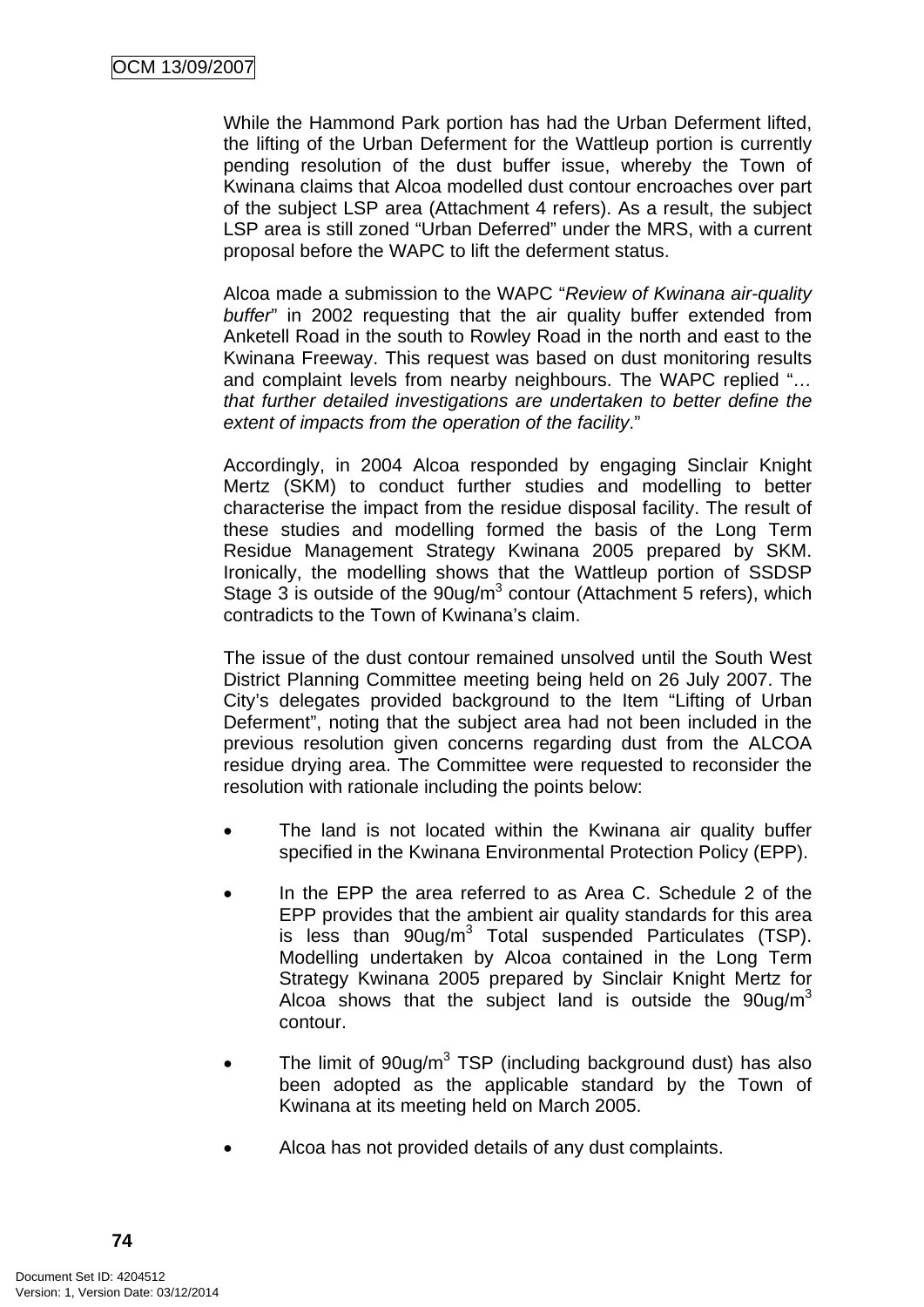While the Hammond Park portion has had the Urban Deferment lifted, the lifting of the Urban Deferment for the Wattleup portion is currently pending resolution of the dust buffer issue, whereby the Town of Kwinana claims that Alcoa modelled dust contour encroaches over part of the subject LSP area (Attachment 4 refers). As a result, the subject LSP area is still zoned "Urban Deferred" under the MRS, with a current proposal before the WAPC to lift the deferment status.

Alcoa made a submission to the WAPC "*Review of Kwinana air-quality buffer*" in 2002 requesting that the air quality buffer extended from Anketell Road in the south to Rowley Road in the north and east to the Kwinana Freeway. This request was based on dust monitoring results and complaint levels from nearby neighbours. The WAPC replied "*… that further detailed investigations are undertaken to better define the extent of impacts from the operation of the facility*."

Accordingly, in 2004 Alcoa responded by engaging Sinclair Knight Mertz (SKM) to conduct further studies and modelling to better characterise the impact from the residue disposal facility. The result of these studies and modelling formed the basis of the Long Term Residue Management Strategy Kwinana 2005 prepared by SKM. Ironically, the modelling shows that the Wattleup portion of SSDSP Stage 3 is outside of the 90ug/m$^3$ contour (Attachment 5 refers), which contradicts to the Town of Kwinana's claim.

The issue of the dust contour remained unsolved until the South West District Planning Committee meeting being held on 26 July 2007. The City's delegates provided background to the Item "Lifting of Urban Deferment", noting that the subject area had not been included in the previous resolution given concerns regarding dust from the ALCOA residue drying area. The Committee were requested to reconsider the resolution with rationale including the points below:

- The land is not located within the Kwinana air quality buffer specified in the Kwinana Environmental Protection Policy (EPP).
- In the EPP the area referred to as Area C. Schedule 2 of the EPP provides that the ambient air quality standards for this area is less than 90ug/m$^3$ Total suspended Particulates (TSP). Modelling undertaken by Alcoa contained in the Long Term Strategy Kwinana 2005 prepared by Sinclair Knight Mertz for Alcoa shows that the subject land is outside the 90ug/m$^3$ contour.
- The limit of 90ug/m$^3$ TSP (including background dust) has also been adopted as the applicable standard by the Town of Kwinana at its meeting held on March 2005.
- Alcoa has not provided details of any dust complaints.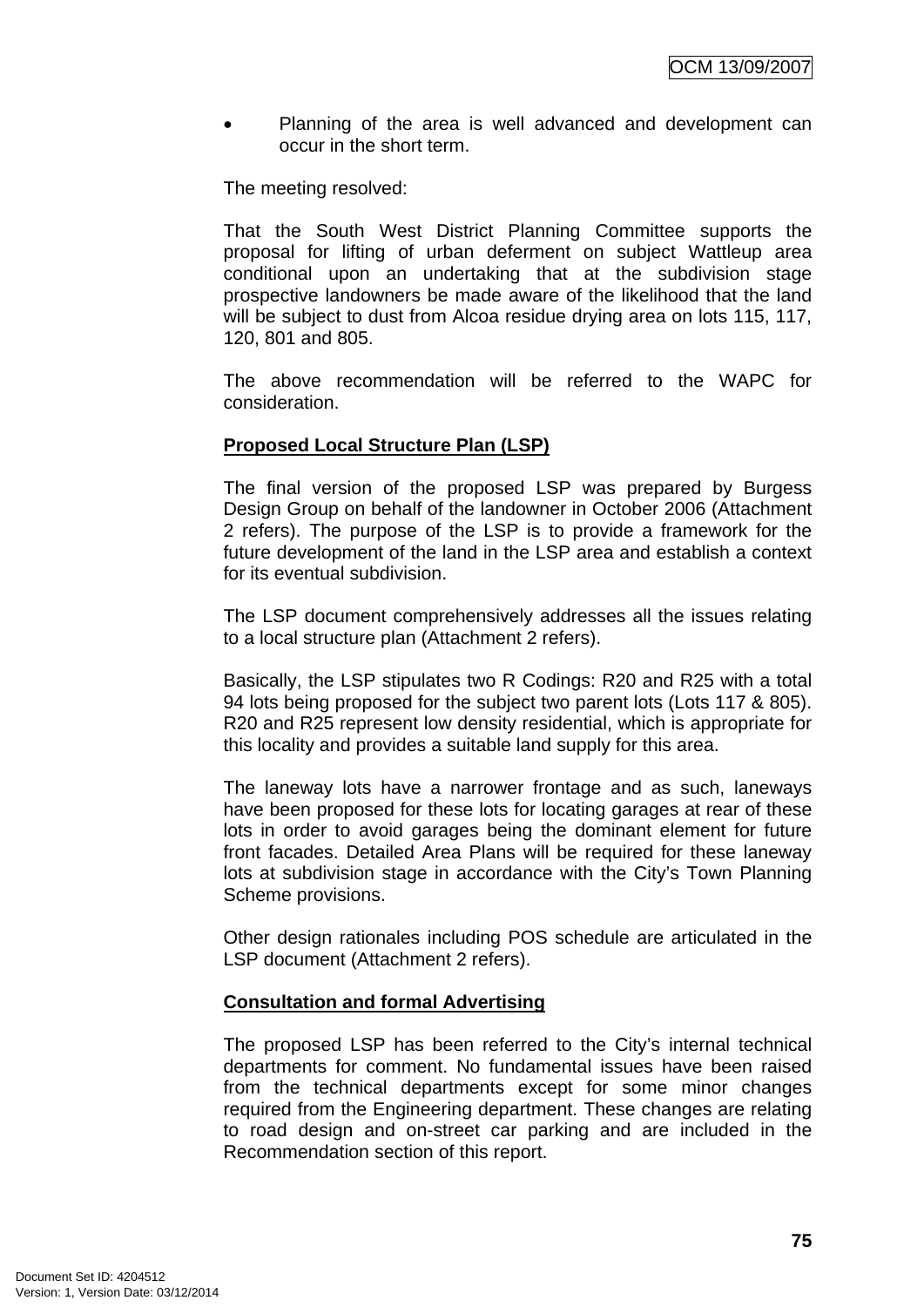- Planning of the area is well advanced and development can occur in the short term.

The meeting resolved:

That the South West District Planning Committee supports the proposal for lifting of urban deferment on subject Wattleup area conditional upon an undertaking that at the subdivision stage prospective landowners be made aware of the likelihood that the land will be subject to dust from Alcoa residue drying area on lots 115, 117, 120, 801 and 805.

The above recommendation will be referred to the WAPC for consideration.

**Proposed Local Structure Plan (LSP)**

The final version of the proposed LSP was prepared by Burgess Design Group on behalf of the landowner in October 2006 (Attachment 2 refers). The purpose of the LSP is to provide a framework for the future development of the land in the LSP area and establish a context for its eventual subdivision.

The LSP document comprehensively addresses all the issues relating to a local structure plan (Attachment 2 refers).

Basically, the LSP stipulates two R Codings: R20 and R25 with a total 94 lots being proposed for the subject two parent lots (Lots 117 & 805). R20 and R25 represent low density residential, which is appropriate for this locality and provides a suitable land supply for this area.

The laneway lots have a narrower frontage and as such, laneways have been proposed for these lots for locating garages at rear of these lots in order to avoid garages being the dominant element for future front facades. Detailed Area Plans will be required for these laneway lots at subdivision stage in accordance with the City's Town Planning Scheme provisions.

Other design rationales including POS schedule are articulated in the LSP document (Attachment 2 refers).

**Consultation and formal Advertising**

The proposed LSP has been referred to the City's internal technical departments for comment. No fundamental issues have been raised from the technical departments except for some minor changes required from the Engineering department. These changes are relating to road design and on-street car parking and are included in the Recommendation section of this report.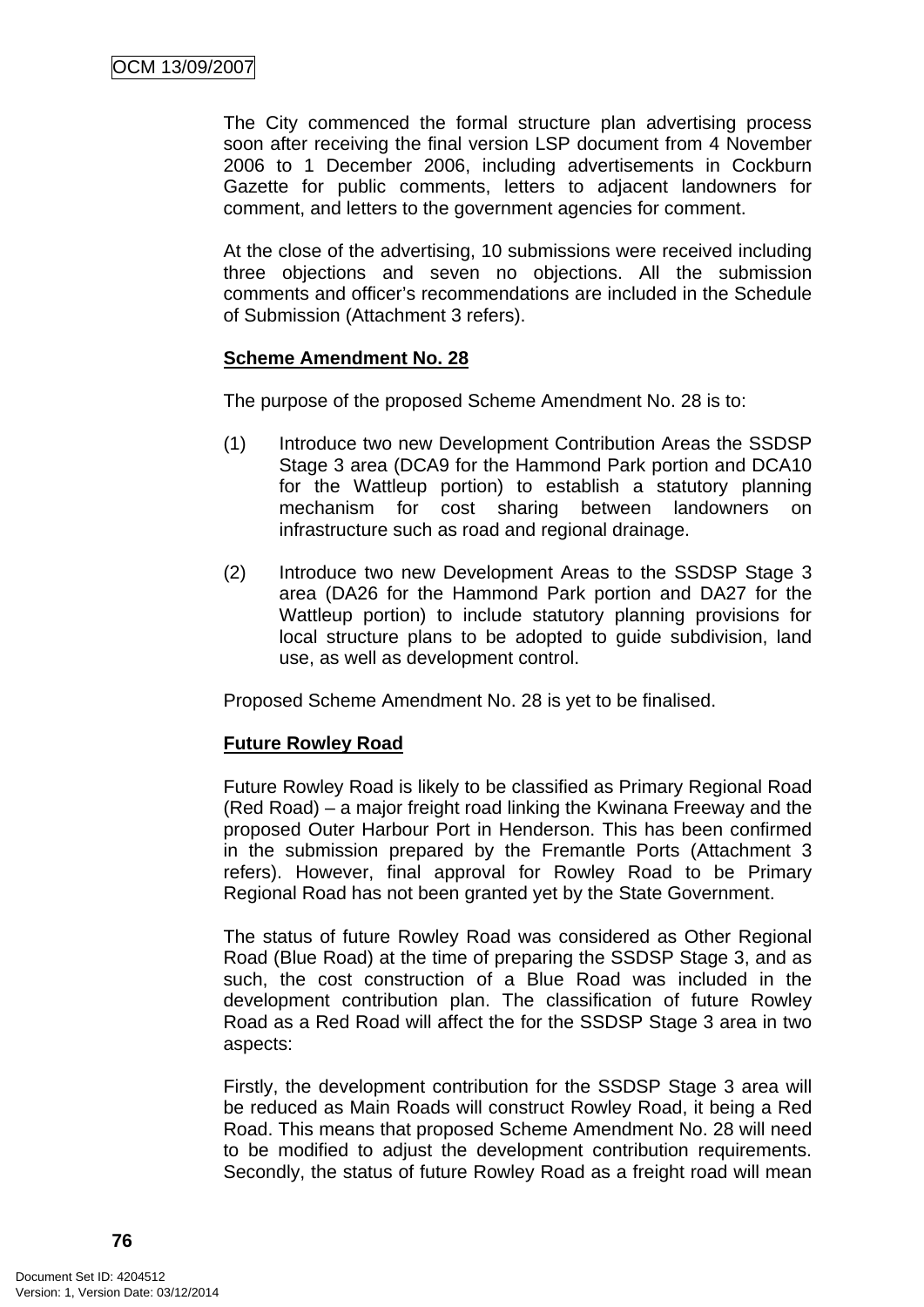The City commenced the formal structure plan advertising process soon after receiving the final version LSP document from 4 November 2006 to 1 December 2006, including advertisements in Cockburn Gazette for public comments, letters to adjacent landowners for comment, and letters to the government agencies for comment.

At the close of the advertising, 10 submissions were received including three objections and seven no objections. All the submission comments and officer's recommendations are included in the Schedule of Submission (Attachment 3 refers).

**Scheme Amendment No. 28**

The purpose of the proposed Scheme Amendment No. 28 is to:

(1) Introduce two new Development Contribution Areas the SSDSP Stage 3 area (DCA9 for the Hammond Park portion and DCA10 for the Wattleup portion) to establish a statutory planning mechanism for cost sharing between landowners on infrastructure such as road and regional drainage.

(2) Introduce two new Development Areas to the SSDSP Stage 3 area (DA26 for the Hammond Park portion and DA27 for the Wattleup portion) to include statutory planning provisions for local structure plans to be adopted to guide subdivision, land use, as well as development control.

Proposed Scheme Amendment No. 28 is yet to be finalised.

**Future Rowley Road**

Future Rowley Road is likely to be classified as Primary Regional Road (Red Road) – a major freight road linking the Kwinana Freeway and the proposed Outer Harbour Port in Henderson. This has been confirmed in the submission prepared by the Fremantle Ports (Attachment 3 refers). However, final approval for Rowley Road to be Primary Regional Road has not been granted yet by the State Government.

The status of future Rowley Road was considered as Other Regional Road (Blue Road) at the time of preparing the SSDSP Stage 3, and as such, the cost construction of a Blue Road was included in the development contribution plan. The classification of future Rowley Road as a Red Road will affect the for the SSDSP Stage 3 area in two aspects:

Firstly, the development contribution for the SSDSP Stage 3 area will be reduced as Main Roads will construct Rowley Road, it being a Red Road. This means that proposed Scheme Amendment No. 28 will need to be modified to adjust the development contribution requirements. Secondly, the status of future Rowley Road as a freight road will mean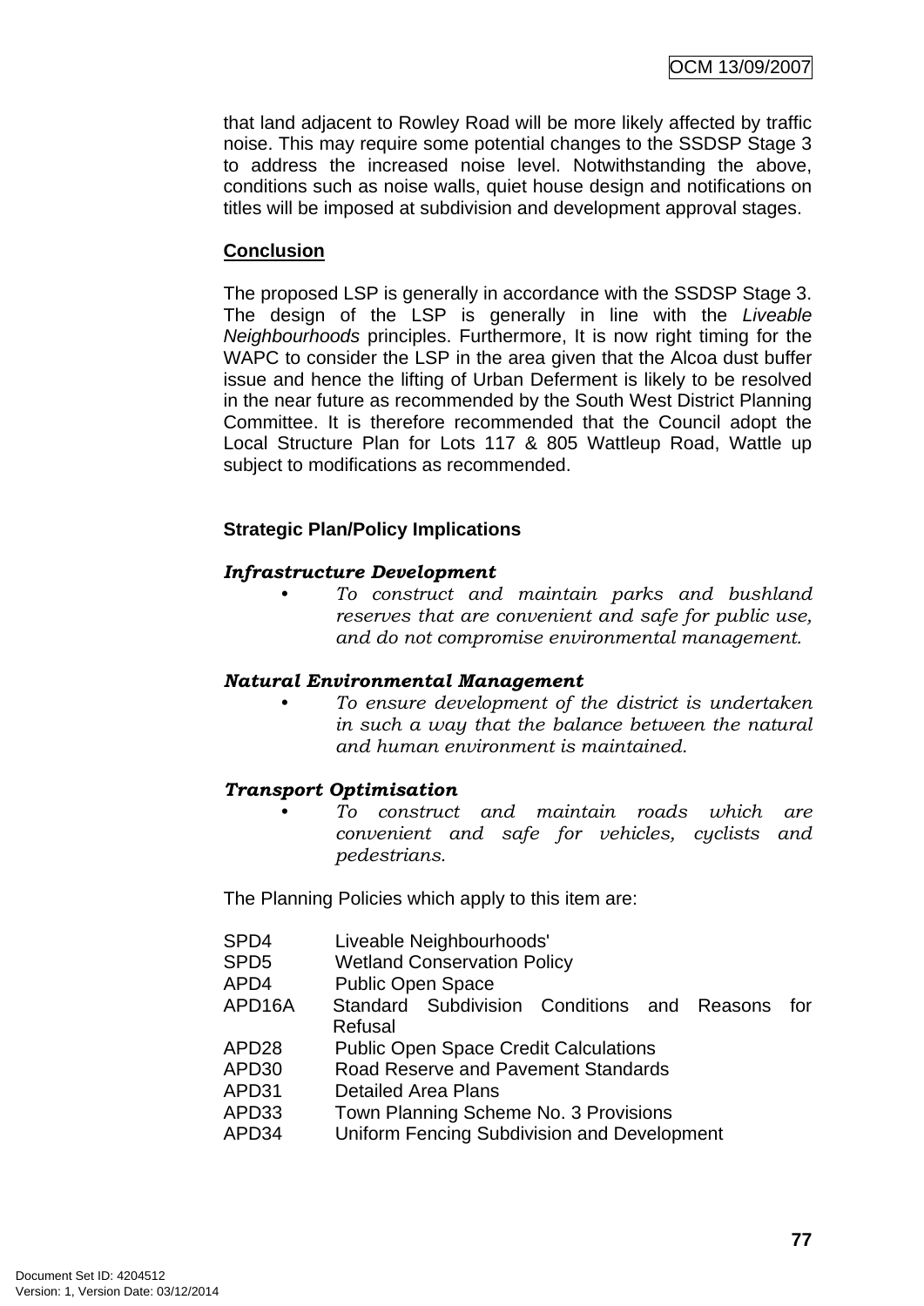that land adjacent to Rowley Road will be more likely affected by traffic noise. This may require some potential changes to the SSDSP Stage 3 to address the increased noise level. Notwithstanding the above, conditions such as noise walls, quiet house design and notifications on titles will be imposed at subdivision and development approval stages.

**Conclusion**

The proposed LSP is generally in accordance with the SSDSP Stage 3. The design of the LSP is generally in line with the *Liveable Neighbourhoods* principles. Furthermore, It is now right timing for the WAPC to consider the LSP in the area given that the Alcoa dust buffer issue and hence the lifting of Urban Deferment is likely to be resolved in the near future as recommended by the South West District Planning Committee. It is therefore recommended that the Council adopt the Local Structure Plan for Lots 117 & 805 Wattleup Road, Wattle up subject to modifications as recommended.

**Strategic Plan/Policy Implications**

***Infrastructure Development***

- *To construct and maintain parks and bushland reserves that are convenient and safe for public use, and do not compromise environmental management.*

***Natural Environmental Management***

- *To ensure development of the district is undertaken in such a way that the balance between the natural and human environment is maintained.*

***Transport Optimisation***

- *To construct and maintain roads which are convenient and safe for vehicles, cyclists and pedestrians.*

The Planning Policies which apply to this item are:

| | |
|---|---|
| SPD4 | Liveable Neighbourhoods' |
| SPD5 | Wetland Conservation Policy |
| APD4 | Public Open Space |
| APD16A | Standard Subdivision Conditions and Reasons for Refusal |
| APD28 | Public Open Space Credit Calculations |
| APD30 | Road Reserve and Pavement Standards |
| APD31 | Detailed Area Plans |
| APD33 | Town Planning Scheme No. 3 Provisions |
| APD34 | Uniform Fencing Subdivision and Development |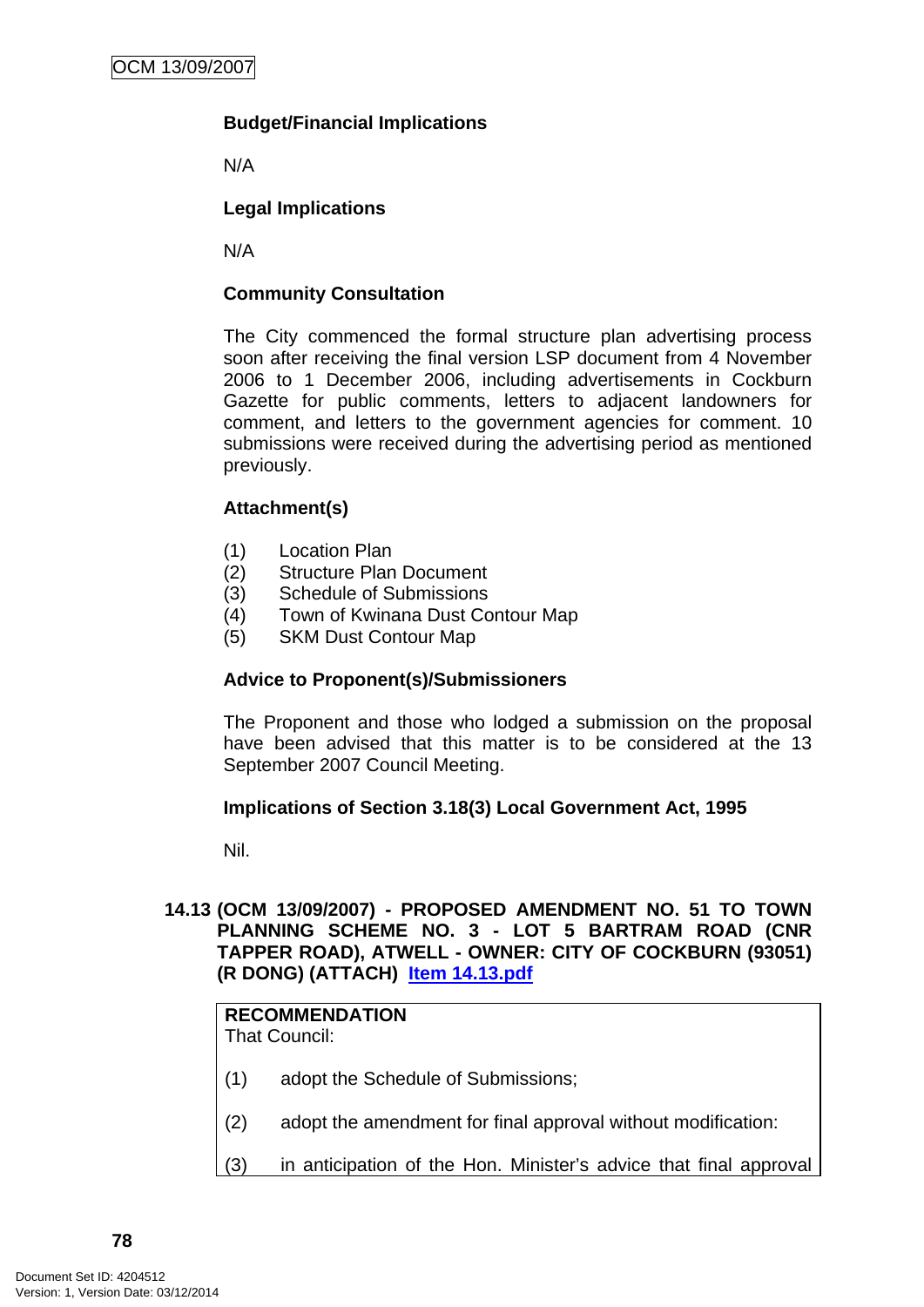**Budget/Financial Implications**

N/A

**Legal Implications**

N/A

**Community Consultation**

The City commenced the formal structure plan advertising process soon after receiving the final version LSP document from 4 November 2006 to 1 December 2006, including advertisements in Cockburn Gazette for public comments, letters to adjacent landowners for comment, and letters to the government agencies for comment. 10 submissions were received during the advertising period as mentioned previously.

**Attachment(s)**

(1) Location Plan
(2) Structure Plan Document
(3) Schedule of Submissions
(4) Town of Kwinana Dust Contour Map
(5) SKM Dust Contour Map

**Advice to Proponent(s)/Submissioners**

The Proponent and those who lodged a submission on the proposal have been advised that this matter is to be considered at the 13 September 2007 Council Meeting.

**Implications of Section 3.18(3) Local Government Act, 1995**

Nil.

### 14.13 (OCM 13/09/2007) - PROPOSED AMENDMENT NO. 51 TO TOWN PLANNING SCHEME NO. 3 - LOT 5 BARTRAM ROAD (CNR TAPPER ROAD), ATWELL - OWNER: CITY OF COCKBURN (93051) (R DONG) (ATTACH) Item 14.13.pdf

**RECOMMENDATION**
That Council:

(1) adopt the Schedule of Submissions;

(2) adopt the amendment for final approval without modification:

(3) in anticipation of the Hon. Minister's advice that final approval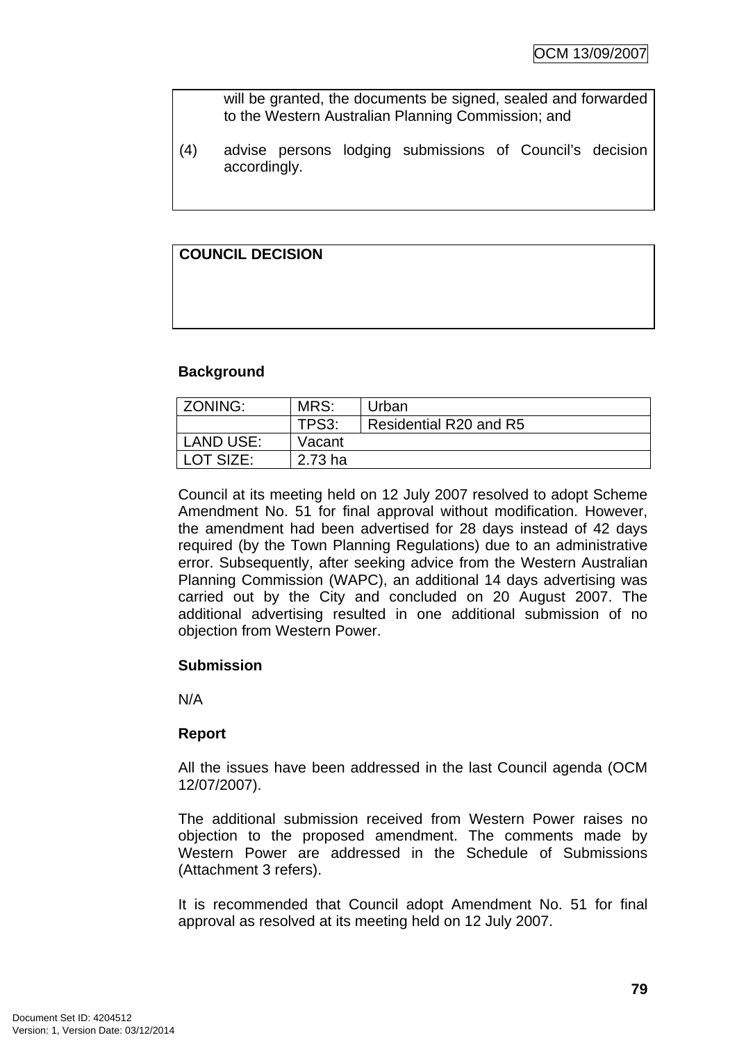will be granted, the documents be signed, sealed and forwarded to the Western Australian Planning Commission; and

(4) advise persons lodging submissions of Council's decision accordingly.

**COUNCIL DECISION**

**Background**

| ZONING: | MRS: | Urban |
|---|---|---|
| | TPS3: | Residential R20 and R5 |
| LAND USE: | Vacant | |
| LOT SIZE: | 2.73 ha | |

Council at its meeting held on 12 July 2007 resolved to adopt Scheme Amendment No. 51 for final approval without modification. However, the amendment had been advertised for 28 days instead of 42 days required (by the Town Planning Regulations) due to an administrative error. Subsequently, after seeking advice from the Western Australian Planning Commission (WAPC), an additional 14 days advertising was carried out by the City and concluded on 20 August 2007. The additional advertising resulted in one additional submission of no objection from Western Power.

**Submission**

N/A

**Report**

All the issues have been addressed in the last Council agenda (OCM 12/07/2007).

The additional submission received from Western Power raises no objection to the proposed amendment. The comments made by Western Power are addressed in the Schedule of Submissions (Attachment 3 refers).

It is recommended that Council adopt Amendment No. 51 for final approval as resolved at its meeting held on 12 July 2007.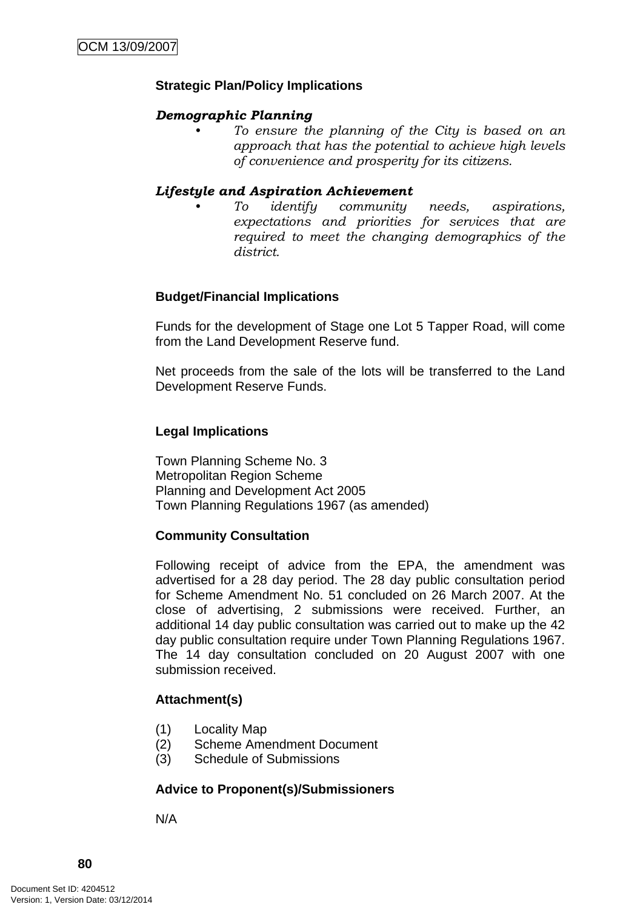**Strategic Plan/Policy Implications**

***Demographic Planning***

- *To ensure the planning of the City is based on an approach that has the potential to achieve high levels of convenience and prosperity for its citizens.*

***Lifestyle and Aspiration Achievement***

- *To identify community needs, aspirations, expectations and priorities for services that are required to meet the changing demographics of the district.*

**Budget/Financial Implications**

Funds for the development of Stage one Lot 5 Tapper Road, will come from the Land Development Reserve fund.

Net proceeds from the sale of the lots will be transferred to the Land Development Reserve Funds.

**Legal Implications**

Town Planning Scheme No. 3
Metropolitan Region Scheme
Planning and Development Act 2005
Town Planning Regulations 1967 (as amended)

**Community Consultation**

Following receipt of advice from the EPA, the amendment was advertised for a 28 day period. The 28 day public consultation period for Scheme Amendment No. 51 concluded on 26 March 2007. At the close of advertising, 2 submissions were received. Further, an additional 14 day public consultation was carried out to make up the 42 day public consultation require under Town Planning Regulations 1967. The 14 day consultation concluded on 20 August 2007 with one submission received.

**Attachment(s)**

(1) Locality Map
(2) Scheme Amendment Document
(3) Schedule of Submissions

**Advice to Proponent(s)/Submissioners**

N/A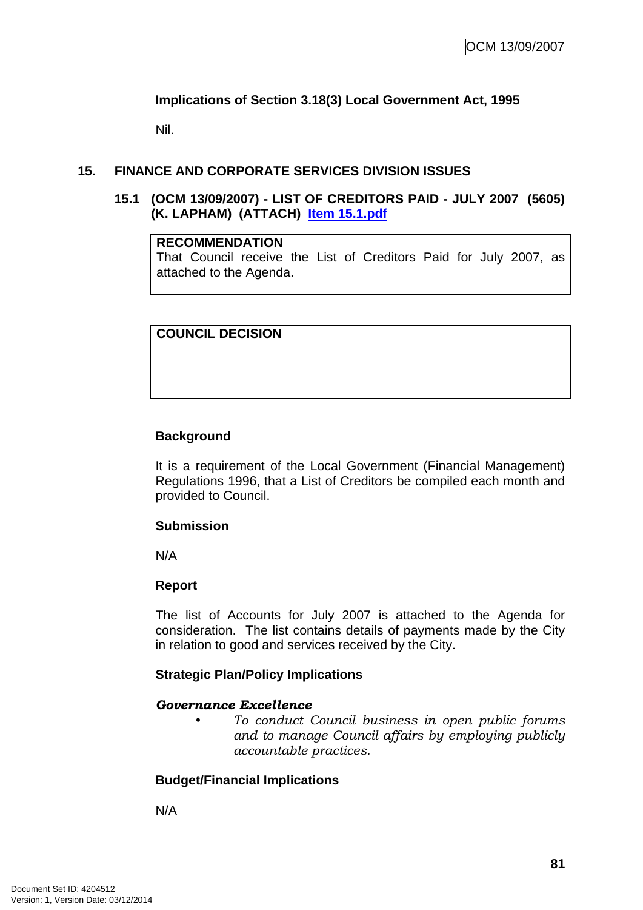**Implications of Section 3.18(3) Local Government Act, 1995**

Nil.

## 15. FINANCE AND CORPORATE SERVICES DIVISION ISSUES

### 15.1 (OCM 13/09/2007) - LIST OF CREDITORS PAID - JULY 2007 (5605) (K. LAPHAM) (ATTACH) Item 15.1.pdf

| RECOMMENDATION |
|---|
| That Council receive the List of Creditors Paid for July 2007, as attached to the Agenda. |

| COUNCIL DECISION |
|---|
| |

**Background**

It is a requirement of the Local Government (Financial Management) Regulations 1996, that a List of Creditors be compiled each month and provided to Council.

**Submission**

N/A

**Report**

The list of Accounts for July 2007 is attached to the Agenda for consideration. The list contains details of payments made the City in relation to good and services received by the City.

**Strategic Plan/Policy Implications**

***Governance Excellence***

- *To conduct Council business in open public forums and to manage Council affairs by employing publicly accountable practices.*

**Budget/Financial Implications**

N/A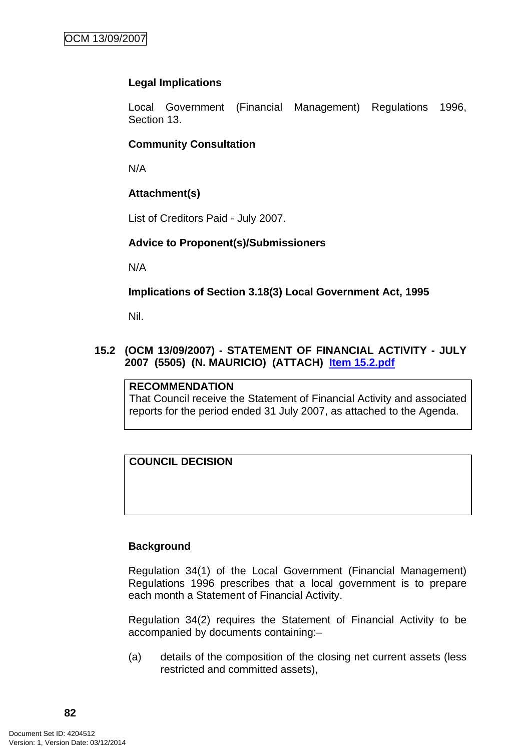**Legal Implications**

Local Government (Financial Management) Regulations 1996, Section 13.

**Community Consultation**

N/A

**Attachment(s)**

List of Creditors Paid - July 2007.

**Advice to Proponent(s)/Submissioners**

N/A

**Implications of Section 3.18(3) Local Government Act, 1995**

Nil.

### 15.2 (OCM 13/09/2007) - STATEMENT OF FINANCIAL ACTIVITY - JULY 2007 (5505) (N. MAURICIO) (ATTACH) Item 15.2.pdf

**RECOMMENDATION**
That Council receive the Statement of Financial Activity and associated reports for the period ended 31 July 2007, as attached to the Agenda.

**COUNCIL DECISION**

**Background**

Regulation 34(1) of the Local Government (Financial Management) Regulations 1996 prescribes that a local government is to prepare each month a Statement of Financial Activity.

Regulation 34(2) requires the Statement of Financial Activity to be accompanied by documents containing:–

(a) details of the composition of the closing net current assets (less restricted and committed assets),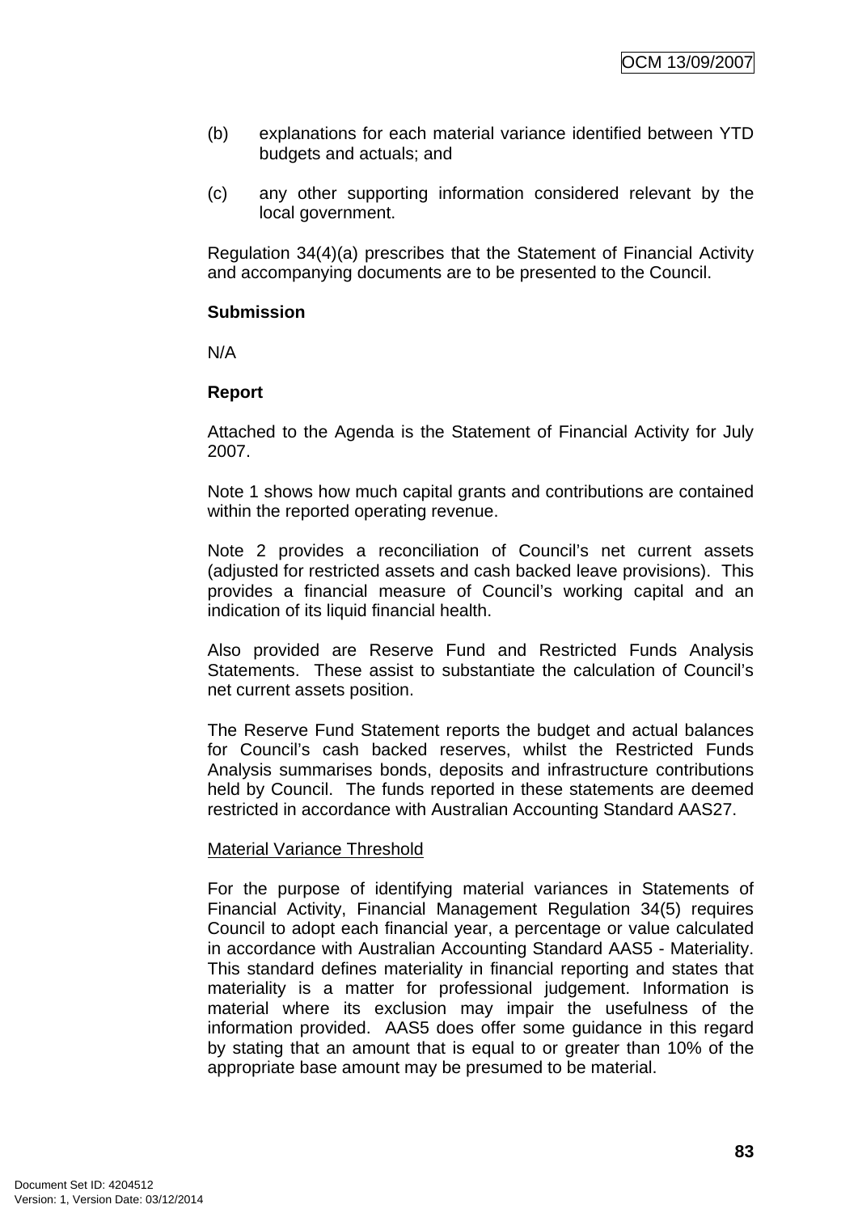(b) explanations for each material variance identified between YTD budgets and actuals; and

(c) any other supporting information considered relevant by the local government.

Regulation 34(4)(a) prescribes that the Statement of Financial Activity and accompanying documents are to be presented to the Council.

**Submission**

N/A

**Report**

Attached to the Agenda is the Statement of Financial Activity for July 2007.

Note 1 shows how much capital grants and contributions are contained within the reported operating revenue.

Note 2 provides a reconciliation of Council's net current assets (adjusted for restricted assets and cash backed leave provisions). This provides a financial measure of Council's working capital and an indication of its liquid financial health.

Also provided are Reserve Fund and Restricted Funds Analysis Statements. These assist to substantiate the calculation of Council's net current assets position.

The Reserve Fund Statement reports the budget and actual balances for Council's cash backed reserves, whilst the Restricted Funds Analysis summarises bonds, deposits and infrastructure contributions held by Council. The funds reported in these statements are deemed restricted in accordance with Australian Accounting Standard AAS27.

Material Variance Threshold

For the purpose of identifying material variances in Statements of Financial Activity, Financial Management Regulation 34(5) requires Council to adopt each financial year, a percentage or value calculated in accordance with Australian Accounting Standard AAS5 - Materiality. This standard defines materiality in financial reporting and states that materiality is a matter for professional judgement. Information is material where its exclusion may impair the usefulness of the information provided. AAS5 does offer some guidance in this regard by stating that an amount that is equal to or greater than 10% of the appropriate base amount may be presumed to be material.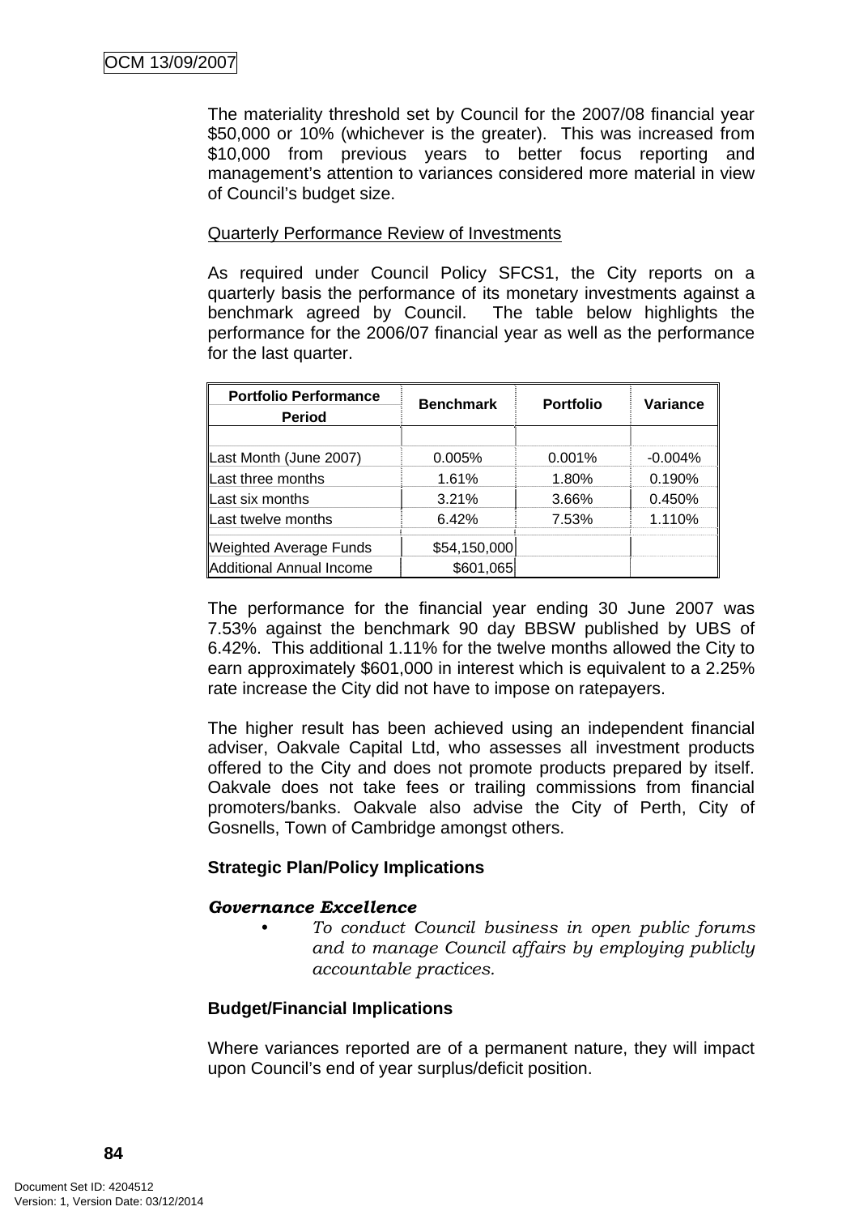The materiality threshold set by Council for the 2007/08 financial year $50,000 or 10% (whichever is the greater). This was increased from $10,000 from previous years to better focus reporting and management's attention to variances considered more material in view of Council's budget size.

Quarterly Performance Review of Investments

As required under Council Policy SFCS1, the City reports on a quarterly basis the performance of its monetary investments against a benchmark agreed by Council. The table below highlights the performance for the 2006/07 financial year as well as the performance for the last quarter.

| Portfolio Performance Period | Benchmark | Portfolio | Variance |
|---|---|---|---|
| | | | |
| Last Month (June 2007) | 0.005% | 0.001% | -0.004% |
| Last three months | 1.61% | 1.80% | 0.190% |
| Last six months | 3.21% | 3.66% | 0.450% |
| Last twelve months | 6.42% | 7.53% | 1.110% |
| Weighted Average Funds | $54,150,000 | | |
| Additional Annual Income | $601,065 | | |

The performance for the financial year ending 30 June 2007 was 7.53% against the benchmark 90 day BBSW published by UBS of 6.42%. This additional 1.11% for the twelve months allowed the City to earn approximately $601,000 in interest which is equivalent to a 2.25% rate increase the City did not have to impose on ratepayers.

The higher result has been achieved using an independent financial adviser, Oakvale Capital Ltd, who assesses all investment products offered to the City and does not promote products prepared by itself. Oakvale does not take fees or trailing commissions from financial promoters/banks. Oakvale also advise the City of Perth, City of Gosnells, Town of Cambridge amongst others.

**Strategic Plan/Policy Implications**

***Governance Excellence***

- *To conduct Council business in open public forums and to manage Council affairs by employing publicly accountable practices.*

**Budget/Financial Implications**

Where variances reported are of a permanent nature, they will impact upon Council's end of year surplus/deficit position.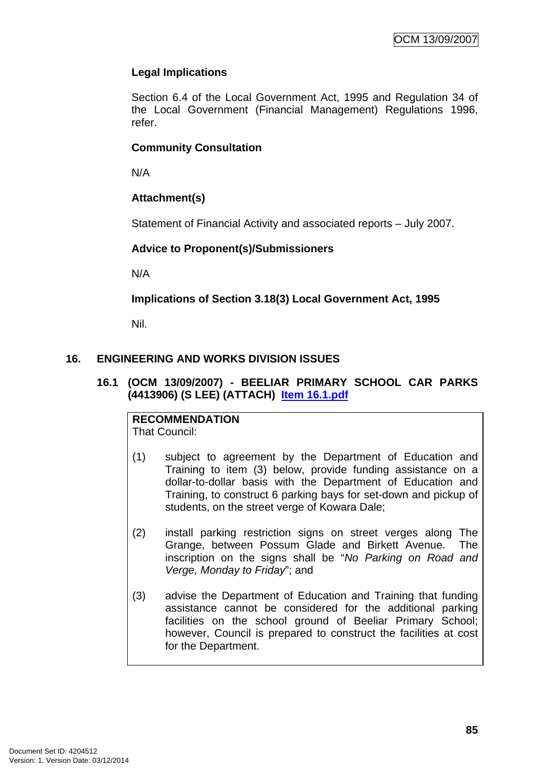**Legal Implications**

Section 6.4 of the Local Government Act, 1995 and Regulation 34 of the Local Government (Financial Management) Regulations 1996, refer.

**Community Consultation**

N/A

**Attachment(s)**

Statement of Financial Activity and associated reports – July 2007.

**Advice to Proponent(s)/Submissioners**

N/A

**Implications of Section 3.18(3) Local Government Act, 1995**

Nil.

## 16. ENGINEERING AND WORKS DIVISION ISSUES

### 16.1 (OCM 13/09/2007) - BEELIAR PRIMARY SCHOOL CAR PARKS (4413906) (S LEE) (ATTACH) Item 16.1.pdf

**RECOMMENDATION**
That Council:

(1) subject to agreement by the Department of Education and Training to item (3) below, provide funding assistance on a dollar-to-dollar basis with the Department of Education and Training, to construct 6 parking bays for set-down and pickup of students, on the street verge of Kowara Dale;

(2) install parking restriction signs on street verges along The Grange, between Possum Glade and Birkett Avenue. The inscription on the signs shall be "*No Parking on Road and Verge, Monday to Friday*"; and

(3) advise the Department of Education and Training that funding assistance cannot be considered for the additional parking facilities on the school ground of Beeliar Primary School; however, Council is prepared to construct the facilities at cost for the Department.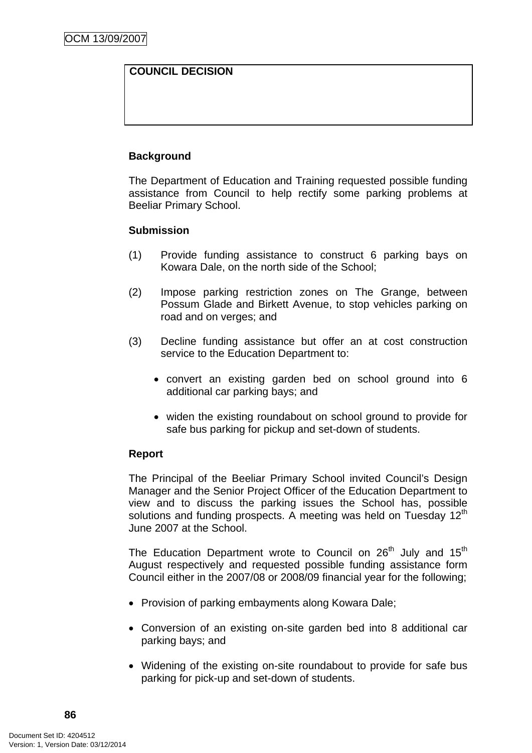| COUNCIL DECISION |
|---|
| |

**Background**

The Department of Education and Training requested possible funding assistance from Council to help rectify some parking problems at Beeliar Primary School.

**Submission**

(1) Provide funding assistance to construct 6 parking bays on Kowara Dale, on the north side of the School;

(2) Impose parking restriction zones on The Grange, between Possum Glade and Birkett Avenue, to stop vehicles parking on road and on verges; and

(3) Decline funding assistance but offer an at cost construction service to the Education Department to:

- convert an existing garden bed on school ground into 6 additional car parking bays; and
- widen the existing roundabout on school ground to provide for safe bus parking for pickup and set-down of students.

**Report**

The Principal of the Beeliar Primary School invited Council's Design Manager and the Senior Project Officer of the Education Department to view and to discuss the parking issues the School has, possible solutions and funding prospects. A meeting was held on Tuesday 12th June 2007 at the School.

The Education Department wrote to Council on 26th July and 15th August respectively and requested possible funding assistance form Council either in the 2007/08 or 2008/09 financial year for the following;

- Provision of parking embayments along Kowara Dale;
- Conversion of an existing on-site garden bed into 8 additional car parking bays; and
- Widening of the existing on-site roundabout to provide for safe bus parking for pick-up and set-down of students.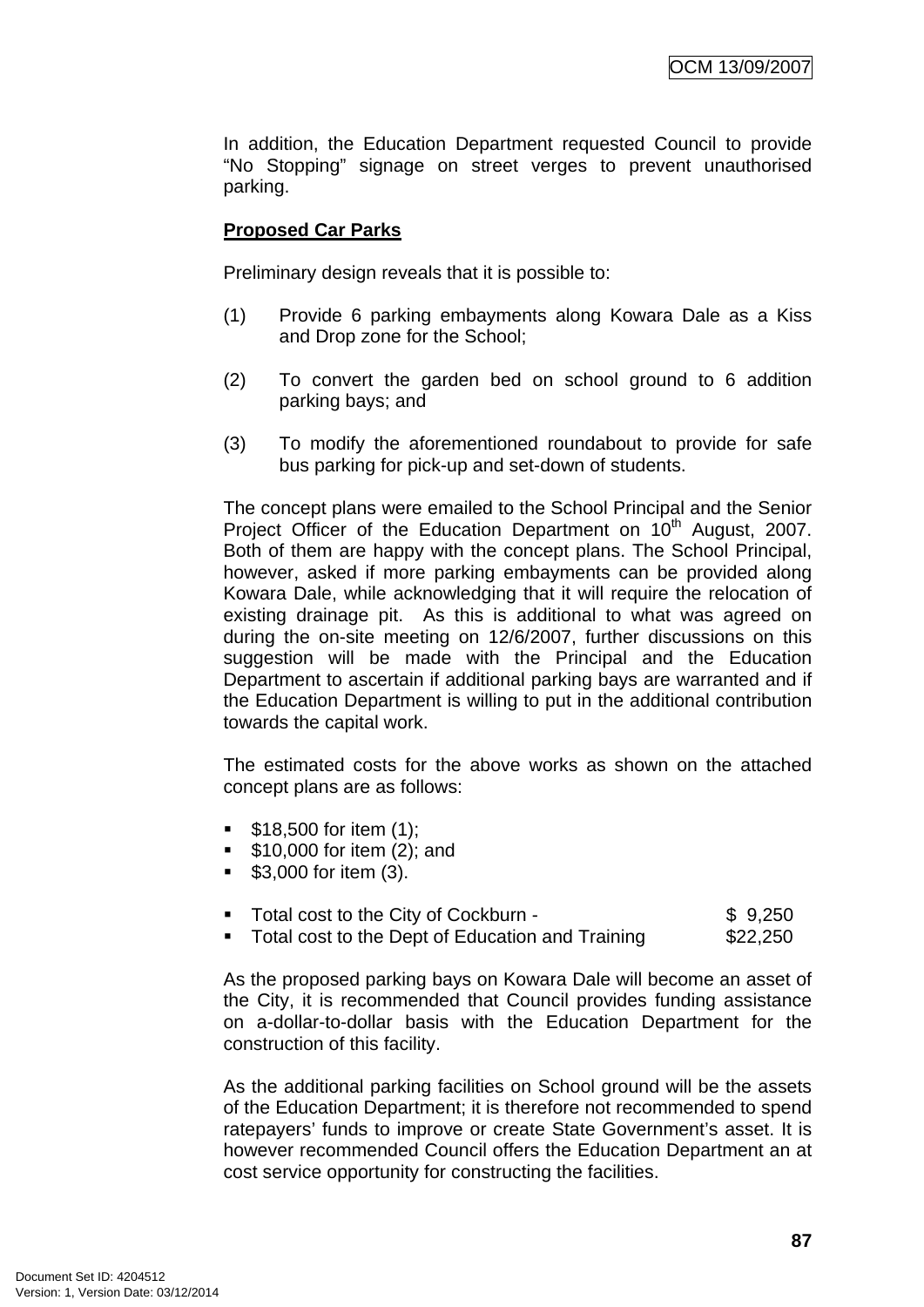In addition, the Education Department requested Council to provide "No Stopping" signage on street verges to prevent unauthorised parking.

**Proposed Car Parks**

Preliminary design reveals that it is possible to:

(1) Provide 6 parking embayments along Kowara Dale as a Kiss and Drop zone for the School;

(2) To convert the garden bed on school ground to 6 addition parking bays; and

(3) To modify the aforementioned roundabout to provide for safe bus parking for pick-up and set-down of students.

The concept plans were emailed to the School Principal and the Senior Project Officer of the Education Department on 10th August, 2007. Both of them are happy with the concept plans. The School Principal, however, asked if more parking embayments can be provided along Kowara Dale, while acknowledging that it will require the relocation of existing drainage pit. As this is additional to what was agreed on during the on-site meeting on 12/6/2007, further discussions on this suggestion will be made with the Principal and the Education Department to ascertain if additional parking bays are warranted and if the Education Department is willing to put in the additional contribution towards the capital work.

The estimated costs for the above works as shown on the attached concept plans are as follows:

- $18,500 for item (1);
- $10,000 for item (2); and
- $3,000 for item (3).

- Total cost to the City of Cockburn - $ 9,250
- Total cost to the Dept of Education and Training $22,250

As the proposed parking bays on Kowara Dale will become an asset of the City, it is recommended that Council provides funding assistance on a-dollar-to-dollar basis with the Education Department for the construction of this facility.

As the additional parking facilities on School ground will be the assets of the Education Department; it is therefore not recommended to spend ratepayers' funds to improve or create State Government's asset. It is however recommended Council offers the Education Department an at cost service opportunity for constructing the facilities.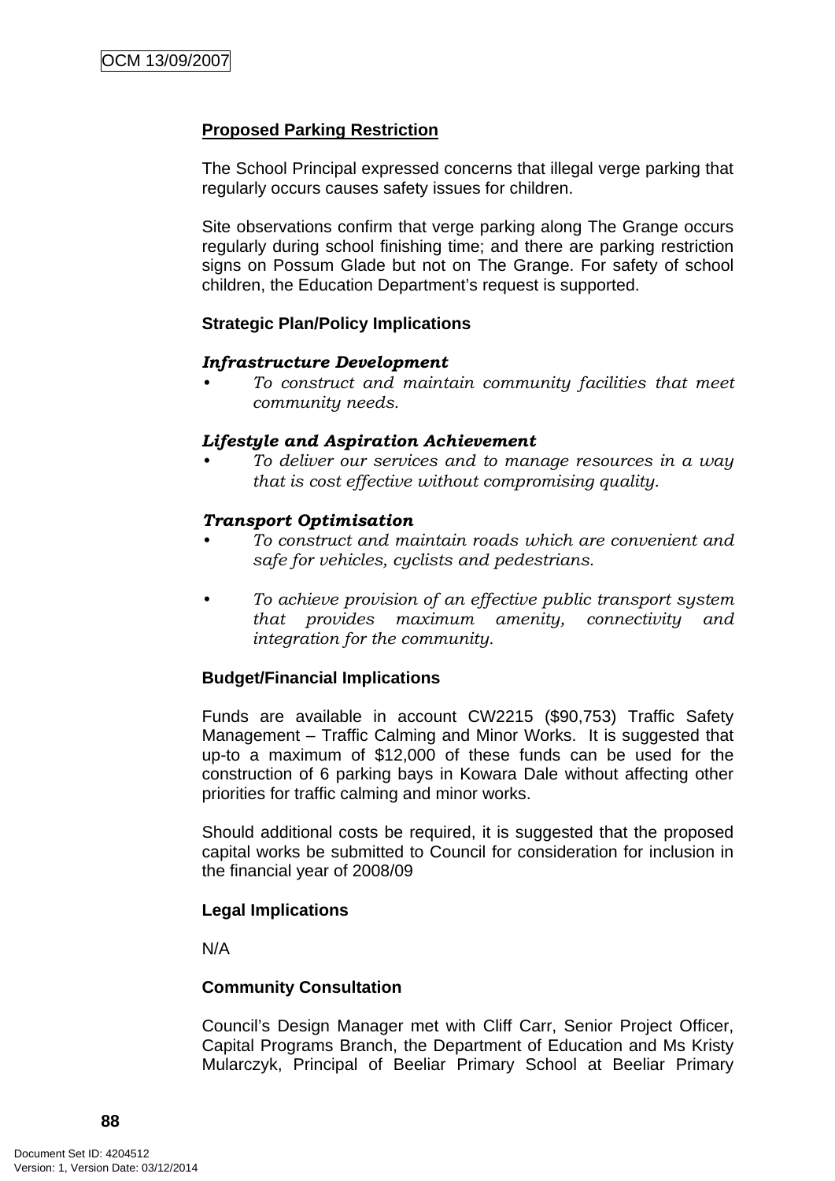**Proposed Parking Restriction**

The School Principal expressed concerns that illegal verge parking that regularly occurs causes safety issues for children.

Site observations confirm that verge parking along The Grange occurs regularly during school finishing time; and there are parking restriction signs on Possum Glade but not on The Grange. For safety of school children, the Education Department's request is supported.

**Strategic Plan/Policy Implications**

***Infrastructure Development***

- *To construct and maintain community facilities that meet community needs.*

***Lifestyle and Aspiration Achievement***

- *To deliver our services and to manage resources in a way that is cost effective without compromising quality.*

***Transport Optimisation***

- *To construct and maintain roads which are convenient and safe for vehicles, cyclists and pedestrians.*

- *To achieve provision of an effective public transport system that provides maximum amenity, connectivity and integration for the community.*

**Budget/Financial Implications**

Funds are available in account CW2215 ($90,753) Traffic Safety Management – Traffic Calming and Minor Works. It is suggested that up-to a maximum of $12,000 of these funds can be used for the construction of 6 parking bays in Kowara Dale without affecting other priorities for traffic calming and minor works.

Should additional costs be required, it is suggested that the proposed capital works be submitted to Council for consideration for inclusion in the financial year of 2008/09

**Legal Implications**

N/A

**Community Consultation**

Council's Design Manager met with Cliff Carr, Senior Project Officer, Capital Programs Branch, the Department of Education and Ms Kristy Mularczyk, Principal of Beeliar Primary School at Beeliar Primary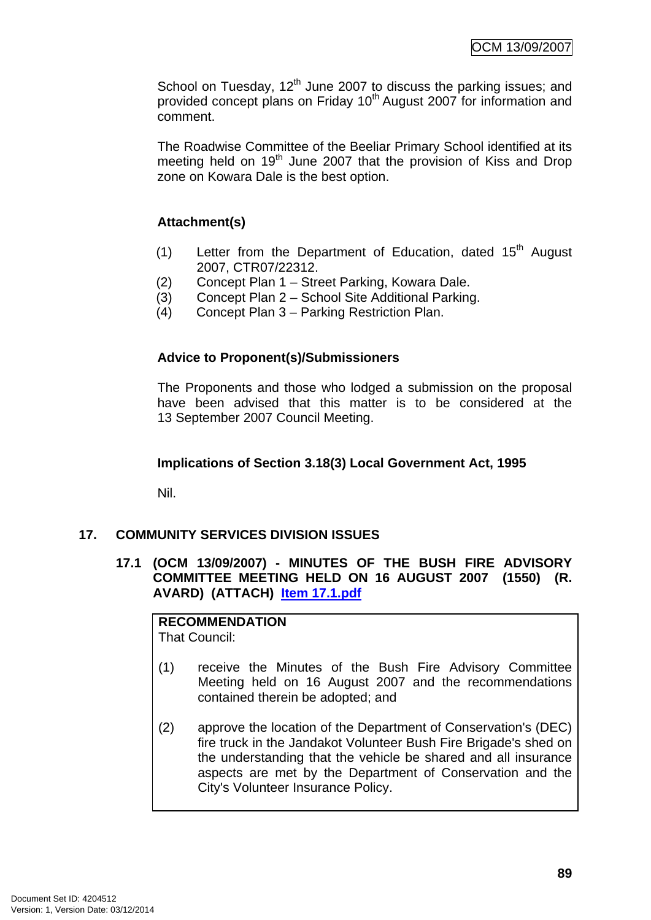School on Tuesday, 12th June 2007 to discuss the parking issues; and provided concept plans on Friday 10th August 2007 for information and comment.

The Roadwise Committee of the Beeliar Primary School identified at its meeting held on 19th June 2007 that the provision of Kiss and Drop zone on Kowara Dale is the best option.

**Attachment(s)**

(1) Letter from the Department of Education, dated 15th August 2007, CTR07/22312.
(2) Concept Plan 1 – Street Parking, Kowara Dale.
(3) Concept Plan 2 – School Site Additional Parking.
(4) Concept Plan 3 – Parking Restriction Plan.

**Advice to Proponent(s)/Submissioners**

The Proponents and those who lodged a submission on the proposal have been advised that this matter is to be considered at the 13 September 2007 Council Meeting.

**Implications of Section 3.18(3) Local Government Act, 1995**

Nil.

## 17. COMMUNITY SERVICES DIVISION ISSUES

### 17.1 (OCM 13/09/2007) - MINUTES OF THE BUSH FIRE ADVISORY COMMITTEE MEETING HELD ON 16 AUGUST 2007 (1550) (R. AVARD) (ATTACH) Item 17.1.pdf

**RECOMMENDATION**
That Council:

(1) receive the Minutes of the Bush Fire Advisory Committee Meeting held on 16 August 2007 and the recommendations contained therein be adopted; and

(2) approve the location of the Department of Conservation's (DEC) fire truck in the Jandakot Volunteer Bush Fire Brigade's shed on the understanding that the vehicle be shared and all insurance aspects are met by the Department of Conservation and the City's Volunteer Insurance Policy.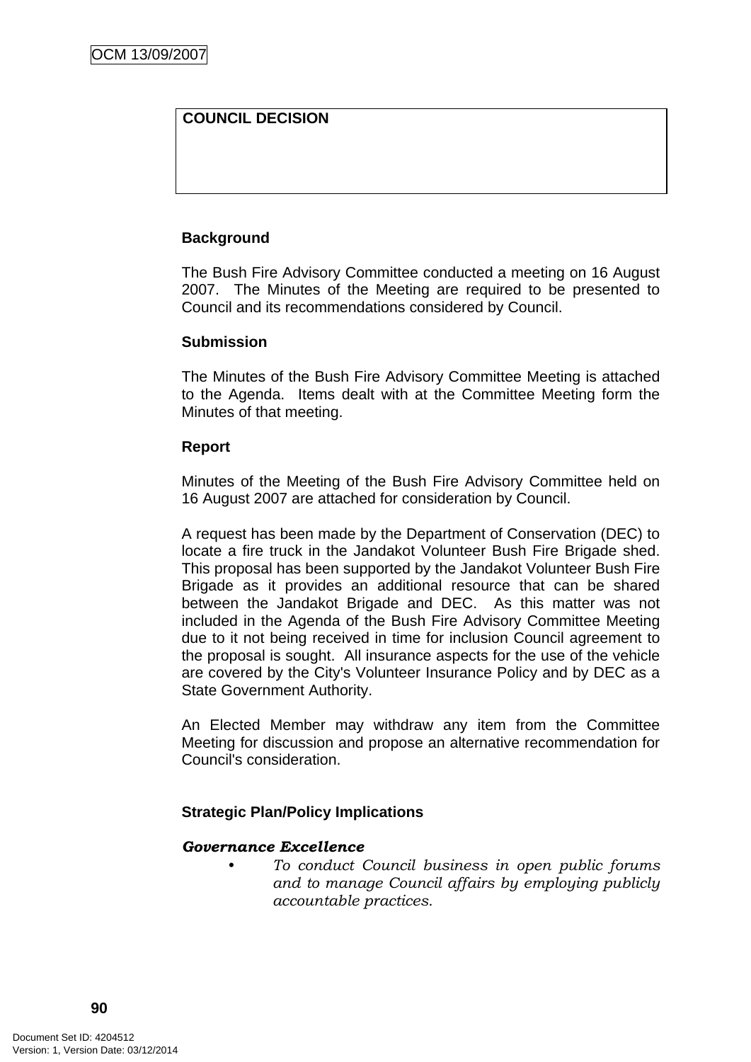| COUNCIL DECISION |
|---|
| |

**Background**

The Bush Fire Advisory Committee conducted a meeting on 16 August 2007. The Minutes of the Meeting are required to be presented to Council and its recommendations considered by Council.

**Submission**

The Minutes of the Bush Fire Advisory Committee Meeting is attached to the Agenda. Items dealt with at the Committee Meeting form the Minutes of that meeting.

**Report**

Minutes of the Meeting of the Bush Fire Advisory Committee held on 16 August 2007 are attached for consideration by Council.

A request has been made by the Department of Conservation (DEC) to locate a fire truck in the Jandakot Volunteer Bush Fire Brigade shed. This proposal has been supported by the Jandakot Volunteer Bush Fire Brigade as it provides an additional resource that can be shared between the Jandakot Brigade and DEC. As this matter was not included in the Agenda of the Bush Fire Advisory Committee Meeting due to it not being received in time for inclusion Council agreement to the proposal is sought. All insurance aspects for the use of the vehicle are covered by the City's Volunteer Insurance Policy and by DEC as a State Government Authority.

An Elected Member may withdraw any item from the Committee Meeting for discussion and propose an alternative recommendation for Council's consideration.

**Strategic Plan/Policy Implications**

***Governance Excellence***

- *To conduct Council business in open public forums and to manage Council affairs by employing publicly accountable practices.*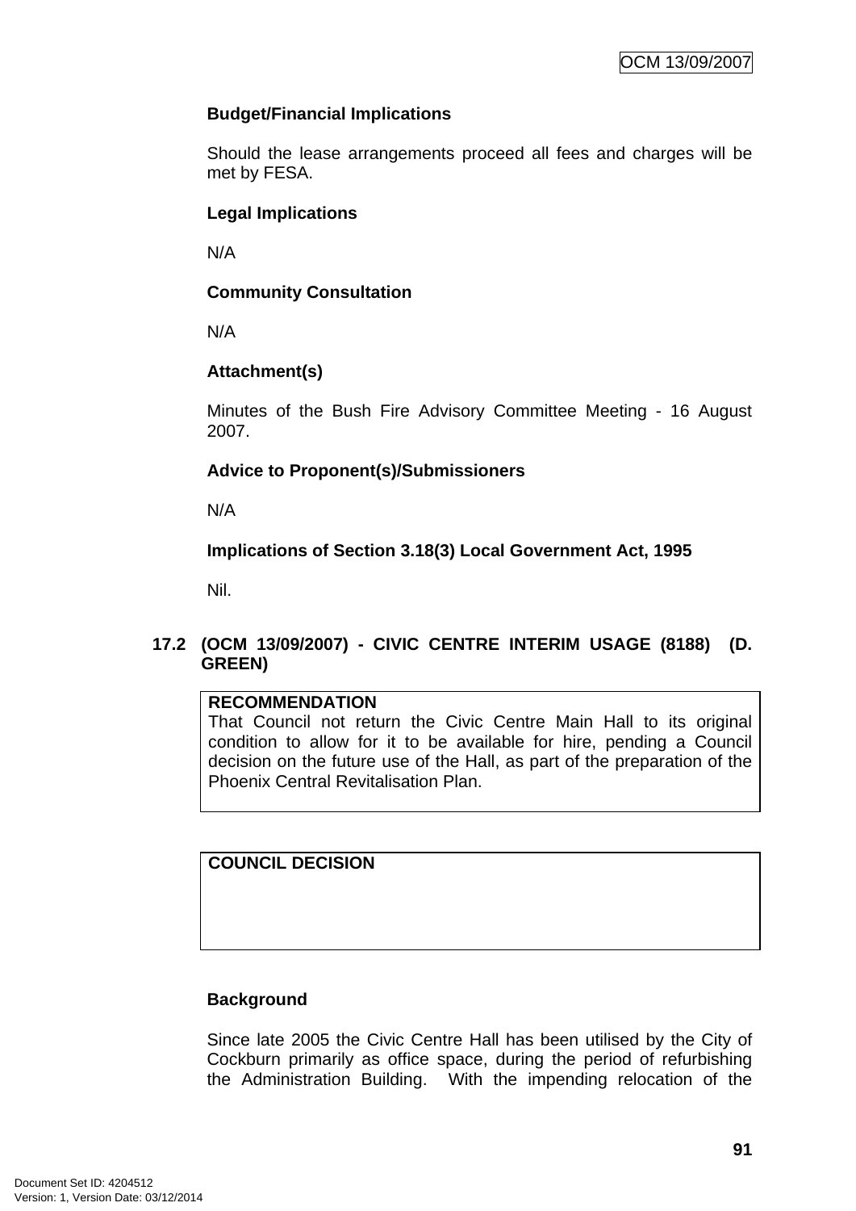**Budget/Financial Implications**

Should the lease arrangements proceed all fees and charges will be met by FESA.

**Legal Implications**

N/A

**Community Consultation**

N/A

**Attachment(s)**

Minutes of the Bush Fire Advisory Committee Meeting - 16 August 2007.

**Advice to Proponent(s)/Submissioners**

N/A

**Implications of Section 3.18(3) Local Government Act, 1995**

Nil.

## 17.2 (OCM 13/09/2007) - CIVIC CENTRE INTERIM USAGE (8188) (D. GREEN)

| **RECOMMENDATION** |
|---|
| That Council not return the Civic Centre Main Hall to its original condition to allow for it to be available for hire, pending a Council decision on the future use of the Hall, as part of the preparation of the Phoenix Central Revitalisation Plan. |

| **COUNCIL DECISION** |
|---|
| |

**Background**

Since late 2005 the Civic Centre Hall has been utilised by the City of Cockburn primarily as office space, during the period of refurbishing the Administration Building. With the impending relocation of the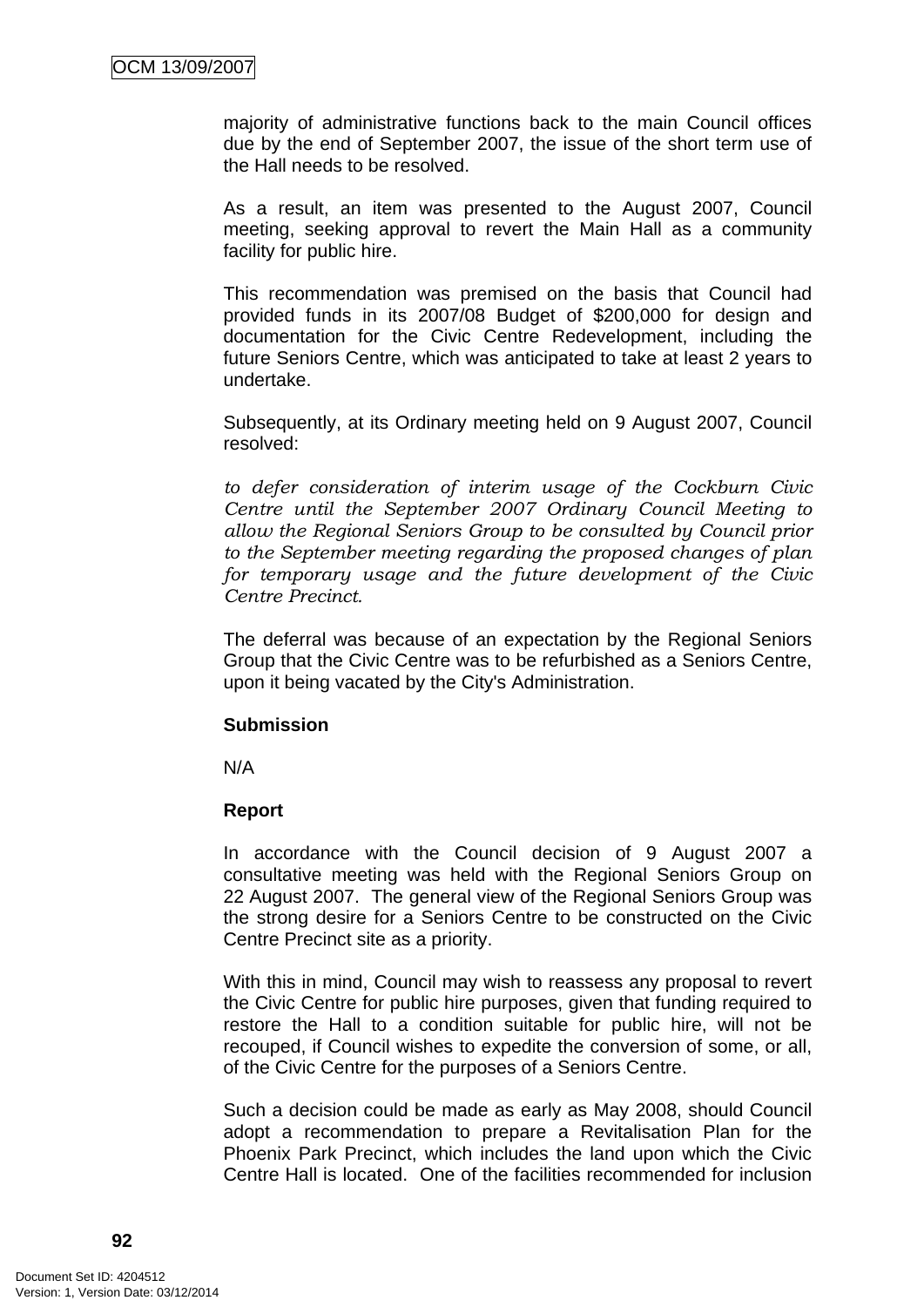majority of administrative functions back to the main Council offices due by the end of September 2007, the issue of the short term use of the Hall needs to be resolved.

As a result, an item was presented to the August 2007, Council meeting, seeking approval to revert the Main Hall as a community facility for public hire.

This recommendation was premised on the basis that Council had provided funds in its 2007/08 Budget of $200,000 for design and documentation for the Civic Centre Redevelopment, including the future Seniors Centre, which was anticipated to take at least 2 years to undertake.

Subsequently, at its Ordinary meeting held on 9 August 2007, Council resolved:

*to defer consideration of interim usage of the Cockburn Civic Centre until the September 2007 Ordinary Council Meeting to allow the Regional Seniors Group to be consulted by Council prior to the September meeting regarding the proposed changes of plan for temporary usage and the future development of the Civic Centre Precinct.*

The deferral was because of an expectation by the Regional Seniors Group that the Civic Centre was to be refurbished as a Seniors Centre, upon it being vacated by the City's Administration.

**Submission**

N/A

**Report**

In accordance with the Council decision of 9 August 2007 a consultative meeting was held with the Regional Seniors Group on 22 August 2007. The general view of the Regional Seniors Group was the strong desire for a Seniors Centre to be constructed on the Civic Centre Precinct site as a priority.

With this in mind, Council may wish to reassess any proposal to revert the Civic Centre for public hire purposes, given that funding required to restore the Hall to a condition suitable for public hire, will not be recouped, if Council wishes to expedite the conversion of some, or all, of the Civic Centre for the purposes of a Seniors Centre.

Such a decision could be made as early as May 2008, should Council adopt a recommendation to prepare a Revitalisation Plan for the Phoenix Park Precinct, which includes the land upon which the Civic Centre Hall is located. One of the facilities recommended for inclusion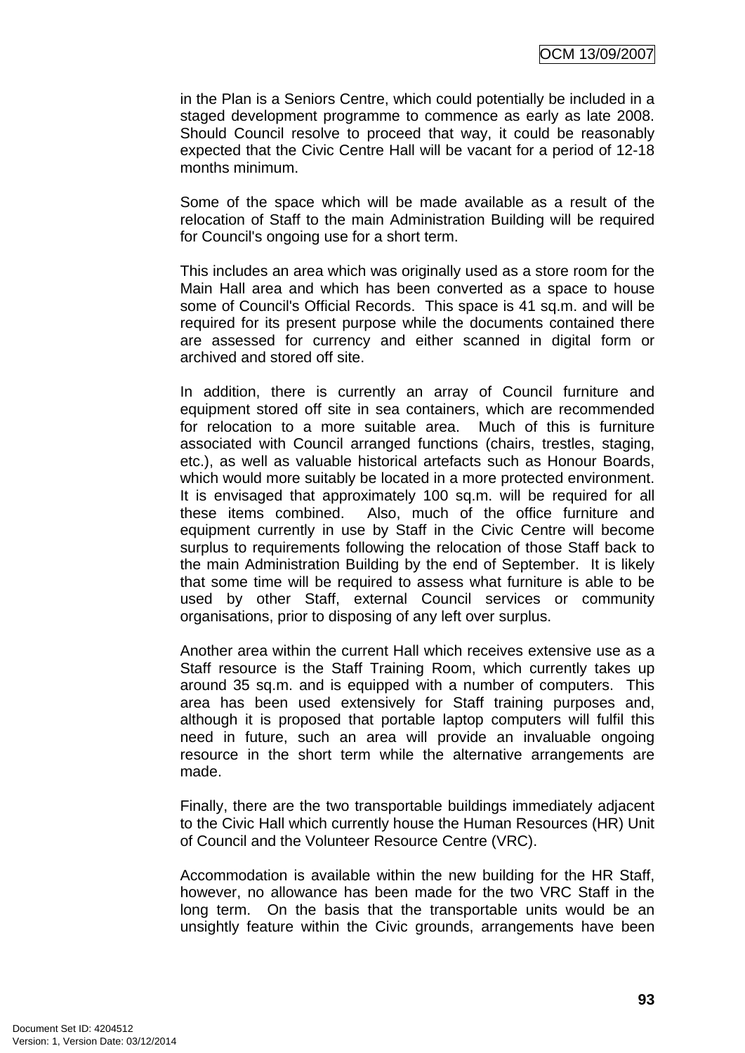in the Plan is a Seniors Centre, which could potentially be included in a staged development programme to commence as early as late 2008. Should Council resolve to proceed that way, it could be reasonably expected that the Civic Centre Hall will be vacant for a period of 12-18 months minimum.

Some of the space which will be made available as a result of the relocation of Staff to the main Administration Building will be required for Council's ongoing use for a short term.

This includes an area which was originally used as a store room for the Main Hall area and which has been converted as a space to house some of Council's Official Records. This space is 41 sq.m. and will be required for its present purpose while the documents contained there are assessed for currency and either scanned in digital form or archived and stored off site.

In addition, there is currently an array of Council furniture and equipment stored off site in sea containers, which are recommended for relocation to a more suitable area. Much of this is furniture associated with Council arranged functions (chairs, trestles, staging, etc.), as well as valuable historical artefacts such as Honour Boards, which would more suitably be located in a more protected environment. It is envisaged that approximately 100 sq.m. will be required for all these items combined. Also, much of the office furniture and equipment currently in use by Staff in the Civic Centre will become surplus to requirements following the relocation of those Staff back to the main Administration Building by the end of September. It is likely that some time will be required to assess what furniture is able to be used by other Staff, external Council services or community organisations, prior to disposing of any left over surplus.

Another area within the current Hall which receives extensive use as a Staff resource is the Staff Training Room, which currently takes up around 35 sq.m. and is equipped with a number of computers. This area has been used extensively for Staff training purposes and, although it is proposed that portable laptop computers will fulfil this need in future, such an area will provide an invaluable ongoing resource in the short term while the alternative arrangements are made.

Finally, there are the two transportable buildings immediately adjacent to the Civic Hall which currently house the Human Resources (HR) Unit of Council and the Volunteer Resource Centre (VRC).

Accommodation is available within the new building for the HR Staff, however, no allowance has been made for the two VRC Staff in the long term. On the basis that the transportable units would be an unsightly feature within the Civic grounds, arrangements have been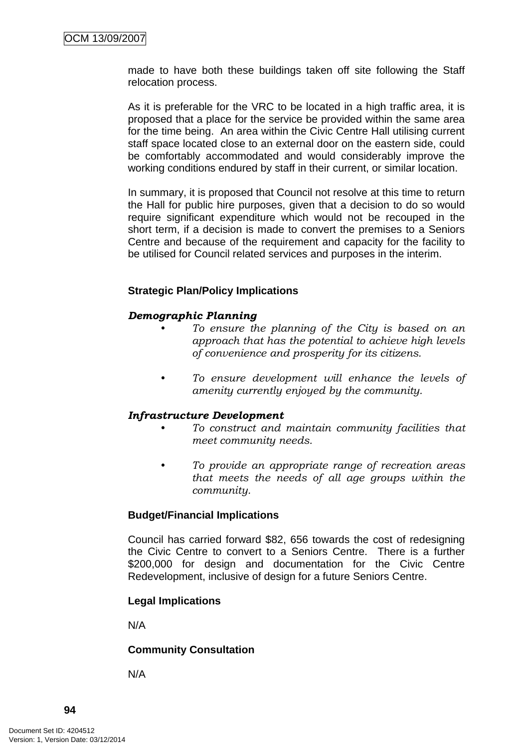made to have both these buildings taken off site following the Staff relocation process.

As it is preferable for the VRC to be located in a high traffic area, it is proposed that a place for the service be provided within the same area for the time being. An area within the Civic Centre Hall utilising current staff space located close to an external door on the eastern side, could be comfortably accommodated and would considerably improve the working conditions endured by staff in their current, or similar location.

In summary, it is proposed that Council not resolve at this time to return the Hall for public hire purposes, given that a decision to do so would require significant expenditure which would not be recouped in the short term, if a decision is made to convert the premises to a Seniors Centre and because of the requirement and capacity for the facility to be utilised for Council related services and purposes in the interim.

**Strategic Plan/Policy Implications**

***Demographic Planning***

- *To ensure the planning of the City is based on an approach that has the potential to achieve high levels of convenience and prosperity for its citizens.*

- *To ensure development will enhance the levels of amenity currently enjoyed by the community.*

***Infrastructure Development***

- *To construct and maintain community facilities that meet community needs.*

- *To provide an appropriate range of recreation areas that meets the needs of all age groups within the community.*

**Budget/Financial Implications**

Council has carried forward $82, 656 towards the cost of redesigning the Civic Centre to convert to a Seniors Centre. There is a further $200,000 for design and documentation for the Civic Centre Redevelopment, inclusive of design for a future Seniors Centre.

**Legal Implications**

N/A

**Community Consultation**

N/A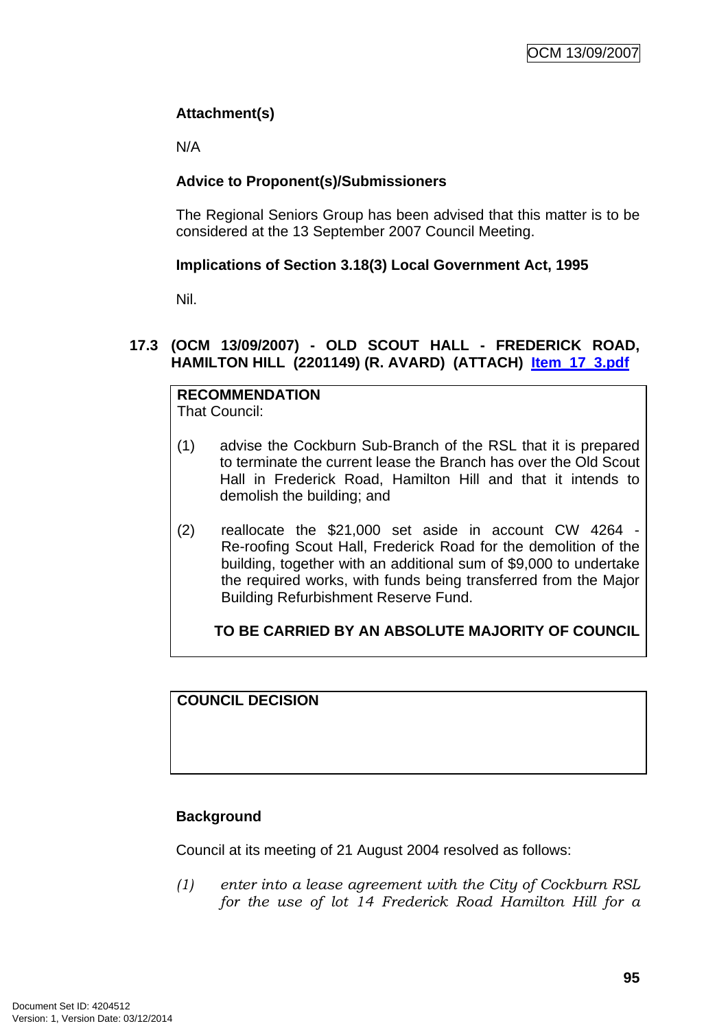**Attachment(s)**

N/A

**Advice to Proponent(s)/Submissioners**

The Regional Seniors Group has been advised that this matter is to be considered at the 13 September 2007 Council Meeting.

**Implications of Section 3.18(3) Local Government Act, 1995**

Nil.

### 17.3 (OCM 13/09/2007) - OLD SCOUT HALL - FREDERICK ROAD, HAMILTON HILL (2201149) (R. AVARD) (ATTACH) Item_17_3.pdf

**RECOMMENDATION**
That Council:

(1) advise the Cockburn Sub-Branch of the RSL that it is prepared to terminate the current lease the Branch has over the Old Scout Hall in Frederick Road, Hamilton Hill and that it intends to demolish the building; and

(2) reallocate the $21,000 set aside in account CW 4264 - Re-roofing Scout Hall, Frederick Road for the demolition of the building, together with an additional sum of $9,000 to undertake the required works, with funds being transferred from the Major Building Refurbishment Reserve Fund.

**TO BE CARRIED BY AN ABSOLUTE MAJORITY OF COUNCIL**

**COUNCIL DECISION**

**Background**

Council at its meeting of 21 August 2004 resolved as follows:

*(1) enter into a lease agreement with the City of Cockburn RSL for the use of lot 14 Frederick Road Hamilton Hill for a*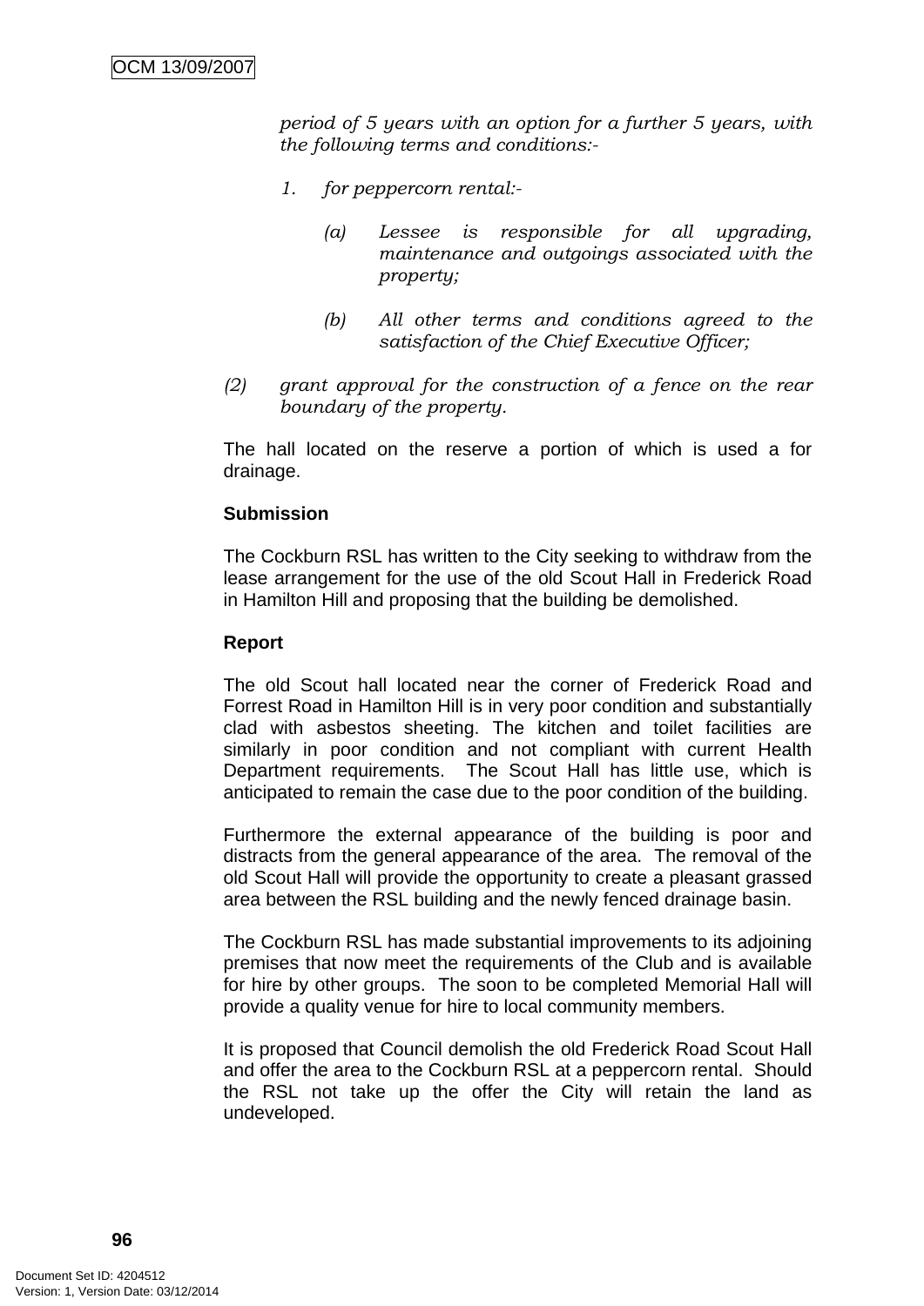*period of 5 years with an option for a further 5 years, with the following terms and conditions:-*

1. *for peppercorn rental:-*

   (a) *Lessee is responsible for all upgrading, maintenance and outgoings associated with the property;*

   (b) *All other terms and conditions agreed to the satisfaction of the Chief Executive Officer;*

(2) *grant approval for the construction of a fence on the rear boundary of the property.*

The hall located on the reserve a portion of which is used a for drainage.

**Submission**

The Cockburn RSL has written to the City seeking to withdraw from the lease arrangement for the use of the old Scout Hall in Frederick Road in Hamilton Hill and proposing that the building be demolished.

**Report**

The old Scout hall located near the corner of Frederick Road and Forrest Road in Hamilton Hill is in very poor condition and substantially clad with asbestos sheeting. The kitchen and toilet facilities are similarly in poor condition and not compliant with current Health Department requirements. The Scout Hall has little use, which is anticipated to remain the case due to the poor condition of the building.

Furthermore the external appearance of the building is poor and distracts from the general appearance of the area. The removal of the old Scout Hall will provide the opportunity to create a pleasant grassed area between the RSL building and the newly fenced drainage basin.

The Cockburn RSL has made substantial improvements to its adjoining premises that now meet the requirements of the Club and is available for hire by other groups. The soon to be completed Memorial Hall will provide a quality venue for hire to local community members.

It is proposed that Council demolish the old Frederick Road Scout Hall and offer the area to the Cockburn RSL at a peppercorn rental. Should the RSL not take up the offer the City will retain the land as undeveloped.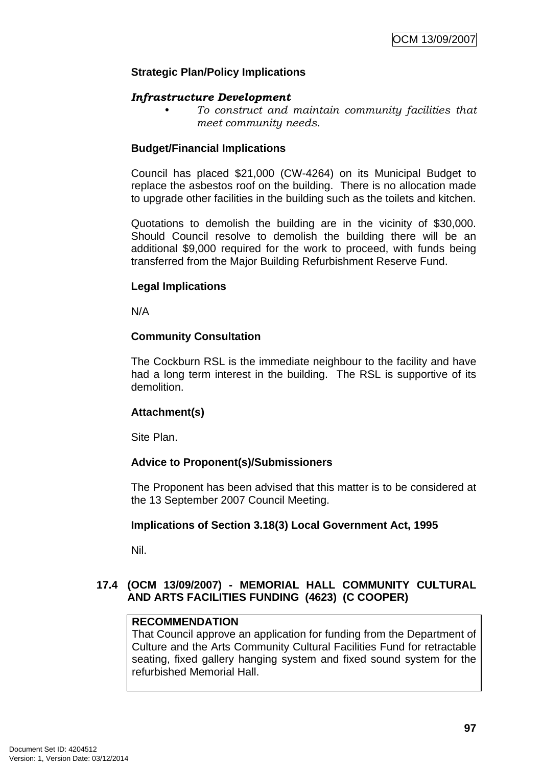**Strategic Plan/Policy Implications**

***Infrastructure Development***

- *To construct and maintain community facilities that meet community needs.*

**Budget/Financial Implications**

Council has placed $21,000 (CW-4264) on its Municipal Budget to replace the asbestos roof on the building. There is no allocation made to upgrade other facilities in the building such as the toilets and kitchen.

Quotations to demolish the building are in the vicinity of $30,000. Should Council resolve to demolish the building there will be an additional $9,000 required for the work to proceed, with funds being transferred from the Major Building Refurbishment Reserve Fund.

**Legal Implications**

N/A

**Community Consultation**

The Cockburn RSL is the immediate neighbour to the facility and have had a long term interest in the building. The RSL is supportive of its demolition.

**Attachment(s)**

Site Plan.

**Advice to Proponent(s)/Submissioners**

The Proponent has been advised that this matter is to be considered at the 13 September 2007 Council Meeting.

**Implications of Section 3.18(3) Local Government Act, 1995**

Nil.

## 17.4 (OCM 13/09/2007) - MEMORIAL HALL COMMUNITY CULTURAL AND ARTS FACILITIES FUNDING (4623) (C COOPER)

**RECOMMENDATION**
That Council approve an application for funding from the Department of Culture and the Arts Community Cultural Facilities Fund for retractable seating, fixed gallery hanging system and fixed sound system for the refurbished Memorial Hall.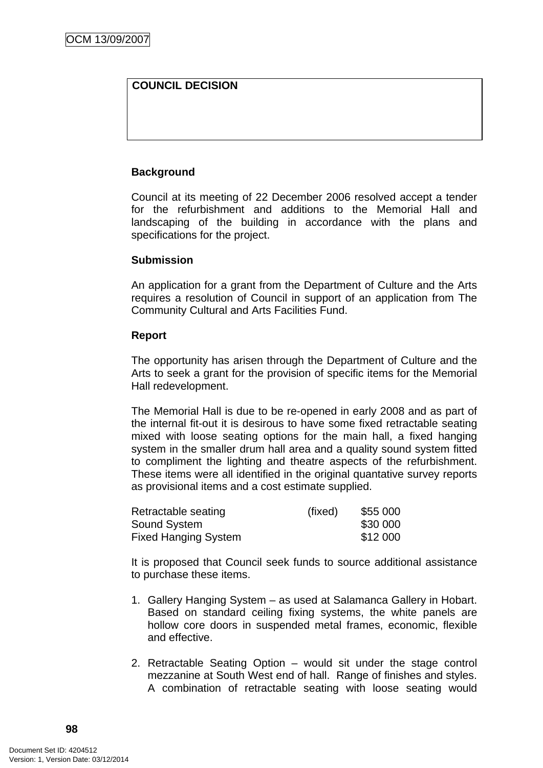| COUNCIL DECISION |
|---|
| |

**Background**

Council at its meeting of 22 December 2006 resolved accept a tender for the refurbishment and additions to the Memorial Hall and landscaping of the building in accordance with the plans and specifications for the project.

**Submission**

An application for a grant from the Department of Culture and the Arts requires a resolution of Council in support of an application from The Community Cultural and Arts Facilities Fund.

**Report**

The opportunity has arisen through the Department of Culture and the Arts to seek a grant for the provision of specific items for the Memorial Hall redevelopment.

The Memorial Hall is due to be re-opened in early 2008 and as part of the internal fit-out it is desirous to have some fixed retractable seating mixed with loose seating options for the main hall, a fixed hanging system in the smaller drum hall area and a quality sound system fitted to compliment the lighting and theatre aspects of the refurbishment. These items were all identified in the original quantative survey reports as provisional items and a cost estimate supplied.

| | | |
|---|---|---|
| Retractable seating | (fixed) | $55 000 |
| Sound System | | $30 000 |
| Fixed Hanging System | | $12 000 |

It is proposed that Council seek funds to source additional assistance to purchase these items.

1. Gallery Hanging System – as used at Salamanca Gallery in Hobart. Based on standard ceiling fixing systems, the white panels are hollow core doors in suspended metal frames, economic, flexible and effective.

2. Retractable Seating Option – would sit under the stage control mezzanine at South West end of hall. Range of finishes and styles. A combination of retractable seating with loose seating would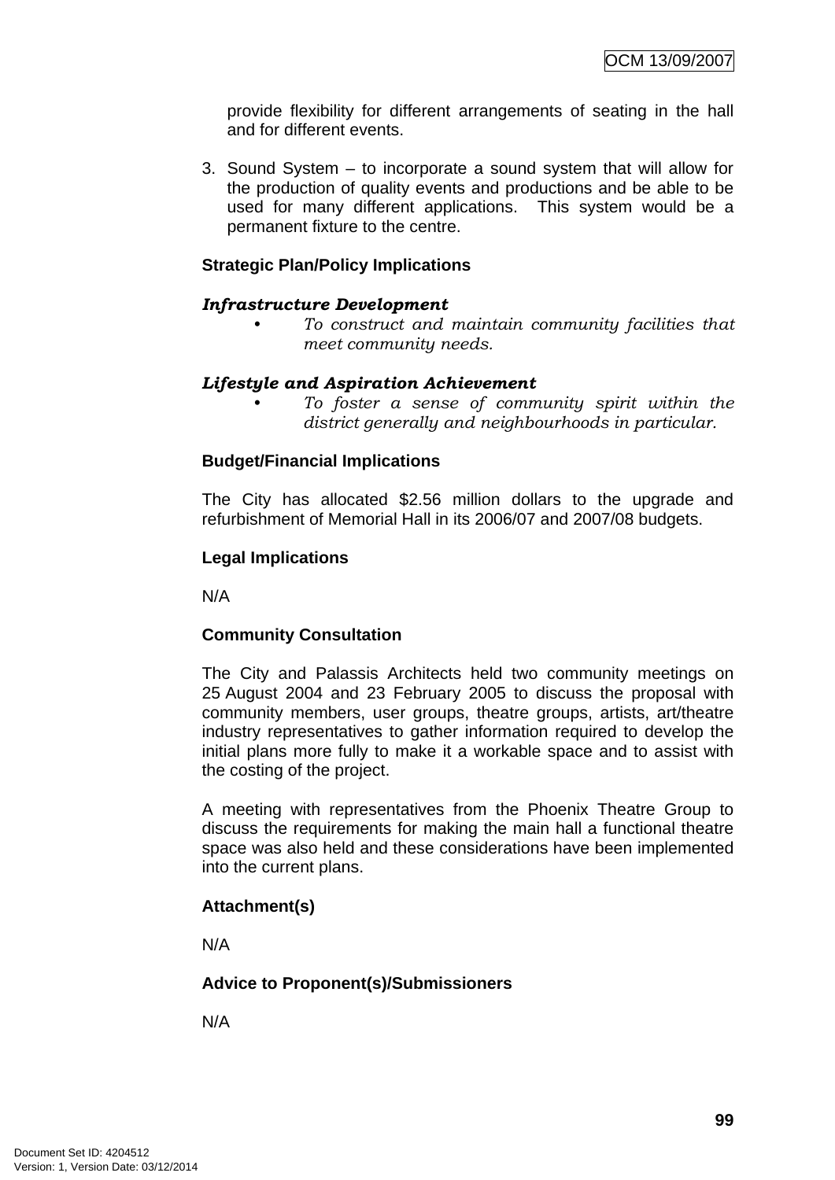provide flexibility for different arrangements of seating in the hall and for different events.

3. Sound System – to incorporate a sound system that will allow for the production of quality events and productions and be able to be used for many different applications. This system would be a permanent fixture to the centre.

**Strategic Plan/Policy Implications**

***Infrastructure Development***

- *To construct and maintain community facilities that meet community needs.*

***Lifestyle and Aspiration Achievement***

- *To foster a sense of community spirit within the district generally and neighbourhoods in particular.*

**Budget/Financial Implications**

The City has allocated $2.56 million dollars to the upgrade and refurbishment of Memorial Hall in its 2006/07 and 2007/08 budgets.

**Legal Implications**

N/A

**Community Consultation**

The City and Palassis Architects held two community meetings on 25 August 2004 and 23 February 2005 to discuss the proposal with community members, user groups, theatre groups, artists, art/theatre industry representatives to gather information required to develop the initial plans more fully to make it a workable space and to assist with the costing of the project.

A meeting with representatives from the Phoenix Theatre Group to discuss the requirements for making the main hall a functional theatre space was also held and these considerations have been implemented into the current plans.

**Attachment(s)**

N/A

**Advice to Proponent(s)/Submissioners**

N/A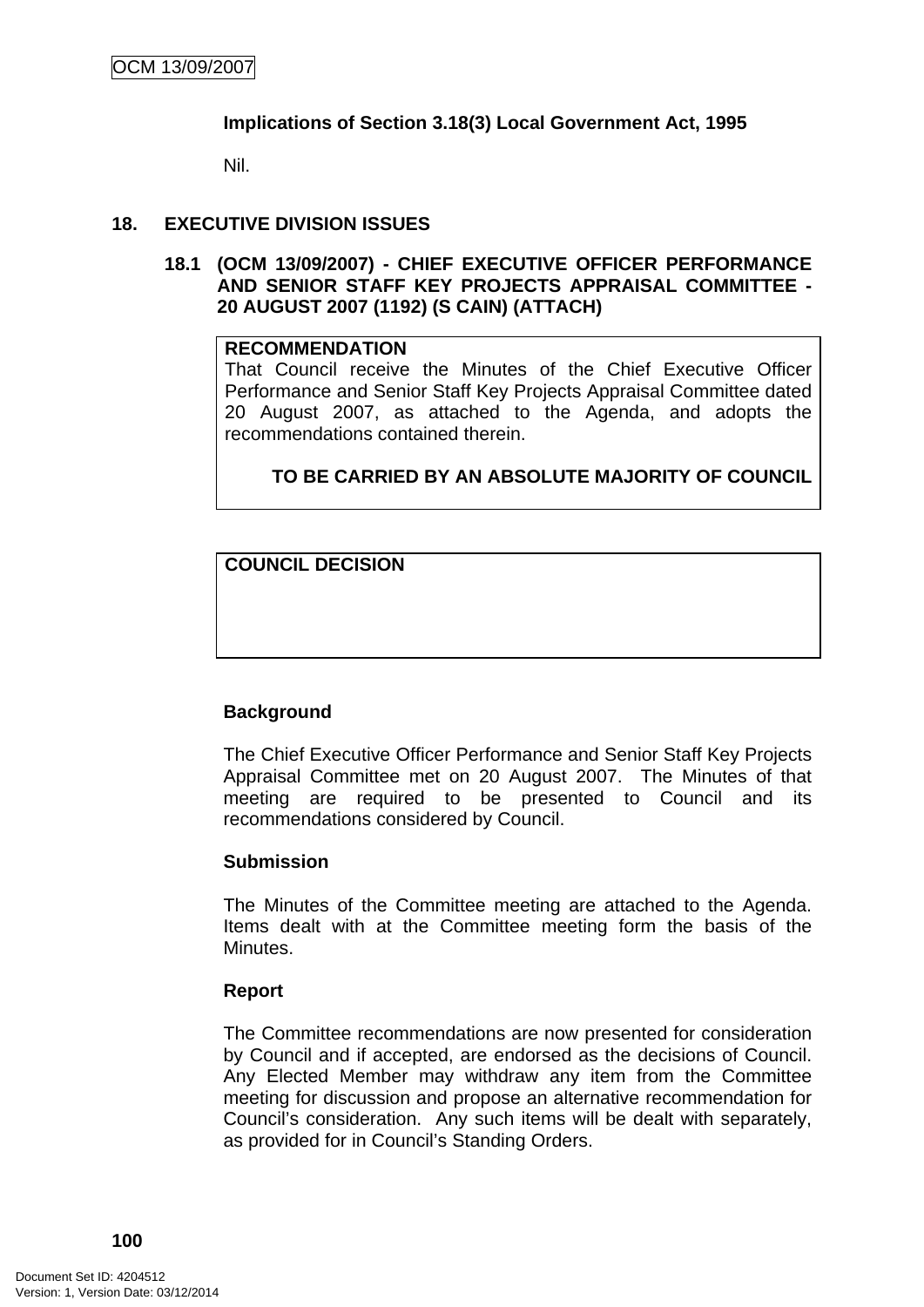**Implications of Section 3.18(3) Local Government Act, 1995**

Nil.

## 18. EXECUTIVE DIVISION ISSUES

### 18.1 (OCM 13/09/2007) - CHIEF EXECUTIVE OFFICER PERFORMANCE AND SENIOR STAFF KEY PROJECTS APPRAISAL COMMITTEE - 20 AUGUST 2007 (1192) (S CAIN) (ATTACH)

**RECOMMENDATION**

That Council receive the Minutes of the Chief Executive Officer Performance and Senior Staff Key Projects Appraisal Committee dated 20 August 2007, as attached to the Agenda, and adopts the recommendations contained therein.

**TO BE CARRIED BY AN ABSOLUTE MAJORITY OF COUNCIL**

**COUNCIL DECISION**

**Background**

The Chief Executive Officer Performance and Senior Staff Key Projects Appraisal Committee met on 20 August 2007. The Minutes of that meeting are required to be presented to Council and its recommendations considered by Council.

**Submission**

The Minutes of the Committee meeting are attached to the Agenda. Items dealt with at the Committee meeting form the basis of the Minutes.

**Report**

The Committee recommendations are now presented for consideration by Council and if accepted, are endorsed as the decisions of Council. Any Elected Member may withdraw any item from the Committee meeting for discussion and propose an alternative recommendation for Council's consideration. Any such items will be dealt with separately, as provided for in Council's Standing Orders.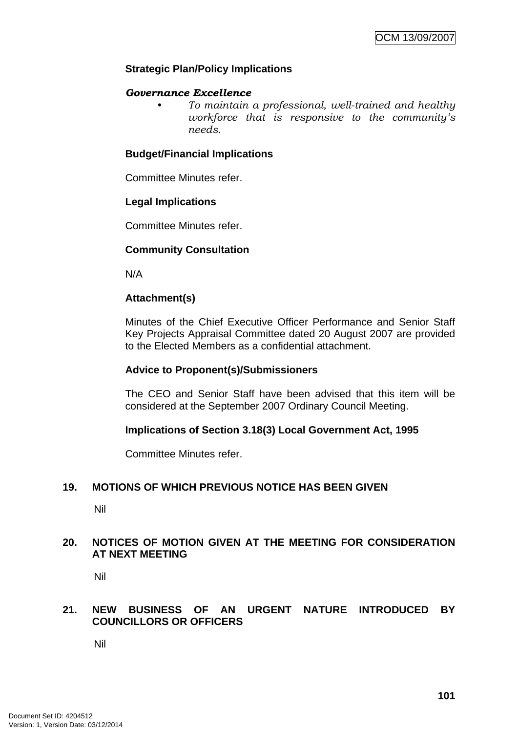**Strategic Plan/Policy Implications**

***Governance Excellence***

- *To maintain a professional, well-trained and healthy workforce that is responsive to the community's needs.*

**Budget/Financial Implications**

Committee Minutes refer.

**Legal Implications**

Committee Minutes refer.

**Community Consultation**

N/A

**Attachment(s)**

Minutes of the Chief Executive Officer Performance and Senior Staff Key Projects Appraisal Committee dated 20 August 2007 are provided to the Elected Members as a confidential attachment.

**Advice to Proponent(s)/Submissioners**

The CEO and Senior Staff have been advised that this item will be considered at the September 2007 Ordinary Council Meeting.

**Implications of Section 3.18(3) Local Government Act, 1995**

Committee Minutes refer.

## 19. MOTIONS OF WHICH PREVIOUS NOTICE HAS BEEN GIVEN

Nil

## 20. NOTICES OF MOTION GIVEN AT THE MEETING FOR CONSIDERATION AT NEXT MEETING

Nil

## 21. NEW BUSINESS OF AN URGENT NATURE INTRODUCED BY COUNCILLORS OR OFFICERS

Nil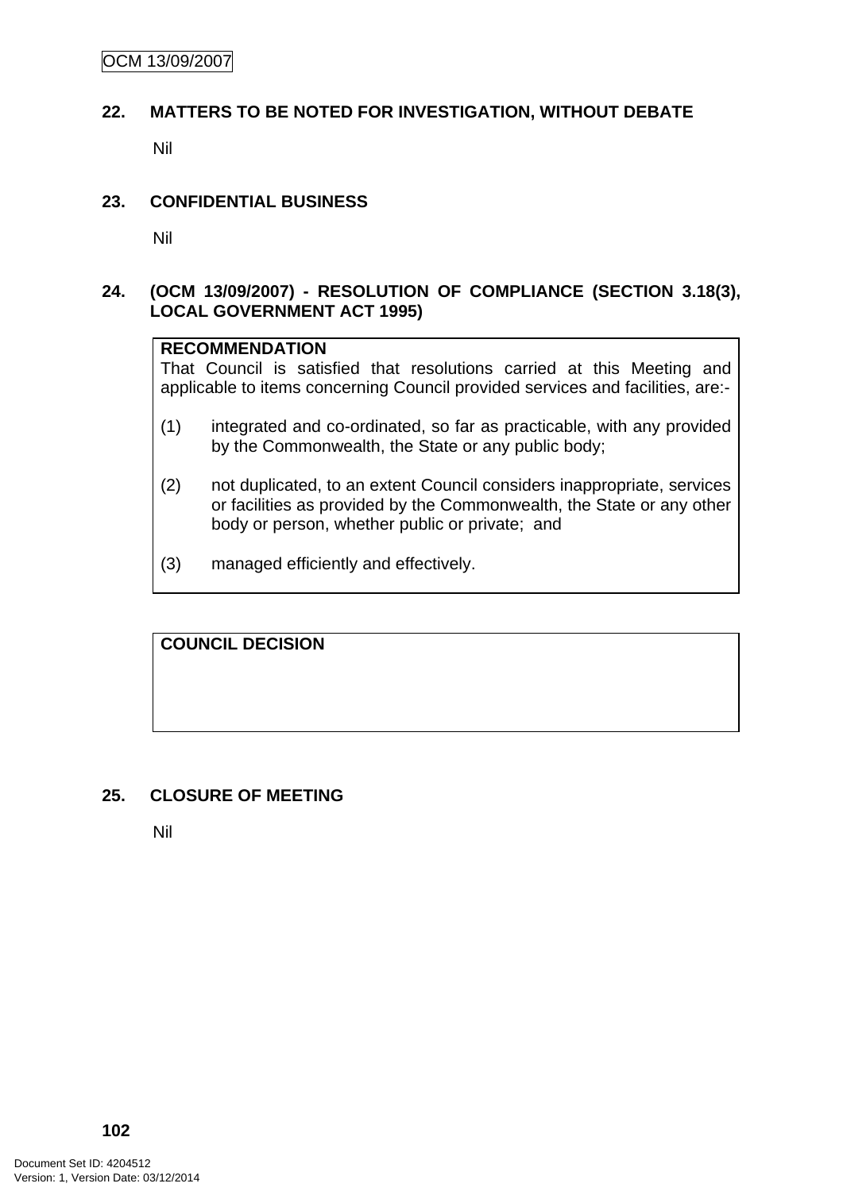## 22. MATTERS TO BE NOTED FOR INVESTIGATION, WITHOUT DEBATE

Nil

## 23. CONFIDENTIAL BUSINESS

Nil

## 24. (OCM 13/09/2007) - RESOLUTION OF COMPLIANCE (SECTION 3.18(3), LOCAL GOVERNMENT ACT 1995)

**RECOMMENDATION**

That Council is satisfied that resolutions carried at this Meeting and applicable to items concerning Council provided services and facilities, are:-

(1) integrated and co-ordinated, so far as practicable, with any provided by the Commonwealth, the State or any public body;

(2) not duplicated, to an extent Council considers inappropriate, services or facilities as provided by the Commonwealth, the State or any other body or person, whether public or private; and

(3) managed efficiently and effectively.

**COUNCIL DECISION**

## 25. CLOSURE OF MEETING

Nil

Document Set ID: 4204512
Version: 1, Version Date: 03/12/2014